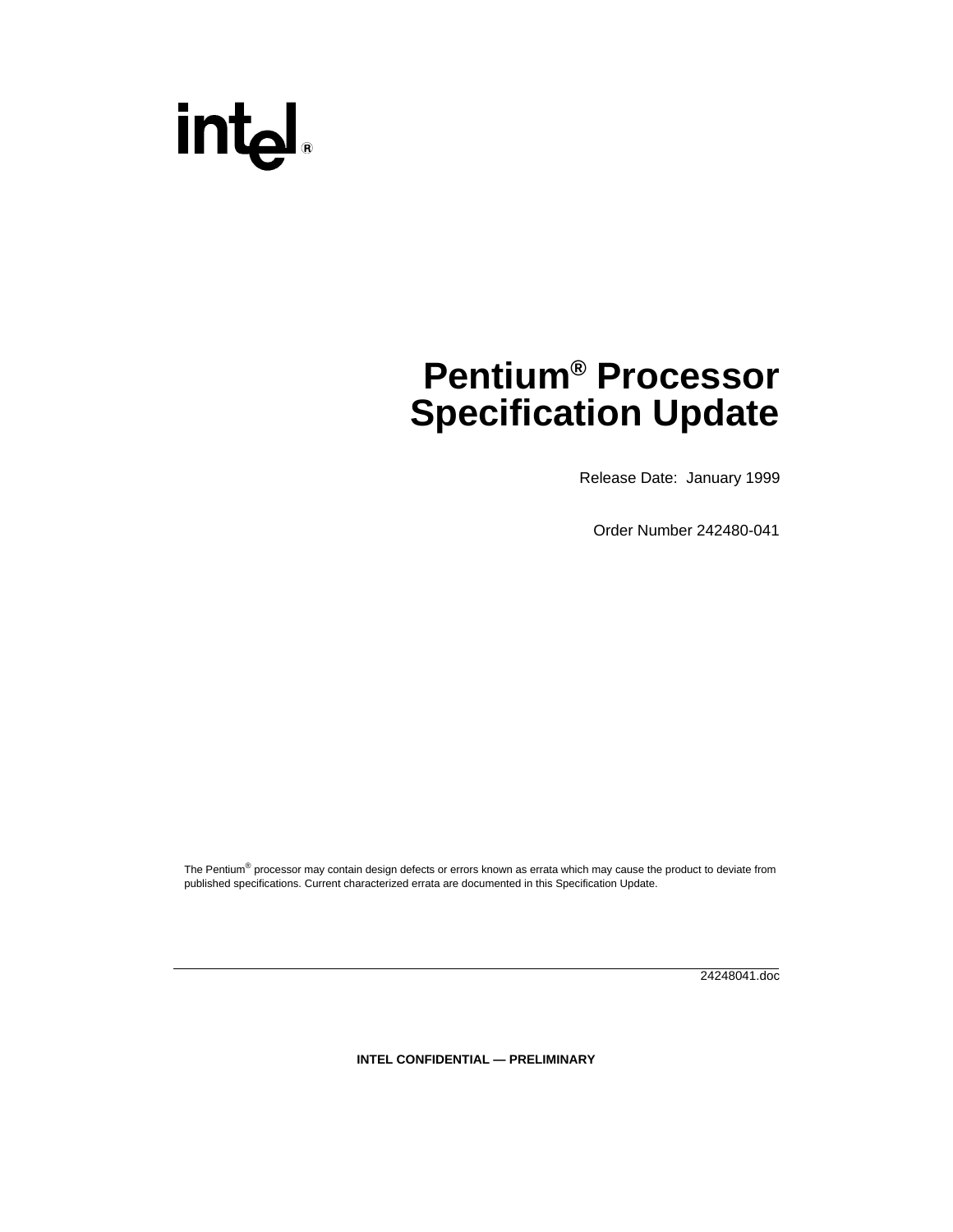intel®

# Pentium® Processor Specification Update

Release Date: January 1999

Order Number 242480-041

The Pentium® processor may contain design defects or errors known as errata which may cause the product to deviate from published specifications. Current characterized errata are documented in this Specification Update.

24248041.doc

**INTEL CONFIDENTIAL — PRELIMINARY**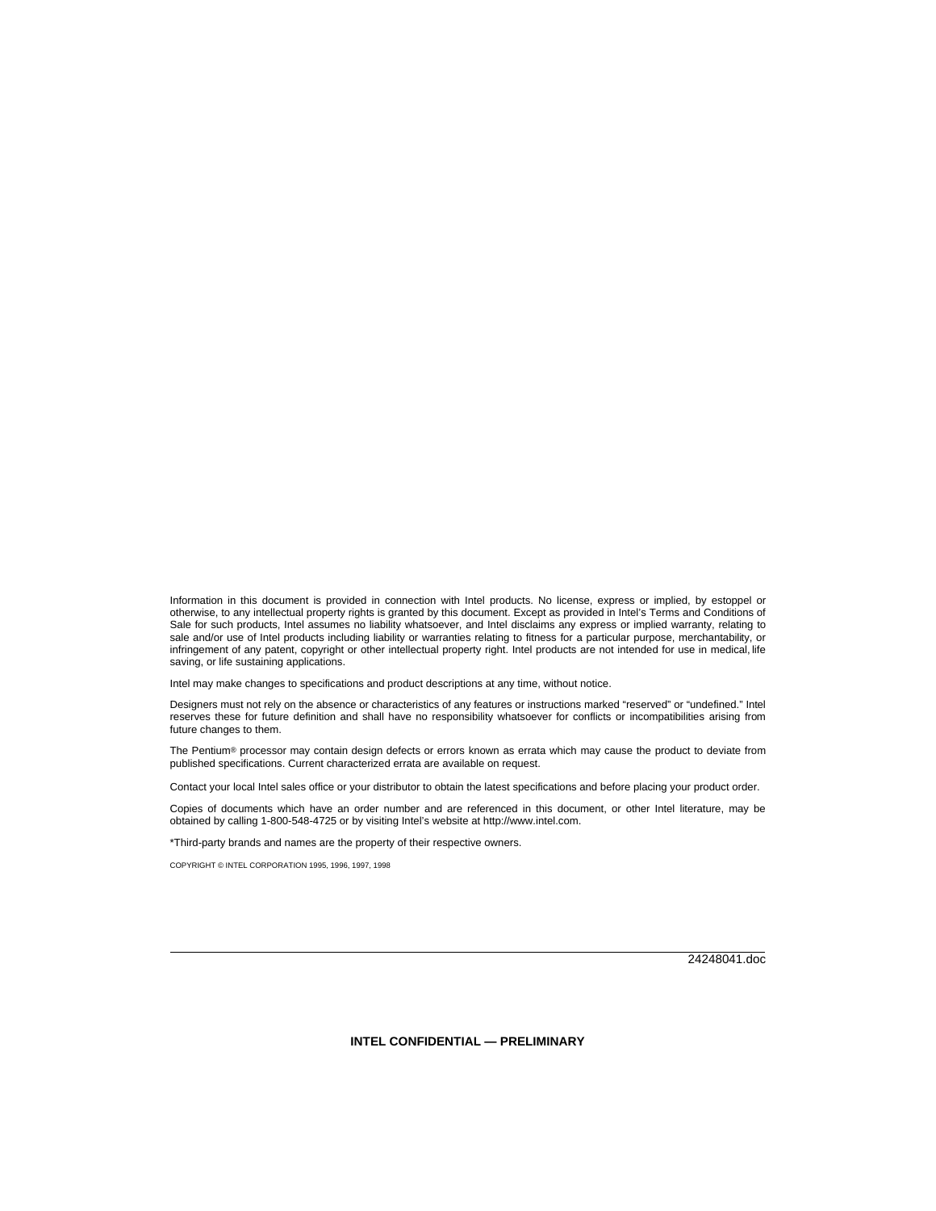Information in this document is provided in connection with Intel products. No license, express or implied, by estoppel or otherwise, to any intellectual property rights is granted by this document. Except as provided in Intel's Terms and Conditions of Sale for such products, Intel assumes no liability whatsoever, and Intel disclaims any express or implied warranty, relating to sale and/or use of Intel products including liability or warranties relating to fitness for a particular purpose, merchantability, or infringement of any patent, copyright or other intellectual property right. Intel products are not intended for use in medical, life saving, or life sustaining applications.

Intel may make changes to specifications and product descriptions at any time, without notice.

Designers must not rely on the absence or characteristics of any features or instructions marked "reserved" or "undefined." Intel reserves these for future definition and shall have no responsibility whatsoever for conflicts or incompatibilities arising from future changes to them.

The Pentium® processor may contain design defects or errors known as errata which may cause the product to deviate from published specifications. Current characterized errata are available on request.

Contact your local Intel sales office or your distributor to obtain the latest specifications and before placing your product order.

Copies of documents which have an order number and are referenced in this document, or other Intel literature, may be obtained by calling 1-800-548-4725 or by visiting Intel's website at http://www.intel.com.

*Third-party brands and names are the property of their respective owners.

COPYRIGHT © INTEL CORPORATION 1995, 1996, 1997, 1998

24248041.doc

**INTEL CONFIDENTIAL — PRELIMINARY**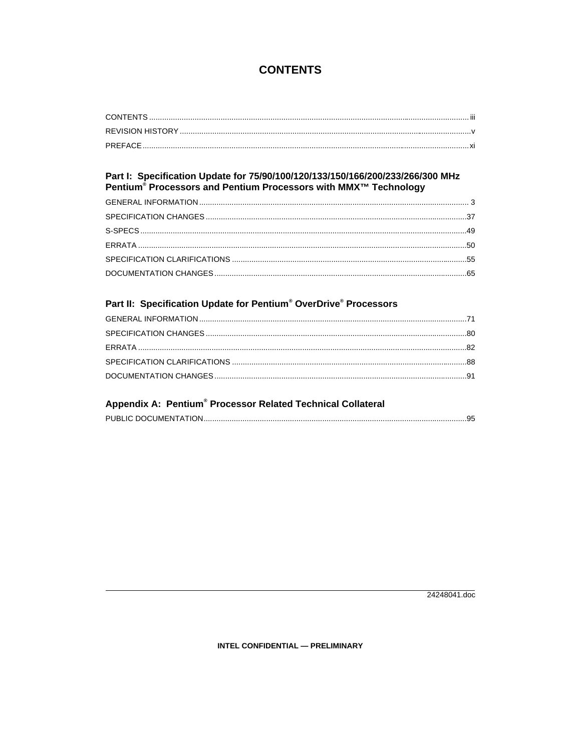# CONTENTS

CONTENTS ..... iii
REVISION HISTORY ..... v
PREFACE ..... xi

## Part I: Specification Update for 75/90/100/120/133/150/166/200/233/266/300 MHz Pentium® Processors and Pentium Processors with MMX™ Technology

GENERAL INFORMATION ..... 3
SPECIFICATION CHANGES ..... 37
S-SPECS ..... 49
ERRATA ..... 50
SPECIFICATION CLARIFICATIONS ..... 55
DOCUMENTATION CHANGES ..... 65

## Part II: Specification Update for Pentium® OverDrive® Processors

GENERAL INFORMATION ..... 71
SPECIFICATION CHANGES ..... 80
ERRATA ..... 82
SPECIFICATION CLARIFICATIONS ..... 88
DOCUMENTATION CHANGES ..... 91

## Appendix A: Pentium® Processor Related Technical Collateral

PUBLIC DOCUMENTATION ..... 95

24248041.doc

INTEL CONFIDENTIAL — PRELIMINARY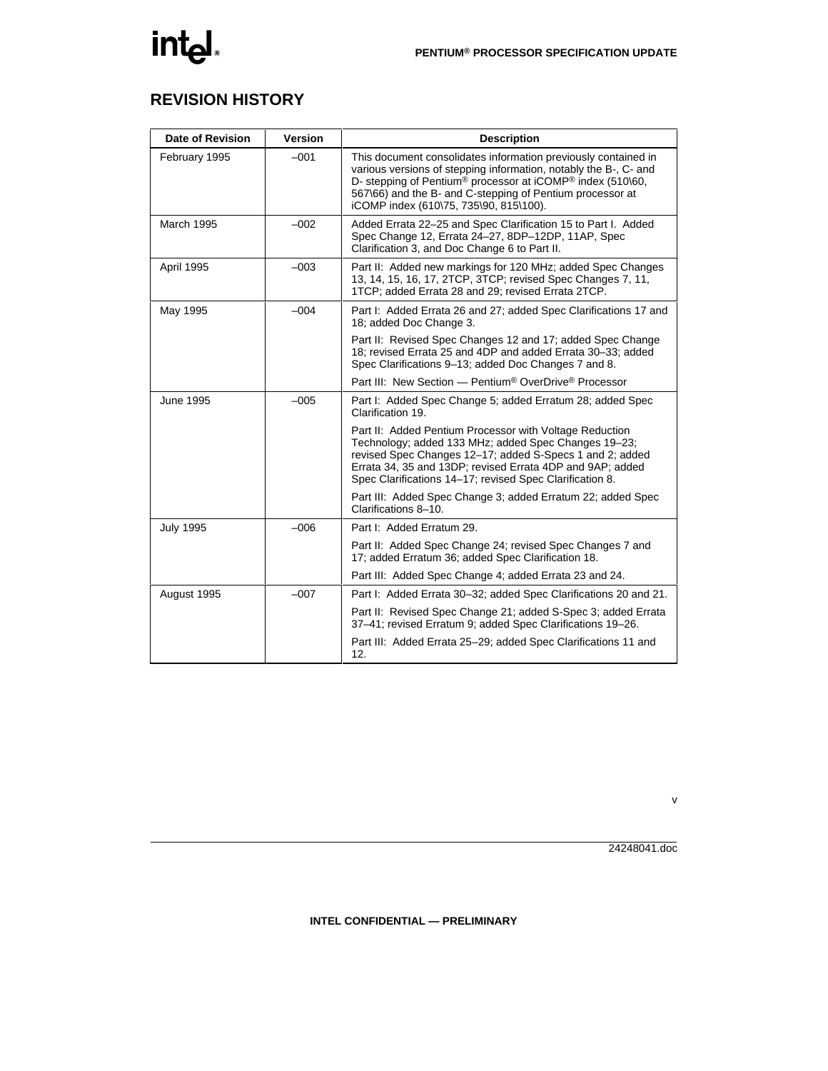## REVISION HISTORY

| Date of Revision | Version | Description |
|---|---|---|
| February 1995 | –001 | This document consolidates information previously contained in various versions of stepping information, notably the B-, C- and D- stepping of Pentium® processor at iCOMP® index (510\60, 567\66) and the B- and C-stepping of Pentium processor at iCOMP index (610\75, 735\90, 815\100). |
| March 1995 | –002 | Added Errata 22–25 and Spec Clarification 15 to Part I. Added Spec Change 12, Errata 24–27, 8DP–12DP, 11AP, Spec Clarification 3, and Doc Change 6 to Part II. |
| April 1995 | –003 | Part II: Added new markings for 120 MHz; added Spec Changes 13, 14, 15, 16, 17, 2TCP, 3TCP; revised Spec Changes 7, 11, 1TCP; added Errata 28 and 29; revised Errata 2TCP. |
| May 1995 | –004 | Part I: Added Errata 26 and 27; added Spec Clarifications 17 and 18; added Doc Change 3. |
| | | Part II: Revised Spec Changes 12 and 17; added Spec Change 18; revised Errata 25 and 4DP and added Errata 30–33; added Spec Clarifications 9–13; added Doc Changes 7 and 8. |
| | | Part III: New Section — Pentium® OverDrive® Processor |
| June 1995 | –005 | Part I: Added Spec Change 5; added Erratum 28; added Spec Clarification 19. |
| | | Part II: Added Pentium Processor with Voltage Reduction Technology; added 133 MHz; added Spec Changes 19–23; revised Spec Changes 12–17; added S-Specs 1 and 2; added Errata 34, 35 and 13DP; revised Errata 4DP and 9AP; added Spec Clarifications 14–17; revised Spec Clarification 8. |
| | | Part III: Added Spec Change 3; added Erratum 22; added Spec Clarifications 8–10. |
| July 1995 | –006 | Part I: Added Erratum 29. |
| | | Part II: Added Spec Change 24; revised Spec Changes 7 and 17; added Erratum 36; added Spec Clarification 18. |
| | | Part III: Added Spec Change 4; added Errata 23 and 24. |
| August 1995 | –007 | Part I: Added Errata 30–32; added Spec Clarifications 20 and 21. |
| | | Part II: Revised Spec Change 21; added S-Spec 3; added Errata 37–41; revised Erratum 9; added Spec Clarifications 19–26. |
| | | Part III: Added Errata 25–29; added Spec Clarifications 11 and 12. |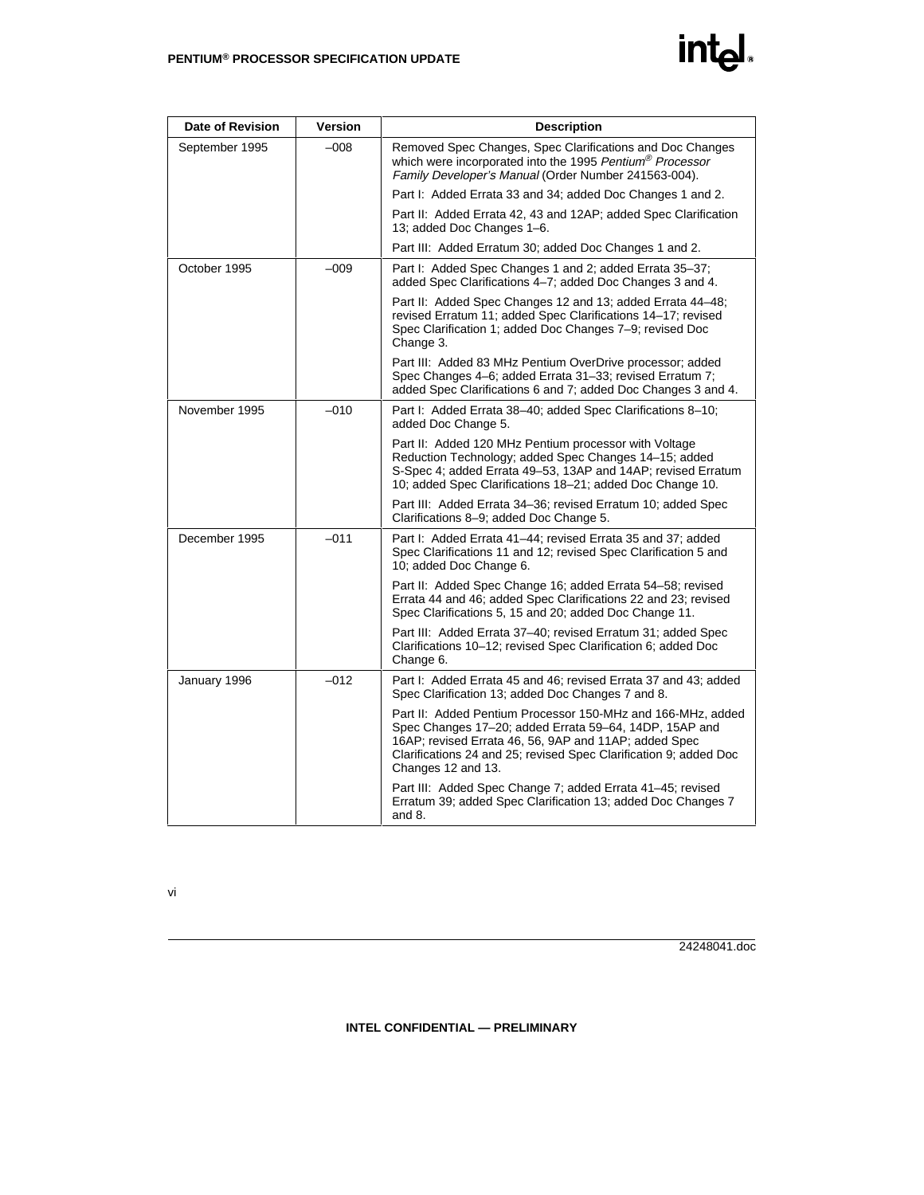| Date of Revision | Version | Description |
|---|---|---|
| September 1995 | –008 | Removed Spec Changes, Spec Clarifications and Doc Changes which were incorporated into the 1995 *Pentium® Processor Family Developer's Manual* (Order Number 241563-004). |
| | | Part I: Added Errata 33 and 34; added Doc Changes 1 and 2. |
| | | Part II: Added Errata 42, 43 and 12AP; added Spec Clarification 13; added Doc Changes 1–6. |
| | | Part III: Added Erratum 30; added Doc Changes 1 and 2. |
| October 1995 | –009 | Part I: Added Spec Changes 1 and 2; added Errata 35–37; added Spec Clarifications 4–7; added Doc Changes 3 and 4. |
| | | Part II: Added Spec Changes 12 and 13; added Errata 44–48; revised Erratum 11; added Spec Clarifications 14–17; revised Spec Clarification 1; added Doc Changes 7–9; revised Doc Change 3. |
| | | Part III: Added 83 MHz Pentium OverDrive processor; added Spec Changes 4–6; added Errata 31–33; revised Erratum 7; added Spec Clarifications 6 and 7; added Doc Changes 3 and 4. |
| November 1995 | –010 | Part I: Added Errata 38–40; added Spec Clarifications 8–10; added Doc Change 5. |
| | | Part II: Added 120 MHz Pentium processor with Voltage Reduction Technology; added Spec Changes 14–15; added S-Spec 4; added Errata 49–53, 13AP and 14AP; revised Erratum 10; added Spec Clarifications 18–21; added Doc Change 10. |
| | | Part III: Added Errata 34–36; revised Erratum 10; added Spec Clarifications 8–9; added Doc Change 5. |
| December 1995 | –011 | Part I: Added Errata 41–44; revised Errata 35 and 37; added Spec Clarifications 11 and 12; revised Spec Clarification 5 and 10; added Doc Change 6. |
| | | Part II: Added Spec Change 16; added Errata 54–58; revised Errata 44 and 46; added Spec Clarifications 22 and 23; revised Spec Clarifications 5, 15 and 20; added Doc Change 11. |
| | | Part III: Added Errata 37–40; revised Erratum 31; added Spec Clarifications 10–12; revised Spec Clarification 6; added Doc Change 6. |
| January 1996 | –012 | Part I: Added Errata 45 and 46; revised Errata 37 and 43; added Spec Clarification 13; added Doc Changes 7 and 8. |
| | | Part II: Added Pentium Processor 150-MHz and 166-MHz, added Spec Changes 17–20; added Errata 59–64, 14DP, 15AP and 16AP; revised Errata 46, 56, 9AP and 11AP; added Spec Clarifications 24 and 25; revised Spec Clarification 9; added Doc Changes 12 and 13. |
| | | Part III: Added Spec Change 7; added Errata 41–45; revised Erratum 39; added Spec Clarification 13; added Doc Changes 7 and 8. |

INTEL CONFIDENTIAL — PRELIMINARY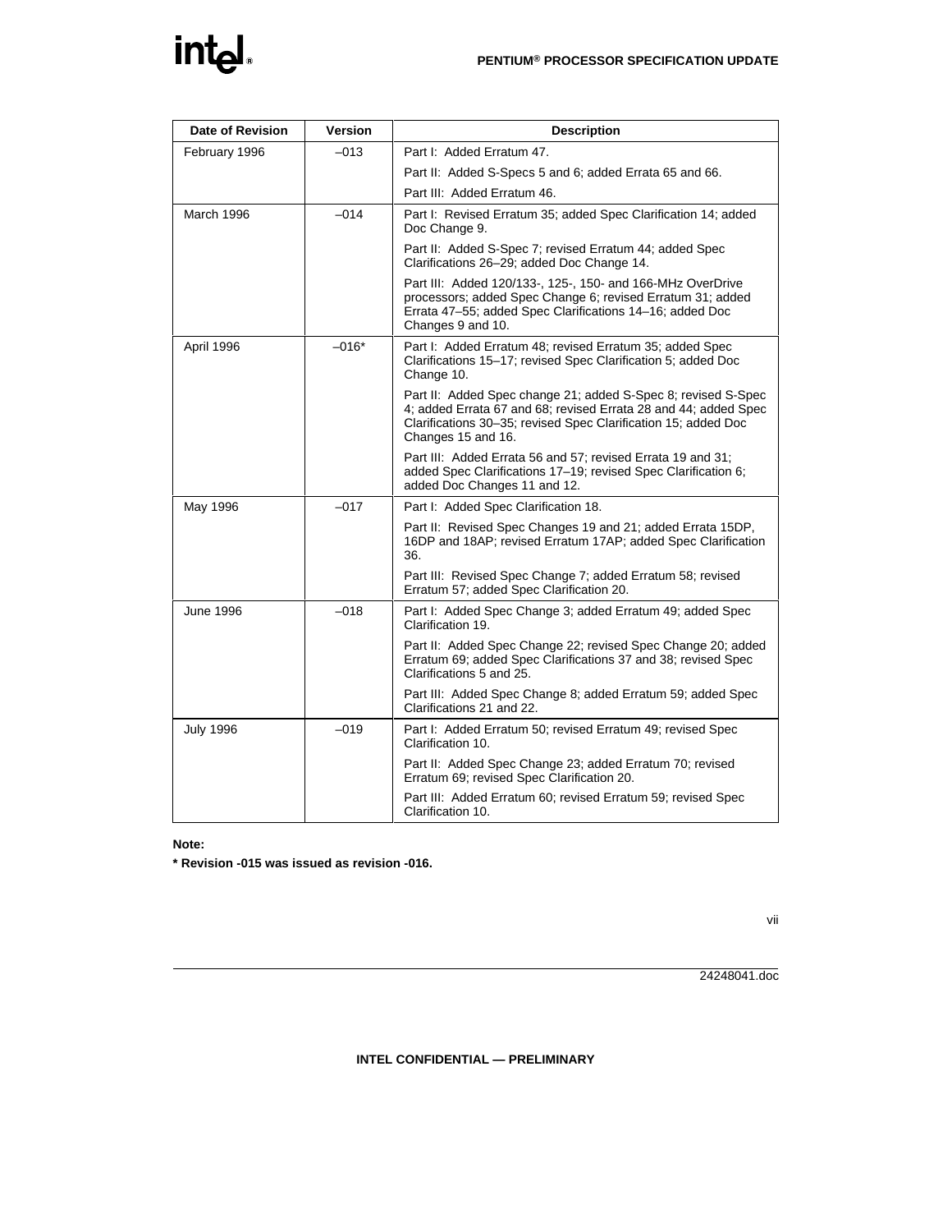| Date of Revision | Version | Description |
|---|---|---|
| February 1996 | –013 | Part I: Added Erratum 47. |
| | | Part II: Added S-Specs 5 and 6; added Errata 65 and 66. |
| | | Part III: Added Erratum 46. |
| March 1996 | –014 | Part I: Revised Erratum 35; added Spec Clarification 14; added Doc Change 9. |
| | | Part II: Added S-Spec 7; revised Erratum 44; added Spec Clarifications 26–29; added Doc Change 14. |
| | | Part III: Added 120/133-, 125-, 150- and 166-MHz OverDrive processors; added Spec Change 6; revised Erratum 31; added Errata 47–55; added Spec Clarifications 14–16; added Doc Changes 9 and 10. |
| April 1996 | –016* | Part I: Added Erratum 48; revised Erratum 35; added Spec Clarifications 15–17; revised Spec Clarification 5; added Doc Change 10. |
| | | Part II: Added Spec change 21; added S-Spec 8; revised S-Spec 4; added Errata 67 and 68; revised Errata 28 and 44; added Spec Clarifications 30–35; revised Spec Clarification 15; added Doc Changes 15 and 16. |
| | | Part III: Added Errata 56 and 57; revised Errata 19 and 31; added Spec Clarifications 17–19; revised Spec Clarification 6; added Doc Changes 11 and 12. |
| May 1996 | –017 | Part I: Added Spec Clarification 18. |
| | | Part II: Revised Spec Changes 19 and 21; added Errata 15DP, 16DP and 18AP; revised Erratum 17AP; added Spec Clarification 36. |
| | | Part III: Revised Spec Change 7; added Erratum 58; revised Erratum 57; added Spec Clarification 20. |
| June 1996 | –018 | Part I: Added Spec Change 3; added Erratum 49; added Spec Clarification 19. |
| | | Part II: Added Spec Change 22; revised Spec Change 20; added Erratum 69; added Spec Clarifications 37 and 38; revised Spec Clarifications 5 and 25. |
| | | Part III: Added Spec Change 8; added Erratum 59; added Spec Clarifications 21 and 22. |
| July 1996 | –019 | Part I: Added Erratum 50; revised Erratum 49; revised Spec Clarification 10. |
| | | Part II: Added Spec Change 23; added Erratum 70; revised Erratum 69; revised Spec Clarification 20. |
| | | Part III: Added Erratum 60; revised Erratum 59; revised Spec Clarification 10. |

**Note:**

**\* Revision -015 was issued as revision -016.**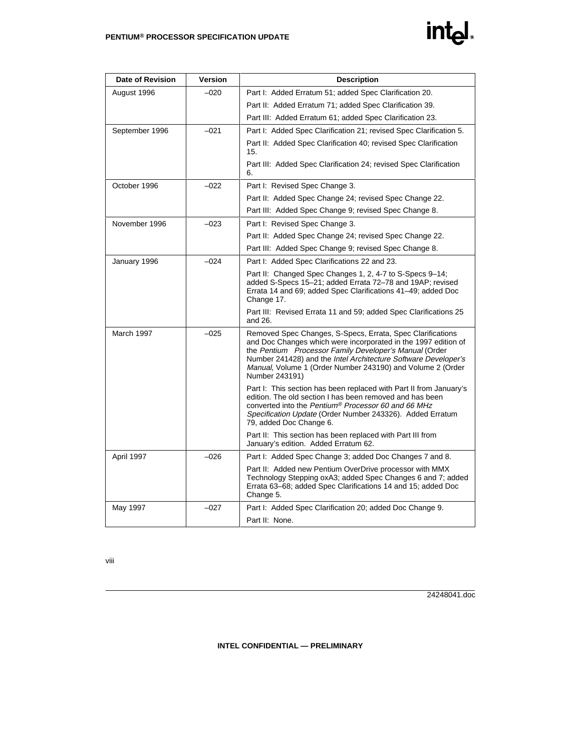| Date of Revision | Version | Description |
|---|---|---|
| August 1996 | –020 | Part I: Added Erratum 51; added Spec Clarification 20. |
| | | Part II: Added Erratum 71; added Spec Clarification 39. |
| | | Part III: Added Erratum 61; added Spec Clarification 23. |
| September 1996 | –021 | Part I: Added Spec Clarification 21; revised Spec Clarification 5. |
| | | Part II: Added Spec Clarification 40; revised Spec Clarification 15. |
| | | Part III: Added Spec Clarification 24; revised Spec Clarification 6. |
| October 1996 | –022 | Part I: Revised Spec Change 3. |
| | | Part II: Added Spec Change 24; revised Spec Change 22. |
| | | Part III: Added Spec Change 9; revised Spec Change 8. |
| November 1996 | –023 | Part I: Revised Spec Change 3. |
| | | Part II: Added Spec Change 24; revised Spec Change 22. |
| | | Part III: Added Spec Change 9; revised Spec Change 8. |
| January 1996 | –024 | Part I: Added Spec Clarifications 22 and 23. |
| | | Part II: Changed Spec Changes 1, 2, 4-7 to S-Specs 9–14; added S-Specs 15–21; added Errata 72–78 and 19AP; revised Errata 14 and 69; added Spec Clarifications 41–49; added Doc Change 17. |
| | | Part III: Revised Errata 11 and 59; added Spec Clarifications 25 and 26. |
| March 1997 | –025 | Removed Spec Changes, S-Specs, Errata, Spec Clarifications and Doc Changes which were incorporated in the 1997 edition of the *Pentium Processor Family Developer's Manual* (Order Number 241428) and the *Intel Architecture Software Developer's Manual*, Volume 1 (Order Number 243190) and Volume 2 (Order Number 243191) |
| | | Part I: This section has been replaced with Part II from January's edition. The old section I has been removed and has been converted into the *Pentium® Processor 60 and 66 MHz Specification Update* (Order Number 243326). Added Erratum 79, added Doc Change 6. |
| | | Part II: This section has been replaced with Part III from January's edition. Added Erratum 62. |
| April 1997 | –026 | Part I: Added Spec Change 3; added Doc Changes 7 and 8. |
| | | Part II: Added new Pentium OverDrive processor with MMX Technology Stepping oxA3; added Spec Changes 6 and 7; added Errata 63–68; added Spec Clarifications 14 and 15; added Doc Change 5. |
| May 1997 | –027 | Part I: Added Spec Clarification 20; added Doc Change 9. |
| | | Part II: None. |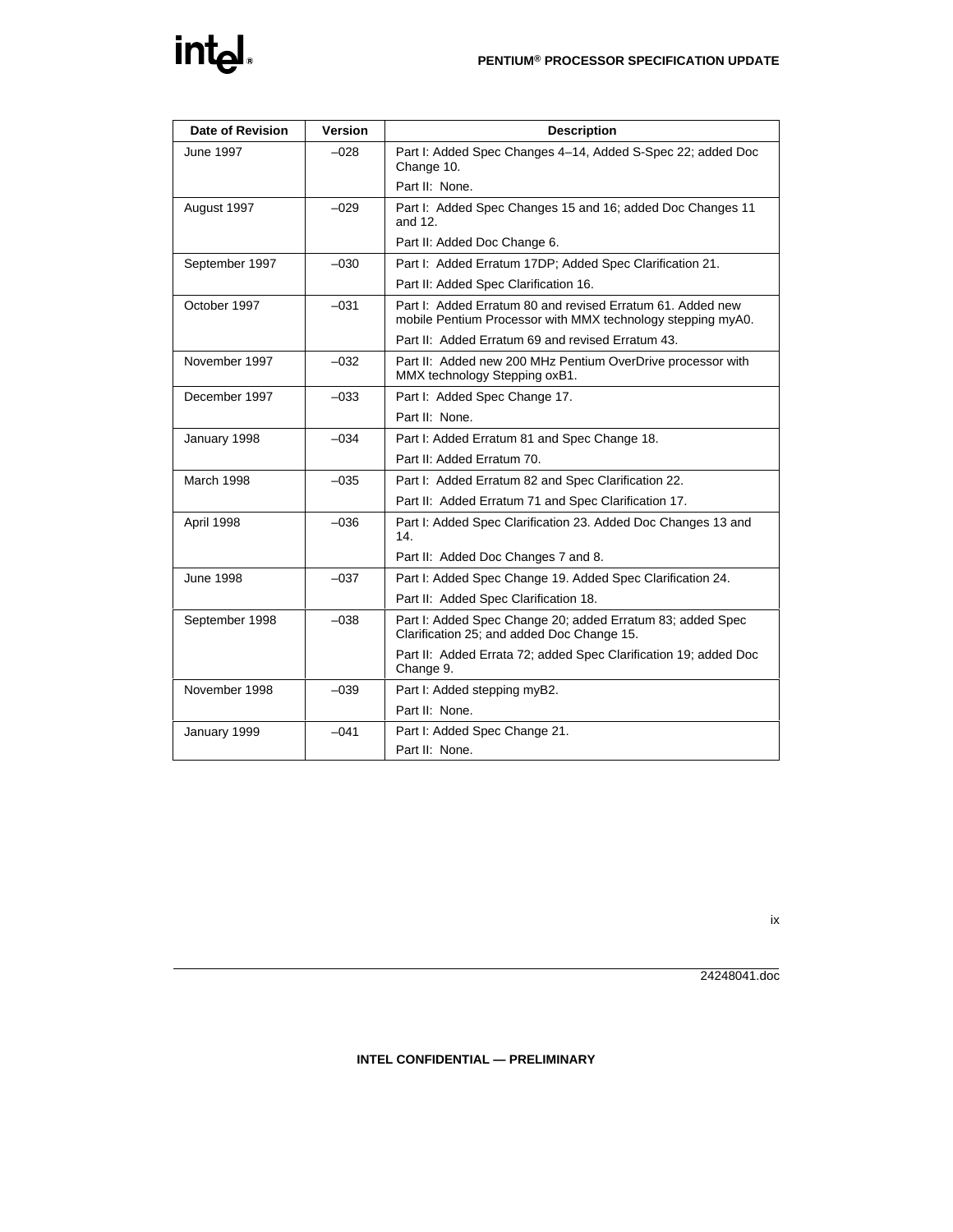| Date of Revision | Version | Description |
|---|---|---|
| June 1997 | –028 | Part I: Added Spec Changes 4–14, Added S-Spec 22; added Doc Change 10. |
| | | Part II: None. |
| August 1997 | –029 | Part I: Added Spec Changes 15 and 16; added Doc Changes 11 and 12. |
| | | Part II: Added Doc Change 6. |
| September 1997 | –030 | Part I: Added Erratum 17DP; Added Spec Clarification 21. |
| | | Part II: Added Spec Clarification 16. |
| October 1997 | –031 | Part I: Added Erratum 80 and revised Erratum 61. Added new mobile Pentium Processor with MMX technology stepping myA0. |
| | | Part II: Added Erratum 69 and revised Erratum 43. |
| November 1997 | –032 | Part II: Added new 200 MHz Pentium OverDrive processor with MMX technology Stepping oxB1. |
| December 1997 | –033 | Part I: Added Spec Change 17. |
| | | Part II: None. |
| January 1998 | –034 | Part I: Added Erratum 81 and Spec Change 18. |
| | | Part II: Added Erratum 70. |
| March 1998 | –035 | Part I: Added Erratum 82 and Spec Clarification 22. |
| | | Part II: Added Erratum 71 and Spec Clarification 17. |
| April 1998 | –036 | Part I: Added Spec Clarification 23. Added Doc Changes 13 and 14. |
| | | Part II: Added Doc Changes 7 and 8. |
| June 1998 | –037 | Part I: Added Spec Change 19. Added Spec Clarification 24. |
| | | Part II: Added Spec Clarification 18. |
| September 1998 | –038 | Part I: Added Spec Change 20; added Erratum 83; added Spec Clarification 25; and added Doc Change 15. |
| | | Part II: Added Errata 72; added Spec Clarification 19; added Doc Change 9. |
| November 1998 | –039 | Part I: Added stepping myB2. |
| | | Part II: None. |
| January 1999 | –041 | Part I: Added Spec Change 21. |
| | | Part II: None. |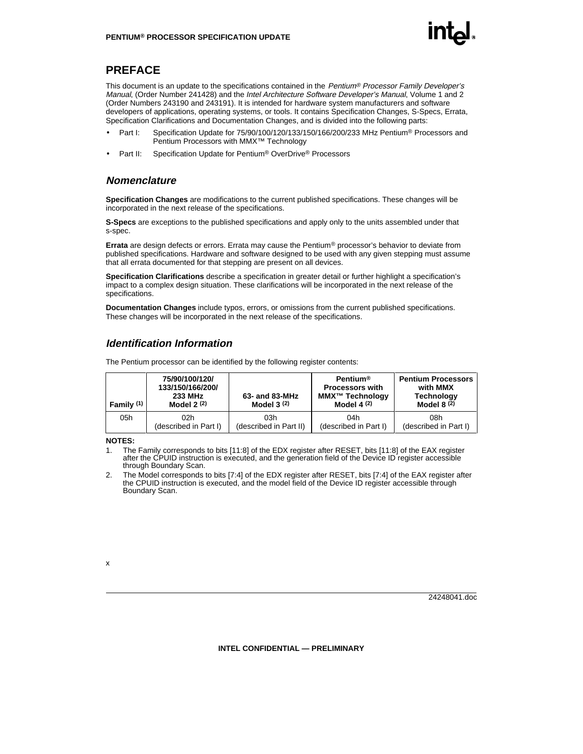# PREFACE

This document is an update to the specifications contained in the *Pentium® Processor Family Developer's Manual*, (Order Number 241428) and the *Intel Architecture Software Developer's Manual*, Volume 1 and 2 (Order Numbers 243190 and 243191). It is intended for hardware system manufacturers and software developers of applications, operating systems, or tools. It contains Specification Changes, S-Specs, Errata, Specification Clarifications and Documentation Changes, and is divided into the following parts:

- Part I: Specification Update for 75/90/100/120/133/150/166/200/233 MHz Pentium® Processors and Pentium Processors with MMX™ Technology
- Part II: Specification Update for Pentium® OverDrive® Processors

## Nomenclature

**Specification Changes** are modifications to the current published specifications. These changes will be incorporated in the next release of the specifications.

**S-Specs** are exceptions to the published specifications and apply only to the units assembled under that s-spec.

**Errata** are design defects or errors. Errata may cause the Pentium® processor's behavior to deviate from published specifications. Hardware and software designed to be used with any given stepping must assume that all errata documented for that stepping are present on all devices.

**Specification Clarifications** describe a specification in greater detail or further highlight a specification's impact to a complex design situation. These clarifications will be incorporated in the next release of the specifications.

**Documentation Changes** include typos, errors, or omissions from the current published specifications. These changes will be incorporated in the next release of the specifications.

## Identification Information

The Pentium processor can be identified by the following register contents:

| Family (1) | 75/90/100/120/133/150/166/200/233 MHz Model 2 (2) | 63- and 83-MHz Model 3 (2) | Pentium® Processors with MMX™ Technology Model 4 (2) | Pentium Processors with MMX Technology Model 8 (2) |
|---|---|---|---|---|
| 05h | 02h (described in Part I) | 03h (described in Part II) | 04h (described in Part I) | 08h (described in Part I) |

**NOTES:**

1. The Family corresponds to bits [11:8] of the EDX register after RESET, bits [11:8] of the EAX register after the CPUID instruction is executed, and the generation field of the Device ID register accessible through Boundary Scan.
2. The Model corresponds to bits [7:4] of the EDX register after RESET, bits [7:4] of the EAX register after the CPUID instruction is executed, and the model field of the Device ID register accessible through Boundary Scan.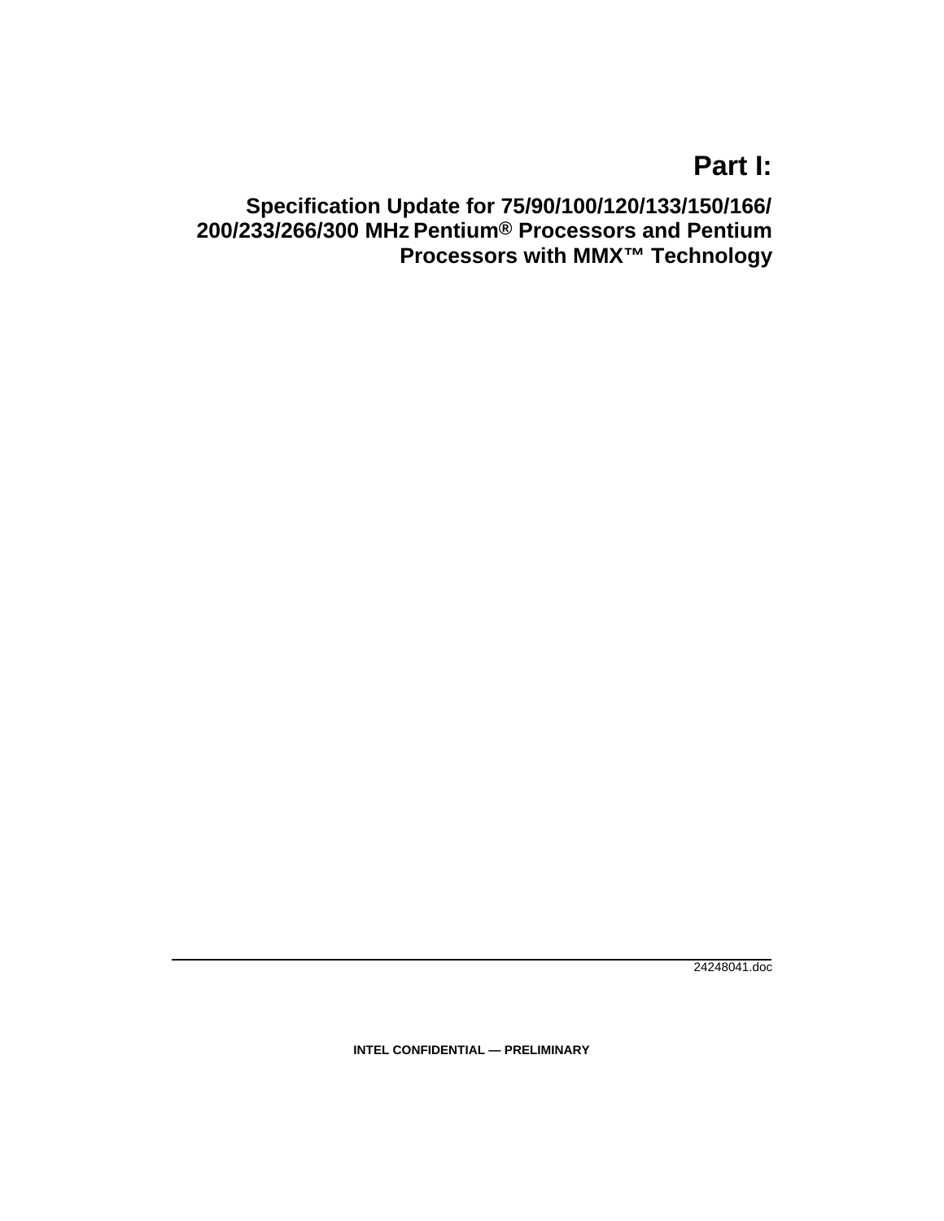# Part I:

## Specification Update for 75/90/100/120/133/150/166/200/233/266/300 MHz Pentium® Processors and Pentium Processors with MMX™ Technology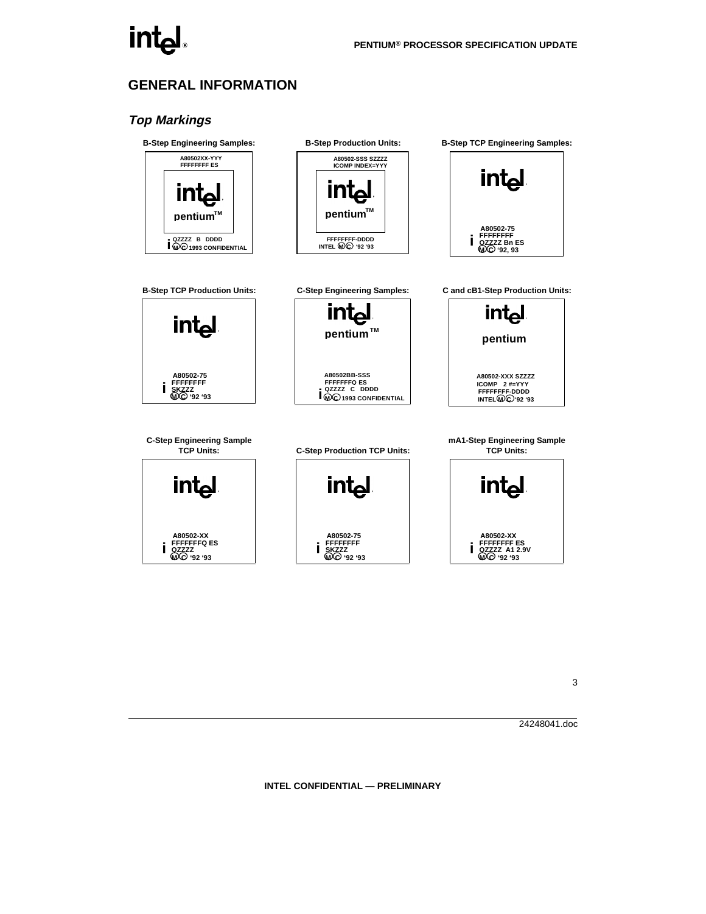# GENERAL INFORMATION

## *Top Markings*

**B-Step Engineering Samples:**

A80502XX-YYY
FFFFFFFF ES
intel
pentium™
QZZZZ B DDDD
i M©C 1993 CONFIDENTIAL

**B-Step Production Units:**

A80502-SSS SZZZZ
ICOMP INDEX=YYY
intel
pentium™
FFFFFFFF-DDDD
INTEL M©C '92 '93

**B-Step TCP Engineering Samples:**

intel
A80502-75
FFFFFFFF
i QZZZZ Bn ES
M©C '92, 93

**B-Step TCP Production Units:**

intel
A80502-75
FFFFFFFF
i SKZZZ
M©C '92 '93

**C-Step Engineering Samples:**

intel
pentium™
A80502BB-SSS
FFFFFFFQ ES
QZZZZ C DDDD
i M©C 1993 CONFIDENTIAL

**C and cB1-Step Production Units:**

intel
pentium
A80502-XXX SZZZZ
ICOMP 2 #=YYY
FFFFFFFF-DDDD
INTEL M©C '92 '93

**C-Step Engineering Sample TCP Units:**

intel
A80502-XX
FFFFFFFQ ES
i QZZZZ
M©C '92 '93

**C-Step Production TCP Units:**

intel
A80502-75
FFFFFFFF
i SKZZZ
M©C '92 '93

**mA1-Step Engineering Sample TCP Units:**

intel
A80502-XX
FFFFFFFF ES
i QZZZZ A1 2.9V
M©C '92 '93

24248041.doc

INTEL CONFIDENTIAL — PRELIMINARY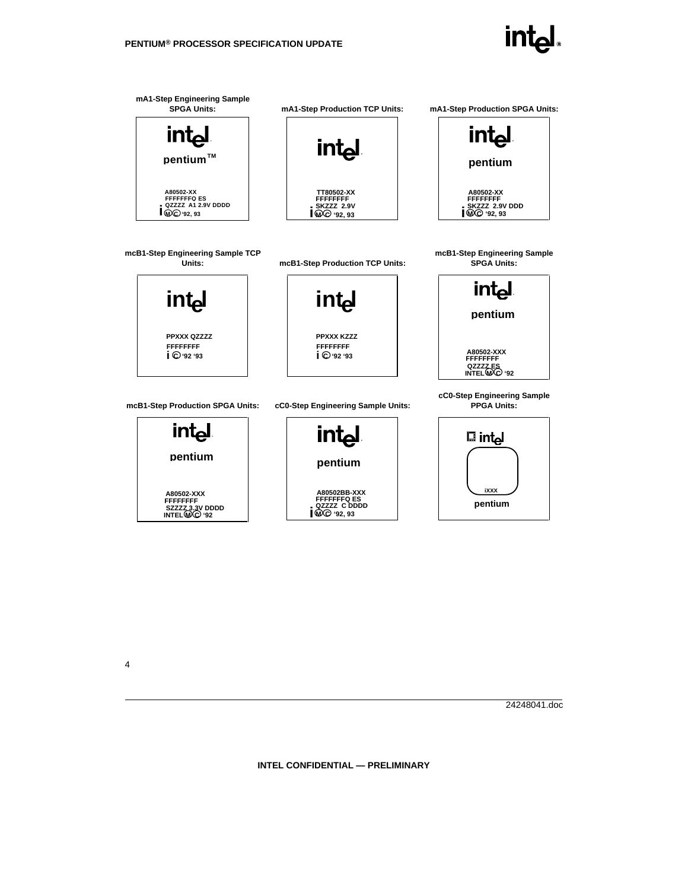**mA1-Step Engineering Sample SPGA Units:**

intel
pentium™

A80502-XX
FFFFFFFQ ES
QZZZZ A1 2.9V DDDD
i Ⓜ© '92, 93

**mA1-Step Production TCP Units:**

intel

TT80502-XX
FFFFFFFF
SKZZZ 2.9V
i Ⓜ© '92, 93

**mA1-Step Production SPGA Units:**

intel
pentium

A80502-XX
FFFFFFFF
SKZZZ 2.9V DDD
i Ⓜ© '92, 93

**mcB1-Step Engineering Sample TCP Units:**

intel

PPXXX QZZZZ
FFFFFFFF
i © '92 '93

**mcB1-Step Production TCP Units:**

intel

PPXXX KZZZ
FFFFFFFF
i © '92 '93

**mcB1-Step Engineering Sample SPGA Units:**

intel
pentium

A80502-XXX
FFFFFFFF
QZZZZ ES
INTEL Ⓜ© '92

**mcB1-Step Production SPGA Units:**

intel
pentium

A80502-XXX
FFFFFFFF
SZZZZ 3.3V DDDD
INTEL Ⓜ© '92

**cC0-Step Engineering Sample Units:**

intel
pentium

A80502BB-XXX
FFFFFFFQ ES
QZZZZ C DDDD
i Ⓜ© '92, 93

**cC0-Step Engineering Sample PPGA Units:**

intel

iXXX

pentium

**INTEL CONFIDENTIAL — PRELIMINARY**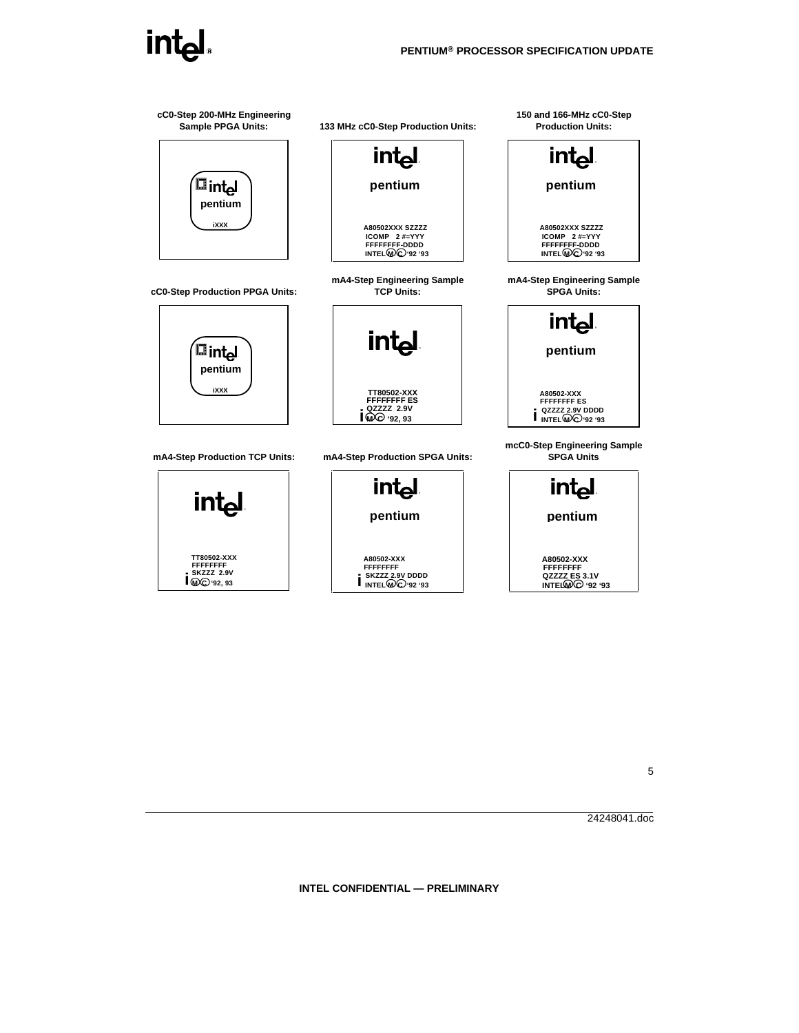**cC0-Step 200-MHz Engineering Sample PPGA Units:**

intel
pentium
iXXX

**133 MHz cC0-Step Production Units:**

intel
pentium
A80502XXX SZZZZ
ICOMP 2 #=YYY
FFFFFFFF-DDDD
INTEL ⓂⒸ '92 '93

**150 and 166-MHz cC0-Step Production Units:**

intel
pentium
A80502XXX SZZZZ
ICOMP 2 #=YYY
FFFFFFFF-DDDD
INTEL ⓂⒸ '92 '93

**cC0-Step Production PPGA Units:**

intel
pentium
iXXX

**mA4-Step Engineering Sample TCP Units:**

intel
TT80502-XXX
FFFFFFFF ES
QZZZZ 2.9V
i ⓂⒸ '92, 93

**mA4-Step Engineering Sample SPGA Units:**

intel
pentium
A80502-XXX
FFFFFFFF ES
QZZZZ 2.9V DDDD
i INTEL ⓂⒸ '92 '93

**mA4-Step Production TCP Units:**

intel
TT80502-XXX
FFFFFFFF
SKZZZ 2.9V
i ⓂⒸ '92, 93

**mA4-Step Production SPGA Units:**

intel
pentium
A80502-XXX
FFFFFFFF
SKZZZ 2.9V DDDD
i INTEL ⓂⒸ '92 '93

**mcC0-Step Engineering Sample SPGA Units**

intel
pentium
A80502-XXX
FFFFFFFF
QZZZZ ES 3.1V
INTEL ⓂⒸ '92 '93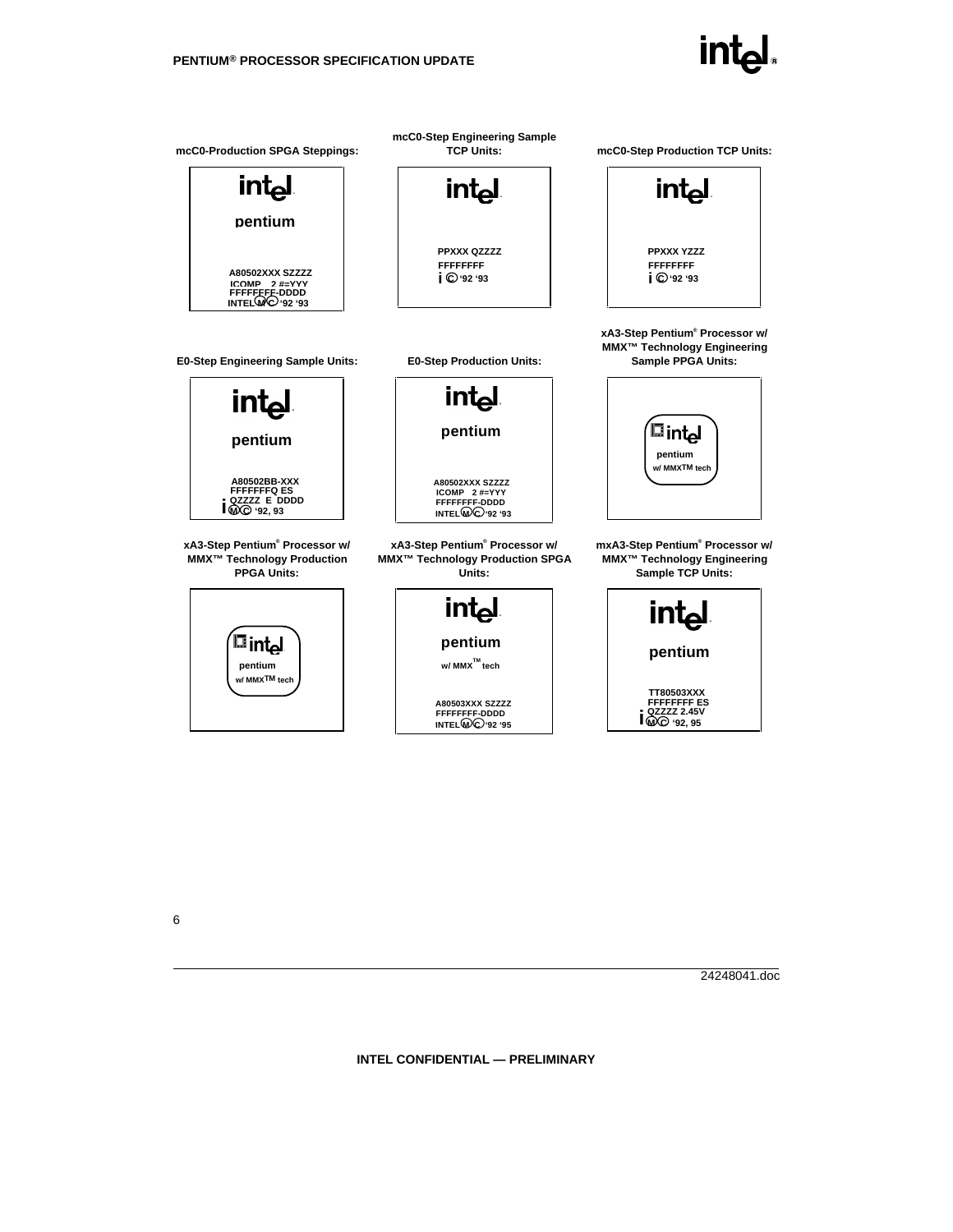**mcC0-Production SPGA Steppings:**

intel
pentium

A80502XXX SZZZZ
ICOMP 2 #=YYY
FFFFFFFF-DDDD
INTEL M C '92 '93

**mcC0-Step Engineering Sample TCP Units:**

intel

PPXXX QZZZZ
FFFFFFFF
i © '92 '93

**mcC0-Step Production TCP Units:**

intel

PPXXX YZZZ
FFFFFFFF
i © '92 '93

**E0-Step Engineering Sample Units:**

intel
pentium

A80502BB-XXX
FFFFFFFQ ES
QZZZZ E DDDD
i M C '92, 93

**E0-Step Production Units:**

intel
pentium

A80502XXX SZZZZ
ICOMP 2 #=YYY
FFFFFFFF-DDDD
INTEL M C '92 '93

**xA3-Step Pentium® Processor w/ MMX™ Technology Engineering Sample PPGA Units:**

intel
pentium
w/ MMX™ tech

**xA3-Step Pentium® Processor w/ MMX™ Technology Production PPGA Units:**

intel
pentium
w/ MMX™ tech

**xA3-Step Pentium® Processor w/ MMX™ Technology Production SPGA Units:**

intel
pentium
w/ MMX™ tech

A80503XXX SZZZZ
FFFFFFFF-DDDD
INTEL M C '92 '95

**mxA3-Step Pentium® Processor w/ MMX™ Technology Engineering Sample TCP Units:**

intel
pentium

TT80503XXX
FFFFFFFF ES
QZZZZ 2.45V
i M C '92, 95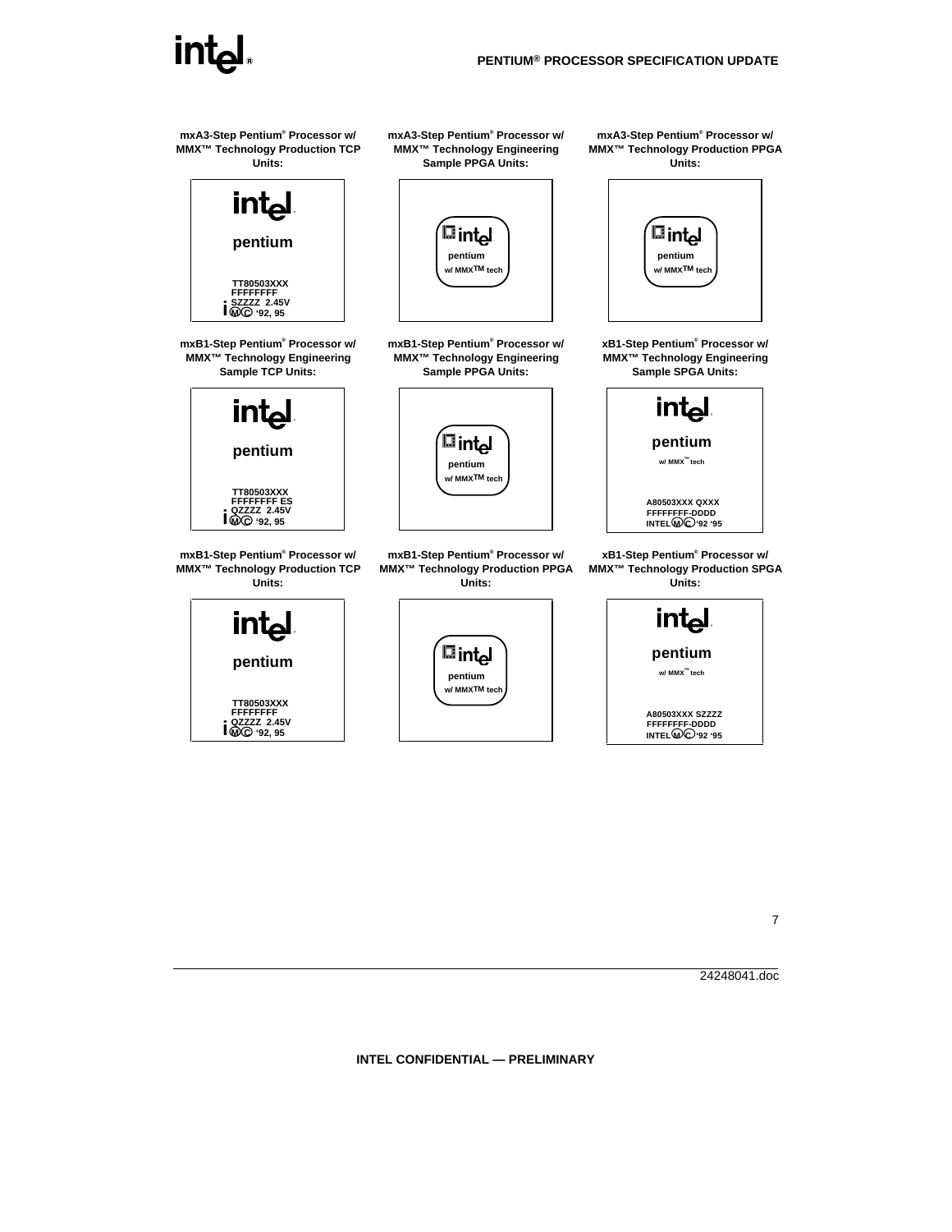**mxA3-Step Pentium® Processor w/ MMX™ Technology Production TCP Units:**

intel
pentium

TT80503XXX
FFFFFFFF
SZZZZ 2.45V
i M C '92, 95

**mxA3-Step Pentium® Processor w/ MMX™ Technology Engineering Sample PPGA Units:**

intel
pentium
w/ MMX™ tech

**mxA3-Step Pentium® Processor w/ MMX™ Technology Production PPGA Units:**

intel
pentium
w/ MMX™ tech

**mxB1-Step Pentium® Processor w/ MMX™ Technology Engineering Sample TCP Units:**

intel
pentium

TT80503XXX
FFFFFFFF ES
QZZZZ 2.45V
i M C '92, 95

**mxB1-Step Pentium® Processor w/ MMX™ Technology Engineering Sample PPGA Units:**

intel
pentium
w/ MMX™ tech

**xB1-Step Pentium® Processor w/ MMX™ Technology Engineering Sample SPGA Units:**

intel
pentium
w/ MMX™ tech

A80503XXX QXXX
FFFFFFFF-DDDD
INTEL M C '92 '95

**mxB1-Step Pentium® Processor w/ MMX™ Technology Production TCP Units:**

intel
pentium

TT80503XXX
FFFFFFFF
QZZZZ 2.45V
i M C '92, 95

**mxB1-Step Pentium® Processor w/ MMX™ Technology Production PPGA Units:**

intel
pentium
w/ MMX™ tech

**xB1-Step Pentium® Processor w/ MMX™ Technology Production SPGA Units:**

intel
pentium
w/ MMX™ tech

A80503XXX SZZZZ
FFFFFFFF-DDDD
INTEL M C '92 '95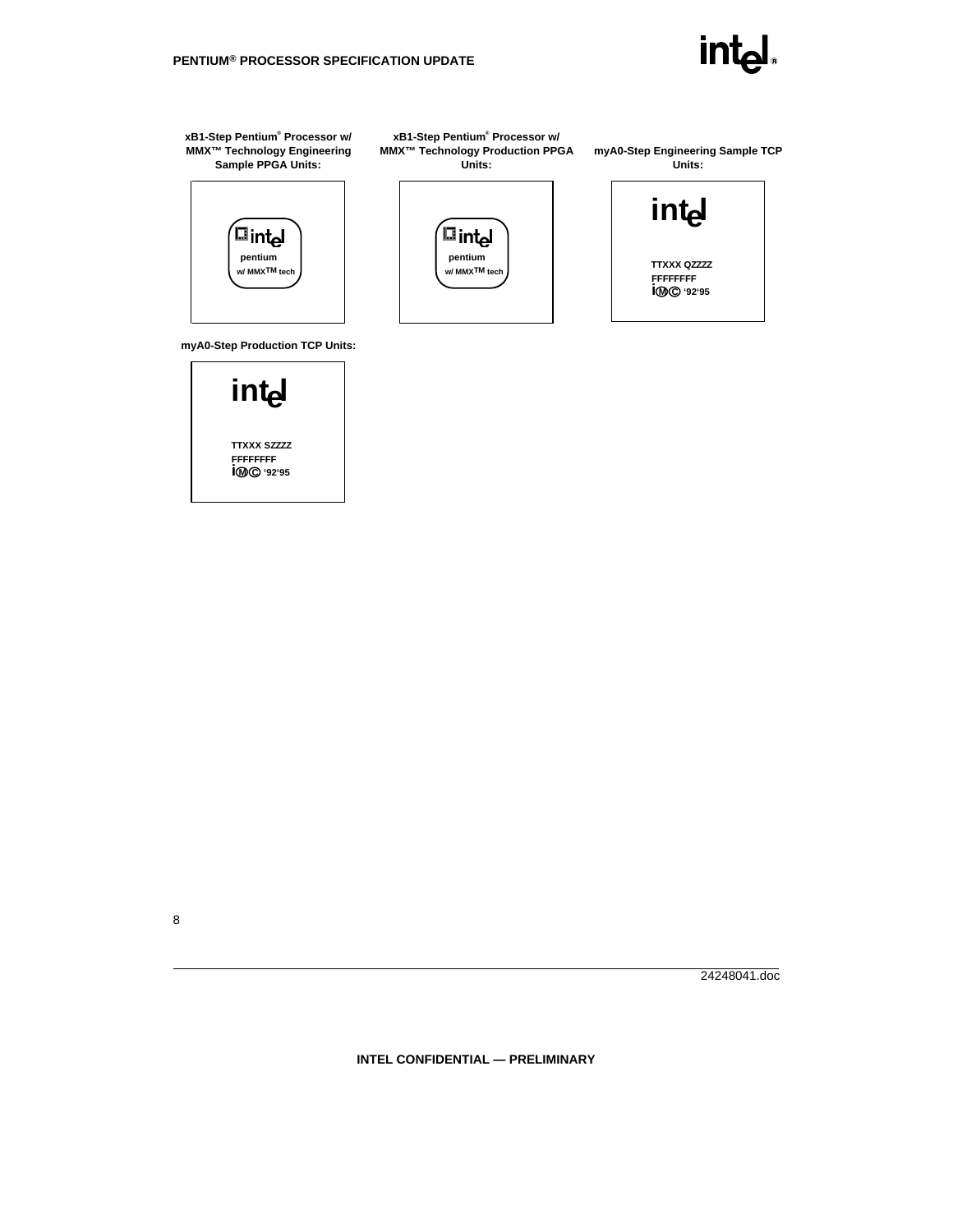**xB1-Step Pentium® Processor w/ MMX™ Technology Engineering Sample PPGA Units:**

intel
pentium
w/ MMX™ tech

**xB1-Step Pentium® Processor w/ MMX™ Technology Production PPGA Units:**

intel
pentium
w/ MMX™ tech

**myA0-Step Engineering Sample TCP Units:**

intel

TTXXX QZZZZ
FFFFFFFF
iⓂⒸ '92'95

**myA0-Step Production TCP Units:**

intel

TTXXX SZZZZ
FFFFFFFF
iⓂⒸ '92'95

24248041.doc

**INTEL CONFIDENTIAL — PRELIMINARY**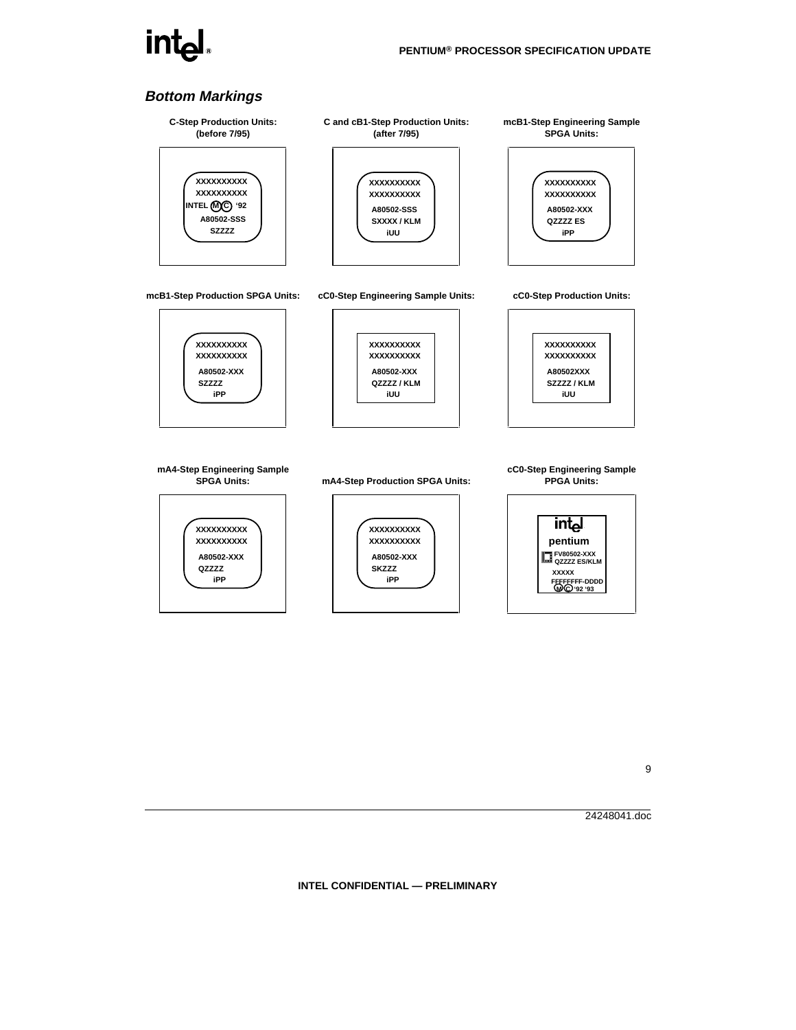## *Bottom Markings*

**C-Step Production Units: (before 7/95)**

```
XXXXXXXXXX
XXXXXXXXXX
INTEL (M)(C) '92
A80502-SSS
SZZZZ
```

**C and cB1-Step Production Units: (after 7/95)**

```
XXXXXXXXXX
XXXXXXXXXX
A80502-SSS
SXXXX / KLM
iUU
```

**mcB1-Step Engineering Sample SPGA Units:**

```
XXXXXXXXXX
XXXXXXXXXX
A80502-XXX
QZZZZ ES
iPP
```

**mcB1-Step Production SPGA Units:**

```
XXXXXXXXXX
XXXXXXXXXX
A80502-XXX
SZZZZ
iPP
```

**cC0-Step Engineering Sample Units:**

```
XXXXXXXXXX
XXXXXXXXXX
A80502-XXX
QZZZZ / KLM
iUU
```

**cC0-Step Production Units:**

```
XXXXXXXXXX
XXXXXXXXXX
A80502XXX
SZZZZ / KLM
iUU
```

**mA4-Step Engineering Sample SPGA Units:**

```
XXXXXXXXXX
XXXXXXXXXX
A80502-XXX
QZZZZ
iPP
```

**mA4-Step Production SPGA Units:**

```
XXXXXXXXXX
XXXXXXXXXX
A80502-XXX
SKZZZ
iPP
```

**cC0-Step Engineering Sample PPGA Units:**

```
intel
pentium
FV80502-XXX
QZZZZ ES/KLM
XXXXX
FFFFFFFF-DDDD
(M)(C) '92 '93
```

24248041.doc

**INTEL CONFIDENTIAL — PRELIMINARY**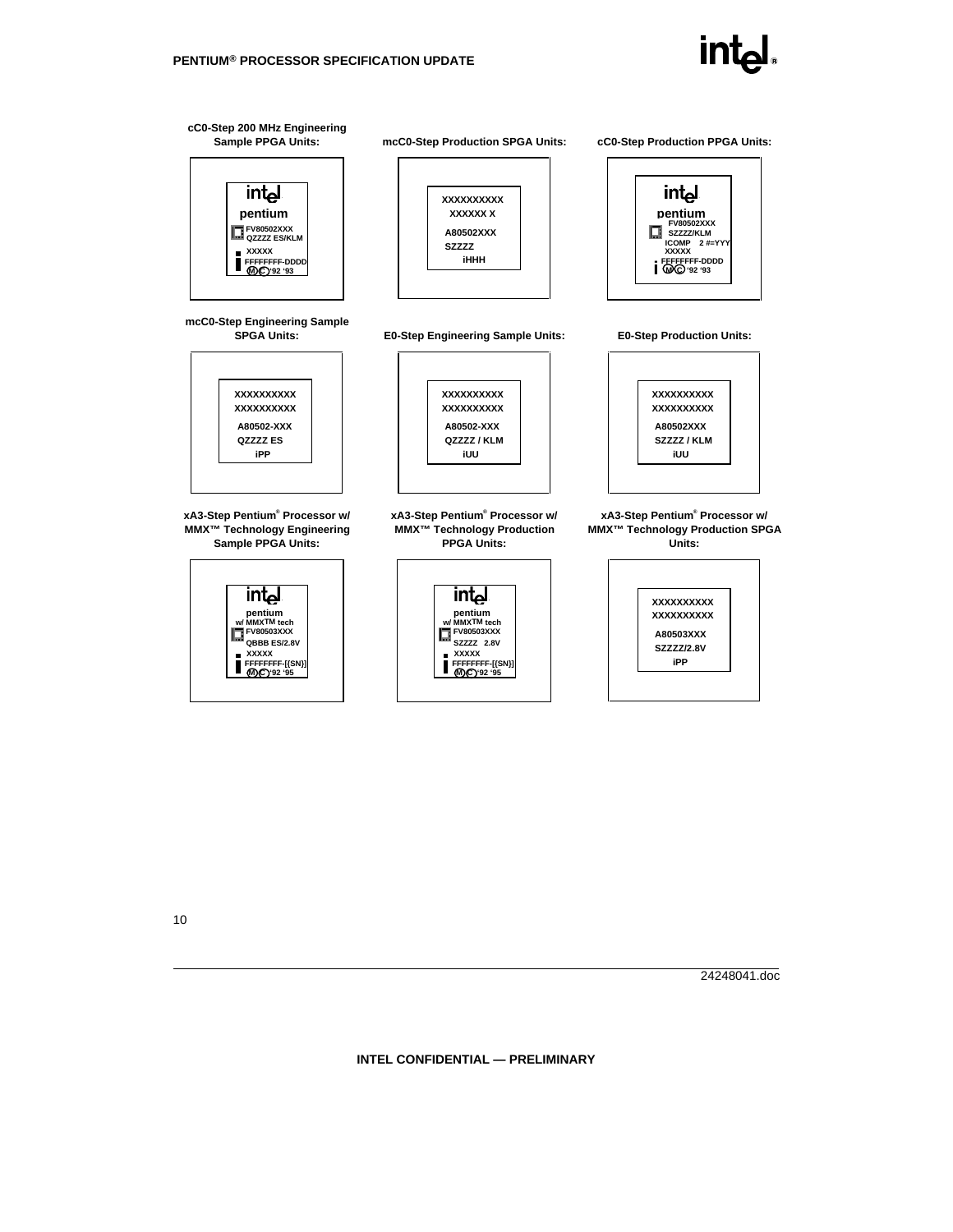**cC0-Step 200 MHz Engineering Sample PPGA Units:**

intel
pentium
FV80502XXX
QZZZZ ES/KLM
XXXXX
FFFFFFFF-DDDD
M C '92 '93

**mcC0-Step Production SPGA Units:**

XXXXXXXXXX
XXXXXX X
A80502XXX
SZZZZ
iHHH

**cC0-Step Production PPGA Units:**

intel
pentium
FV80502XXX
SZZZZ/KLM
ICOMP 2 #=YYY
XXXXX
FFFFFFFF-DDDD
M C '92 '93

**mcC0-Step Engineering Sample SPGA Units:**

XXXXXXXXXX
XXXXXXXXXX
A80502-XXX
QZZZZ ES
iPP

**E0-Step Engineering Sample Units:**

XXXXXXXXXX
XXXXXXXXXX
A80502-XXX
QZZZZ / KLM
iUU

**E0-Step Production Units:**

XXXXXXXXXX
XXXXXXXXXX
A80502XXX
SZZZZ / KLM
iUU

**xA3-Step Pentium® Processor w/ MMX™ Technology Engineering Sample PPGA Units:**

intel
pentium
w/ MMX™ tech
FV80503XXX
QBBB ES/2.8V
XXXXX
FFFFFFFF-[(SN)]
M C '92 '95

**xA3-Step Pentium® Processor w/ MMX™ Technology Production PPGA Units:**

intel
pentium
w/ MMX™ tech
FV80503XXX
SZZZZ 2.8V
XXXXX
FFFFFFFF-[(SN)]
M C '92 '95

**xA3-Step Pentium® Processor w/ MMX™ Technology Production SPGA Units:**

XXXXXXXXXX
XXXXXXXXXX
A80503XXX
SZZZZ/2.8V
iPP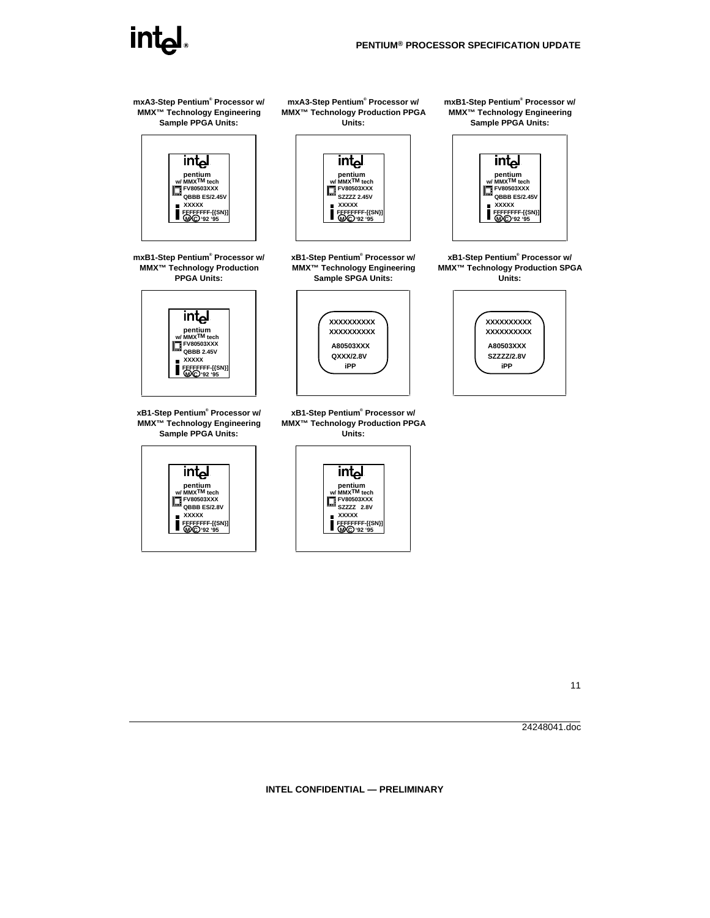**mxA3-Step Pentium® Processor w/ MMX™ Technology Engineering Sample PPGA Units:**

intel
pentium
w/ MMX™ tech
FV80503XXX
QBBB ES/2.45V
XXXXX
FFFFFFFF-[(SN)]
M C '92 '95

**mxA3-Step Pentium® Processor w/ MMX™ Technology Production PPGA Units:**

intel
pentium
w/ MMX™ tech
FV80503XXX
SZZZZ 2.45V
XXXXX
FFFFFFFF-[(SN)]
M C '92 '95

**mxB1-Step Pentium® Processor w/ MMX™ Technology Engineering Sample PPGA Units:**

intel
pentium
w/ MMX™ tech
FV80503XXX
QBBB ES/2.45V
XXXXX
FFFFFFFF-[(SN)]
M C '92 '95

**mxB1-Step Pentium® Processor w/ MMX™ Technology Production PPGA Units:**

intel
pentium
w/ MMX™ tech
FV80503XXX
QBBB 2.45V
XXXXX
FFFFFFFF-[(SN)]
M C '92 '95

**xB1-Step Pentium® Processor w/ MMX™ Technology Engineering Sample SPGA Units:**

XXXXXXXXXX
XXXXXXXXXX
A80503XXX
QXXX/2.8V
iPP

**xB1-Step Pentium® Processor w/ MMX™ Technology Production SPGA Units:**

XXXXXXXXXX
XXXXXXXXXX
A80503XXX
SZZZZ/2.8V
iPP

**xB1-Step Pentium® Processor w/ MMX™ Technology Engineering Sample PPGA Units:**

intel
pentium
w/ MMX™ tech
FV80503XXX
QBBB ES/2.8V
XXXXX
FFFFFFFF-[(SN)]
M C '92 '95

**xB1-Step Pentium® Processor w/ MMX™ Technology Production PPGA Units:**

intel
pentium
w/ MMX™ tech
FV80503XXX
SZZZZ 2.8V
XXXXX
FFFFFFFF-[(SN)]
M C '92 '95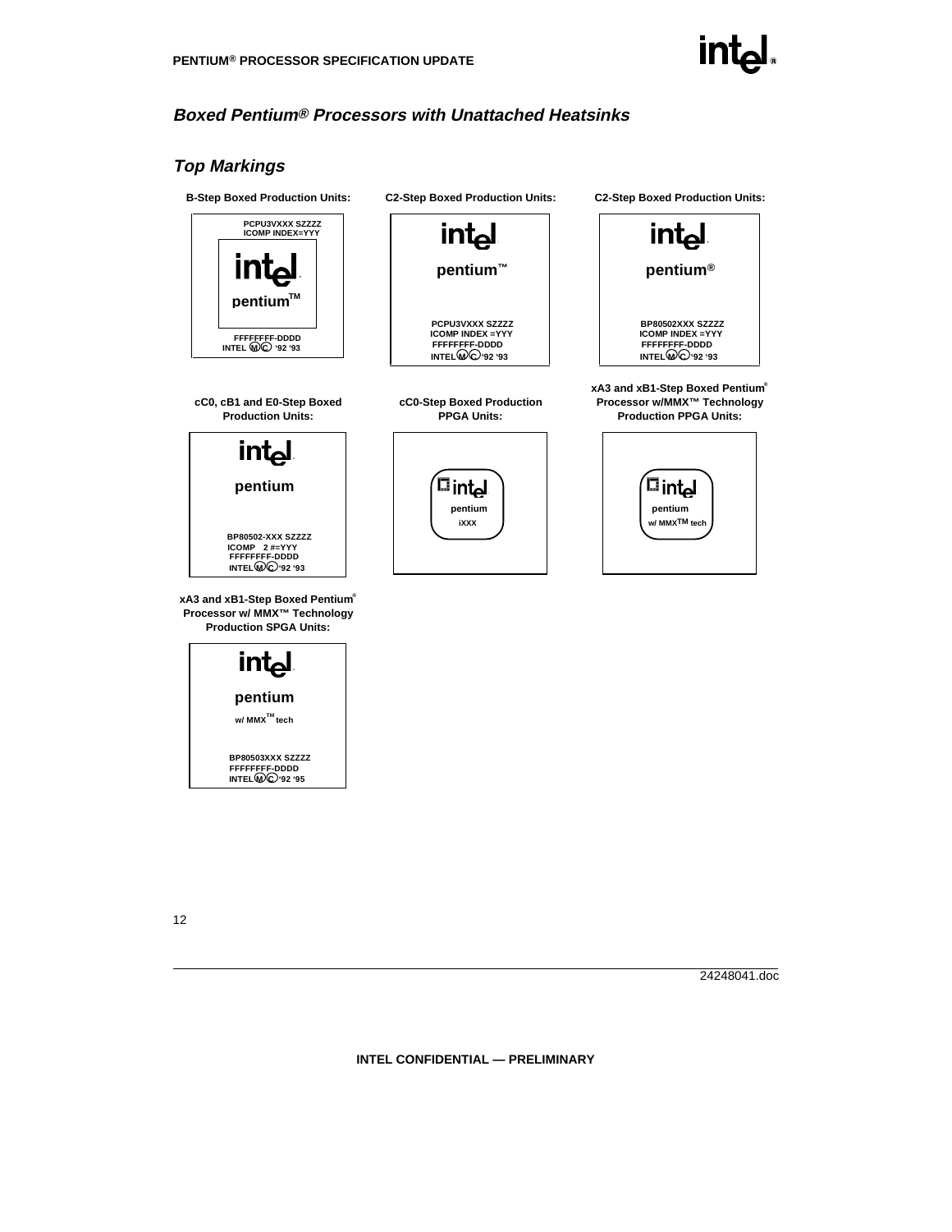## *Boxed Pentium® Processors with Unattached Heatsinks*

### *Top Markings*

**B-Step Boxed Production Units:**

PCPU3VXXX SZZZZ
ICOMP INDEX=YYY

intel

pentium™

FFFFFFFF-DDDD
INTEL M C '92 '93

**C2-Step Boxed Production Units:**

intel

pentium™

PCPU3VXXX SZZZZ
ICOMP INDEX =YYY
FFFFFFFF-DDDD
INTEL M C '92 '93

**C2-Step Boxed Production Units:**

intel

pentium®

BP80502XXX SZZZZ
ICOMP INDEX =YYY
FFFFFFFF-DDDD
INTEL M C '92 '93

**cC0, cB1 and E0-Step Boxed Production Units:**

intel

pentium

BP80502-XXX SZZZZ
ICOMP 2 #=YYY
FFFFFFFF-DDDD
INTEL M C '92 '93

**cC0-Step Boxed Production PPGA Units:**

intel

pentium

iXXX

**xA3 and xB1-Step Boxed Pentium® Processor w/MMX™ Technology Production PPGA Units:**

intel

pentium

w/ MMX™ tech

**xA3 and xB1-Step Boxed Pentium® Processor w/ MMX™ Technology Production SPGA Units:**

intel

pentium

w/ MMX™ tech

BP80503XXX SZZZZ
FFFFFFFF-DDDD
INTEL M C '92 '95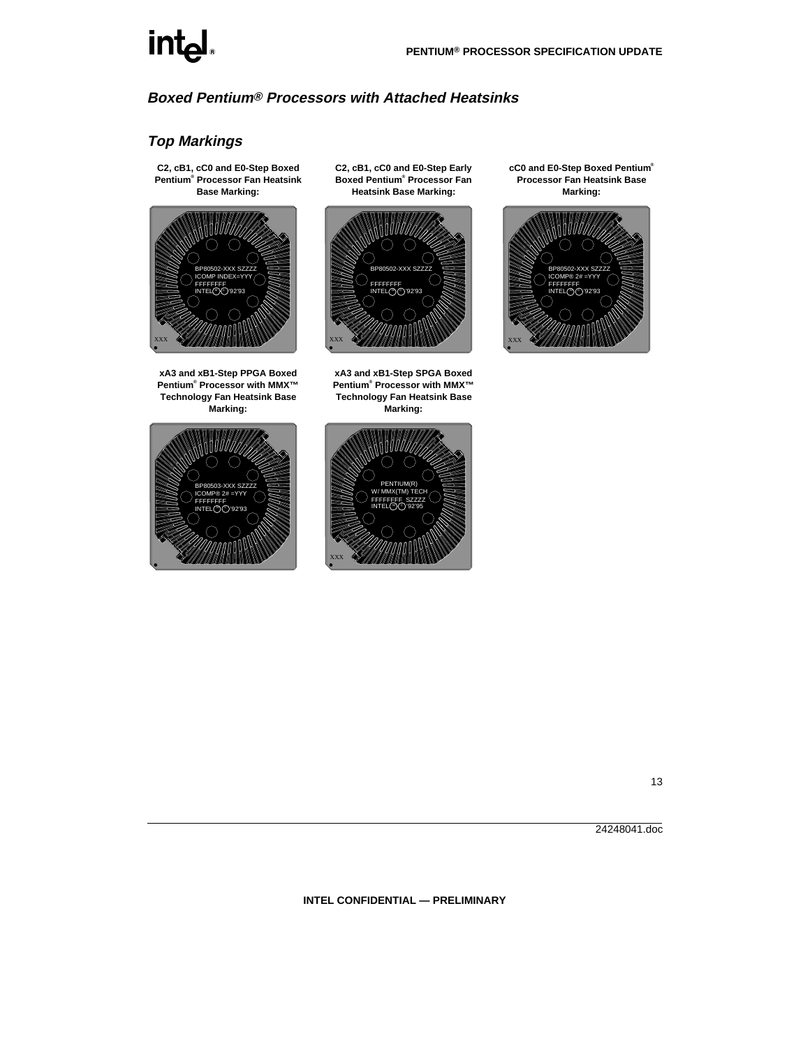## *Boxed Pentium® Processors with Attached Heatsinks*

### *Top Markings*

**C2, cB1, cC0 and E0-Step Boxed Pentium® Processor Fan Heatsink Base Marking:**

BP80502-XXX SZZZZ
ICOMP INDEX=YYY
FFFFFFFF
INTEL '92'93
XXX

**C2, cB1, cC0 and E0-Step Early Boxed Pentium® Processor Fan Heatsink Base Marking:**

BP80502-XXX SZZZZ
FFFFFFFF
INTEL '92'93
XXX

**cC0 and E0-Step Boxed Pentium® Processor Fan Heatsink Base Marking:**

BP80502-XXX SZZZZ
ICOMP® 2# =YYY
FFFFFFFF
INTEL '92'93
XXX

**xA3 and xB1-Step PPGA Boxed Pentium® Processor with MMX™ Technology Fan Heatsink Base Marking:**

BP80503-XXX SZZZZ
ICOMP® 2# =YYY
FFFFFFFF
INTEL '92'93

**xA3 and xB1-Step SPGA Boxed Pentium® Processor with MMX™ Technology Fan Heatsink Base Marking:**

PENTIUM(R)
W/ MMX(TM) TECH
FFFFFFFF SZZZZ
INTEL '92'95
XXX

24248041.doc

INTEL CONFIDENTIAL — PRELIMINARY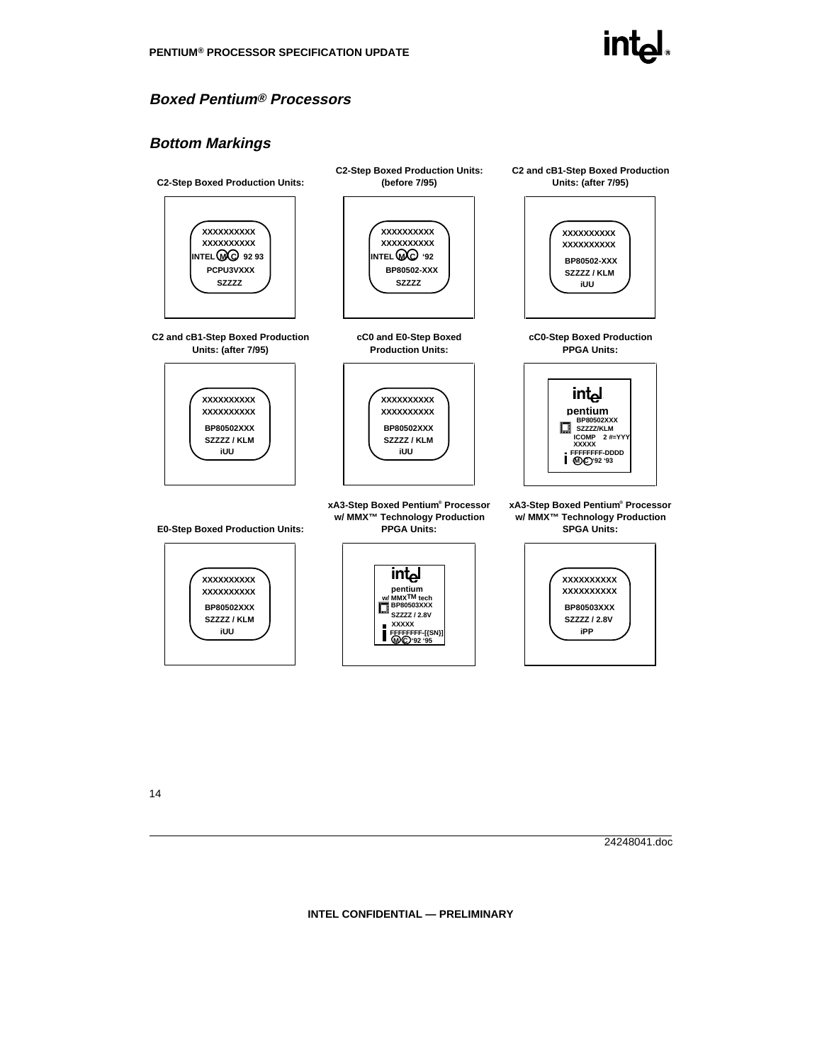## *Boxed Pentium® Processors*

## *Bottom Markings*

**C2-Step Boxed Production Units:**

XXXXXXXXXX
XXXXXXXXXX
INTEL M C 92 93
PCPU3VXXX
SZZZZ

**C2-Step Boxed Production Units: (before 7/95)**

XXXXXXXXXX
XXXXXXXXXX
INTEL M C '92
BP80502-XXX
SZZZZ

**C2 and cB1-Step Boxed Production Units: (after 7/95)**

XXXXXXXXXX
XXXXXXXXXX
BP80502-XXX
SZZZZ / KLM
iUU

**C2 and cB1-Step Boxed Production Units: (after 7/95)**

XXXXXXXXXX
XXXXXXXXXX
BP80502XXX
SZZZZ / KLM
iUU

**cC0 and E0-Step Boxed Production Units:**

XXXXXXXXXX
XXXXXXXXXX
BP80502XXX
SZZZZ / KLM
iUU

**cC0-Step Boxed Production PPGA Units:**

intel
pentium
BP80502XXX
SZZZZ/KLM
ICOMP 2 #=YYY
XXXXX
FFFFFFFF-DDDD
M C '92 '93

**E0-Step Boxed Production Units:**

XXXXXXXXXX
XXXXXXXXXX
BP80502XXX
SZZZZ / KLM
iUU

**xA3-Step Boxed Pentium® Processor w/ MMX™ Technology Production PPGA Units:**

intel
pentium
w/ MMX™ tech
BP80503XXX
SZZZZ / 2.8V
XXXXX
FFFFFFFF-[[SN]]
M C '92 '95

**xA3-Step Boxed Pentium® Processor w/ MMX™ Technology Production SPGA Units:**

XXXXXXXXXX
XXXXXXXXXX
BP80503XXX
SZZZZ / 2.8V
iPP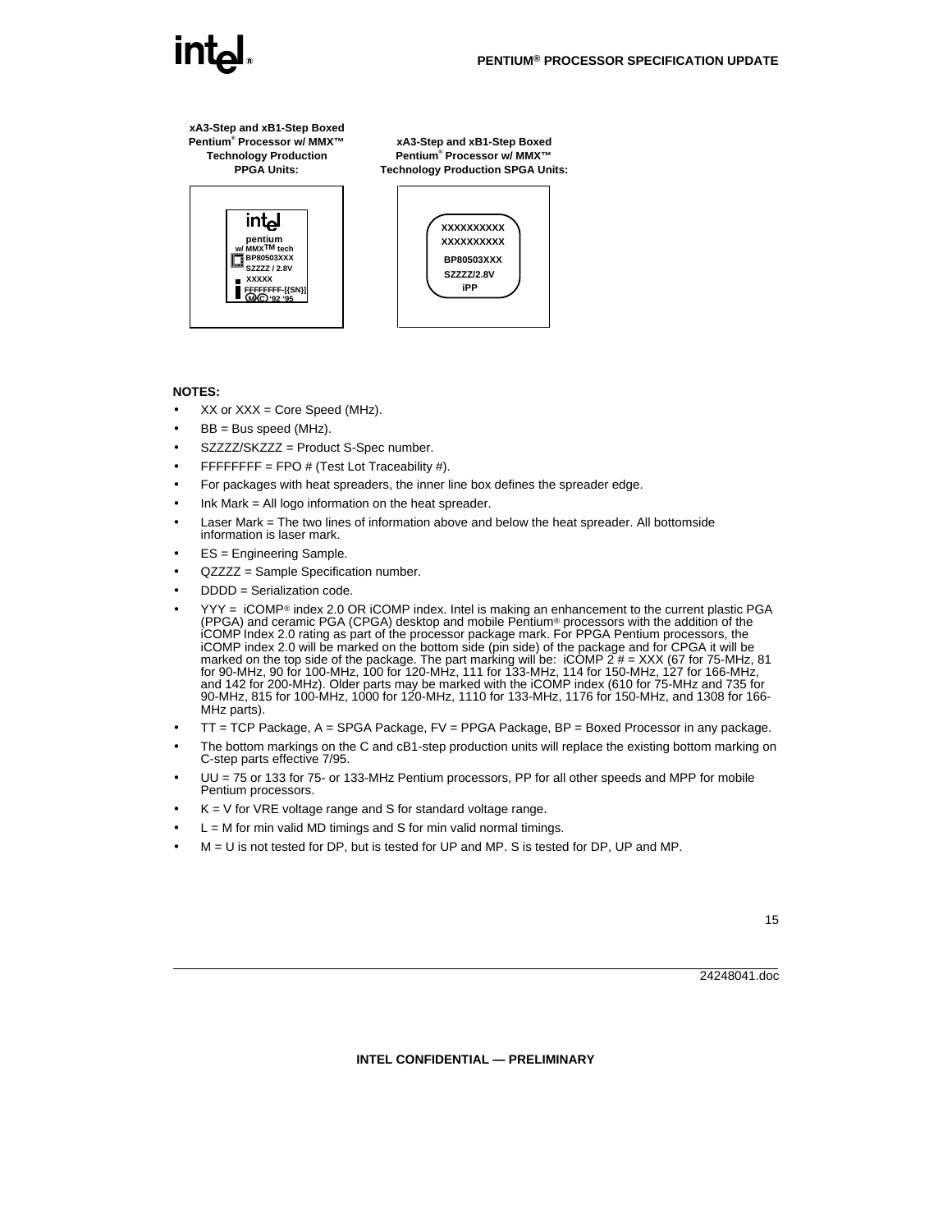**xA3-Step and xB1-Step Boxed Pentium® Processor w/ MMX™ Technology Production PPGA Units:**

intel
pentium
w/ MMX™ tech
BP80503XXX
SZZZZ / 2.8V
XXXXX
FFFFFFFF-[(SN)]
M C '92 '95

**xA3-Step and xB1-Step Boxed Pentium® Processor w/ MMX™ Technology Production SPGA Units:**

XXXXXXXXXX
XXXXXXXXXX
BP80503XXX
SZZZZ/2.8V
iPP

**NOTES:**

- XX or XXX = Core Speed (MHz).
- BB = Bus speed (MHz).
- SZZZZ/SKZZZ = Product S-Spec number.
- FFFFFFFF = FPO # (Test Lot Traceability #).
- For packages with heat spreaders, the inner line box defines the spreader edge.
- Ink Mark = All logo information on the heat spreader.
- Laser Mark = The two lines of information above and below the heat spreader. All bottomside information is laser mark.
- ES = Engineering Sample.
- QZZZZ = Sample Specification number.
- DDDD = Serialization code.
- YYY = iCOMP® index 2.0 OR iCOMP index. Intel is making an enhancement to the current plastic PGA (PPGA) and ceramic PGA (CPGA) desktop and mobile Pentium® processors with the addition of the iCOMP Index 2.0 rating as part of the processor package mark. For PPGA Pentium processors, the iCOMP index 2.0 will be marked on the bottom side (pin side) of the package and for CPGA it will be marked on the top side of the package. The part marking will be: iCOMP 2 # = XXX (67 for 75-MHz, 81 for 90-MHz, 90 for 100-MHz, 100 for 120-MHz, 111 for 133-MHz, 114 for 150-MHz, 127 for 166-MHz, and 142 for 200-MHz). Older parts may be marked with the iCOMP index (610 for 75-MHz and 735 for 90-MHz, 815 for 100-MHz, 1000 for 120-MHz, 1110 for 133-MHz, 1176 for 150-MHz, and 1308 for 166-MHz parts).
- TT = TCP Package, A = SPGA Package, FV = PPGA Package, BP = Boxed Processor in any package.
- The bottom markings on the C and cB1-step production units will replace the existing bottom marking on C-step parts effective 7/95.
- UU = 75 or 133 for 75- or 133-MHz Pentium processors, PP for all other speeds and MPP for mobile Pentium processors.
- K = V for VRE voltage range and S for standard voltage range.
- L = M for min valid MD timings and S for min valid normal timings.
- M = U is not tested for DP, but is tested for UP and MP. S is tested for DP, UP and MP.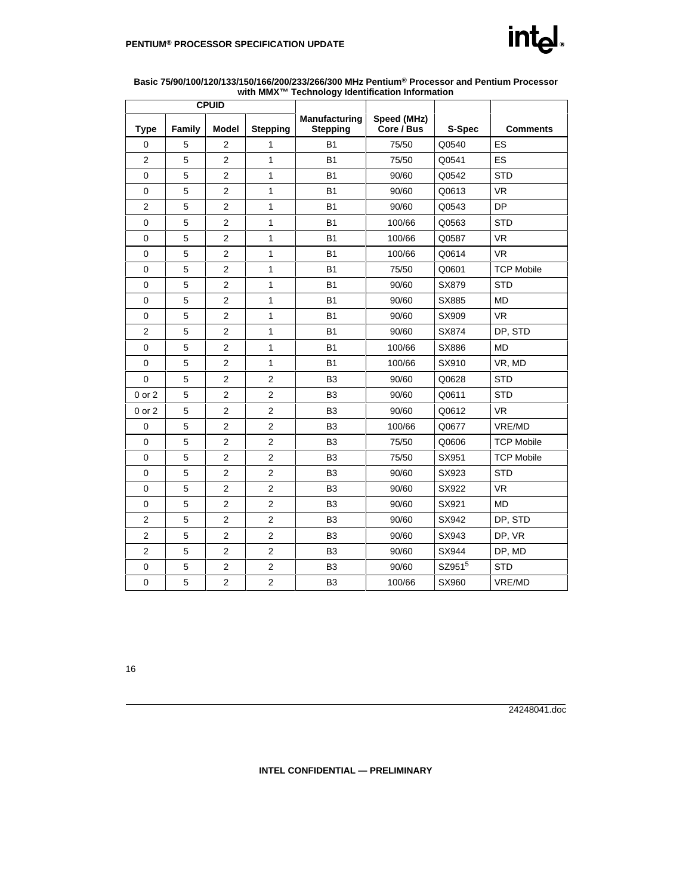**Basic 75/90/100/120/133/150/166/200/233/266/300 MHz Pentium® Processor and Pentium Processor with MMX™ Technology Identification Information**

| CPUID | | | | | | | |
|---|---|---|---|---|---|---|---|
| **Type** | **Family** | **Model** | **Stepping** | **Manufacturing Stepping** | **Speed (MHz) Core / Bus** | **S-Spec** | **Comments** |
| 0 | 5 | 2 | 1 | B1 | 75/50 | Q0540 | ES |
| 2 | 5 | 2 | 1 | B1 | 75/50 | Q0541 | ES |
| 0 | 5 | 2 | 1 | B1 | 90/60 | Q0542 | STD |
| 0 | 5 | 2 | 1 | B1 | 90/60 | Q0613 | VR |
| 2 | 5 | 2 | 1 | B1 | 90/60 | Q0543 | DP |
| 0 | 5 | 2 | 1 | B1 | 100/66 | Q0563 | STD |
| 0 | 5 | 2 | 1 | B1 | 100/66 | Q0587 | VR |
| 0 | 5 | 2 | 1 | B1 | 100/66 | Q0614 | VR |
| 0 | 5 | 2 | 1 | B1 | 75/50 | Q0601 | TCP Mobile |
| 0 | 5 | 2 | 1 | B1 | 90/60 | SX879 | STD |
| 0 | 5 | 2 | 1 | B1 | 90/60 | SX885 | MD |
| 0 | 5 | 2 | 1 | B1 | 90/60 | SX909 | VR |
| 2 | 5 | 2 | 1 | B1 | 90/60 | SX874 | DP, STD |
| 0 | 5 | 2 | 1 | B1 | 100/66 | SX886 | MD |
| 0 | 5 | 2 | 1 | B1 | 100/66 | SX910 | VR, MD |
| 0 | 5 | 2 | 2 | B3 | 90/60 | Q0628 | STD |
| 0 or 2 | 5 | 2 | 2 | B3 | 90/60 | Q0611 | STD |
| 0 or 2 | 5 | 2 | 2 | B3 | 90/60 | Q0612 | VR |
| 0 | 5 | 2 | 2 | B3 | 100/66 | Q0677 | VRE/MD |
| 0 | 5 | 2 | 2 | B3 | 75/50 | Q0606 | TCP Mobile |
| 0 | 5 | 2 | 2 | B3 | 75/50 | SX951 | TCP Mobile |
| 0 | 5 | 2 | 2 | B3 | 90/60 | SX923 | STD |
| 0 | 5 | 2 | 2 | B3 | 90/60 | SX922 | VR |
| 0 | 5 | 2 | 2 | B3 | 90/60 | SX921 | MD |
| 2 | 5 | 2 | 2 | B3 | 90/60 | SX942 | DP, STD |
| 2 | 5 | 2 | 2 | B3 | 90/60 | SX943 | DP, VR |
| 2 | 5 | 2 | 2 | B3 | 90/60 | SX944 | DP, MD |
| 0 | 5 | 2 | 2 | B3 | 90/60 | SZ951[5] | STD |
| 0 | 5 | 2 | 2 | B3 | 100/66 | SX960 | VRE/MD |

INTEL CONFIDENTIAL — PRELIMINARY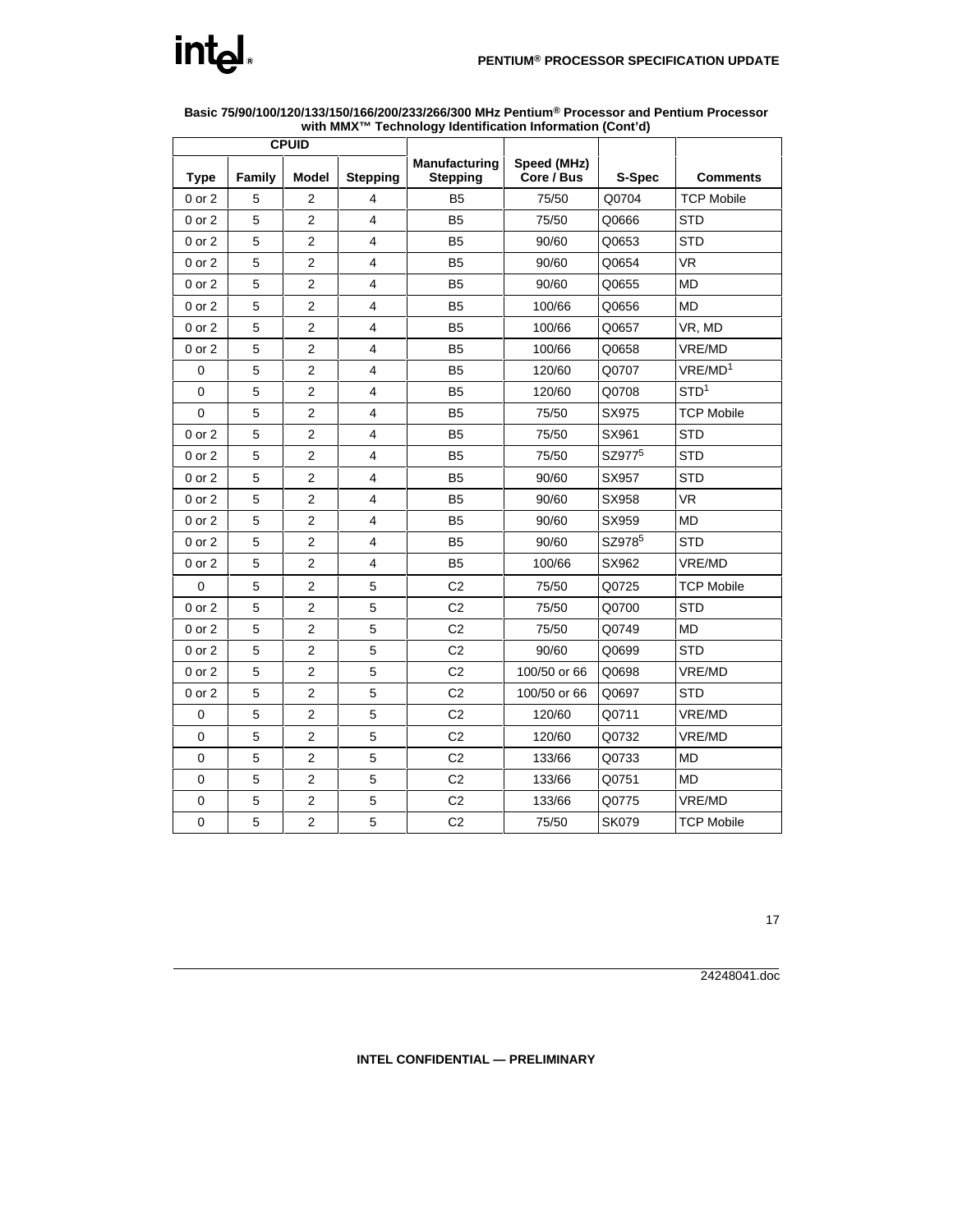**Basic 75/90/100/120/133/150/166/200/233/266/300 MHz Pentium® Processor and Pentium Processor with MMX™ Technology Identification Information (Cont'd)**

| CPUID | | | | Manufacturing Stepping | Speed (MHz) Core / Bus | S-Spec | Comments |
|---|---|---|---|---|---|---|---|
| Type | Family | Model | Stepping | | | | |
| 0 or 2 | 5 | 2 | 4 | B5 | 75/50 | Q0704 | TCP Mobile |
| 0 or 2 | 5 | 2 | 4 | B5 | 75/50 | Q0666 | STD |
| 0 or 2 | 5 | 2 | 4 | B5 | 90/60 | Q0653 | STD |
| 0 or 2 | 5 | 2 | 4 | B5 | 90/60 | Q0654 | VR |
| 0 or 2 | 5 | 2 | 4 | B5 | 90/60 | Q0655 | MD |
| 0 or 2 | 5 | 2 | 4 | B5 | 100/66 | Q0656 | MD |
| 0 or 2 | 5 | 2 | 4 | B5 | 100/66 | Q0657 | VR, MD |
| 0 or 2 | 5 | 2 | 4 | B5 | 100/66 | Q0658 | VRE/MD |
| 0 | 5 | 2 | 4 | B5 | 120/60 | Q0707 | VRE/MD[1] |
| 0 | 5 | 2 | 4 | B5 | 120/60 | Q0708 | STD[1] |
| 0 | 5 | 2 | 4 | B5 | 75/50 | SX975 | TCP Mobile |
| 0 or 2 | 5 | 2 | 4 | B5 | 75/50 | SX961 | STD |
| 0 or 2 | 5 | 2 | 4 | B5 | 75/50 | SZ977[5] | STD |
| 0 or 2 | 5 | 2 | 4 | B5 | 90/60 | SX957 | STD |
| 0 or 2 | 5 | 2 | 4 | B5 | 90/60 | SX958 | VR |
| 0 or 2 | 5 | 2 | 4 | B5 | 90/60 | SX959 | MD |
| 0 or 2 | 5 | 2 | 4 | B5 | 90/60 | SZ978[5] | STD |
| 0 or 2 | 5 | 2 | 4 | B5 | 100/66 | SX962 | VRE/MD |
| 0 | 5 | 2 | 5 | C2 | 75/50 | Q0725 | TCP Mobile |
| 0 or 2 | 5 | 2 | 5 | C2 | 75/50 | Q0700 | STD |
| 0 or 2 | 5 | 2 | 5 | C2 | 75/50 | Q0749 | MD |
| 0 or 2 | 5 | 2 | 5 | C2 | 90/60 | Q0699 | STD |
| 0 or 2 | 5 | 2 | 5 | C2 | 100/50 or 66 | Q0698 | VRE/MD |
| 0 or 2 | 5 | 2 | 5 | C2 | 100/50 or 66 | Q0697 | STD |
| 0 | 5 | 2 | 5 | C2 | 120/60 | Q0711 | VRE/MD |
| 0 | 5 | 2 | 5 | C2 | 120/60 | Q0732 | VRE/MD |
| 0 | 5 | 2 | 5 | C2 | 133/66 | Q0733 | MD |
| 0 | 5 | 2 | 5 | C2 | 133/66 | Q0751 | MD |
| 0 | 5 | 2 | 5 | C2 | 133/66 | Q0775 | VRE/MD |
| 0 | 5 | 2 | 5 | C2 | 75/50 | SK079 | TCP Mobile |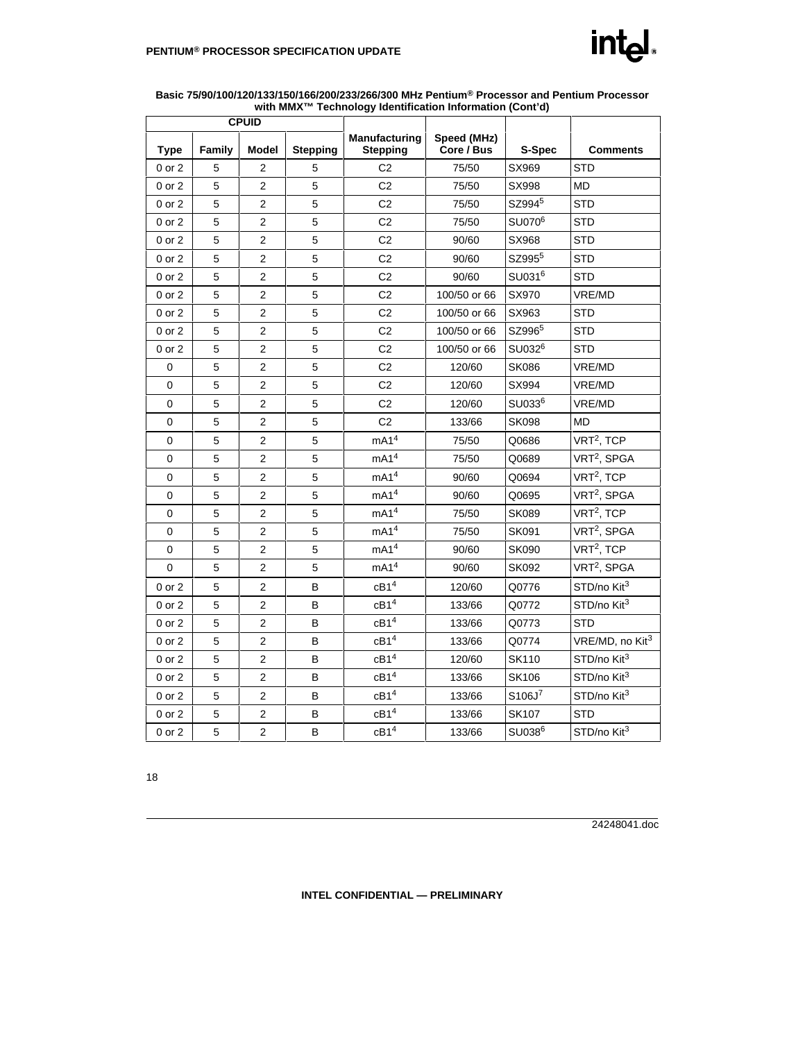**Basic 75/90/100/120/133/150/166/200/233/266/300 MHz Pentium® Processor and Pentium Processor with MMX™ Technology Identification Information (Cont'd)**

| CPUID | | | | Manufacturing Stepping | Speed (MHz) Core / Bus | S-Spec | Comments |
|---|---|---|---|---|---|---|---|
| Type | Family | Model | Stepping | | | | |
| 0 or 2 | 5 | 2 | 5 | C2 | 75/50 | SX969 | STD |
| 0 or 2 | 5 | 2 | 5 | C2 | 75/50 | SX998 | MD |
| 0 or 2 | 5 | 2 | 5 | C2 | 75/50 | SZ994[5] | STD |
| 0 or 2 | 5 | 2 | 5 | C2 | 75/50 | SU070[6] | STD |
| 0 or 2 | 5 | 2 | 5 | C2 | 90/60 | SX968 | STD |
| 0 or 2 | 5 | 2 | 5 | C2 | 90/60 | SZ995[5] | STD |
| 0 or 2 | 5 | 2 | 5 | C2 | 90/60 | SU031[6] | STD |
| 0 or 2 | 5 | 2 | 5 | C2 | 100/50 or 66 | SX970 | VRE/MD |
| 0 or 2 | 5 | 2 | 5 | C2 | 100/50 or 66 | SX963 | STD |
| 0 or 2 | 5 | 2 | 5 | C2 | 100/50 or 66 | SZ996[5] | STD |
| 0 or 2 | 5 | 2 | 5 | C2 | 100/50 or 66 | SU032[6] | STD |
| 0 | 5 | 2 | 5 | C2 | 120/60 | SK086 | VRE/MD |
| 0 | 5 | 2 | 5 | C2 | 120/60 | SX994 | VRE/MD |
| 0 | 5 | 2 | 5 | C2 | 120/60 | SU033[6] | VRE/MD |
| 0 | 5 | 2 | 5 | C2 | 133/66 | SK098 | MD |
| 0 | 5 | 2 | 5 | mA1[4] | 75/50 | Q0686 | VRT[2], TCP |
| 0 | 5 | 2 | 5 | mA1[4] | 75/50 | Q0689 | VRT[2], SPGA |
| 0 | 5 | 2 | 5 | mA1[4] | 90/60 | Q0694 | VRT[2], TCP |
| 0 | 5 | 2 | 5 | mA1[4] | 90/60 | Q0695 | VRT[2], SPGA |
| 0 | 5 | 2 | 5 | mA1[4] | 75/50 | SK089 | VRT[2], TCP |
| 0 | 5 | 2 | 5 | mA1[4] | 75/50 | SK091 | VRT[2], SPGA |
| 0 | 5 | 2 | 5 | mA1[4] | 90/60 | SK090 | VRT[2], TCP |
| 0 | 5 | 2 | 5 | mA1[4] | 90/60 | SK092 | VRT[2], SPGA |
| 0 or 2 | 5 | 2 | B | cB1[4] | 120/60 | Q0776 | STD/no Kit[3] |
| 0 or 2 | 5 | 2 | B | cB1[4] | 133/66 | Q0772 | STD/no Kit[3] |
| 0 or 2 | 5 | 2 | B | cB1[4] | 133/66 | Q0773 | STD |
| 0 or 2 | 5 | 2 | B | cB1[4] | 133/66 | Q0774 | VRE/MD, no Kit[3] |
| 0 or 2 | 5 | 2 | B | cB1[4] | 120/60 | SK110 | STD/no Kit[3] |
| 0 or 2 | 5 | 2 | B | cB1[4] | 133/66 | SK106 | STD/no Kit[3] |
| 0 or 2 | 5 | 2 | B | cB1[4] | 133/66 | S106J[7] | STD/no Kit[3] |
| 0 or 2 | 5 | 2 | B | cB1[4] | 133/66 | SK107 | STD |
| 0 or 2 | 5 | 2 | B | cB1[4] | 133/66 | SU038[6] | STD/no Kit[3] |

INTEL CONFIDENTIAL — PRELIMINARY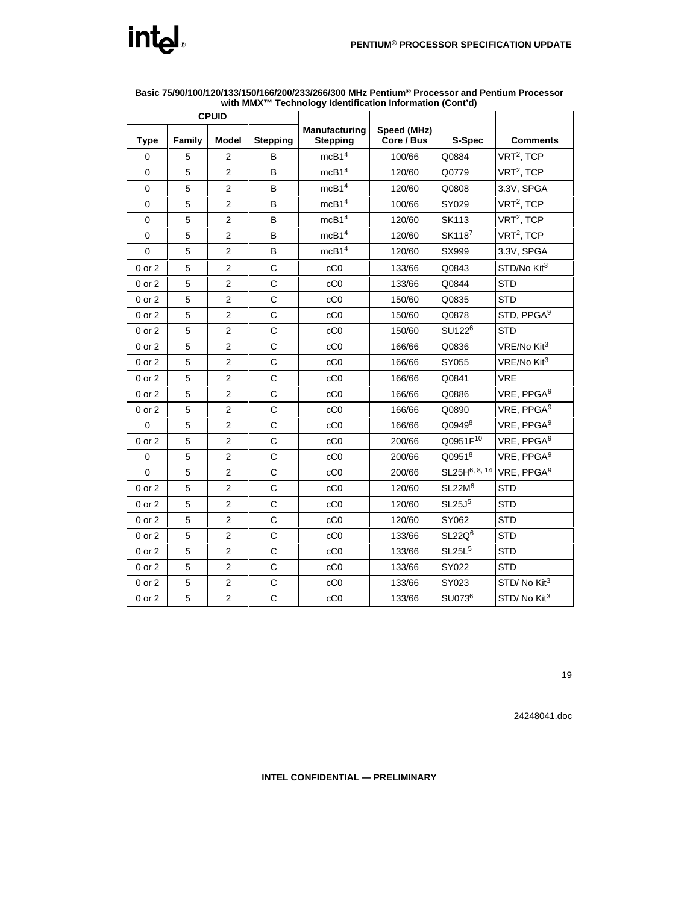**Basic 75/90/100/120/133/150/166/200/233/266/300 MHz Pentium® Processor and Pentium Processor with MMX™ Technology Identification Information (Cont'd)**

| CPUID | | | | | | | |
|---|---|---|---|---|---|---|---|
| Type | Family | Model | Stepping | Manufacturing Stepping | Speed (MHz) Core / Bus | S-Spec | Comments |
| 0 | 5 | 2 | B | mcB1[4] | 100/66 | Q0884 | VRT[2], TCP |
| 0 | 5 | 2 | B | mcB1[4] | 120/60 | Q0779 | VRT[2], TCP |
| 0 | 5 | 2 | B | mcB1[4] | 120/60 | Q0808 | 3.3V, SPGA |
| 0 | 5 | 2 | B | mcB1[4] | 100/66 | SY029 | VRT[2], TCP |
| 0 | 5 | 2 | B | mcB1[4] | 120/60 | SK113 | VRT[2], TCP |
| 0 | 5 | 2 | B | mcB1[4] | 120/60 | SK118[7] | VRT[2], TCP |
| 0 | 5 | 2 | B | mcB1[4] | 120/60 | SX999 | 3.3V, SPGA |
| 0 or 2 | 5 | 2 | C | cC0 | 133/66 | Q0843 | STD/No Kit[3] |
| 0 or 2 | 5 | 2 | C | cC0 | 133/66 | Q0844 | STD |
| 0 or 2 | 5 | 2 | C | cC0 | 150/60 | Q0835 | STD |
| 0 or 2 | 5 | 2 | C | cC0 | 150/60 | Q0878 | STD, PPGA[9] |
| 0 or 2 | 5 | 2 | C | cC0 | 150/60 | SU122[6] | STD |
| 0 or 2 | 5 | 2 | C | cC0 | 166/66 | Q0836 | VRE/No Kit[3] |
| 0 or 2 | 5 | 2 | C | cC0 | 166/66 | SY055 | VRE/No Kit[3] |
| 0 or 2 | 5 | 2 | C | cC0 | 166/66 | Q0841 | VRE |
| 0 or 2 | 5 | 2 | C | cC0 | 166/66 | Q0886 | VRE, PPGA[9] |
| 0 or 2 | 5 | 2 | C | cC0 | 166/66 | Q0890 | VRE, PPGA[9] |
| 0 | 5 | 2 | C | cC0 | 166/66 | Q0949[8] | VRE, PPGA[9] |
| 0 or 2 | 5 | 2 | C | cC0 | 200/66 | Q0951F[10] | VRE, PPGA[9] |
| 0 | 5 | 2 | C | cC0 | 200/66 | Q0951[8] | VRE, PPGA[9] |
| 0 | 5 | 2 | C | cC0 | 200/66 | SL25H[6, 8, 14] | VRE, PPGA[9] |
| 0 or 2 | 5 | 2 | C | cC0 | 120/60 | SL22M[6] | STD |
| 0 or 2 | 5 | 2 | C | cC0 | 120/60 | SL25J[5] | STD |
| 0 or 2 | 5 | 2 | C | cC0 | 120/60 | SY062 | STD |
| 0 or 2 | 5 | 2 | C | cC0 | 133/66 | SL22Q[6] | STD |
| 0 or 2 | 5 | 2 | C | cC0 | 133/66 | SL25L[5] | STD |
| 0 or 2 | 5 | 2 | C | cC0 | 133/66 | SY022 | STD |
| 0 or 2 | 5 | 2 | C | cC0 | 133/66 | SY023 | STD/ No Kit[3] |
| 0 or 2 | 5 | 2 | C | cC0 | 133/66 | SU073[6] | STD/ No Kit[3] |

INTEL CONFIDENTIAL — PRELIMINARY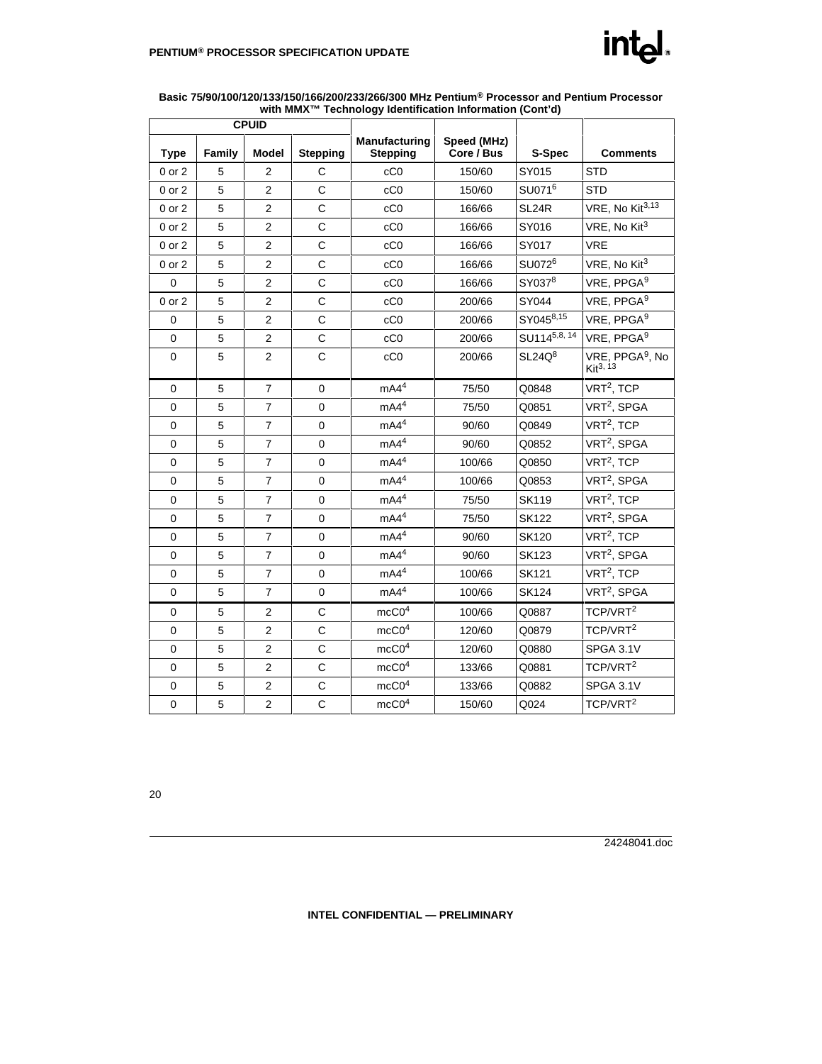**Basic 75/90/100/120/133/150/166/200/233/266/300 MHz Pentium® Processor and Pentium Processor with MMX™ Technology Identification Information (Cont'd)**

| CPUID | | | | | | | |
|---|---|---|---|---|---|---|---|
| **Type** | **Family** | **Model** | **Stepping** | **Manufacturing Stepping** | **Speed (MHz) Core / Bus** | **S-Spec** | **Comments** |
| 0 or 2 | 5 | 2 | C | cC0 | 150/60 | SY015 | STD |
| 0 or 2 | 5 | 2 | C | cC0 | 150/60 | SU071[6] | STD |
| 0 or 2 | 5 | 2 | C | cC0 | 166/66 | SL24R | VRE, No Kit[3,13] |
| 0 or 2 | 5 | 2 | C | cC0 | 166/66 | SY016 | VRE, No Kit[3] |
| 0 or 2 | 5 | 2 | C | cC0 | 166/66 | SY017 | VRE |
| 0 or 2 | 5 | 2 | C | cC0 | 166/66 | SU072[6] | VRE, No Kit[3] |
| 0 | 5 | 2 | C | cC0 | 166/66 | SY037[8] | VRE, PPGA[9] |
| 0 or 2 | 5 | 2 | C | cC0 | 200/66 | SY044 | VRE, PPGA[9] |
| 0 | 5 | 2 | C | cC0 | 200/66 | SY045[8,15] | VRE, PPGA[9] |
| 0 | 5 | 2 | C | cC0 | 200/66 | SU114[5,8, 14] | VRE, PPGA[9] |
| 0 | 5 | 2 | C | cC0 | 200/66 | SL24Q[8] | VRE, PPGA[9], No Kit[3, 13] |
| 0 | 5 | 7 | 0 | mA4[4] | 75/50 | Q0848 | VRT[2], TCP |
| 0 | 5 | 7 | 0 | mA4[4] | 75/50 | Q0851 | VRT[2], SPGA |
| 0 | 5 | 7 | 0 | mA4[4] | 90/60 | Q0849 | VRT[2], TCP |
| 0 | 5 | 7 | 0 | mA4[4] | 90/60 | Q0852 | VRT[2], SPGA |
| 0 | 5 | 7 | 0 | mA4[4] | 100/66 | Q0850 | VRT[2], TCP |
| 0 | 5 | 7 | 0 | mA4[4] | 100/66 | Q0853 | VRT[2], SPGA |
| 0 | 5 | 7 | 0 | mA4[4] | 75/50 | SK119 | VRT[2], TCP |
| 0 | 5 | 7 | 0 | mA4[4] | 75/50 | SK122 | VRT[2], SPGA |
| 0 | 5 | 7 | 0 | mA4[4] | 90/60 | SK120 | VRT[2], TCP |
| 0 | 5 | 7 | 0 | mA4[4] | 90/60 | SK123 | VRT[2], SPGA |
| 0 | 5 | 7 | 0 | mA4[4] | 100/66 | SK121 | VRT[2], TCP |
| 0 | 5 | 7 | 0 | mA4[4] | 100/66 | SK124 | VRT[2], SPGA |
| 0 | 5 | 2 | C | mcC0[4] | 100/66 | Q0887 | TCP/VRT[2] |
| 0 | 5 | 2 | C | mcC0[4] | 120/60 | Q0879 | TCP/VRT[2] |
| 0 | 5 | 2 | C | mcC0[4] | 120/60 | Q0880 | SPGA 3.1V |
| 0 | 5 | 2 | C | mcC0[4] | 133/66 | Q0881 | TCP/VRT[2] |
| 0 | 5 | 2 | C | mcC0[4] | 133/66 | Q0882 | SPGA 3.1V |
| 0 | 5 | 2 | C | mcC0[4] | 150/60 | Q024 | TCP/VRT[2] |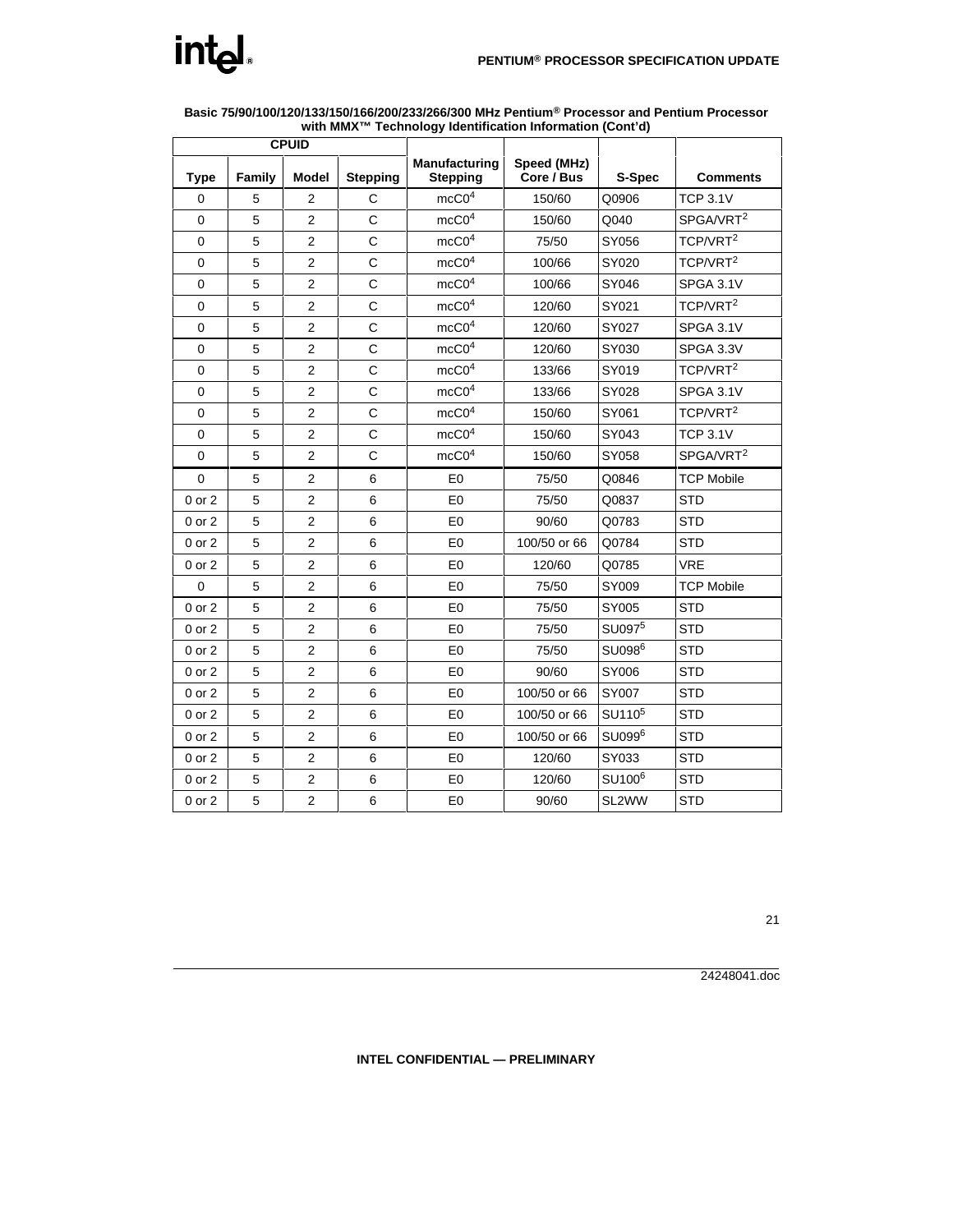**Basic 75/90/100/120/133/150/166/200/233/266/300 MHz Pentium® Processor and Pentium Processor with MMX™ Technology Identification Information (Cont'd)**

| CPUID | | | | | | | |
|---|---|---|---|---|---|---|---|
| **Type** | **Family** | **Model** | **Stepping** | **Manufacturing Stepping** | **Speed (MHz) Core / Bus** | **S-Spec** | **Comments** |
| 0 | 5 | 2 | C | mcC0[4] | 150/60 | Q0906 | TCP 3.1V |
| 0 | 5 | 2 | C | mcC0[4] | 150/60 | Q040 | SPGA/VRT[2] |
| 0 | 5 | 2 | C | mcC0[4] | 75/50 | SY056 | TCP/VRT[2] |
| 0 | 5 | 2 | C | mcC0[4] | 100/66 | SY020 | TCP/VRT[2] |
| 0 | 5 | 2 | C | mcC0[4] | 100/66 | SY046 | SPGA 3.1V |
| 0 | 5 | 2 | C | mcC0[4] | 120/60 | SY021 | TCP/VRT[2] |
| 0 | 5 | 2 | C | mcC0[4] | 120/60 | SY027 | SPGA 3.1V |
| 0 | 5 | 2 | C | mcC0[4] | 120/60 | SY030 | SPGA 3.3V |
| 0 | 5 | 2 | C | mcC0[4] | 133/66 | SY019 | TCP/VRT[2] |
| 0 | 5 | 2 | C | mcC0[4] | 133/66 | SY028 | SPGA 3.1V |
| 0 | 5 | 2 | C | mcC0[4] | 150/60 | SY061 | TCP/VRT[2] |
| 0 | 5 | 2 | C | mcC0[4] | 150/60 | SY043 | TCP 3.1V |
| 0 | 5 | 2 | C | mcC0[4] | 150/60 | SY058 | SPGA/VRT[2] |
| 0 | 5 | 2 | 6 | E0 | 75/50 | Q0846 | TCP Mobile |
| 0 or 2 | 5 | 2 | 6 | E0 | 75/50 | Q0837 | STD |
| 0 or 2 | 5 | 2 | 6 | E0 | 90/60 | Q0783 | STD |
| 0 or 2 | 5 | 2 | 6 | E0 | 100/50 or 66 | Q0784 | STD |
| 0 or 2 | 5 | 2 | 6 | E0 | 120/60 | Q0785 | VRE |
| 0 | 5 | 2 | 6 | E0 | 75/50 | SY009 | TCP Mobile |
| 0 or 2 | 5 | 2 | 6 | E0 | 75/50 | SY005 | STD |
| 0 or 2 | 5 | 2 | 6 | E0 | 75/50 | SU097[5] | STD |
| 0 or 2 | 5 | 2 | 6 | E0 | 75/50 | SU098[6] | STD |
| 0 or 2 | 5 | 2 | 6 | E0 | 90/60 | SY006 | STD |
| 0 or 2 | 5 | 2 | 6 | E0 | 100/50 or 66 | SY007 | STD |
| 0 or 2 | 5 | 2 | 6 | E0 | 100/50 or 66 | SU110[5] | STD |
| 0 or 2 | 5 | 2 | 6 | E0 | 100/50 or 66 | SU099[6] | STD |
| 0 or 2 | 5 | 2 | 6 | E0 | 120/60 | SY033 | STD |
| 0 or 2 | 5 | 2 | 6 | E0 | 120/60 | SU100[6] | STD |
| 0 or 2 | 5 | 2 | 6 | E0 | 90/60 | SL2WW | STD |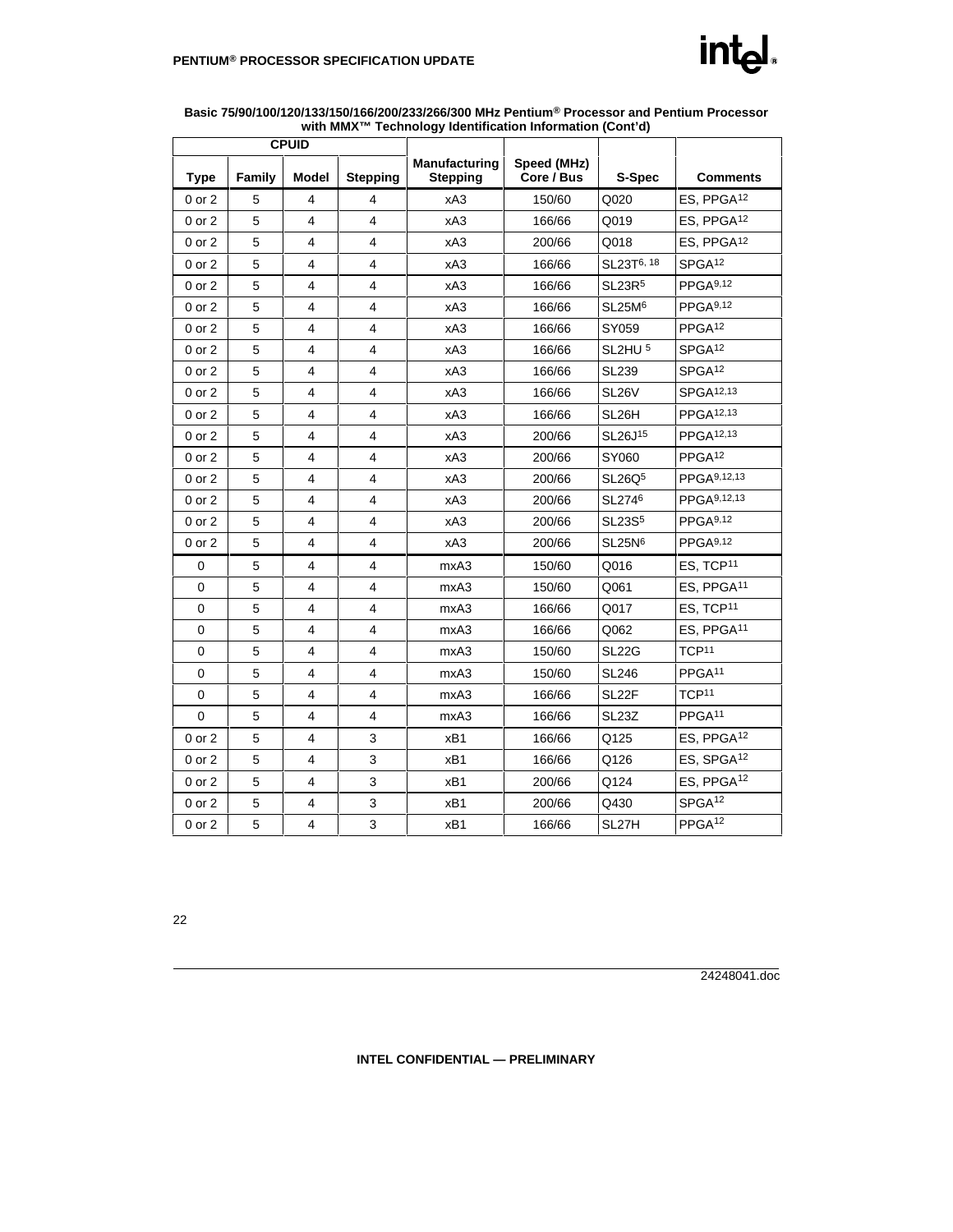**Basic 75/90/100/120/133/150/166/200/233/266/300 MHz Pentium® Processor and Pentium Processor with MMX™ Technology Identification Information (Cont'd)**

| CPUID | | | | | | | |
|---|---|---|---|---|---|---|---|
| **Type** | **Family** | **Model** | **Stepping** | **Manufacturing Stepping** | **Speed (MHz) Core / Bus** | **S-Spec** | **Comments** |
| 0 or 2 | 5 | 4 | 4 | xA3 | 150/60 | Q020 | ES, PPGA[12] |
| 0 or 2 | 5 | 4 | 4 | xA3 | 166/66 | Q019 | ES, PPGA[12] |
| 0 or 2 | 5 | 4 | 4 | xA3 | 200/66 | Q018 | ES, PPGA[12] |
| 0 or 2 | 5 | 4 | 4 | xA3 | 166/66 | SL23T[6, 18] | SPGA[12] |
| 0 or 2 | 5 | 4 | 4 | xA3 | 166/66 | SL23R[5] | PPGA[9,12] |
| 0 or 2 | 5 | 4 | 4 | xA3 | 166/66 | SL25M[6] | PPGA[9,12] |
| 0 or 2 | 5 | 4 | 4 | xA3 | 166/66 | SY059 | PPGA[12] |
| 0 or 2 | 5 | 4 | 4 | xA3 | 166/66 | SL2HU[5] | SPGA[12] |
| 0 or 2 | 5 | 4 | 4 | xA3 | 166/66 | SL239 | SPGA[12] |
| 0 or 2 | 5 | 4 | 4 | xA3 | 166/66 | SL26V | SPGA[12,13] |
| 0 or 2 | 5 | 4 | 4 | xA3 | 166/66 | SL26H | PPGA[12,13] |
| 0 or 2 | 5 | 4 | 4 | xA3 | 200/66 | SL26J[15] | PPGA[12,13] |
| 0 or 2 | 5 | 4 | 4 | xA3 | 200/66 | SY060 | PPGA[12] |
| 0 or 2 | 5 | 4 | 4 | xA3 | 200/66 | SL26Q[5] | PPGA[9,12,13] |
| 0 or 2 | 5 | 4 | 4 | xA3 | 200/66 | SL274[6] | PPGA[9,12,13] |
| 0 or 2 | 5 | 4 | 4 | xA3 | 200/66 | SL23S[5] | PPGA[9,12] |
| 0 or 2 | 5 | 4 | 4 | xA3 | 200/66 | SL25N[6] | PPGA[9,12] |
| 0 | 5 | 4 | 4 | mxA3 | 150/60 | Q016 | ES, TCP[11] |
| 0 | 5 | 4 | 4 | mxA3 | 150/60 | Q061 | ES, PPGA[11] |
| 0 | 5 | 4 | 4 | mxA3 | 166/66 | Q017 | ES, TCP[11] |
| 0 | 5 | 4 | 4 | mxA3 | 166/66 | Q062 | ES, PPGA[11] |
| 0 | 5 | 4 | 4 | mxA3 | 150/60 | SL22G | TCP[11] |
| 0 | 5 | 4 | 4 | mxA3 | 150/60 | SL246 | PPGA[11] |
| 0 | 5 | 4 | 4 | mxA3 | 166/66 | SL22F | TCP[11] |
| 0 | 5 | 4 | 4 | mxA3 | 166/66 | SL23Z | PPGA[11] |
| 0 or 2 | 5 | 4 | 3 | xB1 | 166/66 | Q125 | ES, PPGA[12] |
| 0 or 2 | 5 | 4 | 3 | xB1 | 166/66 | Q126 | ES, SPGA[12] |
| 0 or 2 | 5 | 4 | 3 | xB1 | 200/66 | Q124 | ES, PPGA[12] |
| 0 or 2 | 5 | 4 | 3 | xB1 | 200/66 | Q430 | SPGA[12] |
| 0 or 2 | 5 | 4 | 3 | xB1 | 166/66 | SL27H | PPGA[12] |

INTEL CONFIDENTIAL — PRELIMINARY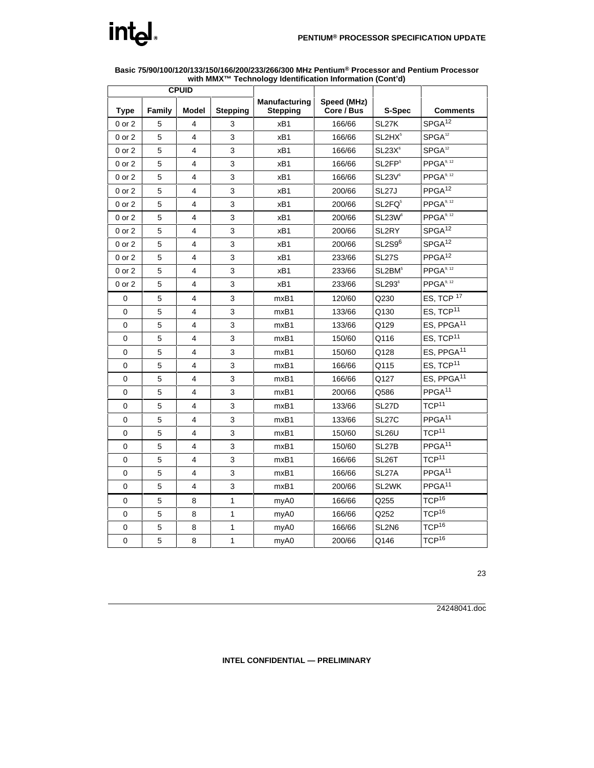**Basic 75/90/100/120/133/150/166/200/233/266/300 MHz Pentium® Processor and Pentium Processor with MMX™ Technology Identification Information (Cont'd)**

| CPUID | | | | | | | |
|---|---|---|---|---|---|---|---|
| **Type** | **Family** | **Model** | **Stepping** | **Manufacturing Stepping** | **Speed (MHz) Core / Bus** | **S-Spec** | **Comments** |
| 0 or 2 | 5 | 4 | 3 | xB1 | 166/66 | SL27K | SPGA[12] |
| 0 or 2 | 5 | 4 | 3 | xB1 | 166/66 | SL2HX[5] | SPGA[12] |
| 0 or 2 | 5 | 4 | 3 | xB1 | 166/66 | SL23X[6] | SPGA[12] |
| 0 or 2 | 5 | 4 | 3 | xB1 | 166/66 | SL2FP[5] | PPGA[9, 12] |
| 0 or 2 | 5 | 4 | 3 | xB1 | 166/66 | SL23V[6] | PPGA[9, 12] |
| 0 or 2 | 5 | 4 | 3 | xB1 | 200/66 | SL27J | PPGA[12] |
| 0 or 2 | 5 | 4 | 3 | xB1 | 200/66 | SL2FQ[5] | PPGA[9, 12] |
| 0 or 2 | 5 | 4 | 3 | xB1 | 200/66 | SL23W[6] | PPGA[9, 12] |
| 0 or 2 | 5 | 4 | 3 | xB1 | 200/66 | SL2RY | SPGA[12] |
| 0 or 2 | 5 | 4 | 3 | xB1 | 200/66 | SL2S9[6] | SPGA[12] |
| 0 or 2 | 5 | 4 | 3 | xB1 | 233/66 | SL27S | PPGA[12] |
| 0 or 2 | 5 | 4 | 3 | xB1 | 233/66 | SL2BM[5] | PPGA[9, 12] |
| 0 or 2 | 5 | 4 | 3 | xB1 | 233/66 | SL293[6] | PPGA[9, 12] |
| 0 | 5 | 4 | 3 | mxB1 | 120/60 | Q230 | ES, TCP [17] |
| 0 | 5 | 4 | 3 | mxB1 | 133/66 | Q130 | ES, TCP[11] |
| 0 | 5 | 4 | 3 | mxB1 | 133/66 | Q129 | ES, PPGA[11] |
| 0 | 5 | 4 | 3 | mxB1 | 150/60 | Q116 | ES, TCP[11] |
| 0 | 5 | 4 | 3 | mxB1 | 150/60 | Q128 | ES, PPGA[11] |
| 0 | 5 | 4 | 3 | mxB1 | 166/66 | Q115 | ES, TCP[11] |
| 0 | 5 | 4 | 3 | mxB1 | 166/66 | Q127 | ES, PPGA[11] |
| 0 | 5 | 4 | 3 | mxB1 | 200/66 | Q586 | PPGA[11] |
| 0 | 5 | 4 | 3 | mxB1 | 133/66 | SL27D | TCP[11] |
| 0 | 5 | 4 | 3 | mxB1 | 133/66 | SL27C | PPGA[11] |
| 0 | 5 | 4 | 3 | mxB1 | 150/60 | SL26U | TCP[11] |
| 0 | 5 | 4 | 3 | mxB1 | 150/60 | SL27B | PPGA[11] |
| 0 | 5 | 4 | 3 | mxB1 | 166/66 | SL26T | TCP[11] |
| 0 | 5 | 4 | 3 | mxB1 | 166/66 | SL27A | PPGA[11] |
| 0 | 5 | 4 | 3 | mxB1 | 200/66 | SL2WK | PPGA[11] |
| 0 | 5 | 8 | 1 | myA0 | 166/66 | Q255 | TCP[16] |
| 0 | 5 | 8 | 1 | myA0 | 166/66 | Q252 | TCP[16] |
| 0 | 5 | 8 | 1 | myA0 | 166/66 | SL2N6 | TCP[16] |
| 0 | 5 | 8 | 1 | myA0 | 200/66 | Q146 | TCP[16] |

24248041.doc

**INTEL CONFIDENTIAL — PRELIMINARY**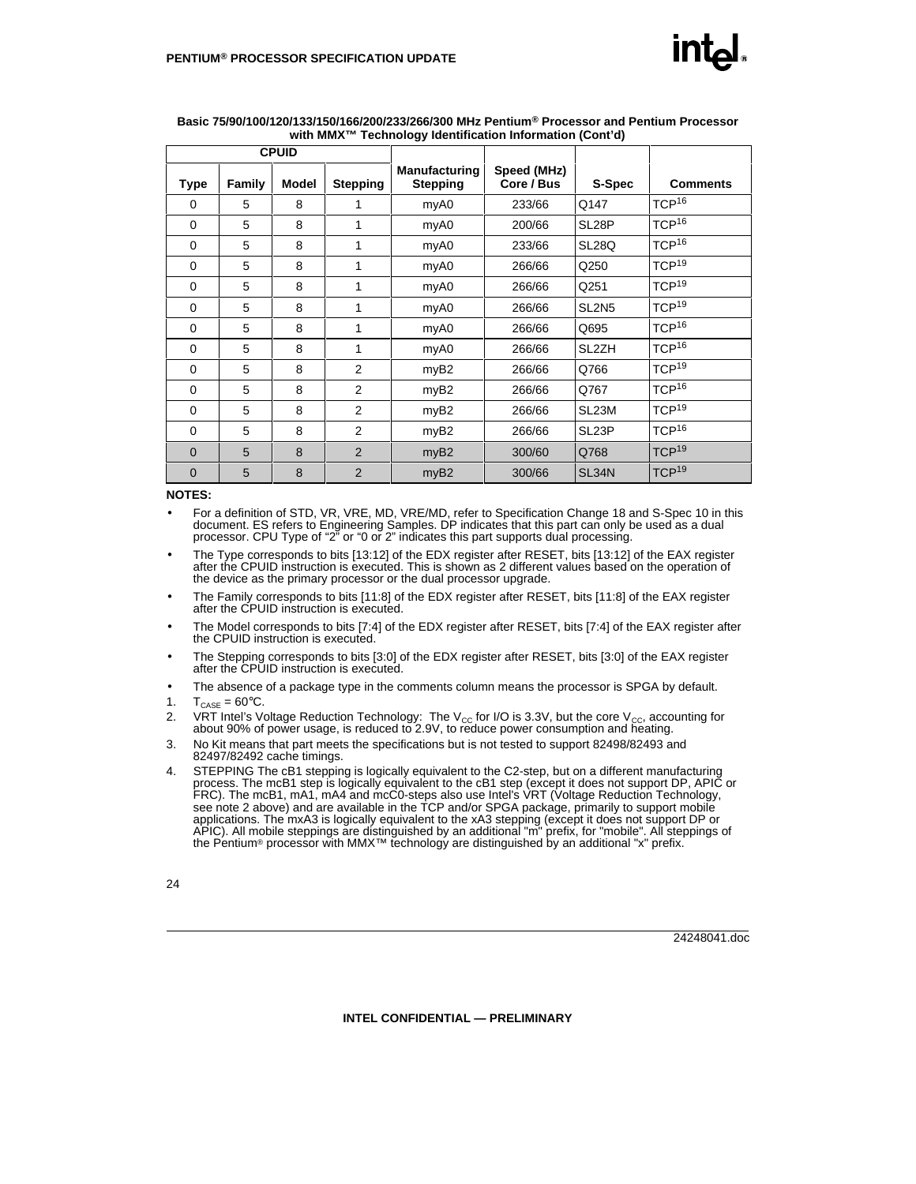**Basic 75/90/100/120/133/150/166/200/233/266/300 MHz Pentium® Processor and Pentium Processor with MMX™ Technology Identification Information (Cont'd)**

| CPUID | | | | | | | |
|---|---|---|---|---|---|---|---|
| Type | Family | Model | Stepping | Manufacturing Stepping | Speed (MHz) Core / Bus | S-Spec | Comments |
| 0 | 5 | 8 | 1 | myA0 | 233/66 | Q147 | TCP[16] |
| 0 | 5 | 8 | 1 | myA0 | 200/66 | SL28P | TCP[16] |
| 0 | 5 | 8 | 1 | myA0 | 233/66 | SL28Q | TCP[16] |
| 0 | 5 | 8 | 1 | myA0 | 266/66 | Q250 | TCP[19] |
| 0 | 5 | 8 | 1 | myA0 | 266/66 | Q251 | TCP[19] |
| 0 | 5 | 8 | 1 | myA0 | 266/66 | SL2N5 | TCP[19] |
| 0 | 5 | 8 | 1 | myA0 | 266/66 | Q695 | TCP[16] |
| 0 | 5 | 8 | 1 | myA0 | 266/66 | SL2ZH | TCP[16] |
| 0 | 5 | 8 | 2 | myB2 | 266/66 | Q766 | TCP[19] |
| 0 | 5 | 8 | 2 | myB2 | 266/66 | Q767 | TCP[16] |
| 0 | 5 | 8 | 2 | myB2 | 266/66 | SL23M | TCP[19] |
| 0 | 5 | 8 | 2 | myB2 | 266/66 | SL23P | TCP[16] |
| 0 | 5 | 8 | 2 | myB2 | 300/60 | Q768 | TCP[19] |
| 0 | 5 | 8 | 2 | myB2 | 300/66 | SL34N | TCP[19] |

**NOTES:**

- For a definition of STD, VR, VRE, MD, VRE/MD, refer to Specification Change 18 and S-Spec 10 in this document. ES refers to Engineering Samples. DP indicates that this part can only be used as a dual processor. CPU Type of "2" or "0 or 2" indicates this part supports dual processing.
- The Type corresponds to bits [13:12] of the EDX register after RESET, bits [13:12] of the EAX register after the CPUID instruction is executed. This is shown as 2 different values based on the operation of the device as the primary processor or the dual processor upgrade.
- The Family corresponds to bits [11:8] of the EDX register after RESET, bits [11:8] of the EAX register after the CPUID instruction is executed.
- The Model corresponds to bits [7:4] of the EDX register after RESET, bits [7:4] of the EAX register after the CPUID instruction is executed.
- The Stepping corresponds to bits [3:0] of the EDX register after RESET, bits [3:0] of the EAX register after the CPUID instruction is executed.
- The absence of a package type in the comments column means the processor is SPGA by default.

1. $T_{CASE}$ = 60°C.
2. VRT Intel's Voltage Reduction Technology: The $V_{CC}$ for I/O is 3.3V, but the core $V_{CC}$, accounting for about 90% of power usage, is reduced to 2.9V, to reduce power consumption and heating.
3. No Kit means that part meets the specifications but is not tested to support 82498/82493 and 82497/82492 cache timings.
4. STEPPING The cB1 stepping is logically equivalent to the C2-step, but on a different manufacturing process. The mcB1 step is logically equivalent to the cB1 step (except it does not support DP, APIC or FRC). The mcB1, mA1, mA4 and mcC0-steps also use Intel's VRT (Voltage Reduction Technology, see note 2 above) and are available in the TCP and/or SPGA package, primarily to support mobile applications. The mxA3 is logically equivalent to the xA3 stepping (except it does not support DP or APIC). All mobile steppings are distinguished by an additional "m" prefix, for "mobile". All steppings of the Pentium® processor with MMX™ technology are distinguished by an additional "x" prefix.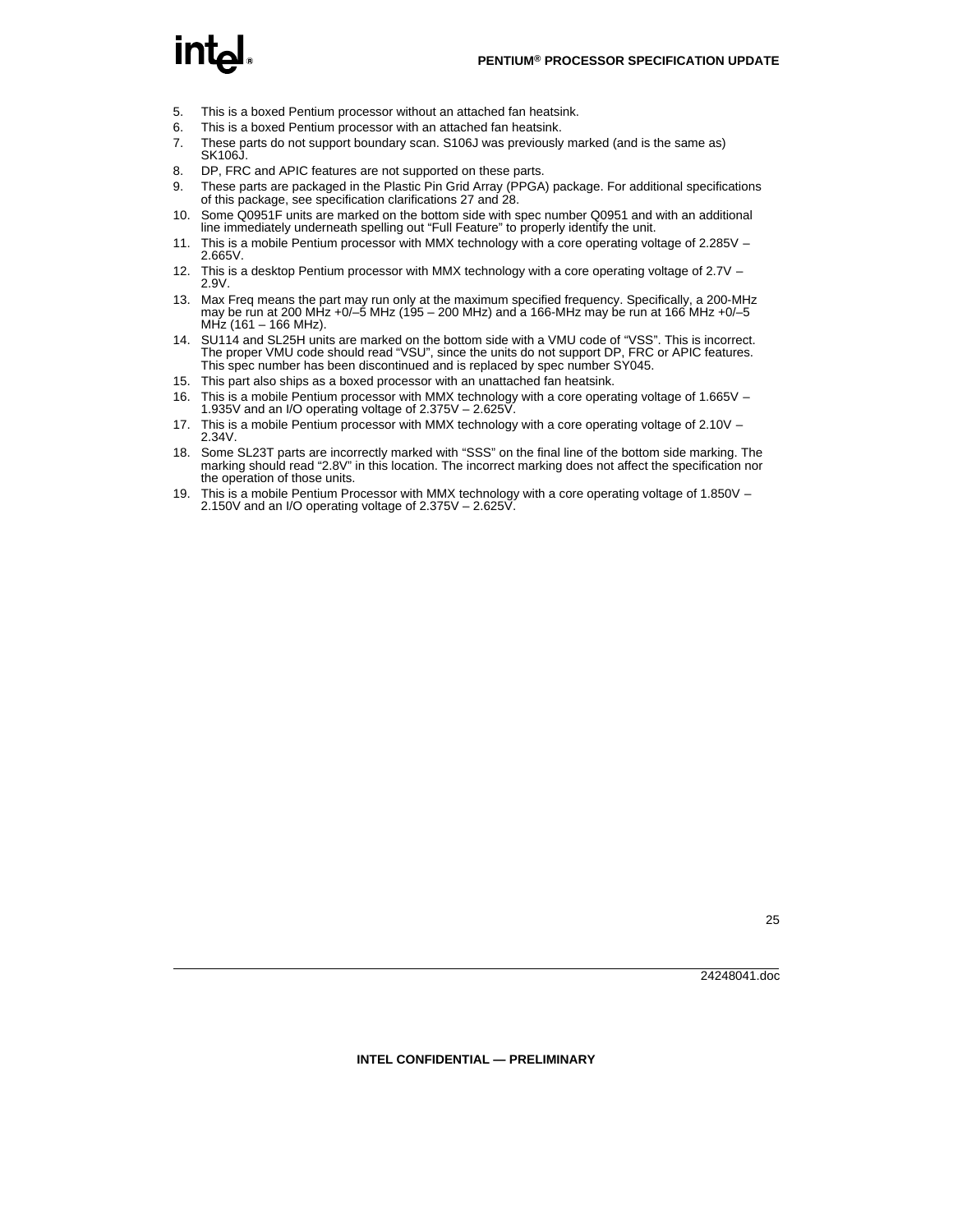5. This is a boxed Pentium processor without an attached fan heatsink.
6. This is a boxed Pentium processor with an attached fan heatsink.
7. These parts do not support boundary scan. S106J was previously marked (and is the same as) SK106J.
8. DP, FRC and APIC features are not supported on these parts.
9. These parts are packaged in the Plastic Pin Grid Array (PPGA) package. For additional specifications of this package, see specification clarifications 27 and 28.
10. Some Q0951F units are marked on the bottom side with spec number Q0951 and with an additional line immediately underneath spelling out "Full Feature" to properly identify the unit.
11. This is a mobile Pentium processor with MMX technology with a core operating voltage of 2.285V – 2.665V.
12. This is a desktop Pentium processor with MMX technology with a core operating voltage of 2.7V – 2.9V.
13. Max Freq means the part may run only at the maximum specified frequency. Specifically, a 200-MHz may be run at 200 MHz +0/–5 MHz (195 – 200 MHz) and a 166-MHz may be run at 166 MHz +0/–5 MHz (161 – 166 MHz).
14. SU114 and SL25H units are marked on the bottom side with a VMU code of "VSS". This is incorrect. The proper VMU code should read "VSU", since the units do not support DP, FRC or APIC features. This spec number has been discontinued and is replaced by spec number SY045.
15. This part also ships as a boxed processor with an unattached fan heatsink.
16. This is a mobile Pentium processor with MMX technology with a core operating voltage of 1.665V – 1.935V and an I/O operating voltage of 2.375V – 2.625V.
17. This is a mobile Pentium processor with MMX technology with a core operating voltage of 2.10V – 2.34V.
18. Some SL23T parts are incorrectly marked with "SSS" on the final line of the bottom side marking. The marking should read "2.8V" in this location. The incorrect marking does not affect the specification nor the operation of those units.
19. This is a mobile Pentium Processor with MMX technology with a core operating voltage of 1.850V – 2.150V and an I/O operating voltage of 2.375V – 2.625V.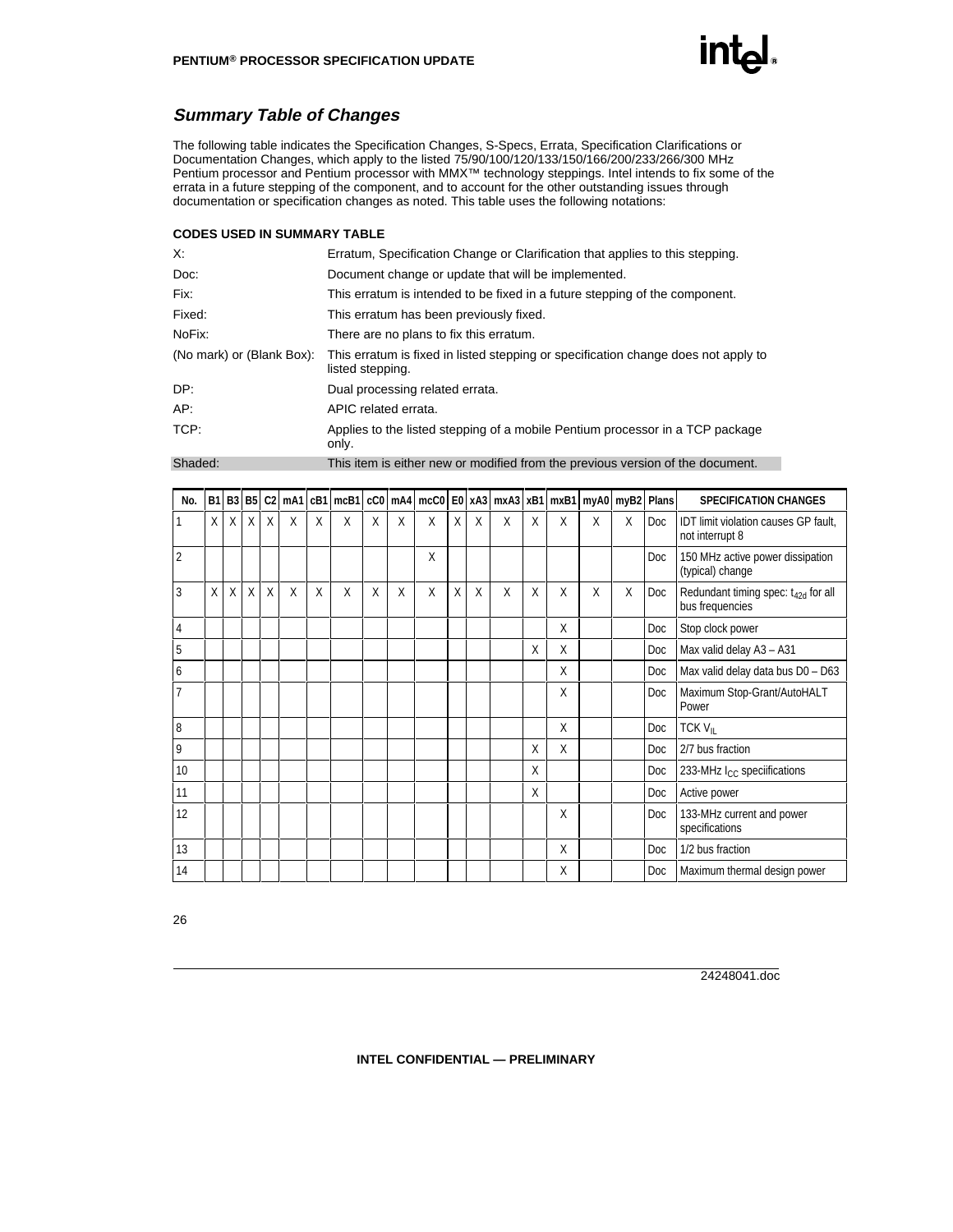## *Summary Table of Changes*

The following table indicates the Specification Changes, S-Specs, Errata, Specification Clarifications or Documentation Changes, which apply to the listed 75/90/100/120/133/150/166/200/233/266/300 MHz Pentium processor and Pentium processor with MMX™ technology steppings. Intel intends to fix some of the errata in a future stepping of the component, and to account for the other outstanding issues through documentation or specification changes as noted. This table uses the following notations:

**CODES USED IN SUMMARY TABLE**

| | |
|---|---|
| X: | Erratum, Specification Change or Clarification that applies to this stepping. |
| Doc: | Document change or update that will be implemented. |
| Fix: | This erratum is intended to be fixed in a future stepping of the component. |
| Fixed: | This erratum has been previously fixed. |
| NoFix: | There are no plans to fix this erratum. |
| (No mark) or (Blank Box): | This erratum is fixed in listed stepping or specification change does not apply to listed stepping. |
| DP: | Dual processing related errata. |
| AP: | APIC related errata. |
| TCP: | Applies to the listed stepping of a mobile Pentium processor in a TCP package only. |
| Shaded: | This item is either new or modified from the previous version of the document. |

| No. | B1 | B3 | B5 | C2 | mA1 | cB1 | mcB1 | cC0 | mA4 | mcC0 | E0 | xA3 | mxA3 | xB1 | mxB1 | myA0 | myB2 | Plans | SPECIFICATION CHANGES |
|---|---|---|---|---|---|---|---|---|---|---|---|---|---|---|---|---|---|---|---|
| 1 | X | X | X | X | X | X | X | X | X | X | X | X | X | X | X | X | X | Doc | IDT limit violation causes GP fault, not interrupt 8 |
| 2 | | | | | | | | | | X | | | | | | | | Doc | 150 MHz active power dissipation (typical) change |
| 3 | X | X | X | X | X | X | X | X | X | X | X | X | X | X | X | X | X | Doc | Redundant timing spec: $t_{42d}$ for all bus frequencies |
| 4 | | | | | | | | | | | | | | | X | | | Doc | Stop clock power |
| 5 | | | | | | | | | | | | | | X | X | | | Doc | Max valid delay A3 – A31 |
| 6 | | | | | | | | | | | | | | | X | | | Doc | Max valid delay data bus D0 – D63 |
| 7 | | | | | | | | | | | | | | | X | | | Doc | Maximum Stop-Grant/AutoHALT Power |
| 8 | | | | | | | | | | | | | | | X | | | Doc | TCK $V_{IL}$ |
| 9 | | | | | | | | | | | | | | X | X | | | Doc | 2/7 bus fraction |
| 10 | | | | | | | | | | | | | | X | | | | Doc | 233-MHz $I_{CC}$ speciifications |
| 11 | | | | | | | | | | | | | | X | | | | Doc | Active power |
| 12 | | | | | | | | | | | | | | | X | | | Doc | 133-MHz current and power specifications |
| 13 | | | | | | | | | | | | | | | X | | | Doc | 1/2 bus fraction |
| 14 | | | | | | | | | | | | | | | X | | | Doc | Maximum thermal design power |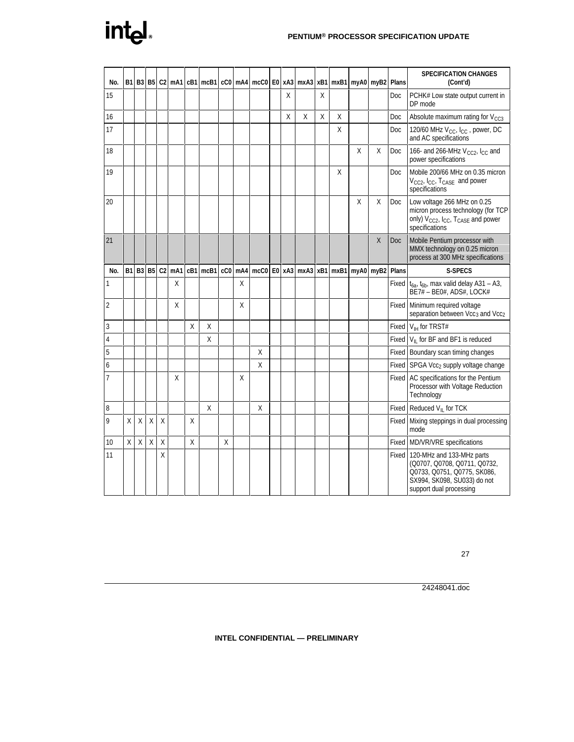| No. | B1 | B3 | B5 | C2 | mA1 | cB1 | mcB1 | cC0 | mA4 | mcC0 | E0 | xA3 | mxA3 | xB1 | mxB1 | myA0 | myB2 | Plans | SPECIFICATION CHANGES (Cont'd) |
|---|---|---|---|---|---|---|---|---|---|---|---|---|---|---|---|---|---|---|---|
| 15 | | | | | | | | | | | | X | | X | | | | Doc | PCHK# Low state output current in DP mode |
| 16 | | | | | | | | | | | | X | X | X | X | | | Doc | Absolute maximum rating for $V_{CC3}$ |
| 17 | | | | | | | | | | | | | | | X | | | Doc | 120/60 MHz $V_{CC}$, $I_{CC}$ , power, DC and AC specifications |
| 18 | | | | | | | | | | | | | | | | X | X | Doc | 166- and 266-MHz $V_{CC2}$, $I_{CC}$ and power specifications |
| 19 | | | | | | | | | | | | | | | X | | | Doc | Mobile 200/66 MHz on 0.35 micron $V_{CC2}$, $I_{CC}$, $T_{CASE}$ and power specifications |
| 20 | | | | | | | | | | | | | | | | X | X | Doc | Low voltage 266 MHz on 0.25 micron process technology (for TCP only) $V_{CC2}$, $I_{CC}$, $T_{CASE}$ and power specifications |
| 21 | | | | | | | | | | | | | | | | | X | Doc | Mobile Pentium processor with MMX technology on 0.25 micron process at 300 MHz specifications |
| **No.** | **B1** | **B3** | **B5** | **C2** | **mA1** | **cB1** | **mcB1** | **cC0** | **mA4** | **mcC0** | **E0** | **xA3** | **mxA3** | **xB1** | **mxB1** | **myA0** | **myB2** | **Plans** | **S-SPECS** |
| 1 | | | | | X | | | | X | | | | | | | | | Fixed | $t_{6a}$, $t_{6b}$, max valid delay A31 – A3, BE7# – BE0#, ADS#, LOCK# |
| 2 | | | | | X | | | | X | | | | | | | | | Fixed | Minimum required voltage separation between $Vcc_3$ and $Vcc_2$ |
| 3 | | | | | | X | X | | | | | | | | | | | Fixed | $V_{IH}$ for TRST# |
| 4 | | | | | | | X | | | | | | | | | | | Fixed | $V_{IL}$ for BF and BF1 is reduced |
| 5 | | | | | | | | | | X | | | | | | | | Fixed | Boundary scan timing changes |
| 6 | | | | | | | | | | X | | | | | | | | Fixed | SPGA $Vcc_2$ supply voltage change |
| 7 | | | | | X | | | | X | | | | | | | | | Fixed | AC specifications for the Pentium Processor with Voltage Reduction Technology |
| 8 | | | | | | | X | | | X | | | | | | | | Fixed | Reduced $V_{IL}$ for TCK |
| 9 | X | X | X | X | | X | | | | | | | | | | | | Fixed | Mixing steppings in dual processing mode |
| 10 | X | X | X | X | | X | | X | | | | | | | | | | Fixed | MD/VR/VRE specifications |
| 11 | | | | X | | | | | | | | | | | | | | Fixed | 120-MHz and 133-MHz parts (Q0707, Q0708, Q0711, Q0732, Q0733, Q0751, Q0775, SK086, SX994, SK098, SU033) do not support dual processing |

INTEL CONFIDENTIAL — PRELIMINARY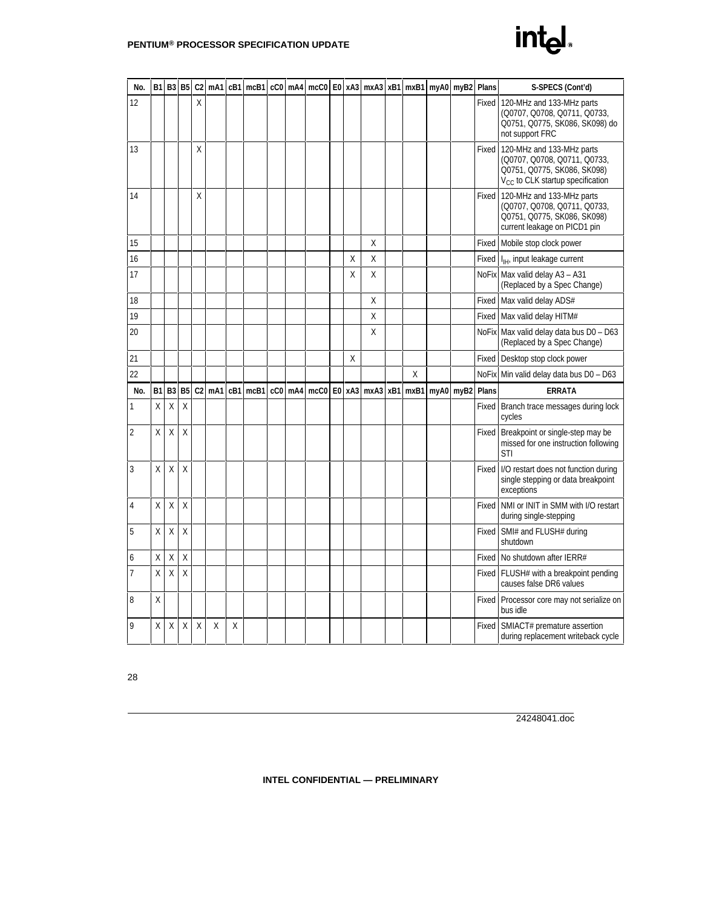| No. | B1 | B3 | B5 | C2 | mA1 | cB1 | mcB1 | cC0 | mA4 | mcC0 | E0 | xA3 | mxA3 | xB1 | mxB1 | myA0 | myB2 | Plans | S-SPECS (Cont'd) |
|---|---|---|---|---|---|---|---|---|---|---|---|---|---|---|---|---|---|---|---|
| 12 | | | | X | | | | | | | | | | | | | | Fixed | 120-MHz and 133-MHz parts (Q0707, Q0708, Q0711, Q0733, Q0751, Q0775, SK086, SK098) do not support FRC |
| 13 | | | | X | | | | | | | | | | | | | | Fixed | 120-MHz and 133-MHz parts (Q0707, Q0708, Q0711, Q0733, Q0751, Q0775, SK086, SK098) $V_{CC}$ to CLK startup specification |
| 14 | | | | X | | | | | | | | | | | | | | Fixed | 120-MHz and 133-MHz parts (Q0707, Q0708, Q0711, Q0733, Q0751, Q0775, SK086, SK098) current leakage on PICD1 pin |
| 15 | | | | | | | | | | | | | X | | | | | Fixed | Mobile stop clock power |
| 16 | | | | | | | | | | | | X | X | | | | | Fixed | $I_{IH}$, input leakage current |
| 17 | | | | | | | | | | | | X | X | | | | | NoFix | Max valid delay A3 – A31 (Replaced by a Spec Change) |
| 18 | | | | | | | | | | | | | X | | | | | Fixed | Max valid delay ADS# |
| 19 | | | | | | | | | | | | | X | | | | | Fixed | Max valid delay HITM# |
| 20 | | | | | | | | | | | | | X | | | | | NoFix | Max valid delay data bus D0 – D63 (Replaced by a Spec Change) |
| 21 | | | | | | | | | | | | X | | | | | | Fixed | Desktop stop clock power |
| 22 | | | | | | | | | | | | | | | X | | | NoFix | Min valid delay data bus D0 – D63 |
| **No.** | **B1** | **B3** | **B5** | **C2** | **mA1** | **cB1** | **mcB1** | **cC0** | **mA4** | **mcC0** | **E0** | **xA3** | **mxA3** | **xB1** | **mxB1** | **myA0** | **myB2** | **Plans** | **ERRATA** |
| 1 | X | X | X | | | | | | | | | | | | | | | Fixed | Branch trace messages during lock cycles |
| 2 | X | X | X | | | | | | | | | | | | | | | Fixed | Breakpoint or single-step may be missed for one instruction following STI |
| 3 | X | X | X | | | | | | | | | | | | | | | Fixed | I/O restart does not function during single stepping or data breakpoint exceptions |
| 4 | X | X | X | | | | | | | | | | | | | | | Fixed | NMI or INIT in SMM with I/O restart during single-stepping |
| 5 | X | X | X | | | | | | | | | | | | | | | Fixed | SMI# and FLUSH# during shutdown |
| 6 | X | X | X | | | | | | | | | | | | | | | Fixed | No shutdown after IERR# |
| 7 | X | X | X | | | | | | | | | | | | | | | Fixed | FLUSH# with a breakpoint pending causes false DR6 values |
| 8 | X | | | | | | | | | | | | | | | | | Fixed | Processor core may not serialize on bus idle |
| 9 | X | X | X | X | X | X | | | | | | | | | | | | Fixed | SMIACT# premature assertion during replacement writeback cycle |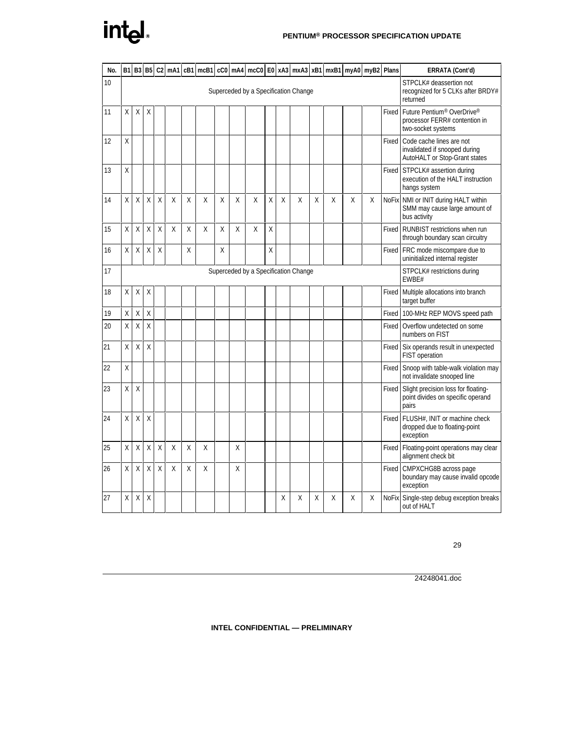| No. | B1 | B3 | B5 | C2 | mA1 | cB1 | mcB1 | cC0 | mA4 | mcC0 | E0 | xA3 | mxA3 | xB1 | mxB1 | myA0 | myB2 | Plans | ERRATA (Cont'd) |
|---|---|---|---|---|---|---|---|---|---|---|---|---|---|---|---|---|---|---|---|
| 10 | Superceded by a Specification Change | | | | | | | | | | | | | | | | | | STPCLK# deassertion not recognized for 5 CLKs after BRDY# returned |
| 11 | X | X | X | | | | | | | | | | | | | | | Fixed | Future Pentium® OverDrive® processor FERR# contention in two-socket systems |
| 12 | X | | | | | | | | | | | | | | | | | Fixed | Code cache lines are not invalidated if snooped during AutoHALT or Stop-Grant states |
| 13 | X | | | | | | | | | | | | | | | | | Fixed | STPCLK# assertion during execution of the HALT instruction hangs system |
| 14 | X | X | X | X | X | X | X | X | X | X | X | X | X | X | X | X | X | NoFix | NMI or INIT during HALT within SMM may cause large amount of bus activity |
| 15 | X | X | X | X | X | X | X | X | X | X | X | | | | | | | Fixed | RUNBIST restrictions when run through boundary scan circuitry |
| 16 | X | X | X | X | | X | | X | | | X | | | | | | | Fixed | FRC mode miscompare due to uninitialized internal register |
| 17 | Superceded by a Specification Change | | | | | | | | | | | | | | | | | | STPCLK# restrictions during EWBE# |
| 18 | X | X | X | | | | | | | | | | | | | | | Fixed | Multiple allocations into branch target buffer |
| 19 | X | X | X | | | | | | | | | | | | | | | Fixed | 100-MHz REP MOVS speed path |
| 20 | X | X | X | | | | | | | | | | | | | | | Fixed | Overflow undetected on some numbers on FIST |
| 21 | X | X | X | | | | | | | | | | | | | | | Fixed | Six operands result in unexpected FIST operation |
| 22 | X | | | | | | | | | | | | | | | | | Fixed | Snoop with table-walk violation may not invalidate snooped line |
| 23 | X | X | | | | | | | | | | | | | | | | Fixed | Slight precision loss for floating-point divides on specific operand pairs |
| 24 | X | X | X | | | | | | | | | | | | | | | Fixed | FLUSH#, INIT or machine check dropped due to floating-point exception |
| 25 | X | X | X | X | X | X | X | | X | | | | | | | | | Fixed | Floating-point operations may clear alignment check bit |
| 26 | X | X | X | X | X | X | X | | X | | | | | | | | | Fixed | CMPXCHG8B across page boundary may cause invalid opcode exception |
| 27 | X | X | X | | | | | | | | | X | X | X | X | X | X | NoFix | Single-step debug exception breaks out of HALT |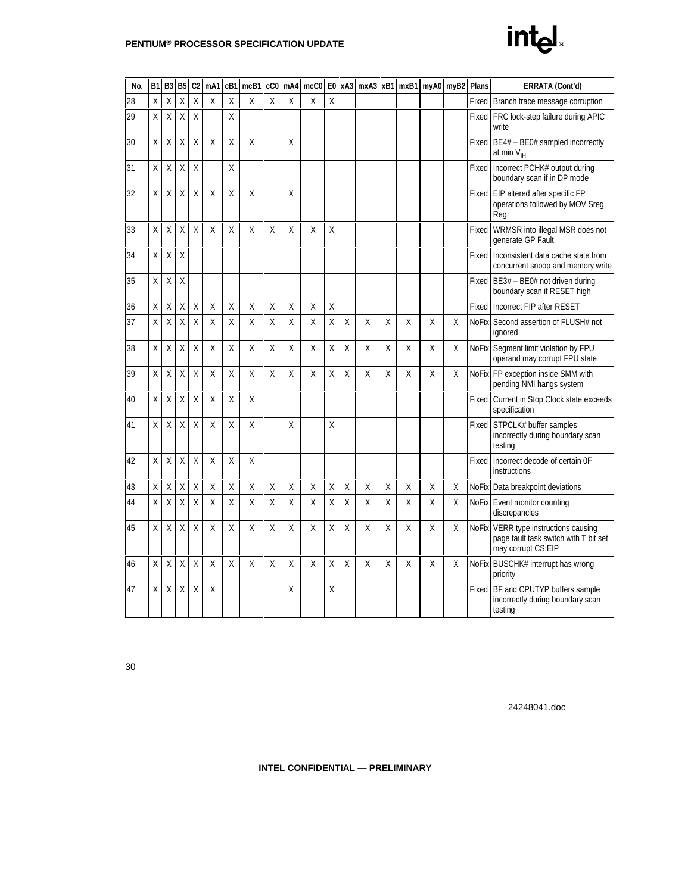| No. | B1 | B3 | B5 | C2 | mA1 | cB1 | mcB1 | cC0 | mA4 | mcC0 | E0 | xA3 | mxA3 | xB1 | mxB1 | myA0 | myB2 | Plans | ERRATA (Cont'd) |
|---|---|---|---|---|---|---|---|---|---|---|---|---|---|---|---|---|---|---|---|
| 28 | X | X | X | X | X | X | X | X | X | X | X | | | | | | | Fixed | Branch trace message corruption |
| 29 | X | X | X | X | | X | | | | | | | | | | | | Fixed | FRC lock-step failure during APIC write |
| 30 | X | X | X | X | X | X | X | | X | | | | | | | | | Fixed | BE4# – BE0# sampled incorrectly at min $V_{IH}$ |
| 31 | X | X | X | X | | X | | | | | | | | | | | | Fixed | Incorrect PCHK# output during boundary scan if in DP mode |
| 32 | X | X | X | X | X | X | X | | X | | | | | | | | | Fixed | EIP altered after specific FP operations followed by MOV Sreg, Reg |
| 33 | X | X | X | X | X | X | X | X | X | X | X | | | | | | | Fixed | WRMSR into illegal MSR does not generate GP Fault |
| 34 | X | X | X | | | | | | | | | | | | | | | Fixed | Inconsistent data cache state from concurrent snoop and memory write |
| 35 | X | X | X | | | | | | | | | | | | | | | Fixed | BE3# – BE0# not driven during boundary scan if RESET high |
| 36 | X | X | X | X | X | X | X | X | X | X | X | | | | | | | Fixed | Incorrect FIP after RESET |
| 37 | X | X | X | X | X | X | X | X | X | X | X | X | X | X | X | X | X | NoFix | Second assertion of FLUSH# not ignored |
| 38 | X | X | X | X | X | X | X | X | X | X | X | X | X | X | X | X | X | NoFix | Segment limit violation by FPU operand may corrupt FPU state |
| 39 | X | X | X | X | X | X | X | X | X | X | X | X | X | X | X | X | X | NoFix | FP exception inside SMM with pending NMI hangs system |
| 40 | X | X | X | X | X | X | X | | | | | | | | | | | Fixed | Current in Stop Clock state exceeds specification |
| 41 | X | X | X | X | X | X | X | | X | | X | | | | | | | Fixed | STPCLK# buffer samples incorrectly during boundary scan testing |
| 42 | X | X | X | X | X | X | X | | | | | | | | | | | Fixed | Incorrect decode of certain 0F instructions |
| 43 | X | X | X | X | X | X | X | X | X | X | X | X | X | X | X | X | X | NoFix | Data breakpoint deviations |
| 44 | X | X | X | X | X | X | X | X | X | X | X | X | X | X | X | X | X | NoFix | Event monitor counting discrepancies |
| 45 | X | X | X | X | X | X | X | X | X | X | X | X | X | X | X | X | X | NoFix | VERR type instructions causing page fault task switch with T bit set may corrupt CS:EIP |
| 46 | X | X | X | X | X | X | X | X | X | X | X | X | X | X | X | X | X | NoFix | BUSCHK# interrupt has wrong priority |
| 47 | X | X | X | X | X | | | | X | | X | | | | | | | Fixed | BF and CPUTYP buffers sample incorrectly during boundary scan testing |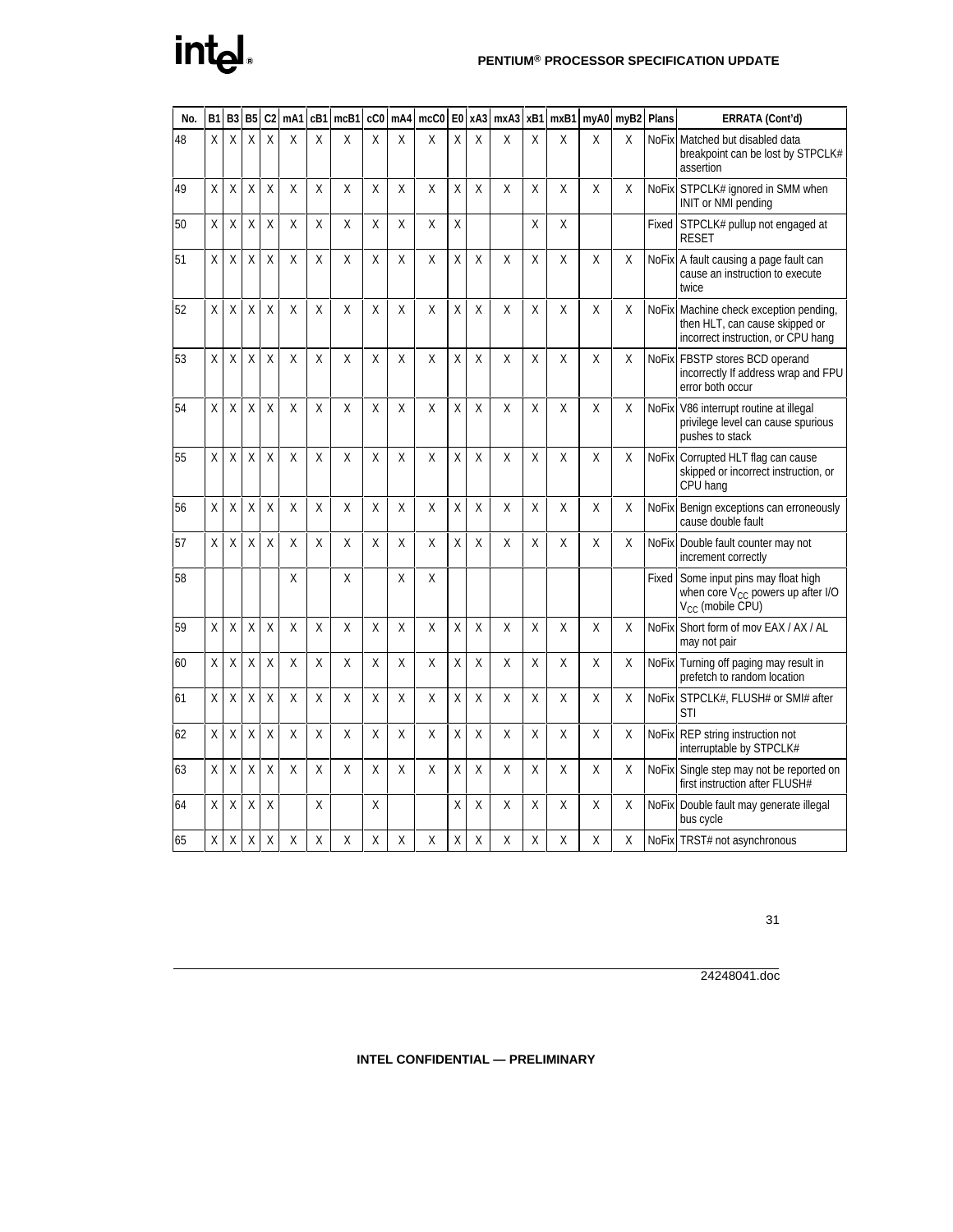| No. | B1 | B3 | B5 | C2 | mA1 | cB1 | mcB1 | cC0 | mA4 | mcC0 | E0 | xA3 | mxA3 | xB1 | mxB1 | myA0 | myB2 | Plans | ERRATA (Cont'd) |
|---|---|---|---|---|---|---|---|---|---|---|---|---|---|---|---|---|---|---|---|
| 48 | X | X | X | X | X | X | X | X | X | X | X | X | X | X | X | X | X | NoFix | Matched but disabled data breakpoint can be lost by STPCLK# assertion |
| 49 | X | X | X | X | X | X | X | X | X | X | X | X | X | X | X | X | X | NoFix | STPCLK# ignored in SMM when INIT or NMI pending |
| 50 | X | X | X | X | X | X | X | X | X | X | X | | | X | X | | | Fixed | STPCLK# pullup not engaged at RESET |
| 51 | X | X | X | X | X | X | X | X | X | X | X | X | X | X | X | X | X | NoFix | A fault causing a page fault can cause an instruction to execute twice |
| 52 | X | X | X | X | X | X | X | X | X | X | X | X | X | X | X | X | X | NoFix | Machine check exception pending, then HLT, can cause skipped or incorrect instruction, or CPU hang |
| 53 | X | X | X | X | X | X | X | X | X | X | X | X | X | X | X | X | X | NoFix | FBSTP stores BCD operand incorrectly If address wrap and FPU error both occur |
| 54 | X | X | X | X | X | X | X | X | X | X | X | X | X | X | X | X | X | NoFix | V86 interrupt routine at illegal privilege level can cause spurious pushes to stack |
| 55 | X | X | X | X | X | X | X | X | X | X | X | X | X | X | X | X | X | NoFix | Corrupted HLT flag can cause skipped or incorrect instruction, or CPU hang |
| 56 | X | X | X | X | X | X | X | X | X | X | X | X | X | X | X | X | X | NoFix | Benign exceptions can erroneously cause double fault |
| 57 | X | X | X | X | X | X | X | X | X | X | X | X | X | X | X | X | X | NoFix | Double fault counter may not increment correctly |
| 58 | | | | | X | | X | | X | X | | | | | | | | Fixed | Some input pins may float high when core $V_{CC}$ powers up after I/O $V_{CC}$ (mobile CPU) |
| 59 | X | X | X | X | X | X | X | X | X | X | X | X | X | X | X | X | X | NoFix | Short form of mov EAX / AX / AL may not pair |
| 60 | X | X | X | X | X | X | X | X | X | X | X | X | X | X | X | X | X | NoFix | Turning off paging may result in prefetch to random location |
| 61 | X | X | X | X | X | X | X | X | X | X | X | X | X | X | X | X | X | NoFix | STPCLK#, FLUSH# or SMI# after STI |
| 62 | X | X | X | X | X | X | X | X | X | X | X | X | X | X | X | X | X | NoFix | REP string instruction not interruptable by STPCLK# |
| 63 | X | X | X | X | X | X | X | X | X | X | X | X | X | X | X | X | X | NoFix | Single step may not be reported on first instruction after FLUSH# |
| 64 | X | X | X | X | | X | | X | | | X | X | X | X | X | X | X | NoFix | Double fault may generate illegal bus cycle |
| 65 | X | X | X | X | X | X | X | X | X | X | X | X | X | X | X | X | X | NoFix | TRST# not asynchronous |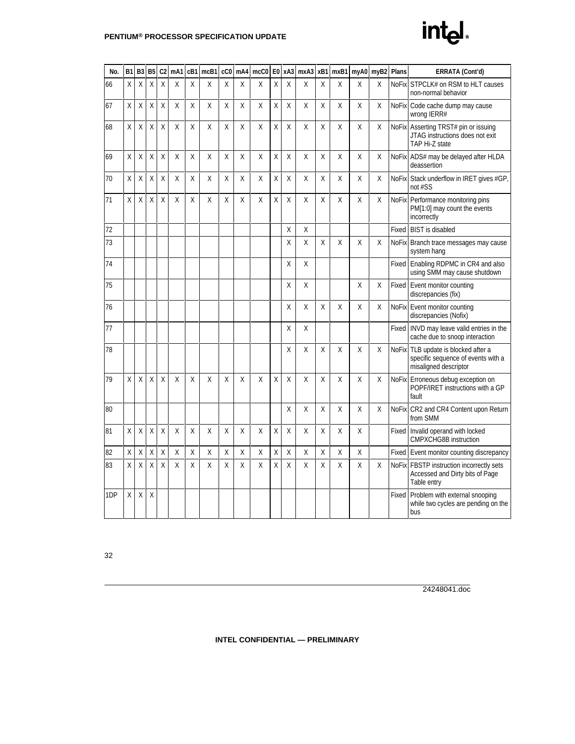| No. | B1 | B3 | B5 | C2 | mA1 | cB1 | mcB1 | cC0 | mA4 | mcC0 | E0 | xA3 | mxA3 | xB1 | mxB1 | myA0 | myB2 | Plans | ERRATA (Cont'd) |
|---|---|---|---|---|---|---|---|---|---|---|---|---|---|---|---|---|---|---|---|
| 66 | X | X | X | X | X | X | X | X | X | X | X | X | X | X | X | X | X | NoFix | STPCLK# on RSM to HLT causes non-normal behavior |
| 67 | X | X | X | X | X | X | X | X | X | X | X | X | X | X | X | X | X | NoFix | Code cache dump may cause wrong IERR# |
| 68 | X | X | X | X | X | X | X | X | X | X | X | X | X | X | X | X | X | NoFix | Asserting TRST# pin or issuing JTAG instructions does not exit TAP Hi-Z state |
| 69 | X | X | X | X | X | X | X | X | X | X | X | X | X | X | X | X | X | NoFix | ADS# may be delayed after HLDA deassertion |
| 70 | X | X | X | X | X | X | X | X | X | X | X | X | X | X | X | X | X | NoFix | Stack underflow in IRET gives #GP, not #SS |
| 71 | X | X | X | X | X | X | X | X | X | X | X | X | X | X | X | X | X | NoFix | Performance monitoring pins PM[1:0] may count the events incorrectly |
| 72 | | | | | | | | | | | | X | X | | | | | Fixed | BIST is disabled |
| 73 | | | | | | | | | | | | X | X | X | X | X | X | NoFix | Branch trace messages may cause system hang |
| 74 | | | | | | | | | | | | X | X | | | | | Fixed | Enabling RDPMC in CR4 and also using SMM may cause shutdown |
| 75 | | | | | | | | | | | | X | X | | | X | X | Fixed | Event monitor counting discrepancies (fix) |
| 76 | | | | | | | | | | | | X | X | X | X | X | X | NoFix | Event monitor counting discrepancies (Nofix) |
| 77 | | | | | | | | | | | | X | X | | | | | Fixed | INVD may leave valid entries in the cache due to snoop interaction |
| 78 | | | | | | | | | | | | X | X | X | X | X | X | NoFix | TLB update is blocked after a specific sequence of events with a misaligned descriptor |
| 79 | X | X | X | X | X | X | X | X | X | X | X | X | X | X | X | X | X | NoFix | Erroneous debug exception on POPF/IRET instructions with a GP fault |
| 80 | | | | | | | | | | | | X | X | X | X | X | X | NoFix | CR2 and CR4 Content upon Return from SMM |
| 81 | X | X | X | X | X | X | X | X | X | X | X | X | X | X | X | X | | Fixed | Invalid operand with locked CMPXCHG8B instruction |
| 82 | X | X | X | X | X | X | X | X | X | X | X | X | X | X | X | X | | Fixed | Event monitor counting discrepancy |
| 83 | X | X | X | X | X | X | X | X | X | X | X | X | X | X | X | X | X | NoFix | FBSTP instruction incorrectly sets Accessed and Dirty bits of Page Table entry |
| 1DP | X | X | X | | | | | | | | | | | | | | | Fixed | Problem with external snooping while two cycles are pending on the bus |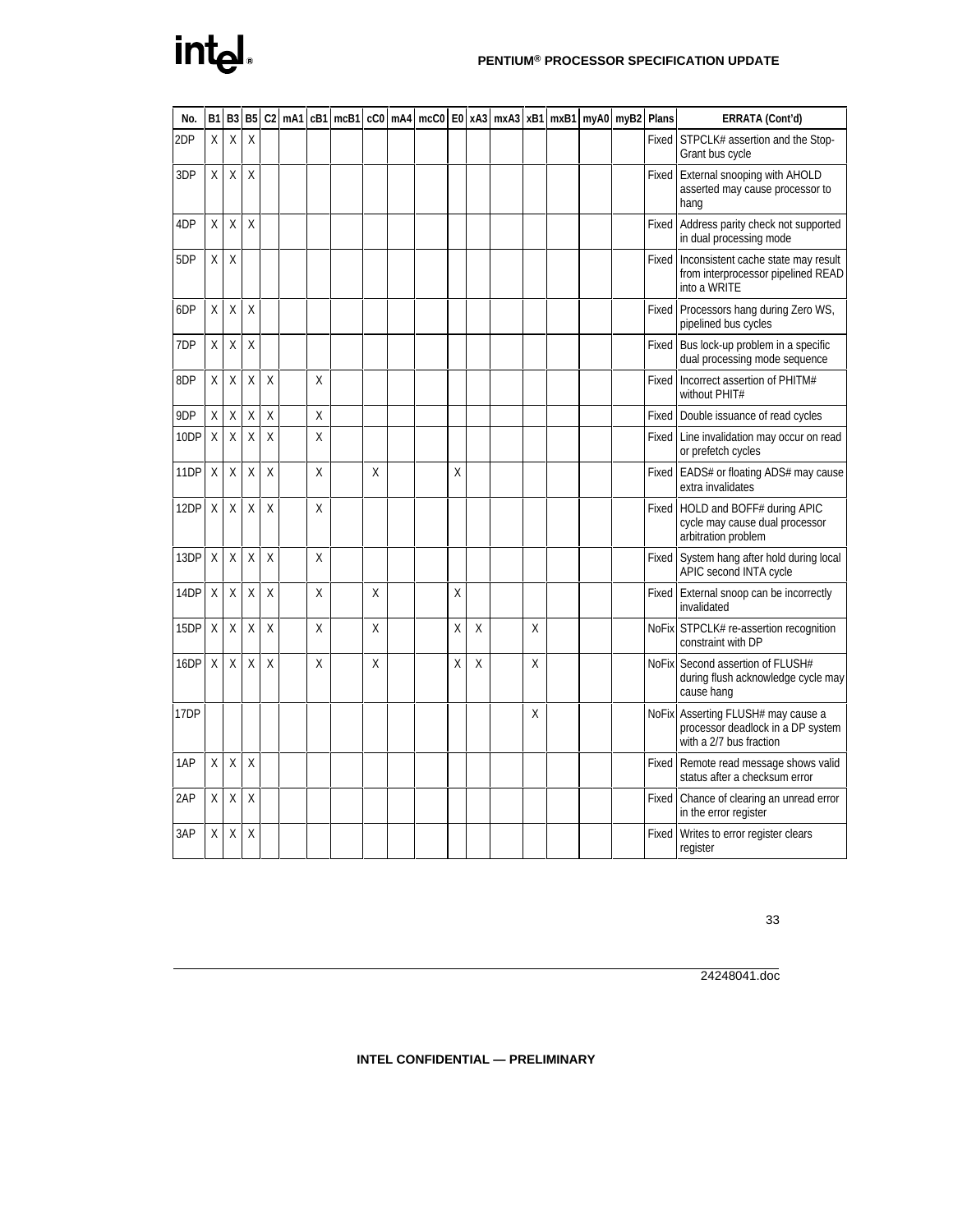| No. | B1 | B3 | B5 | C2 | mA1 | cB1 | mcB1 | cC0 | mA4 | mcC0 | E0 | xA3 | mxA3 | xB1 | mxB1 | myA0 | myB2 | Plans | ERRATA (Cont'd) |
|---|---|---|---|---|---|---|---|---|---|---|---|---|---|---|---|---|---|---|---|
| 2DP | X | X | X | | | | | | | | | | | | | | | Fixed | STPCLK# assertion and the Stop-Grant bus cycle |
| 3DP | X | X | X | | | | | | | | | | | | | | | Fixed | External snooping with AHOLD asserted may cause processor to hang |
| 4DP | X | X | X | | | | | | | | | | | | | | | Fixed | Address parity check not supported in dual processing mode |
| 5DP | X | X | | | | | | | | | | | | | | | | Fixed | Inconsistent cache state may result from interprocessor pipelined READ into a WRITE |
| 6DP | X | X | X | | | | | | | | | | | | | | | Fixed | Processors hang during Zero WS, pipelined bus cycles |
| 7DP | X | X | X | | | | | | | | | | | | | | | Fixed | Bus lock-up problem in a specific dual processing mode sequence |
| 8DP | X | X | X | X | | X | | | | | | | | | | | | Fixed | Incorrect assertion of PHITM# without PHIT# |
| 9DP | X | X | X | X | | X | | | | | | | | | | | | Fixed | Double issuance of read cycles |
| 10DP | X | X | X | X | | X | | | | | | | | | | | | Fixed | Line invalidation may occur on read or prefetch cycles |
| 11DP | X | X | X | X | | X | | X | | | X | | | | | | | Fixed | EADS# or floating ADS# may cause extra invalidates |
| 12DP | X | X | X | X | | X | | | | | | | | | | | | Fixed | HOLD and BOFF# during APIC cycle may cause dual processor arbitration problem |
| 13DP | X | X | X | X | | X | | | | | | | | | | | | Fixed | System hang after hold during local APIC second INTA cycle |
| 14DP | X | X | X | X | | X | | X | | | X | | | | | | | Fixed | External snoop can be incorrectly invalidated |
| 15DP | X | X | X | X | | X | | X | | | X | X | | X | | | | NoFix | STPCLK# re-assertion recognition constraint with DP |
| 16DP | X | X | X | X | | X | | X | | | X | X | | X | | | | NoFix | Second assertion of FLUSH# during flush acknowledge cycle may cause hang |
| 17DP | | | | | | | | | | | | | | X | | | | NoFix | Asserting FLUSH# may cause a processor deadlock in a DP system with a 2/7 bus fraction |
| 1AP | X | X | X | | | | | | | | | | | | | | | Fixed | Remote read message shows valid status after a checksum error |
| 2AP | X | X | X | | | | | | | | | | | | | | | Fixed | Chance of clearing an unread error in the error register |
| 3AP | X | X | X | | | | | | | | | | | | | | | Fixed | Writes to error register clears register |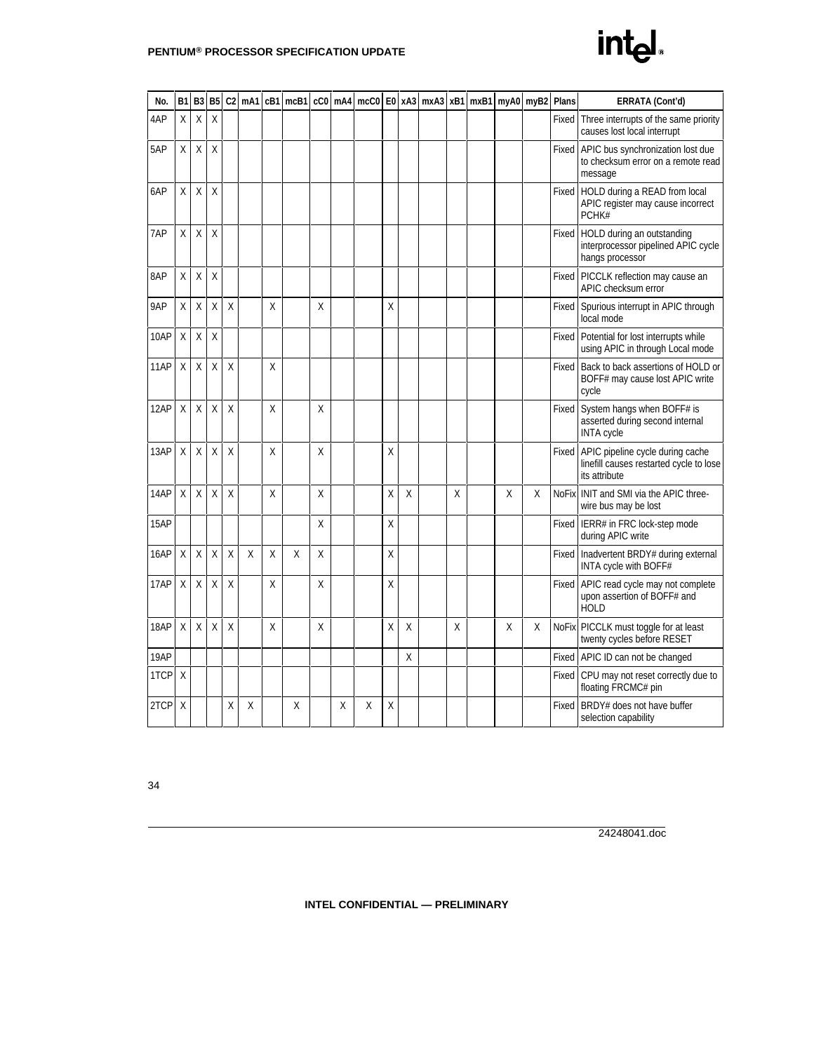| No. | B1 | B3 | B5 | C2 | mA1 | cB1 | mcB1 | cC0 | mA4 | mcC0 | E0 | xA3 | mxA3 | xB1 | mxB1 | myA0 | myB2 | Plans | ERRATA (Cont'd) |
|---|---|---|---|---|---|---|---|---|---|---|---|---|---|---|---|---|---|---|---|
| 4AP | X | X | X | | | | | | | | | | | | | | | Fixed | Three interrupts of the same priority causes lost local interrupt |
| 5AP | X | X | X | | | | | | | | | | | | | | | Fixed | APIC bus synchronization lost due to checksum error on a remote read message |
| 6AP | X | X | X | | | | | | | | | | | | | | | Fixed | HOLD during a READ from local APIC register may cause incorrect PCHK# |
| 7AP | X | X | X | | | | | | | | | | | | | | | Fixed | HOLD during an outstanding interprocessor pipelined APIC cycle hangs processor |
| 8AP | X | X | X | | | | | | | | | | | | | | | Fixed | PICCLK reflection may cause an APIC checksum error |
| 9AP | X | X | X | X | | X | | X | | | X | | | | | | | Fixed | Spurious interrupt in APIC through local mode |
| 10AP | X | X | X | | | | | | | | | | | | | | | Fixed | Potential for lost interrupts while using APIC in through Local mode |
| 11AP | X | X | X | X | | X | | | | | | | | | | | | Fixed | Back to back assertions of HOLD or BOFF# may cause lost APIC write cycle |
| 12AP | X | X | X | X | | X | | X | | | | | | | | | | Fixed | System hangs when BOFF# is asserted during second internal INTA cycle |
| 13AP | X | X | X | X | | X | | X | | | X | | | | | | | Fixed | APIC pipeline cycle during cache linefill causes restarted cycle to lose its attribute |
| 14AP | X | X | X | X | | X | | X | | | X | X | | X | | X | X | NoFix | INIT and SMI via the APIC three-wire bus may be lost |
| 15AP | | | | | | | | X | | | X | | | | | | | Fixed | IERR# in FRC lock-step mode during APIC write |
| 16AP | X | X | X | X | X | X | X | X | | | X | | | | | | | Fixed | Inadvertent BRDY# during external INTA cycle with BOFF# |
| 17AP | X | X | X | X | | X | | X | | | X | | | | | | | Fixed | APIC read cycle may not complete upon assertion of BOFF# and HOLD |
| 18AP | X | X | X | X | | X | | X | | | X | X | | X | | X | X | NoFix | PICCLK must toggle for at least twenty cycles before RESET |
| 19AP | | | | | | | | | | | | X | | | | | | Fixed | APIC ID can not be changed |
| 1TCP | X | | | | | | | | | | | | | | | | | Fixed | CPU may not reset correctly due to floating FRCMC# pin |
| 2TCP | X | | | X | X | | X | | X | X | X | | | | | | | Fixed | BRDY# does not have buffer selection capability |

24248041.doc

**INTEL CONFIDENTIAL — PRELIMINARY**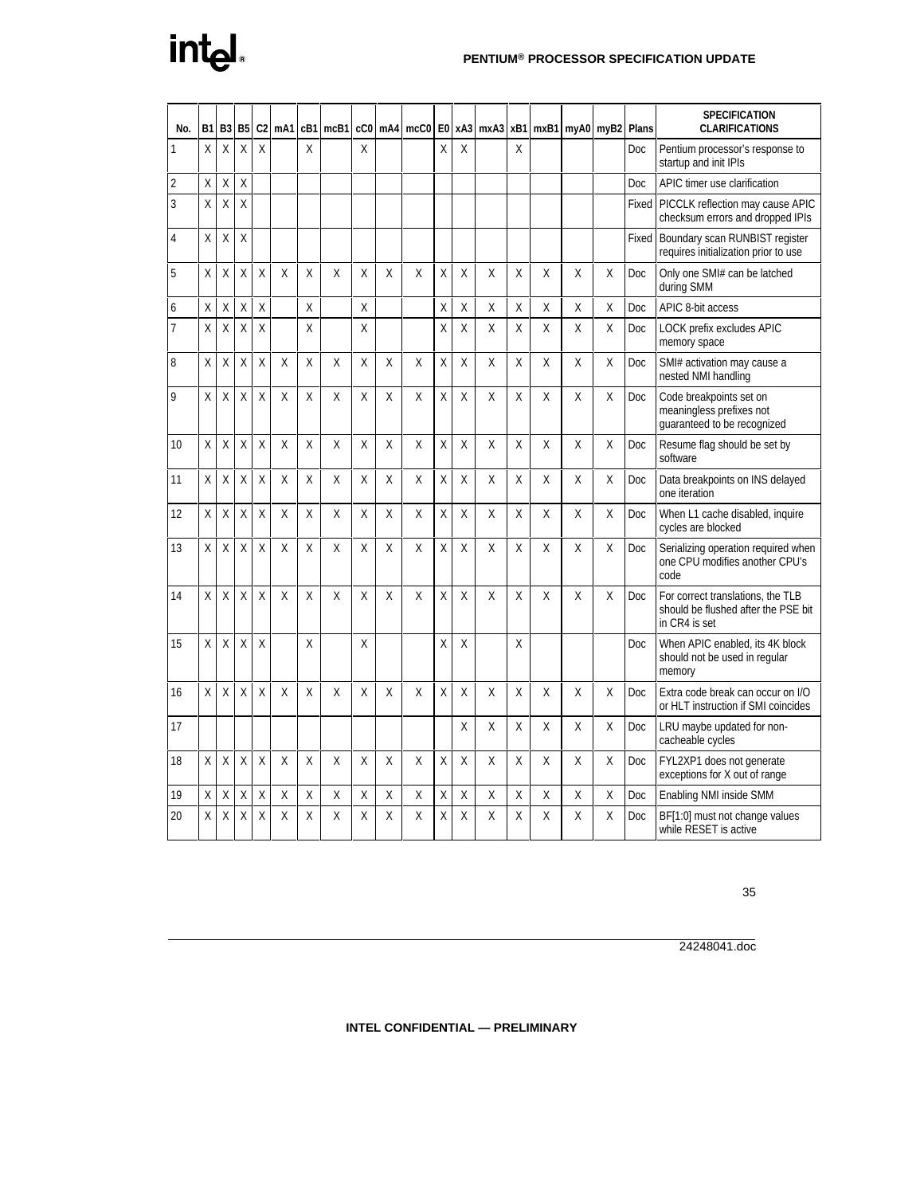| No. | B1 | B3 | B5 | C2 | mA1 | cB1 | mcB1 | cC0 | mA4 | mcC0 | E0 | xA3 | mxA3 | xB1 | mxB1 | myA0 | myB2 | Plans | SPECIFICATION CLARIFICATIONS |
|---|---|---|---|---|---|---|---|---|---|---|---|---|---|---|---|---|---|---|---|
| 1 | X | X | X | X | | X | | X | | | X | X | | X | | | | Doc | Pentium processor's response to startup and init IPIs |
| 2 | X | X | X | | | | | | | | | | | | | | | Doc | APIC timer use clarification |
| 3 | X | X | X | | | | | | | | | | | | | | | Fixed | PICCLK reflection may cause APIC checksum errors and dropped IPIs |
| 4 | X | X | X | | | | | | | | | | | | | | | Fixed | Boundary scan RUNBIST register requires initialization prior to use |
| 5 | X | X | X | X | X | X | X | X | X | X | X | X | X | X | X | X | X | Doc | Only one SMI# can be latched during SMM |
| 6 | X | X | X | X | | X | | X | | | X | X | X | X | X | X | X | Doc | APIC 8-bit access |
| 7 | X | X | X | X | | X | | X | | | X | X | X | X | X | X | X | Doc | LOCK prefix excludes APIC memory space |
| 8 | X | X | X | X | X | X | X | X | X | X | X | X | X | X | X | X | X | Doc | SMI# activation may cause a nested NMI handling |
| 9 | X | X | X | X | X | X | X | X | X | X | X | X | X | X | X | X | X | Doc | Code breakpoints set on meaningless prefixes not guaranteed to be recognized |
| 10 | X | X | X | X | X | X | X | X | X | X | X | X | X | X | X | X | X | Doc | Resume flag should be set by software |
| 11 | X | X | X | X | X | X | X | X | X | X | X | X | X | X | X | X | X | Doc | Data breakpoints on INS delayed one iteration |
| 12 | X | X | X | X | X | X | X | X | X | X | X | X | X | X | X | X | X | Doc | When L1 cache disabled, inquire cycles are blocked |
| 13 | X | X | X | X | X | X | X | X | X | X | X | X | X | X | X | X | X | Doc | Serializing operation required when one CPU modifies another CPU's code |
| 14 | X | X | X | X | X | X | X | X | X | X | X | X | X | X | X | X | X | Doc | For correct translations, the TLB should be flushed after the PSE bit in CR4 is set |
| 15 | X | X | X | X | | X | | X | | | X | X | | X | | | | Doc | When APIC enabled, its 4K block should not be used in regular memory |
| 16 | X | X | X | X | X | X | X | X | X | X | X | X | X | X | X | X | X | Doc | Extra code break can occur on I/O or HLT instruction if SMI coincides |
| 17 | | | | | | | | | | | | X | X | X | X | X | X | Doc | LRU maybe updated for non-cacheable cycles |
| 18 | X | X | X | X | X | X | X | X | X | X | X | X | X | X | X | X | X | Doc | FYL2XP1 does not generate exceptions for X out of range |
| 19 | X | X | X | X | X | X | X | X | X | X | X | X | X | X | X | X | X | Doc | Enabling NMI inside SMM |
| 20 | X | X | X | X | X | X | X | X | X | X | X | X | X | X | X | X | X | Doc | BF[1:0] must not change values while RESET is active |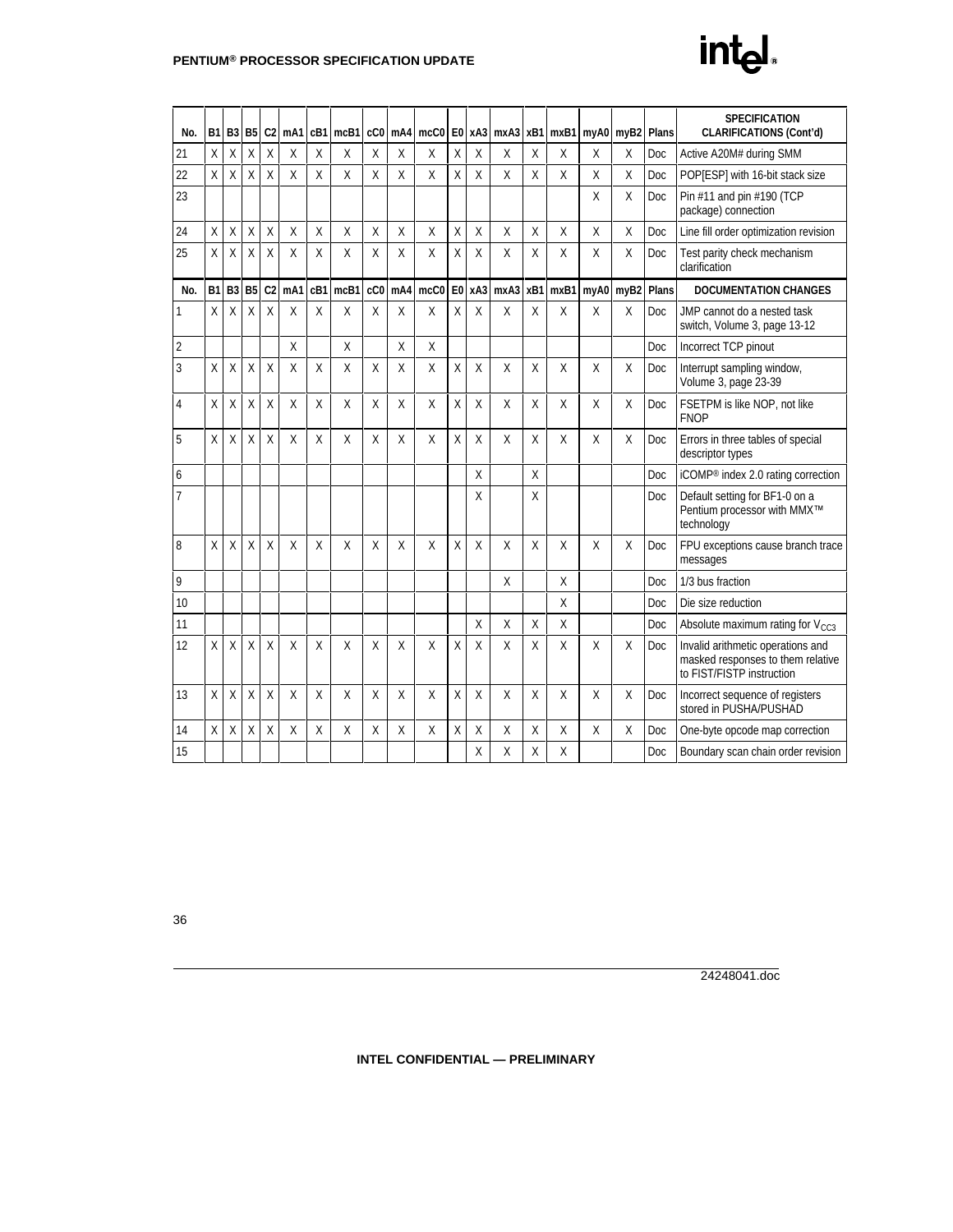| No. | B1 | B3 | B5 | C2 | mA1 | cB1 | mcB1 | cC0 | mA4 | mcC0 | E0 | xA3 | mxA3 | xB1 | mxB1 | myA0 | myB2 | Plans | SPECIFICATION CLARIFICATIONS (Cont'd) |
|---|---|---|---|---|---|---|---|---|---|---|---|---|---|---|---|---|---|---|---|
| 21 | X | X | X | X | X | X | X | X | X | X | X | X | X | X | X | X | X | Doc | Active A20M# during SMM |
| 22 | X | X | X | X | X | X | X | X | X | X | X | X | X | X | X | X | X | Doc | POP[ESP] with 16-bit stack size |
| 23 | | | | | | | | | | | | | | | | X | X | Doc | Pin #11 and pin #190 (TCP package) connection |
| 24 | X | X | X | X | X | X | X | X | X | X | X | X | X | X | X | X | X | Doc | Line fill order optimization revision |
| 25 | X | X | X | X | X | X | X | X | X | X | X | X | X | X | X | X | X | Doc | Test parity check mechanism clarification |
| **No.** | **B1** | **B3** | **B5** | **C2** | **mA1** | **cB1** | **mcB1** | **cC0** | **mA4** | **mcC0** | **E0** | **xA3** | **mxA3** | **xB1** | **mxB1** | **myA0** | **myB2** | **Plans** | **DOCUMENTATION CHANGES** |
| 1 | X | X | X | X | X | X | X | X | X | X | X | X | X | X | X | X | X | Doc | JMP cannot do a nested task switch, Volume 3, page 13-12 |
| 2 | | | | | X | | X | | X | X | | | | | | | | Doc | Incorrect TCP pinout |
| 3 | X | X | X | X | X | X | X | X | X | X | X | X | X | X | X | X | X | Doc | Interrupt sampling window, Volume 3, page 23-39 |
| 4 | X | X | X | X | X | X | X | X | X | X | X | X | X | X | X | X | X | Doc | FSETPM is like NOP, not like FNOP |
| 5 | X | X | X | X | X | X | X | X | X | X | X | X | X | X | X | X | X | Doc | Errors in three tables of special descriptor types |
| 6 | | | | | | | | | | | | X | | X | | | | Doc | iCOMP® index 2.0 rating correction |
| 7 | | | | | | | | | | | | X | | X | | | | Doc | Default setting for BF1-0 on a Pentium processor with MMX™ technology |
| 8 | X | X | X | X | X | X | X | X | X | X | X | X | X | X | X | X | X | Doc | FPU exceptions cause branch trace messages |
| 9 | | | | | | | | | | | | | X | | X | | | Doc | 1/3 bus fraction |
| 10 | | | | | | | | | | | | | | | X | | | Doc | Die size reduction |
| 11 | | | | | | | | | | | | X | X | X | X | | | Doc | Absolute maximum rating for $V_{CC3}$ |
| 12 | X | X | X | X | X | X | X | X | X | X | X | X | X | X | X | X | X | Doc | Invalid arithmetic operations and masked responses to them relative to FIST/FISTP instruction |
| 13 | X | X | X | X | X | X | X | X | X | X | X | X | X | X | X | X | X | Doc | Incorrect sequence of registers stored in PUSHA/PUSHAD |
| 14 | X | X | X | X | X | X | X | X | X | X | X | X | X | X | X | X | X | Doc | One-byte opcode map correction |
| 15 | | | | | | | | | | | | X | X | X | X | | | Doc | Boundary scan chain order revision |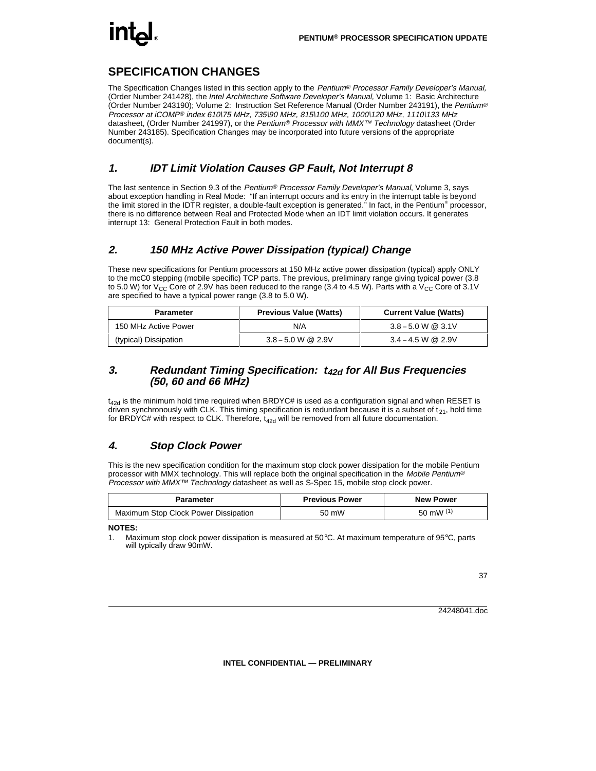## SPECIFICATION CHANGES

The Specification Changes listed in this section apply to the *Pentium® Processor Family Developer's Manual,* (Order Number 241428), the *Intel Architecture Software Developer's Manual,* Volume 1: Basic Architecture (Order Number 243190); Volume 2: Instruction Set Reference Manual (Order Number 243191), the *Pentium® Processor at iCOMP® index 610\75 MHz, 735\90 MHz, 815\100 MHz, 1000\120 MHz, 1110\133 MHz* datasheet, (Order Number 241997), or the *Pentium® Processor with MMX™ Technology* datasheet (Order Number 243185). Specification Changes may be incorporated into future versions of the appropriate document(s).

### *1. IDT Limit Violation Causes GP Fault, Not Interrupt 8*

The last sentence in Section 9.3 of the *Pentium® Processor Family Developer's Manual*, Volume 3, says about exception handling in Real Mode: "If an interrupt occurs and its entry in the interrupt table is beyond the limit stored in the IDTR register, a double-fault exception is generated." In fact, in the Pentium® processor, there is no difference between Real and Protected Mode when an IDT limit violation occurs. It generates interrupt 13: General Protection Fault in both modes.

### *2. 150 MHz Active Power Dissipation (typical) Change*

These new specifications for Pentium processors at 150 MHz active power dissipation (typical) apply ONLY to the mcC0 stepping (mobile specific) TCP parts. The previous, preliminary range giving typical power (3.8 to 5.0 W) for $V_{CC}$ Core of 2.9V has been reduced to the range (3.4 to 4.5 W). Parts with a $V_{CC}$ Core of 3.1V are specified to have a typical power range (3.8 to 5.0 W).

| Parameter | Previous Value (Watts) | Current Value (Watts) |
|---|---|---|
| 150 MHz Active Power | N/A | 3.8 – 5.0 W @ 3.1V |
| (typical) Dissipation | 3.8 – 5.0 W @ 2.9V | 3.4 – 4.5 W @ 2.9V |

### *3. Redundant Timing Specification: $t_{42d}$ for All Bus Frequencies (50, 60 and 66 MHz)*

$t_{42d}$ is the minimum hold time required when BRDYC# is used as a configuration signal and when RESET is driven synchronously with CLK. This timing specification is redundant because it is a subset of $t_{21}$, hold time for BRDYC# with respect to CLK. Therefore, $t_{42d}$ will be removed from all future documentation.

### *4. Stop Clock Power*

This is the new specification condition for the maximum stop clock power dissipation for the mobile Pentium processor with MMX technology. This will replace both the original specification in the *Mobile Pentium® Processor with MMX™ Technology* datasheet as well as S-Spec 15, mobile stop clock power.

| Parameter | Previous Power | New Power |
|---|---|---|
| Maximum Stop Clock Power Dissipation | 50 mW | 50 mW (1) |

**NOTES:**

1. Maximum stop clock power dissipation is measured at 50°C. At maximum temperature of 95°C, parts will typically draw 90mW.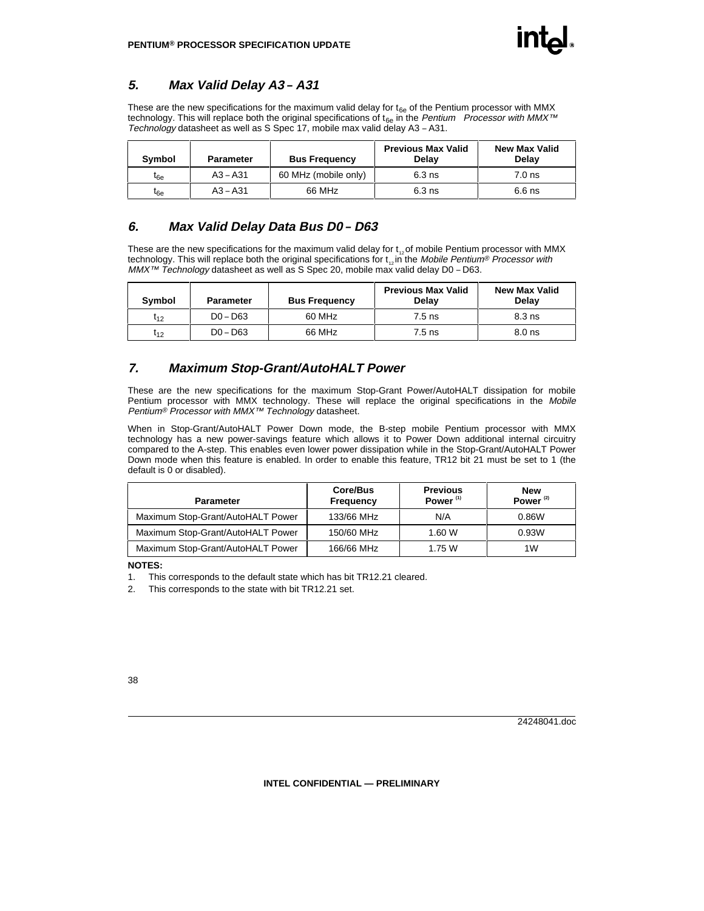## 5. Max Valid Delay A3 – A31

These are the new specifications for the maximum valid delay for $t_{6e}$ of the Pentium processor with MMX technology. This will replace both the original specifications of $t_{6e}$ in the *Pentium Processor with MMX™ Technology* datasheet as well as S Spec 17, mobile max valid delay A3 – A31.

| Symbol | Parameter | Bus Frequency | Previous Max Valid Delay | New Max Valid Delay |
|---|---|---|---|---|
| $t_{6e}$ | A3 – A31 | 60 MHz (mobile only) | 6.3 ns | 7.0 ns |
| $t_{6e}$ | A3 – A31 | 66 MHz | 6.3 ns | 6.6 ns |

## 6. Max Valid Delay Data Bus D0 – D63

These are the new specifications for the maximum valid delay for $t_{12}$ of mobile Pentium processor with MMX technology. This will replace both the original specifications for $t_{12}$ in the *Mobile Pentium® Processor with MMX™ Technology* datasheet as well as S Spec 20, mobile max valid delay D0 – D63.

| Symbol | Parameter | Bus Frequency | Previous Max Valid Delay | New Max Valid Delay |
|---|---|---|---|---|
| $t_{12}$ | D0 – D63 | 60 MHz | 7.5 ns | 8.3 ns |
| $t_{12}$ | D0 – D63 | 66 MHz | 7.5 ns | 8.0 ns |

## 7. Maximum Stop-Grant/AutoHALT Power

These are the new specifications for the maximum Stop-Grant Power/AutoHALT dissipation for mobile Pentium processor with MMX technology. These will replace the original specifications in the *Mobile Pentium® Processor with MMX™ Technology* datasheet.

When in Stop-Grant/AutoHALT Power Down mode, the B-step mobile Pentium processor with MMX technology has a new power-savings feature which allows it to Power Down additional internal circuitry compared to the A-step. This enables even lower power dissipation while in the Stop-Grant/AutoHALT Power Down mode when this feature is enabled. In order to enable this feature, TR12 bit 21 must be set to 1 (the default is 0 or disabled).

| Parameter | Core/Bus Frequency | Previous Power (1) | New Power (2) |
|---|---|---|---|
| Maximum Stop-Grant/AutoHALT Power | 133/66 MHz | N/A | 0.86W |
| Maximum Stop-Grant/AutoHALT Power | 150/60 MHz | 1.60 W | 0.93W |
| Maximum Stop-Grant/AutoHALT Power | 166/66 MHz | 1.75 W | 1W |

**NOTES:**

1. This corresponds to the default state which has bit TR12.21 cleared.
2. This corresponds to the state with bit TR12.21 set.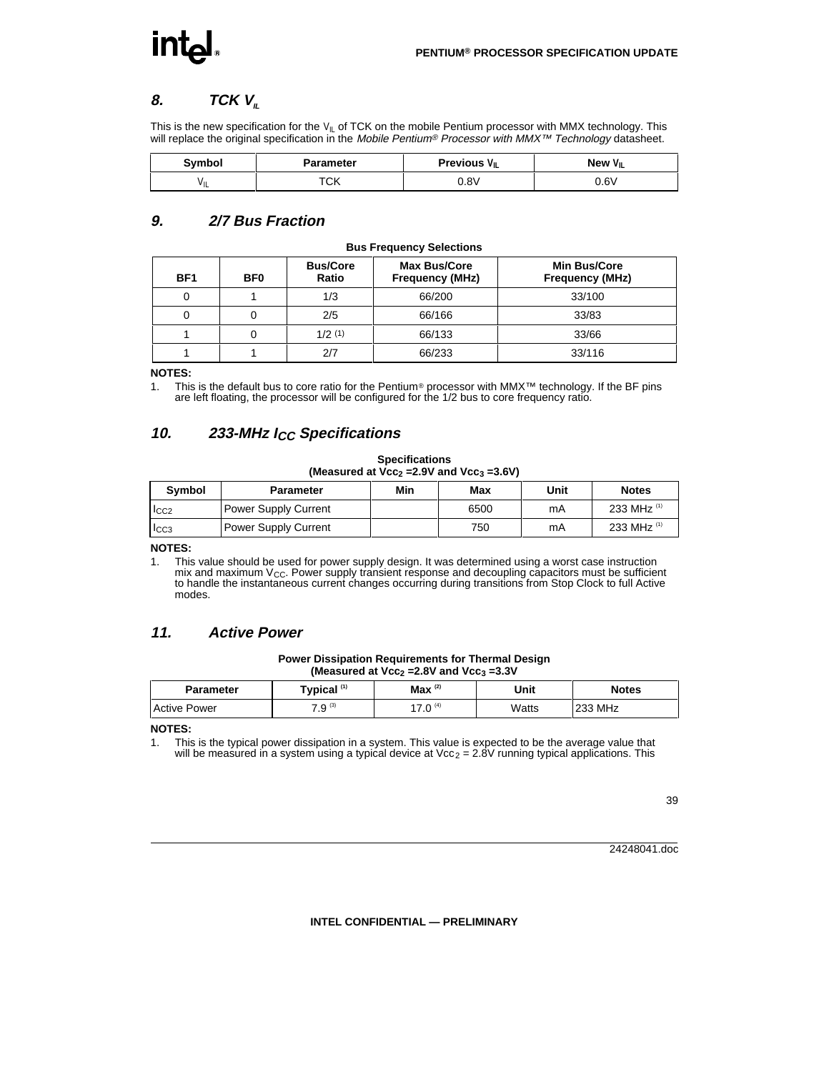## 8. TCK $V_{IL}$

This is the new specification for the $V_{IL}$ of TCK on the mobile Pentium processor with MMX technology. This will replace the original specification in the *Mobile Pentium® Processor with MMX™ Technology* datasheet.

| Symbol | Parameter | Previous $V_{IL}$ | New $V_{IL}$ |
|---|---|---|---|
| $V_{IL}$ | TCK | 0.8V | 0.6V |

## 9. 2/7 Bus Fraction

**Bus Frequency Selections**

| BF1 | BF0 | Bus/Core Ratio | Max Bus/Core Frequency (MHz) | Min Bus/Core Frequency (MHz) |
|---|---|---|---|---|
| 0 | 1 | 1/3 | 66/200 | 33/100 |
| 0 | 0 | 2/5 | 66/166 | 33/83 |
| 1 | 0 | 1/2 (1) | 66/133 | 33/66 |
| 1 | 1 | 2/7 | 66/233 | 33/116 |

**NOTES:**

1. This is the default bus to core ratio for the Pentium® processor with MMX™ technology. If the BF pins are left floating, the processor will be configured for the 1/2 bus to core frequency ratio.

## 10. 233-MHz $I_{CC}$ Specifications

**Specifications**
**(Measured at $Vcc_2$ =2.9V and $Vcc_3$ =3.6V)**

| Symbol | Parameter | Min | Max | Unit | Notes |
|---|---|---|---|---|---|
| $I_{CC2}$ | Power Supply Current | | 6500 | mA | 233 MHz (1) |
| $I_{CC3}$ | Power Supply Current | | 750 | mA | 233 MHz (1) |

**NOTES:**

1. This value should be used for power supply design. It was determined using a worst case instruction mix and maximum $V_{CC}$. Power supply transient response and decoupling capacitors must be sufficient to handle the instantaneous current changes occurring during transitions from Stop Clock to full Active modes.

## 11. Active Power

**Power Dissipation Requirements for Thermal Design**
**(Measured at $Vcc_2$ =2.8V and $Vcc_3$ =3.3V**

| Parameter | Typical (1) | Max (2) | Unit | Notes |
|---|---|---|---|---|
| Active Power | 7.9 (3) | 17.0 (4) | Watts | 233 MHz |

**NOTES:**

1. This is the typical power dissipation in a system. This value is expected to be the average value that will be measured in a system using a typical device at $Vcc_2$ = 2.8V running typical applications. This

24248041.doc

INTEL CONFIDENTIAL — PRELIMINARY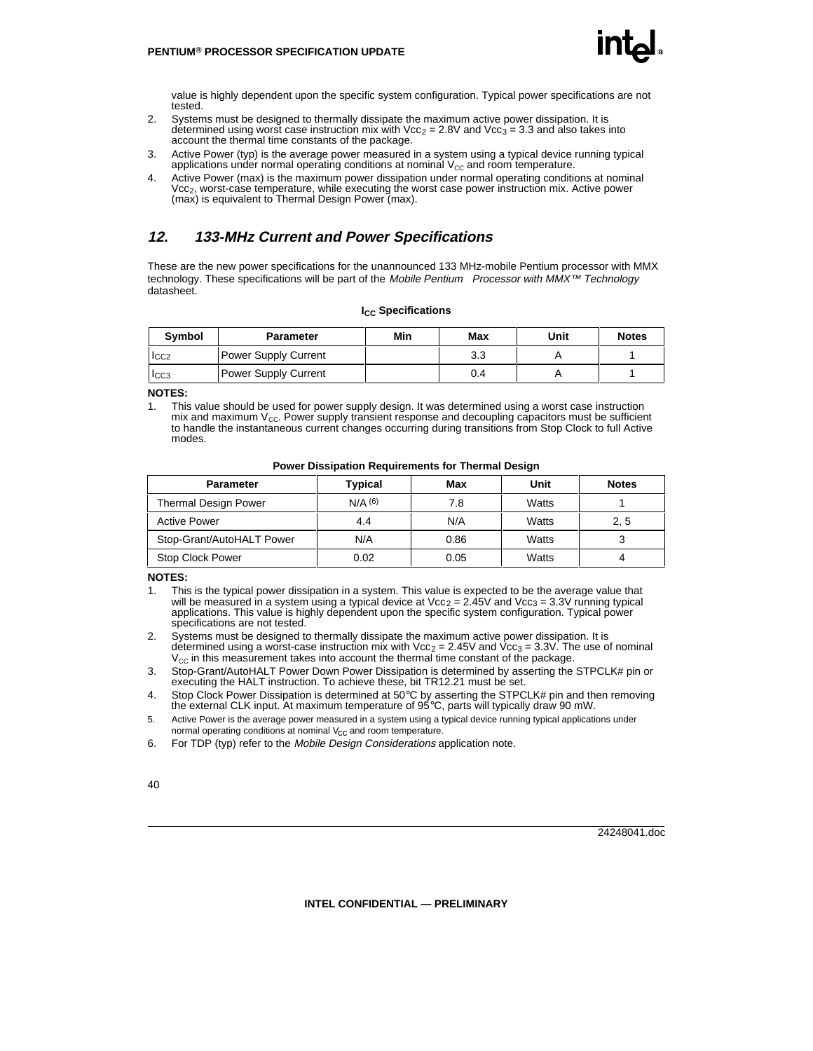value is highly dependent upon the specific system configuration. Typical power specifications are not tested.

2. Systems must be designed to thermally dissipate the maximum active power dissipation. It is determined using worst case instruction mix with $Vcc_2$ = 2.8V and $Vcc_3$ = 3.3 and also takes into account the thermal time constants of the package.
3. Active Power (typ) is the average power measured in a system using a typical device running typical applications under normal operating conditions at nominal $V_{CC}$ and room temperature.
4. Active Power (max) is the maximum power dissipation under normal operating conditions at nominal $Vcc_2$, worst-case temperature, while executing the worst case power instruction mix. Active power (max) is equivalent to Thermal Design Power (max).

## *12. 133-MHz Current and Power Specifications*

These are the new power specifications for the unannounced 133 MHz-mobile Pentium processor with MMX technology. These specifications will be part of the *Mobile Pentium Processor with MMX™ Technology* datasheet.

**$I_{CC}$ Specifications**

| Symbol | Parameter | Min | Max | Unit | Notes |
|---|---|---|---|---|---|
| $I_{CC2}$ | Power Supply Current | | 3.3 | A | 1 |
| $I_{CC3}$ | Power Supply Current | | 0.4 | A | 1 |

**NOTES:**

1. This value should be used for power supply design. It was determined using a worst case instruction mix and maximum $V_{CC}$. Power supply transient response and decoupling capacitors must be sufficient to handle the instantaneous current changes occurring during transitions from Stop Clock to full Active modes.

**Power Dissipation Requirements for Thermal Design**

| Parameter | Typical | Max | Unit | Notes |
|---|---|---|---|---|
| Thermal Design Power | N/A (6) | 7.8 | Watts | 1 |
| Active Power | 4.4 | N/A | Watts | 2, 5 |
| Stop-Grant/AutoHALT Power | N/A | 0.86 | Watts | 3 |
| Stop Clock Power | 0.02 | 0.05 | Watts | 4 |

**NOTES:**

1. This is the typical power dissipation in a system. This value is expected to be the average value that will be measured in a system using a typical device at $Vcc_2$ = 2.45V and $Vcc_3$ = 3.3V running typical applications. This value is highly dependent upon the specific system configuration. Typical power specifications are not tested.
2. Systems must be designed to thermally dissipate the maximum active power dissipation. It is determined using a worst-case instruction mix with $Vcc_2$ = 2.45V and $Vcc_3$ = 3.3V. The use of nominal $V_{CC}$ in this measurement takes into account the thermal time constant of the package.
3. Stop-Grant/AutoHALT Power Down Power Dissipation is determined by asserting the STPCLK# pin or executing the HALT instruction. To achieve these, bit TR12.21 must be set.
4. Stop Clock Power Dissipation is determined at 50°C by asserting the STPCLK# pin and then removing the external CLK input. At maximum temperature of 95°C, parts will typically draw 90 mW.
5. Active Power is the average power measured in a system using a typical device running typical applications under normal operating conditions at nominal $V_{CC}$ and room temperature.
6. For TDP (typ) refer to the *Mobile Design Considerations* application note.

INTEL CONFIDENTIAL — PRELIMINARY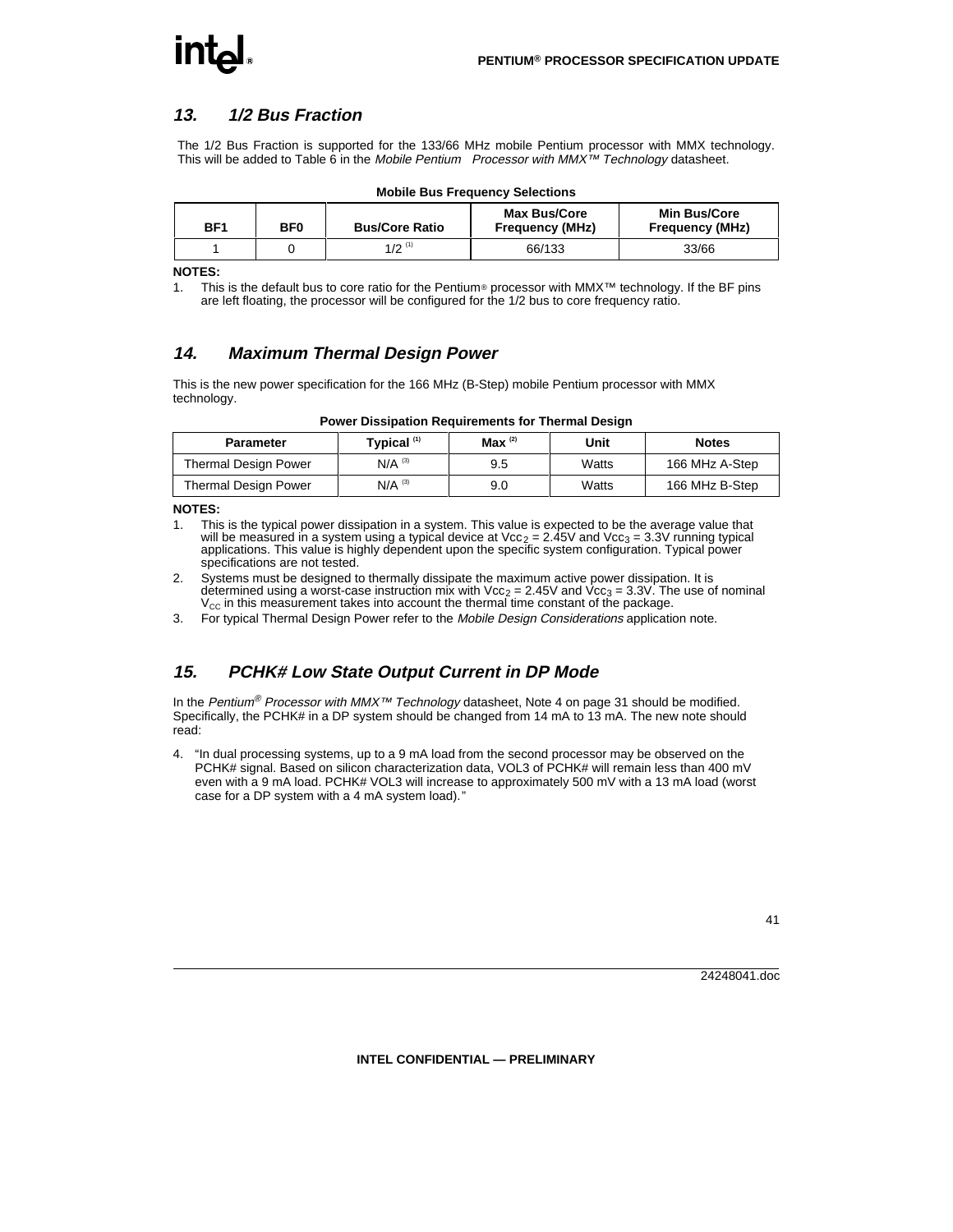## 13. 1/2 Bus Fraction

The 1/2 Bus Fraction is supported for the 133/66 MHz mobile Pentium processor with MMX technology. This will be added to Table 6 in the *Mobile Pentium Processor with MMX™ Technology* datasheet.

**Mobile Bus Frequency Selections**

| BF1 | BF0 | Bus/Core Ratio | Max Bus/Core Frequency (MHz) | Min Bus/Core Frequency (MHz) |
|---|---|---|---|---|
| 1 | 0 | 1/2 (1) | 66/133 | 33/66 |

**NOTES:**

1. This is the default bus to core ratio for the Pentium® processor with MMX™ technology. If the BF pins are left floating, the processor will be configured for the 1/2 bus to core frequency ratio.

## 14. Maximum Thermal Design Power

This is the new power specification for the 166 MHz (B-Step) mobile Pentium processor with MMX technology.

**Power Dissipation Requirements for Thermal Design**

| Parameter | Typical (1) | Max (2) | Unit | Notes |
|---|---|---|---|---|
| Thermal Design Power | N/A (3) | 9.5 | Watts | 166 MHz A-Step |
| Thermal Design Power | N/A (3) | 9.0 | Watts | 166 MHz B-Step |

**NOTES:**

1. This is the typical power dissipation in a system. This value is expected to be the average value that will be measured in a system using a typical device at $Vcc_2$ = 2.45V and $Vcc_3$ = 3.3V running typical applications. This value is highly dependent upon the specific system configuration. Typical power specifications are not tested.
2. Systems must be designed to thermally dissipate the maximum active power dissipation. It is determined using a worst-case instruction mix with $Vcc_2$ = 2.45V and $Vcc_3$ = 3.3V. The use of nominal $V_{CC}$ in this measurement takes into account the thermal time constant of the package.
3. For typical Thermal Design Power refer to the *Mobile Design Considerations* application note.

## 15. PCHK# Low State Output Current in DP Mode

In the *Pentium® Processor with MMX™ Technology* datasheet, Note 4 on page 31 should be modified. Specifically, the PCHK# in a DP system should be changed from 14 mA to 13 mA. The new note should read:

4. "In dual processing systems, up to a 9 mA load from the second processor may be observed on the PCHK# signal. Based on silicon characterization data, VOL3 of PCHK# will remain less than 400 mV even with a 9 mA load. PCHK# VOL3 will increase to approximately 500 mV with a 13 mA load (worst case for a DP system with a 4 mA system load)."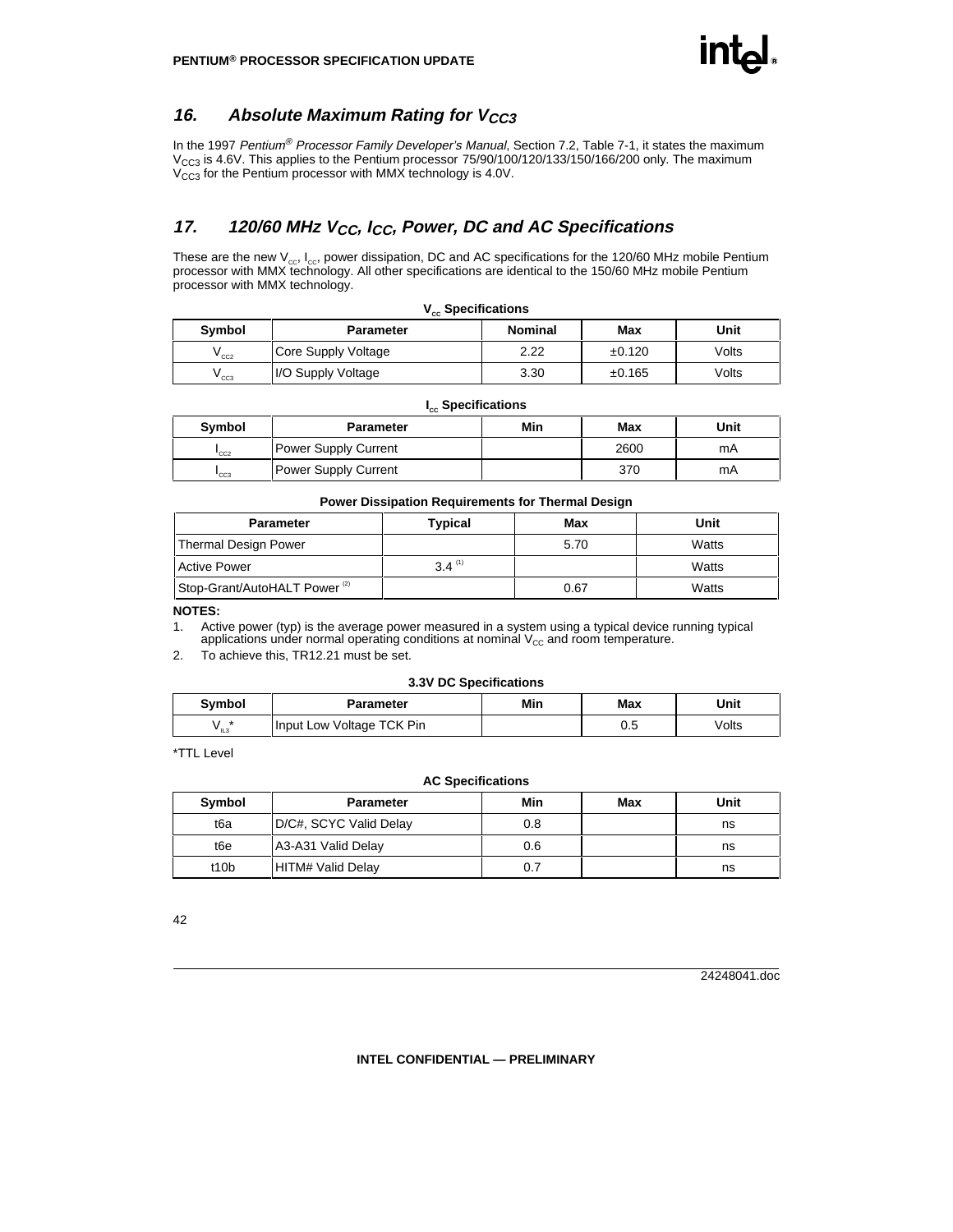## 16. Absolute Maximum Rating for $V_{CC3}$

In the 1997 *Pentium® Processor Family Developer's Manual*, Section 7.2, Table 7-1, it states the maximum $V_{CC3}$ is 4.6V. This applies to the Pentium processor 75/90/100/120/133/150/166/200 only. The maximum $V_{CC3}$ for the Pentium processor with MMX technology is 4.0V.

## 17. 120/60 MHz $V_{CC}$, $I_{CC}$, Power, DC and AC Specifications

These are the new $V_{cc}$, $I_{cc}$, power dissipation, DC and AC specifications for the 120/60 MHz mobile Pentium processor with MMX technology. All other specifications are identical to the 150/60 MHz mobile Pentium processor with MMX technology.

**$V_{cc}$ Specifications**

| Symbol | Parameter | Nominal | Max | Unit |
|---|---|---|---|---|
| $V_{CC2}$ | Core Supply Voltage | 2.22 | ±0.120 | Volts |
| $V_{CC3}$ | I/O Supply Voltage | 3.30 | ±0.165 | Volts |

**$I_{cc}$ Specifications**

| Symbol | Parameter | Min | Max | Unit |
|---|---|---|---|---|
| $I_{CC2}$ | Power Supply Current | | 2600 | mA |
| $I_{CC3}$ | Power Supply Current | | 370 | mA |

**Power Dissipation Requirements for Thermal Design**

| Parameter | Typical | Max | Unit |
|---|---|---|---|
| Thermal Design Power | | 5.70 | Watts |
| Active Power | 3.4 (1) | | Watts |
| Stop-Grant/AutoHALT Power (2) | | 0.67 | Watts |

**NOTES:**

1. Active power (typ) is the average power measured in a system using a typical device running typical applications under normal operating conditions at nominal $V_{CC}$ and room temperature.
2. To achieve this, TR12.21 must be set.

**3.3V DC Specifications**

| Symbol | Parameter | Min | Max | Unit |
|---|---|---|---|---|
| $V_{IL3}$* | Input Low Voltage TCK Pin | | 0.5 | Volts |

*TTL Level

**AC Specifications**

| Symbol | Parameter | Min | Max | Unit |
|---|---|---|---|---|
| t6a | D/C#, SCYC Valid Delay | 0.8 | | ns |
| t6e | A3-A31 Valid Delay | 0.6 | | ns |
| t10b | HITM# Valid Delay | 0.7 | | ns |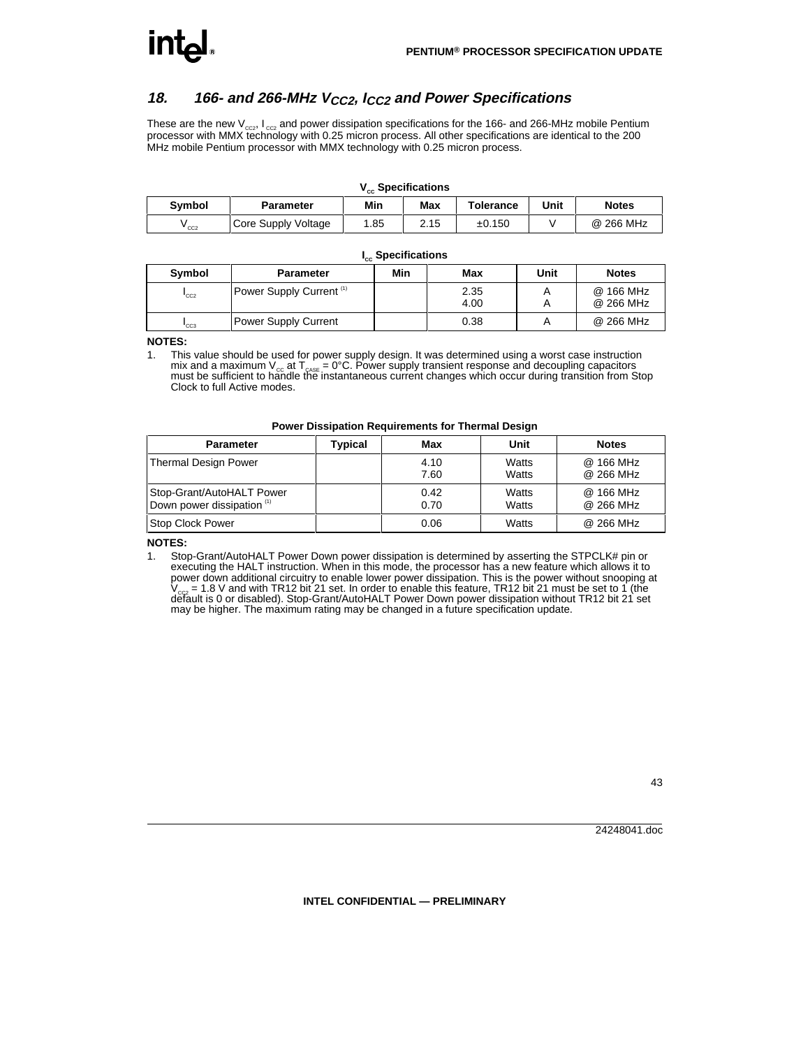## 18. 166- and 266-MHz $V_{CC2}$, $I_{CC2}$ and Power Specifications

These are the new $V_{CC2}$, $I_{CC2}$ and power dissipation specifications for the 166- and 266-MHz mobile Pentium processor with MMX technology with 0.25 micron process. All other specifications are identical to the 200 MHz mobile Pentium processor with MMX technology with 0.25 micron process.

**$V_{cc}$ Specifications**

| Symbol | Parameter | Min | Max | Tolerance | Unit | Notes |
|---|---|---|---|---|---|---|
| $V_{CC2}$ | Core Supply Voltage | 1.85 | 2.15 | ±0.150 | V | @ 266 MHz |

**$I_{cc}$ Specifications**

| Symbol | Parameter | Min | Max | Unit | Notes |
|---|---|---|---|---|---|
| $I_{CC2}$ | Power Supply Current [(1)] | | 2.35<br>4.00 | A<br>A | @ 166 MHz<br>@ 266 MHz |
| $I_{CC3}$ | Power Supply Current | | 0.38 | A | @ 266 MHz |

**NOTES:**

1. This value should be used for power supply design. It was determined using a worst case instruction mix and a maximum $V_{CC}$ at $T_{CASE}$ = 0°C. Power supply transient response and decoupling capacitors must be sufficient to handle the instantaneous current changes which occur during transition from Stop Clock to full Active modes.

**Power Dissipation Requirements for Thermal Design**

| Parameter | Typical | Max | Unit | Notes |
|---|---|---|---|---|
| Thermal Design Power | | 4.10<br>7.60 | Watts<br>Watts | @ 166 MHz<br>@ 266 MHz |
| Stop-Grant/AutoHALT Power Down power dissipation [(1)] | | 0.42<br>0.70 | Watts<br>Watts | @ 166 MHz<br>@ 266 MHz |
| Stop Clock Power | | 0.06 | Watts | @ 266 MHz |

**NOTES:**

1. Stop-Grant/AutoHALT Power Down power dissipation is determined by asserting the STPCLK# pin or executing the HALT instruction. When in this mode, the processor has a new feature which allows it to power down additional circuitry to enable lower power dissipation. This is the power without snooping at $V_{CC2}$ = 1.8 V and with TR12 bit 21 set. In order to enable this feature, TR12 bit 21 must be set to 1 (the default is 0 or disabled). Stop-Grant/AutoHALT Power Down power dissipation without TR12 bit 21 set may be higher. The maximum rating may be changed in a future specification update.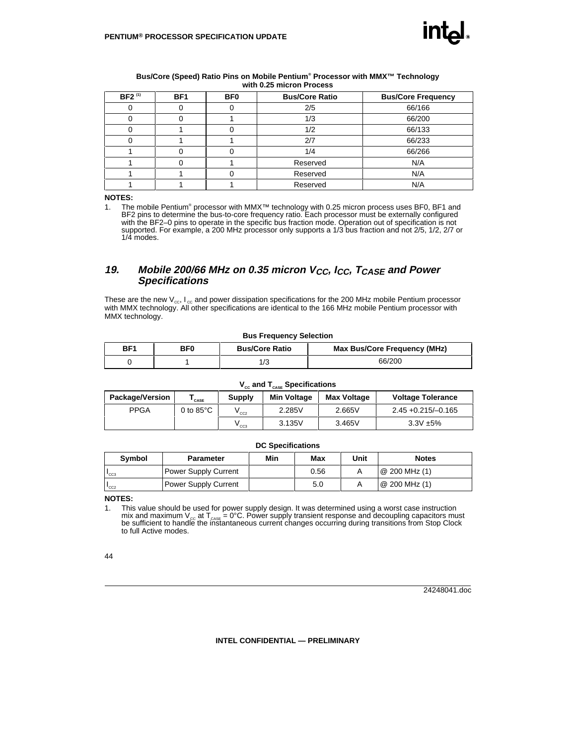**Bus/Core (Speed) Ratio Pins on Mobile Pentium® Processor with MMX™ Technology with 0.25 micron Process**

| BF2 [(1)] | BF1 | BF0 | Bus/Core Ratio | Bus/Core Frequency |
|---|---|---|---|---|
| 0 | 0 | 0 | 2/5 | 66/166 |
| 0 | 0 | 1 | 1/3 | 66/200 |
| 0 | 1 | 0 | 1/2 | 66/133 |
| 0 | 1 | 1 | 2/7 | 66/233 |
| 1 | 0 | 0 | 1/4 | 66/266 |
| 1 | 0 | 1 | Reserved | N/A |
| 1 | 1 | 0 | Reserved | N/A |
| 1 | 1 | 1 | Reserved | N/A |

**NOTES:**

1. The mobile Pentium® processor with MMX™ technology with 0.25 micron process uses BF0, BF1 and BF2 pins to determine the bus-to-core frequency ratio. Each processor must be externally configured with the BF2–0 pins to operate in the specific bus fraction mode. Operation out of specification is not supported. For example, a 200 MHz processor only supports a 1/3 bus fraction and not 2/5, 1/2, 2/7 or 1/4 modes.

## 19. Mobile 200/66 MHz on 0.35 micron $V_{CC}$, $I_{CC}$, $T_{CASE}$ and Power Specifications

These are the new $V_{CC}$, $I_{CC}$ and power dissipation specifications for the 200 MHz mobile Pentium processor with MMX technology. All other specifications are identical to the 166 MHz mobile Pentium processor with MMX technology.

**Bus Frequency Selection**

| BF1 | BF0 | Bus/Core Ratio | Max Bus/Core Frequency (MHz) |
|---|---|---|---|
| 0 | 1 | 1/3 | 66/200 |

**$V_{CC}$ and $T_{CASE}$ Specifications**

| Package/Version | $T_{CASE}$ | Supply | Min Voltage | Max Voltage | Voltage Tolerance |
|---|---|---|---|---|---|
| PPGA | 0 to 85°C | $V_{CC2}$ | 2.285V | 2.665V | 2.45 +0.215/–0.165 |
| | | $V_{CC3}$ | 3.135V | 3.465V | 3.3V ±5% |

**DC Specifications**

| Symbol | Parameter | Min | Max | Unit | Notes |
|---|---|---|---|---|---|
| $I_{CC3}$ | Power Supply Current | | 0.56 | A | @ 200 MHz (1) |
| $I_{CC2}$ | Power Supply Current | | 5.0 | A | @ 200 MHz (1) |

**NOTES:**

1. This value should be used for power supply design. It was determined using a worst case instruction mix and maximum $V_{CC}$ at $T_{CASE}$ = 0°C. Power supply transient response and decoupling capacitors must be sufficient to handle the instantaneous current changes occurring during transitions from Stop Clock to full Active modes.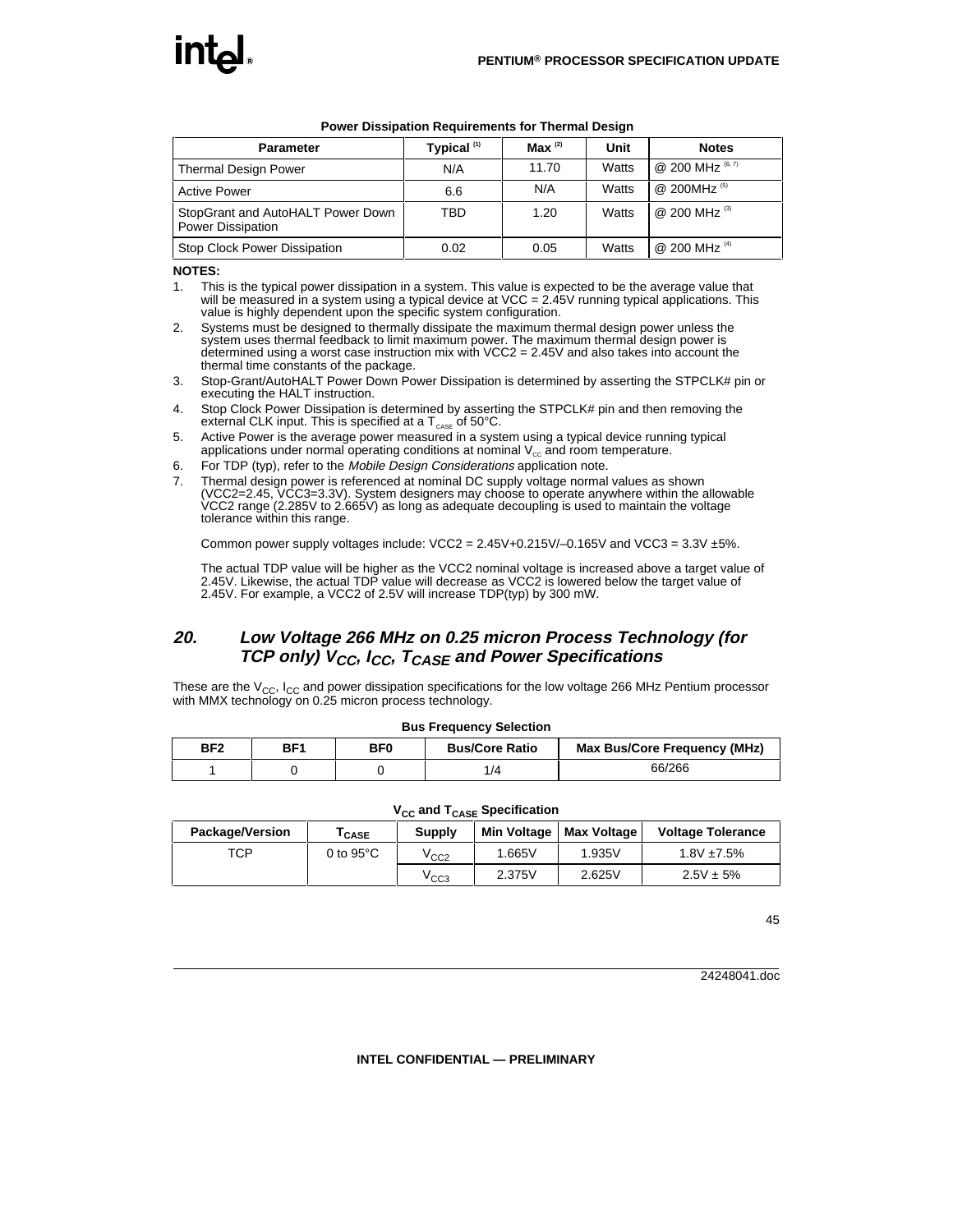**Power Dissipation Requirements for Thermal Design**

| Parameter | Typical [1] | Max [2] | Unit | Notes |
|---|---|---|---|---|
| Thermal Design Power | N/A | 11.70 | Watts | @ 200 MHz [6, 7] |
| Active Power | 6.6 | N/A | Watts | @ 200MHz [5] |
| StopGrant and AutoHALT Power Down Power Dissipation | TBD | 1.20 | Watts | @ 200 MHz [3] |
| Stop Clock Power Dissipation | 0.02 | 0.05 | Watts | @ 200 MHz [4] |

**NOTES:**

1. This is the typical power dissipation in a system. This value is expected to be the average value that will be measured in a system using a typical device at VCC = 2.45V running typical applications. This value is highly dependent upon the specific system configuration.
2. Systems must be designed to thermally dissipate the maximum thermal design power unless the system uses thermal feedback to limit maximum power. The maximum thermal design power is determined using a worst case instruction mix with VCC2 = 2.45V and also takes into account the thermal time constants of the package.
3. Stop-Grant/AutoHALT Power Down Power Dissipation is determined by asserting the STPCLK# pin or executing the HALT instruction.
4. Stop Clock Power Dissipation is determined by asserting the STPCLK# pin and then removing the external CLK input. This is specified at a $T_{CASE}$ of 50°C.
5. Active Power is the average power measured in a system using a typical device running typical applications under normal operating conditions at nominal $V_{cc}$ and room temperature.
6. For TDP (typ), refer to the *Mobile Design Considerations* application note.
7. Thermal design power is referenced at nominal DC supply voltage normal values as shown (VCC2=2.45, VCC3=3.3V). System designers may choose to operate anywhere within the allowable VCC2 range (2.285V to 2.665V) as long as adequate decoupling is used to maintain the voltage tolerance within this range.

   Common power supply voltages include: VCC2 = 2.45V+0.215V/–0.165V and VCC3 = 3.3V ±5%.

   The actual TDP value will be higher as the VCC2 nominal voltage is increased above a target value of 2.45V. Likewise, the actual TDP value will decrease as VCC2 is lowered below the target value of 2.45V. For example, a VCC2 of 2.5V will increase TDP(typ) by 300 mW.

## *20. Low Voltage 266 MHz on 0.25 micron Process Technology (for TCP only) $V_{CC}$, $I_{CC}$, $T_{CASE}$ and Power Specifications*

These are the $V_{CC}$, $I_{CC}$ and power dissipation specifications for the low voltage 266 MHz Pentium processor with MMX technology on 0.25 micron process technology.

**Bus Frequency Selection**

| BF2 | BF1 | BF0 | Bus/Core Ratio | Max Bus/Core Frequency (MHz) |
|---|---|---|---|---|
| 1 | 0 | 0 | 1/4 | 66/266 |

**$V_{CC}$ and $T_{CASE}$ Specification**

| Package/Version | $T_{CASE}$ | Supply | Min Voltage | Max Voltage | Voltage Tolerance |
|---|---|---|---|---|---|
| TCP | 0 to 95°C | $V_{CC2}$ | 1.665V | 1.935V | 1.8V ±7.5% |
| | | $V_{CC3}$ | 2.375V | 2.625V | 2.5V ± 5% |

INTEL CONFIDENTIAL — PRELIMINARY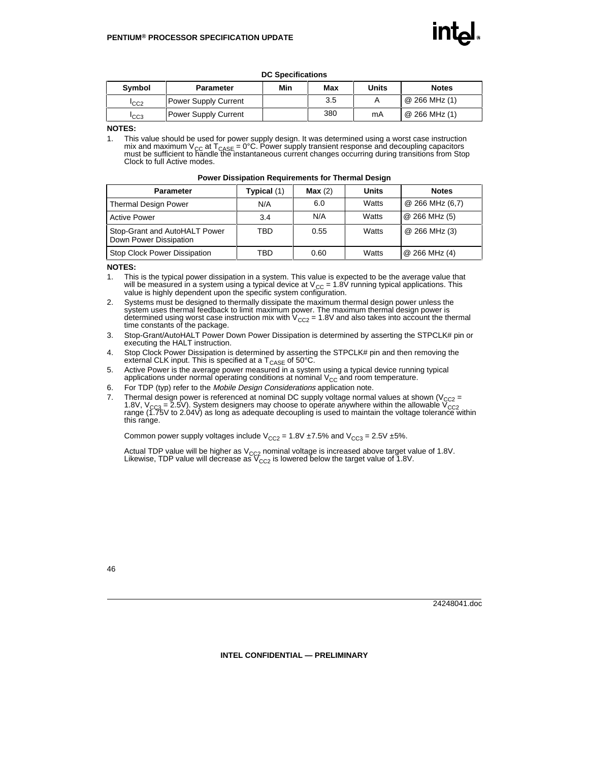**DC Specifications**

| Symbol | Parameter | Min | Max | Units | Notes |
|---|---|---|---|---|---|
| $I_{CC2}$ | Power Supply Current | | 3.5 | A | @ 266 MHz (1) |
| $I_{CC3}$ | Power Supply Current | | 380 | mA | @ 266 MHz (1) |

**NOTES:**

1. This value should be used for power supply design. It was determined using a worst case instruction mix and maximum $V_{CC}$ at $T_{CASE}$ = 0°C. Power supply transient response and decoupling capacitors must be sufficient to handle the instantaneous current changes occurring during transitions from Stop Clock to full Active modes.

**Power Dissipation Requirements for Thermal Design**

| Parameter | **Typical** (1) | **Max** (2) | Units | Notes |
|---|---|---|---|---|
| Thermal Design Power | N/A | 6.0 | Watts | @ 266 MHz (6,7) |
| Active Power | 3.4 | N/A | Watts | @ 266 MHz (5) |
| Stop-Grant and AutoHALT Power Down Power Dissipation | TBD | 0.55 | Watts | @ 266 MHz (3) |
| Stop Clock Power Dissipation | TBD | 0.60 | Watts | @ 266 MHz (4) |

**NOTES:**

1. This is the typical power dissipation in a system. This value is expected to be the average value that will be measured in a system using a typical device at $V_{CC}$ = 1.8V running typical applications. This value is highly dependent upon the specific system configuration.
2. Systems must be designed to thermally dissipate the maximum thermal design power unless the system uses thermal feedback to limit maximum power. The maximum thermal design power is determined using worst case instruction mix with $V_{CC2}$ = 1.8V and also takes into account the thermal time constants of the package.
3. Stop-Grant/AutoHALT Power Down Power Dissipation is determined by asserting the STPCLK# pin or executing the HALT instruction.
4. Stop Clock Power Dissipation is determined by asserting the STPCLK# pin and then removing the external CLK input. This is specified at a $T_{CASE}$ of 50°C.
5. Active Power is the average power measured in a system using a typical device running typical applications under normal operating conditions at nominal $V_{CC}$ and room temperature.
6. For TDP (typ) refer to the *Mobile Design Considerations* application note.
7. Thermal design power is referenced at nominal DC supply voltage normal values at shown ($V_{CC2}$ = 1.8V, $V_{CC3}$ = 2.5V). System designers may choose to operate anywhere within the allowable $V_{CC2}$ range (1.75V to 2.04V) as long as adequate decoupling is used to maintain the voltage tolerance within this range.

   Common power supply voltages include $V_{CC2}$ = 1.8V ±7.5% and $V_{CC3}$ = 2.5V ±5%.

   Actual TDP value will be higher as $V_{CC2}$ nominal voltage is increased above target value of 1.8V. Likewise, TDP value will decrease as $V_{CC2}$ is lowered below the target value of 1.8V.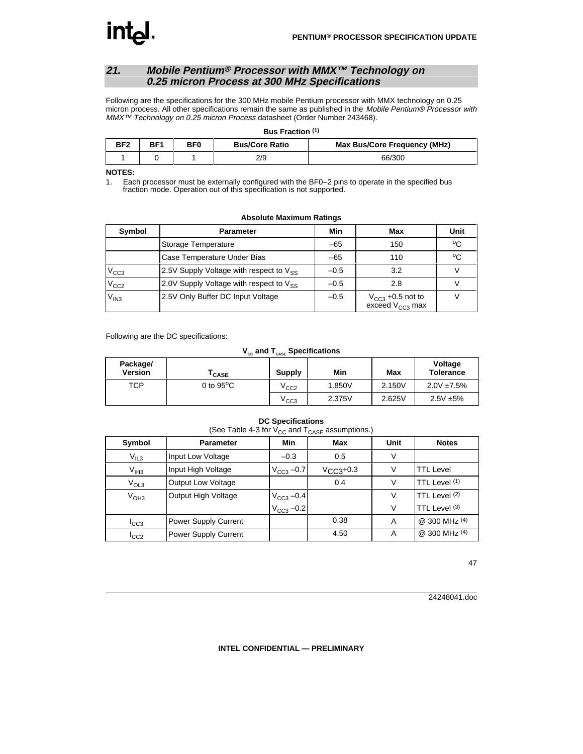## 21. *Mobile Pentium® Processor with MMX™ Technology on 0.25 micron Process at 300 MHz Specifications*

Following are the specifications for the 300 MHz mobile Pentium processor with MMX technology on 0.25 micron process. All other specifications remain the same as published in the *Mobile Pentium® Processor with MMX™ Technology on 0.25 micron Process* datasheet (Order Number 243468).

**Bus Fraction (1)**

| BF2 | BF1 | BF0 | Bus/Core Ratio | Max Bus/Core Frequency (MHz) |
|---|---|---|---|---|
| 1 | 0 | 1 | 2/9 | 66/300 |

**NOTES:**

1. Each processor must be externally configured with the BF0–2 pins to operate in the specified bus fraction mode. Operation out of this specification is not supported.

**Absolute Maximum Ratings**

| Symbol | Parameter | Min | Max | Unit |
|---|---|---|---|---|
| | Storage Temperature | –65 | 150 | °C |
| | Case Temperature Under Bias | –65 | 110 | °C |
| $V_{CC3}$ | 2.5V Supply Voltage with respect to $V_{SS}$ | –0.5 | 3.2 | V |
| $V_{CC2}$ | 2.0V Supply Voltage with respect to $V_{SS}$ | –0.5 | 2.8 | V |
| $V_{IN3}$ | 2.5V Only Buffer DC Input Voltage | –0.5 | $V_{CC3}$ +0.5 not to exceed $V_{CC3}$ max | V |

Following are the DC specifications:

**$V_{CC}$ and $T_{CASE}$ Specifications**

| Package/ Version | $T_{CASE}$ | Supply | Min | Max | Voltage Tolerance |
|---|---|---|---|---|---|
| TCP | 0 to 95°C | $V_{CC2}$ | 1.850V | 2.150V | 2.0V ±7.5% |
| | | $V_{CC3}$ | 2.375V | 2.625V | 2.5V ±5% |

**DC Specifications**

(See Table 4-3 for $V_{CC}$ and $T_{CASE}$ assumptions.)

| Symbol | Parameter | Min | Max | Unit | Notes |
|---|---|---|---|---|---|
| $V_{IL3}$ | Input Low Voltage | –0.3 | 0.5 | V | |
| $V_{IH3}$ | Input High Voltage | $V_{CC3}$ –0.7 | $V_{CC3}$+0.3 | V | TTL Level |
| $V_{OL3}$ | Output Low Voltage | | 0.4 | V | TTL Level (1) |
| $V_{OH3}$ | Output High Voltage | $V_{CC3}$ –0.4 | | V | TTL Level (2) |
| | | $V_{CC3}$ –0.2 | | V | TTL Level (3) |
| $I_{CC3}$ | Power Supply Current | | 0.38 | A | @ 300 MHz (4) |
| $I_{CC2}$ | Power Supply Current | | 4.50 | A | @ 300 MHz (4) |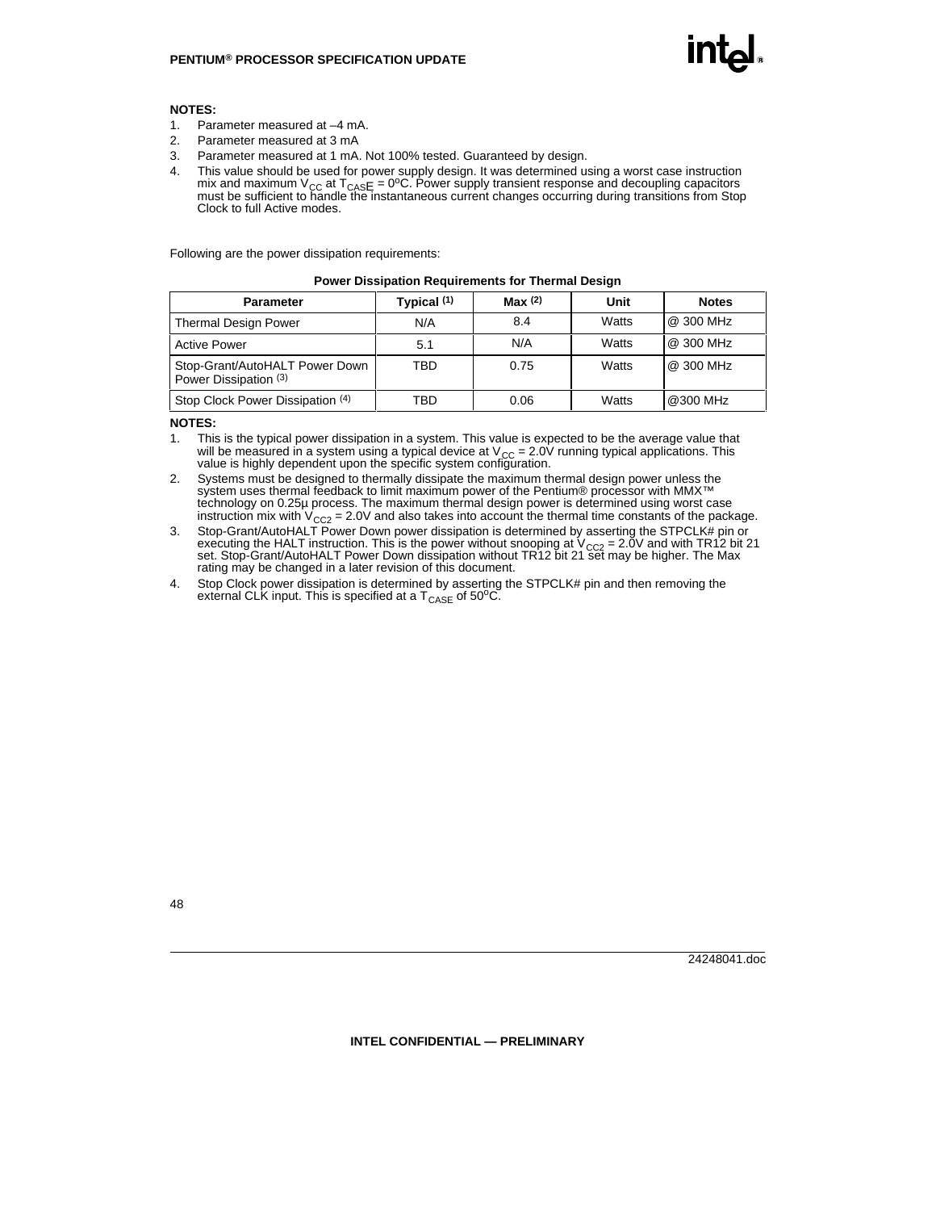**NOTES:**

1. Parameter measured at –4 mA.
2. Parameter measured at 3 mA
3. Parameter measured at 1 mA. Not 100% tested. Guaranteed by design.
4. This value should be used for power supply design. It was determined using a worst case instruction mix and maximum $V_{CC}$ at $T_{CASE}$ = 0ºC. Power supply transient response and decoupling capacitors must be sufficient to handle the instantaneous current changes occurring during transitions from Stop Clock to full Active modes.

Following are the power dissipation requirements:

**Power Dissipation Requirements for Thermal Design**

| Parameter | Typical (1) | Max (2) | Unit | Notes |
|---|---|---|---|---|
| Thermal Design Power | N/A | 8.4 | Watts | @ 300 MHz |
| Active Power | 5.1 | N/A | Watts | @ 300 MHz |
| Stop-Grant/AutoHALT Power Down Power Dissipation (3) | TBD | 0.75 | Watts | @ 300 MHz |
| Stop Clock Power Dissipation (4) | TBD | 0.06 | Watts | @300 MHz |

**NOTES:**

1. This is the typical power dissipation in a system. This value is expected to be the average value that will be measured in a system using a typical device at $V_{CC}$ = 2.0V running typical applications. This value is highly dependent upon the specific system configuration.
2. Systems must be designed to thermally dissipate the maximum thermal design power unless the system uses thermal feedback to limit maximum power of the Pentium® processor with MMX™ technology on 0.25µ process. The maximum thermal design power is determined using worst case instruction mix with $V_{CC2}$ = 2.0V and also takes into account the thermal time constants of the package.
3. Stop-Grant/AutoHALT Power Down power dissipation is determined by asserting the STPCLK# pin or executing the HALT instruction. This is the power without snooping at $V_{CC2}$ = 2.0V and with TR12 bit 21 set. Stop-Grant/AutoHALT Power Down dissipation without TR12 bit 21 set may be higher. The Max rating may be changed in a later revision of this document.
4. Stop Clock power dissipation is determined by asserting the STPCLK# pin and then removing the external CLK input. This is specified at a $T_{CASE}$ of 50ºC.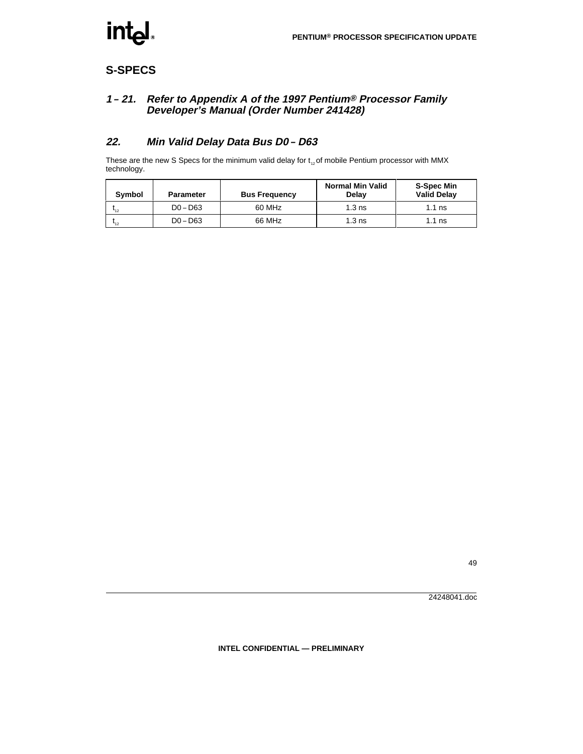## S-SPECS

### *1 – 21. Refer to Appendix A of the 1997 Pentium® Processor Family Developer's Manual (Order Number 241428)*

### *22. Min Valid Delay Data Bus D0 – D63*

These are the new S Specs for the minimum valid delay for $t_{12}$ of mobile Pentium processor with MMX technology.

| Symbol | Parameter | Bus Frequency | Normal Min Valid Delay | S-Spec Min Valid Delay |
|---|---|---|---|---|
| $t_{12}$ | D0 – D63 | 60 MHz | 1.3 ns | 1.1 ns |
| $t_{12}$ | D0 – D63 | 66 MHz | 1.3 ns | 1.1 ns |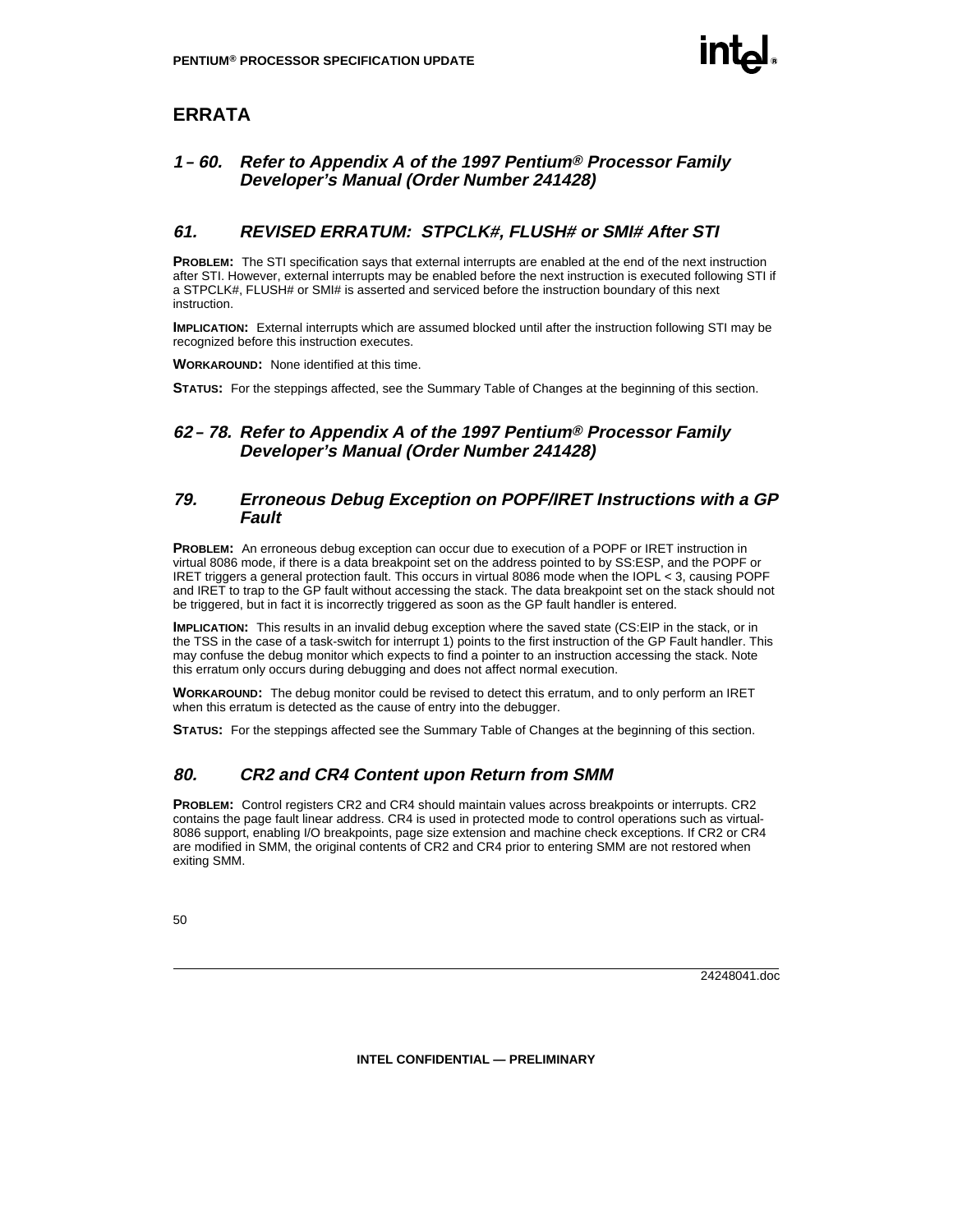# ERRATA

### 1 – 60. *Refer to Appendix A of the 1997 Pentium® Processor Family Developer's Manual (Order Number 241428)*

### 61. *REVISED ERRATUM: STPCLK#, FLUSH# or SMI# After STI*

**PROBLEM:** The STI specification says that external interrupts are enabled at the end of the next instruction after STI. However, external interrupts may be enabled before the next instruction is executed following STI if a STPCLK#, FLUSH# or SMI# is asserted and serviced before the instruction boundary of this next instruction.

**IMPLICATION:** External interrupts which are assumed blocked until after the instruction following STI may be recognized before this instruction executes.

**WORKAROUND:** None identified at this time.

**STATUS:** For the steppings affected, see the Summary Table of Changes at the beginning of this section.

### 62 – 78. *Refer to Appendix A of the 1997 Pentium® Processor Family Developer's Manual (Order Number 241428)*

### 79. *Erroneous Debug Exception on POPF/IRET Instructions with a GP Fault*

**PROBLEM:** An erroneous debug exception can occur due to execution of a POPF or IRET instruction in virtual 8086 mode, if there is a data breakpoint set on the address pointed to by SS:ESP, and the POPF or IRET triggers a general protection fault. This occurs in virtual 8086 mode when the IOPL < 3, causing POPF and IRET to trap to the GP fault without accessing the stack. The data breakpoint set on the stack should not be triggered, but in fact it is incorrectly triggered as soon as the GP fault handler is entered.

**IMPLICATION:** This results in an invalid debug exception where the saved state (CS:EIP in the stack, or in the TSS in the case of a task-switch for interrupt 1) points to the first instruction of the GP Fault handler. This may confuse the debug monitor which expects to find a pointer to an instruction accessing the stack. Note this erratum only occurs during debugging and does not affect normal execution.

**WORKAROUND:** The debug monitor could be revised to detect this erratum, and to only perform an IRET when this erratum is detected as the cause of entry into the debugger.

**STATUS:** For the steppings affected see the Summary Table of Changes at the beginning of this section.

### 80. *CR2 and CR4 Content upon Return from SMM*

**PROBLEM:** Control registers CR2 and CR4 should maintain values across breakpoints or interrupts. CR2 contains the page fault linear address. CR4 is used in protected mode to control operations such as virtual-8086 support, enabling I/O breakpoints, page size extension and machine check exceptions. If CR2 or CR4 are modified in SMM, the original contents of CR2 and CR4 prior to entering SMM are not restored when exiting SMM.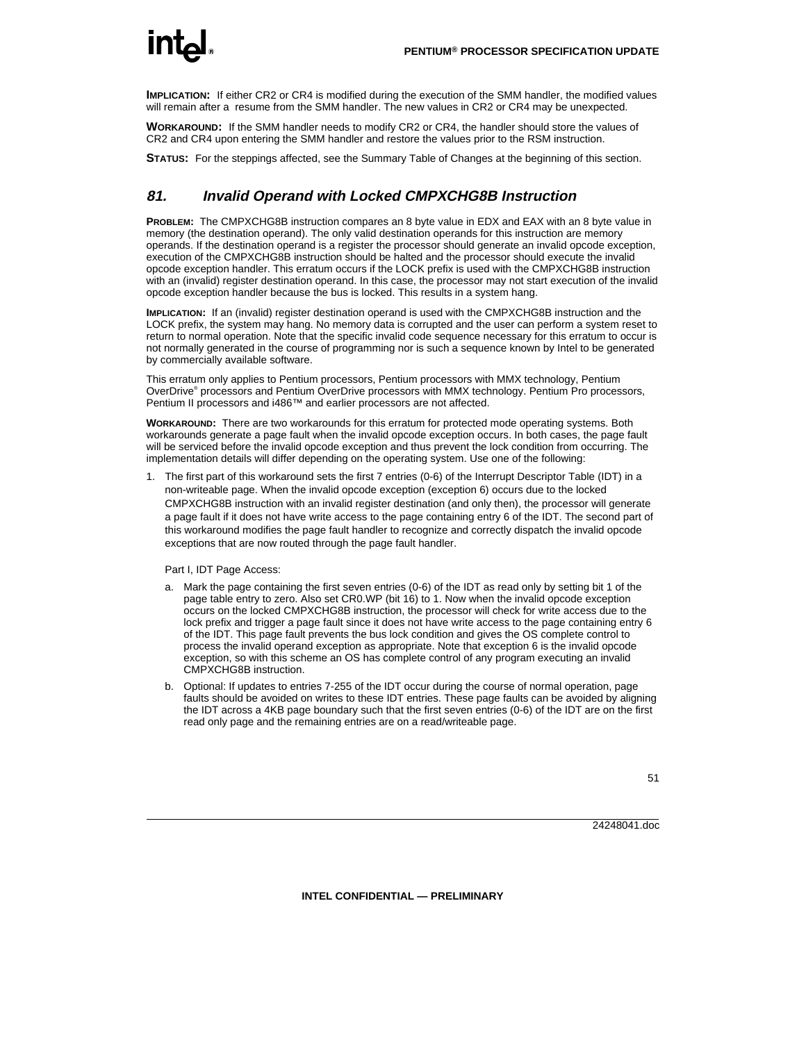**IMPLICATION:** If either CR2 or CR4 is modified during the execution of the SMM handler, the modified values will remain after a resume from the SMM handler. The new values in CR2 or CR4 may be unexpected.

**WORKAROUND:** If the SMM handler needs to modify CR2 or CR4, the handler should store the values of CR2 and CR4 upon entering the SMM handler and restore the values prior to the RSM instruction.

**STATUS:** For the steppings affected, see the Summary Table of Changes at the beginning of this section.

## *81. Invalid Operand with Locked CMPXCHG8B Instruction*

**PROBLEM:** The CMPXCHG8B instruction compares an 8 byte value in EDX and EAX with an 8 byte value in memory (the destination operand). The only valid destination operands for this instruction are memory operands. If the destination operand is a register the processor should generate an invalid opcode exception, execution of the CMPXCHG8B instruction should be halted and the processor should execute the invalid opcode exception handler. This erratum occurs if the LOCK prefix is used with the CMPXCHG8B instruction with an (invalid) register destination operand. In this case, the processor may not start execution of the invalid opcode exception handler because the bus is locked. This results in a system hang.

**IMPLICATION:** If an (invalid) register destination operand is used with the CMPXCHG8B instruction and the LOCK prefix, the system may hang. No memory data is corrupted and the user can perform a system reset to return to normal operation. Note that the specific invalid code sequence necessary for this erratum to occur is not normally generated in the course of programming nor is such a sequence known by Intel to be generated by commercially available software.

This erratum only applies to Pentium processors, Pentium processors with MMX technology, Pentium OverDrive® processors and Pentium OverDrive processors with MMX technology. Pentium Pro processors, Pentium II processors and i486™ and earlier processors are not affected.

**WORKAROUND:** There are two workarounds for this erratum for protected mode operating systems. Both workarounds generate a page fault when the invalid opcode exception occurs. In both cases, the page fault will be serviced before the invalid opcode exception and thus prevent the lock condition from occurring. The implementation details will differ depending on the operating system. Use one of the following:

1. The first part of this workaround sets the first 7 entries (0-6) of the Interrupt Descriptor Table (IDT) in a non-writeable page. When the invalid opcode exception (exception 6) occurs due to the locked CMPXCHG8B instruction with an invalid register destination (and only then), the processor will generate a page fault if it does not have write access to the page containing entry 6 of the IDT. The second part of this workaround modifies the page fault handler to recognize and correctly dispatch the invalid opcode exceptions that are now routed through the page fault handler.

   Part I, IDT Page Access:

   a. Mark the page containing the first seven entries (0-6) of the IDT as read only by setting bit 1 of the page table entry to zero. Also set CR0.WP (bit 16) to 1. Now when the invalid opcode exception occurs on the locked CMPXCHG8B instruction, the processor will check for write access due to the lock prefix and trigger a page fault since it does not have write access to the page containing entry 6 of the IDT. This page fault prevents the bus lock condition and gives the OS complete control to process the invalid operand exception as appropriate. Note that exception 6 is the invalid opcode exception, so with this scheme an OS has complete control of any program executing an invalid CMPXCHG8B instruction.

   b. Optional: If updates to entries 7-255 of the IDT occur during the course of normal operation, page faults should be avoided on writes to these IDT entries. These page faults can be avoided by aligning the IDT across a 4KB page boundary such that the first seven entries (0-6) of the IDT are on the first read only page and the remaining entries are on a read/writeable page.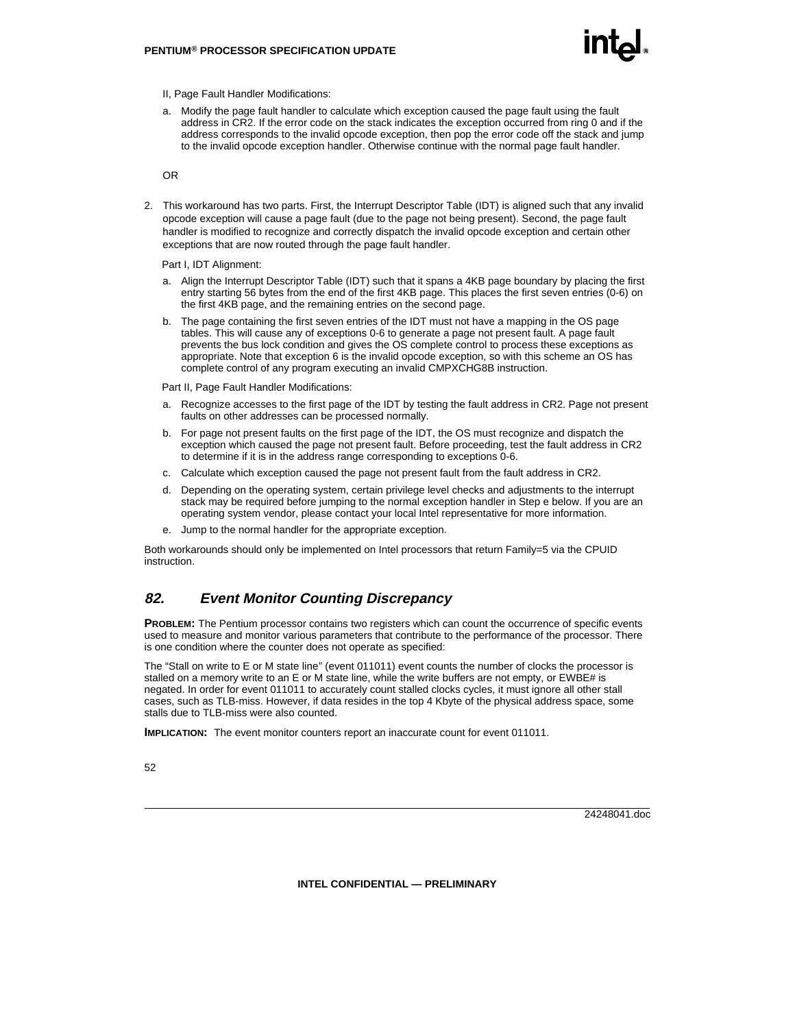II, Page Fault Handler Modifications:

a. Modify the page fault handler to calculate which exception caused the page fault using the fault address in CR2. If the error code on the stack indicates the exception occurred from ring 0 and if the address corresponds to the invalid opcode exception, then pop the error code off the stack and jump to the invalid opcode exception handler. Otherwise continue with the normal page fault handler.

OR

2. This workaround has two parts. First, the Interrupt Descriptor Table (IDT) is aligned such that any invalid opcode exception will cause a page fault (due to the page not being present). Second, the page fault handler is modified to recognize and correctly dispatch the invalid opcode exception and certain other exceptions that are now routed through the page fault handler.

   Part I, IDT Alignment:

   a. Align the Interrupt Descriptor Table (IDT) such that it spans a 4KB page boundary by placing the first entry starting 56 bytes from the end of the first 4KB page. This places the first seven entries (0-6) on the first 4KB page, and the remaining entries on the second page.

   b. The page containing the first seven entries of the IDT must not have a mapping in the OS page tables. This will cause any of exceptions 0-6 to generate a page not present fault. A page fault prevents the bus lock condition and gives the OS complete control to process these exceptions as appropriate. Note that exception 6 is the invalid opcode exception, so with this scheme an OS has complete control of any program executing an invalid CMPXCHG8B instruction.

   Part II, Page Fault Handler Modifications:

   a. Recognize accesses to the first page of the IDT by testing the fault address in CR2. Page not present faults on other addresses can be processed normally.

   b. For page not present faults on the first page of the IDT, the OS must recognize and dispatch the exception which caused the page not present fault. Before proceeding, test the fault address in CR2 to determine if it is in the address range corresponding to exceptions 0-6.

   c. Calculate which exception caused the page not present fault from the fault address in CR2.

   d. Depending on the operating system, certain privilege level checks and adjustments to the interrupt stack may be required before jumping to the normal exception handler in Step e below. If you are an operating system vendor, please contact your local Intel representative for more information.

   e. Jump to the normal handler for the appropriate exception.

Both workarounds should only be implemented on Intel processors that return Family=5 via the CPUID instruction.

## *82. Event Monitor Counting Discrepancy*

**PROBLEM:** The Pentium processor contains two registers which can count the occurrence of specific events used to measure and monitor various parameters that contribute to the performance of the processor. There is one condition where the counter does not operate as specified:

The “Stall on write to E or M state line” (event 011011) event counts the number of clocks the processor is stalled on a memory write to an E or M state line, while the write buffers are not empty, or EWBE# is negated. In order for event 011011 to accurately count stalled clocks cycles, it must ignore all other stall cases, such as TLB-miss. However, if data resides in the top 4 Kbyte of the physical address space, some stalls due to TLB-miss were also counted.

**IMPLICATION:** The event monitor counters report an inaccurate count for event 011011.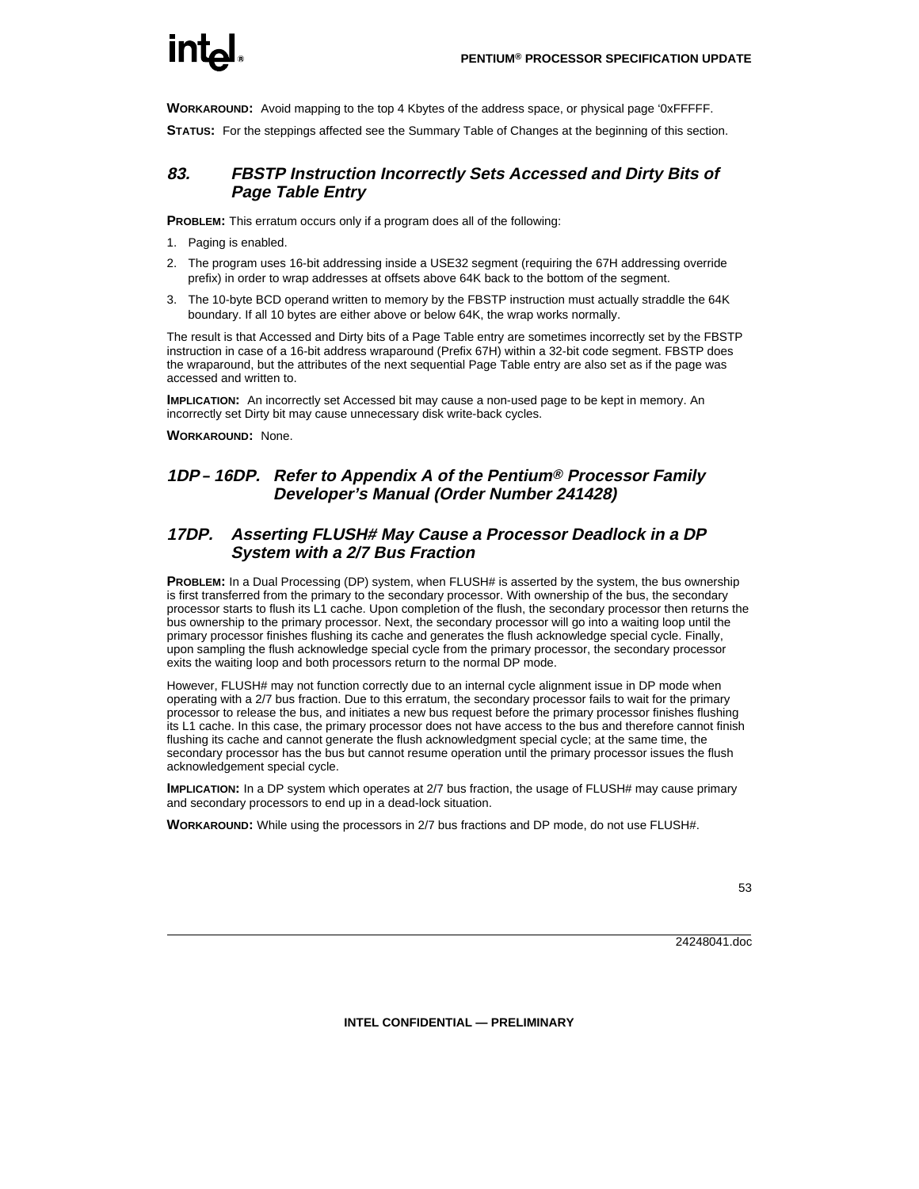**WORKAROUND:** Avoid mapping to the top 4 Kbytes of the address space, or physical page '0xFFFFF.

**STATUS:** For the steppings affected see the Summary Table of Changes at the beginning of this section.

## *83. FBSTP Instruction Incorrectly Sets Accessed and Dirty Bits of Page Table Entry*

**PROBLEM:** This erratum occurs only if a program does all of the following:

1. Paging is enabled.
2. The program uses 16-bit addressing inside a USE32 segment (requiring the 67H addressing override prefix) in order to wrap addresses at offsets above 64K back to the bottom of the segment.
3. The 10-byte BCD operand written to memory by the FBSTP instruction must actually straddle the 64K boundary. If all 10 bytes are either above or below 64K, the wrap works normally.

The result is that Accessed and Dirty bits of a Page Table entry are sometimes incorrectly set by the FBSTP instruction in case of a 16-bit address wraparound (Prefix 67H) within a 32-bit code segment. FBSTP does the wraparound, but the attributes of the next sequential Page Table entry are also set as if the page was accessed and written to.

**IMPLICATION:** An incorrectly set Accessed bit may cause a non-used page to be kept in memory. An incorrectly set Dirty bit may cause unnecessary disk write-back cycles.

**WORKAROUND:** None.

## *1DP – 16DP. Refer to Appendix A of the Pentium® Processor Family Developer's Manual (Order Number 241428)*

## *17DP. Asserting FLUSH# May Cause a Processor Deadlock in a DP System with a 2/7 Bus Fraction*

**PROBLEM:** In a Dual Processing (DP) system, when FLUSH# is asserted by the system, the bus ownership is first transferred from the primary to the secondary processor. With ownership of the bus, the secondary processor starts to flush its L1 cache. Upon completion of the flush, the secondary processor then returns the bus ownership to the primary processor. Next, the secondary processor will go into a waiting loop until the primary processor finishes flushing its cache and generates the flush acknowledge special cycle. Finally, upon sampling the flush acknowledge special cycle from the primary processor, the secondary processor exits the waiting loop and both processors return to the normal DP mode.

However, FLUSH# may not function correctly due to an internal cycle alignment issue in DP mode when operating with a 2/7 bus fraction. Due to this erratum, the secondary processor fails to wait for the primary processor to release the bus, and initiates a new bus request before the primary processor finishes flushing its L1 cache. In this case, the primary processor does not have access to the bus and therefore cannot finish flushing its cache and cannot generate the flush acknowledgment special cycle; at the same time, the secondary processor has the bus but cannot resume operation until the primary processor issues the flush acknowledgement special cycle.

**IMPLICATION:** In a DP system which operates at 2/7 bus fraction, the usage of FLUSH# may cause primary and secondary processors to end up in a dead-lock situation.

**WORKAROUND:** While using the processors in 2/7 bus fractions and DP mode, do not use FLUSH#.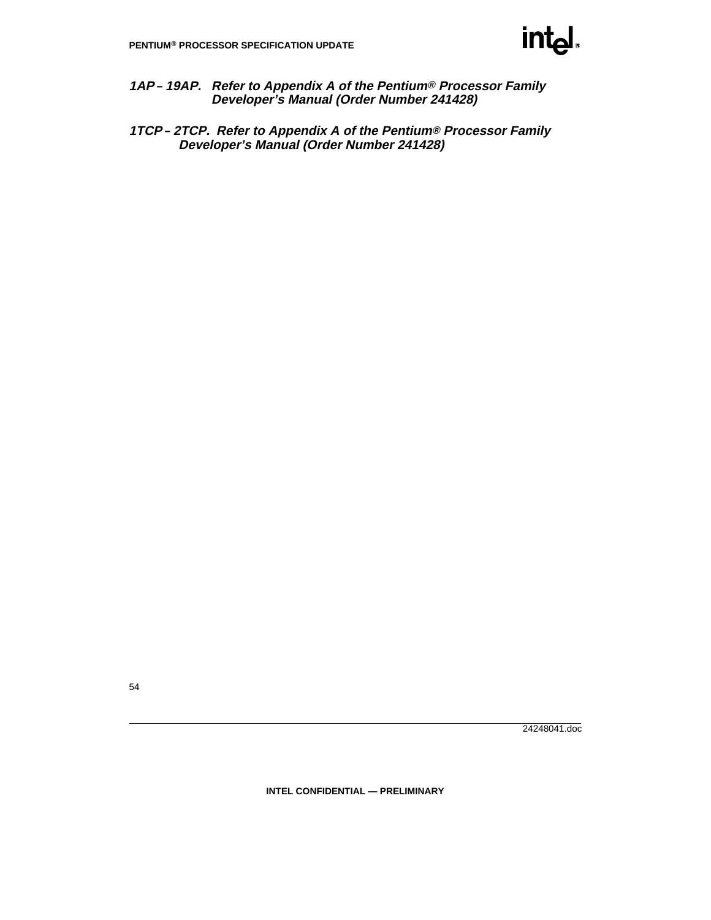### *1AP – 19AP. Refer to Appendix A of the Pentium® Processor Family Developer's Manual (Order Number 241428)*

### *1TCP – 2TCP. Refer to Appendix A of the Pentium® Processor Family Developer's Manual (Order Number 241428)*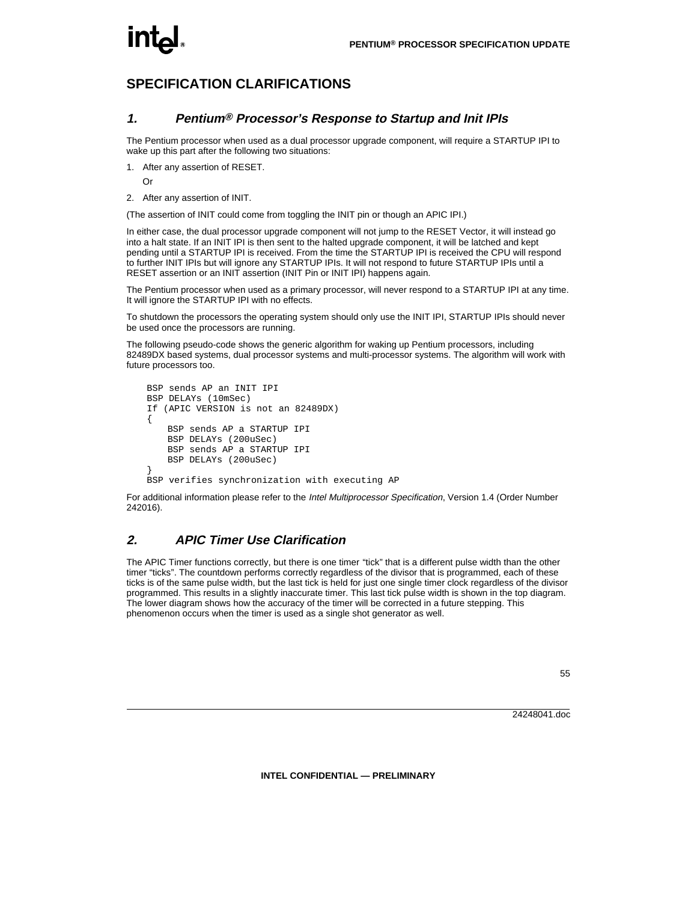# SPECIFICATION CLARIFICATIONS

## *1. Pentium® Processor's Response to Startup and Init IPIs*

The Pentium processor when used as a dual processor upgrade component, will require a STARTUP IPI to wake up this part after the following two situations:

1. After any assertion of RESET.

   Or

2. After any assertion of INIT.

(The assertion of INIT could come from toggling the INIT pin or though an APIC IPI.)

In either case, the dual processor upgrade component will not jump to the RESET Vector, it will instead go into a halt state. If an INIT IPI is then sent to the halted upgrade component, it will be latched and kept pending until a STARTUP IPI is received. From the time the STARTUP IPI is received the CPU will respond to further INIT IPIs but will ignore any STARTUP IPIs. It will not respond to future STARTUP IPIs until a RESET assertion or an INIT assertion (INIT Pin or INIT IPI) happens again.

The Pentium processor when used as a primary processor, will never respond to a STARTUP IPI at any time. It will ignore the STARTUP IPI with no effects.

To shutdown the processors the operating system should only use the INIT IPI, STARTUP IPIs should never be used once the processors are running.

The following pseudo-code shows the generic algorithm for waking up Pentium processors, including 82489DX based systems, dual processor systems and multi-processor systems. The algorithm will work with future processors too.

```
BSP sends AP an INIT IPI
BSP DELAYs (10mSec)
If (APIC VERSION is not an 82489DX)
{
    BSP sends AP a STARTUP IPI
    BSP DELAYs (200uSec)
    BSP sends AP a STARTUP IPI
    BSP DELAYs (200uSec)
}
BSP verifies synchronization with executing AP
```

For additional information please refer to the *Intel Multiprocessor Specification*, Version 1.4 (Order Number 242016).

## *2. APIC Timer Use Clarification*

The APIC Timer functions correctly, but there is one timer "tick" that is a different pulse width than the other timer "ticks". The countdown performs correctly regardless of the divisor that is programmed, each of these ticks is of the same pulse width, but the last tick is held for just one single timer clock regardless of the divisor programmed. This results in a slightly inaccurate timer. This last tick pulse width is shown in the top diagram. The lower diagram shows how the accuracy of the timer will be corrected in a future stepping. This phenomenon occurs when the timer is used as a single shot generator as well.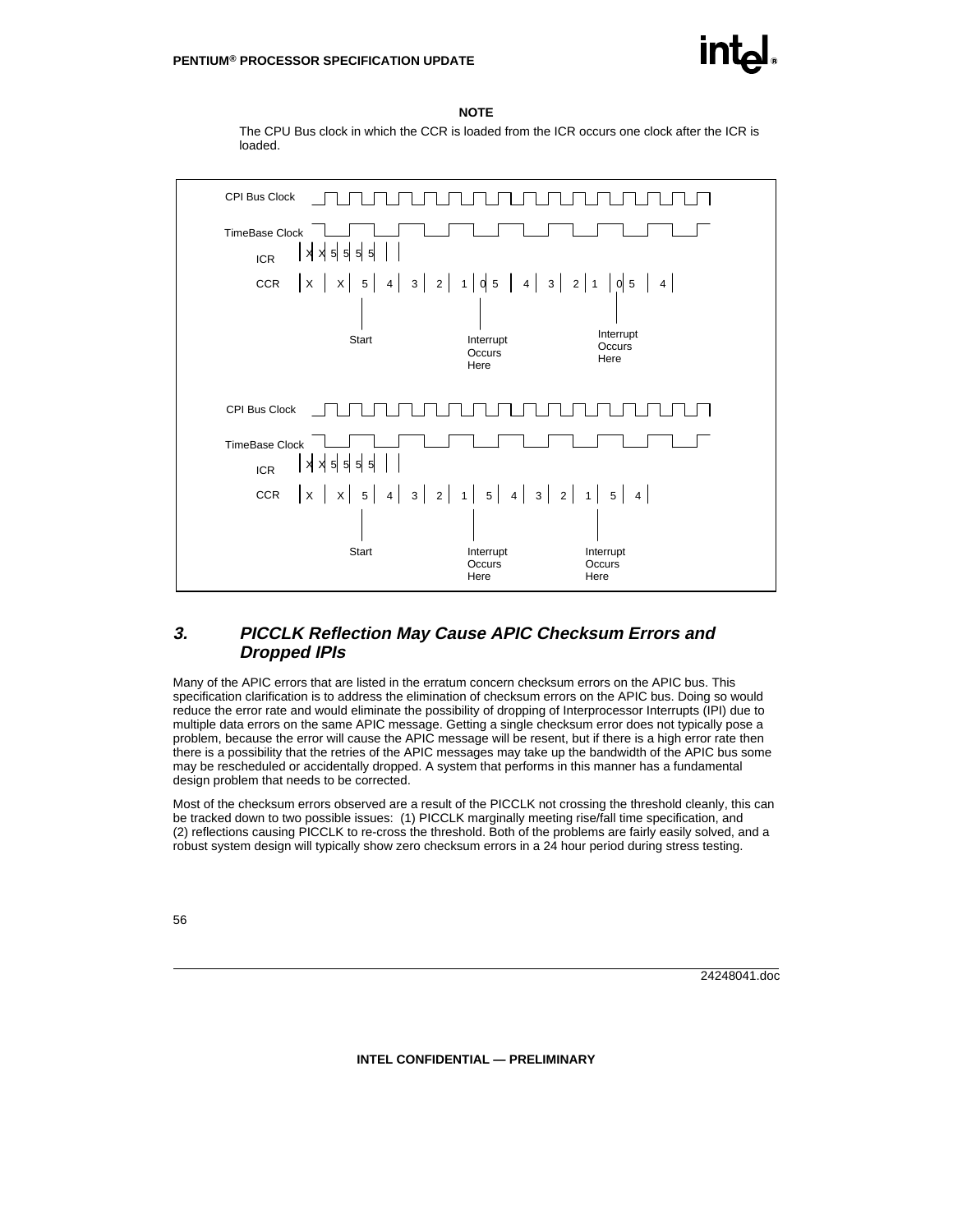**NOTE**

The CPU Bus clock in which the CCR is loaded from the ICR occurs one clock after the ICR is loaded.

CPI Bus Clock

TimeBase Clock

ICR X X 5 5 5 5

CCR X X 5 4 3 2 1 0 5 4 3 2 1 0 5 4

Start

Interrupt Occurs Here

Interrupt Occurs Here

CPI Bus Clock

TimeBase Clock

ICR X X 5 5 5 5

CCR X X 5 4 3 2 1 5 4 3 2 1 5 4

Start

Interrupt Occurs Here

Interrupt Occurs Here

## 3. PICCLK Reflection May Cause APIC Checksum Errors and Dropped IPIs

Many of the APIC errors that are listed in the erratum concern checksum errors on the APIC bus. This specification clarification is to address the elimination of checksum errors on the APIC bus. Doing so would reduce the error rate and would eliminate the possibility of dropping of Interprocessor Interrupts (IPI) due to multiple data errors on the same APIC message. Getting a single checksum error does not typically pose a problem, because the error will cause the APIC message will be resent, but if there is a high error rate then there is a possibility that the retries of the APIC messages may take up the bandwidth of the APIC bus some may be rescheduled or accidentally dropped. A system that performs in this manner has a fundamental design problem that needs to be corrected.

Most of the checksum errors observed are a result of the PICCLK not crossing the threshold cleanly, this can be tracked down to two possible issues: (1) PICCLK marginally meeting rise/fall time specification, and (2) reflections causing PICCLK to re-cross the threshold. Both of the problems are fairly easily solved, and a robust system design will typically show zero checksum errors in a 24 hour period during stress testing.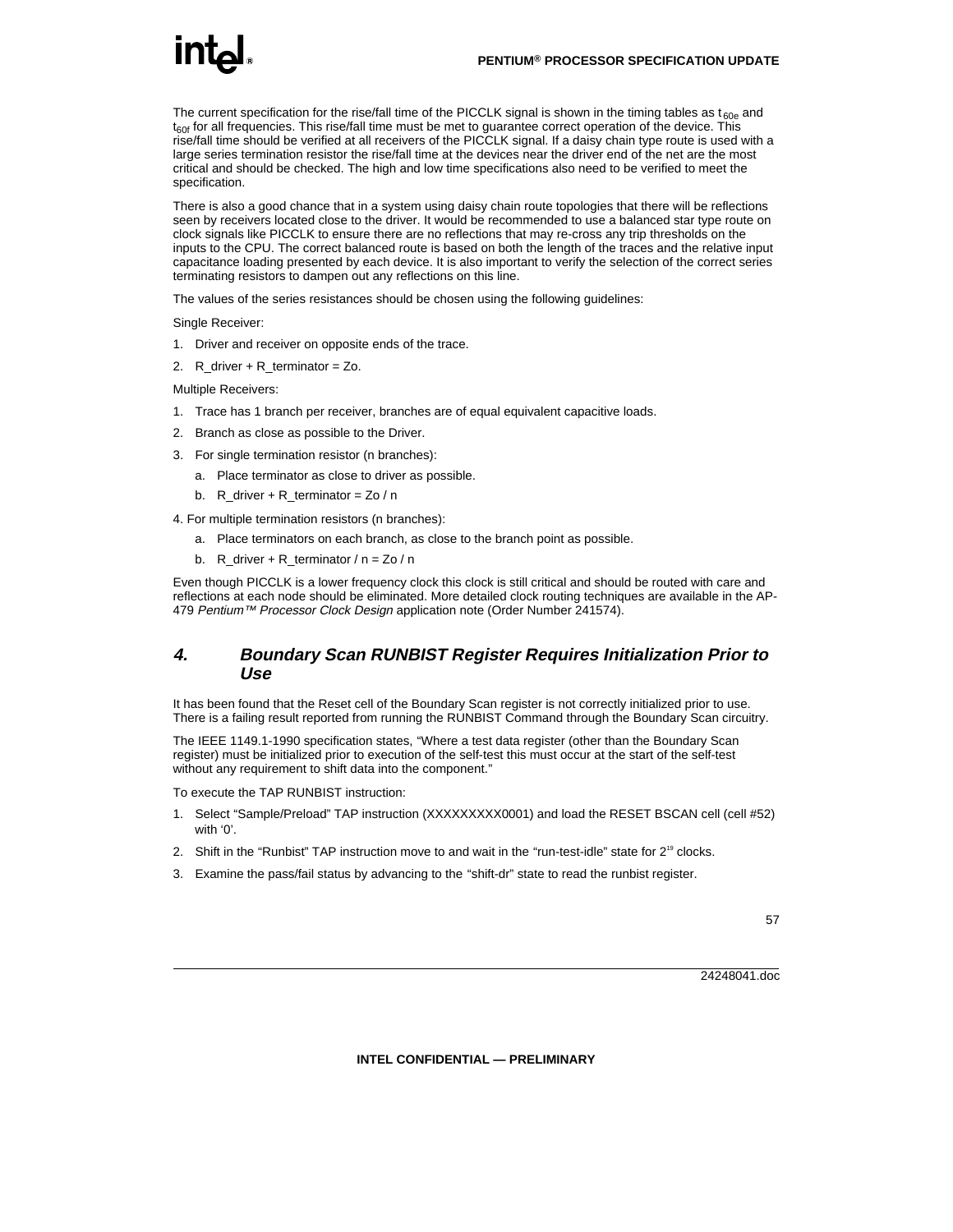The current specification for the rise/fall time of the PICCLK signal is shown in the timing tables as $t_{60e}$ and $t_{60f}$ for all frequencies. This rise/fall time must be met to guarantee correct operation of the device. This rise/fall time should be verified at all receivers of the PICCLK signal. If a daisy chain type route is used with a large series termination resistor the rise/fall time at the devices near the driver end of the net are the most critical and should be checked. The high and low time specifications also need to be verified to meet the specification.

There is also a good chance that in a system using daisy chain route topologies that there will be reflections seen by receivers located close to the driver. It would be recommended to use a balanced star type route on clock signals like PICCLK to ensure there are no reflections that may re-cross any trip thresholds on the inputs to the CPU. The correct balanced route is based on both the length of the traces and the relative input capacitance loading presented by each device. It is also important to verify the selection of the correct series terminating resistors to dampen out any reflections on this line.

The values of the series resistances should be chosen using the following guidelines:

Single Receiver:

1. Driver and receiver on opposite ends of the trace.
2. R_driver + R_terminator = Zo.

Multiple Receivers:

1. Trace has 1 branch per receiver, branches are of equal equivalent capacitive loads.
2. Branch as close as possible to the Driver.
3. For single termination resistor (n branches):
   a. Place terminator as close to driver as possible.
   b. R_driver + R_terminator = Zo / n

4. For multiple termination resistors (n branches):
   a. Place terminators on each branch, as close to the branch point as possible.
   b. R_driver + R_terminator / n = Zo / n

Even though PICCLK is a lower frequency clock this clock is still critical and should be routed with care and reflections at each node should be eliminated. More detailed clock routing techniques are available in the AP-479 *Pentium™ Processor Clock Design* application note (Order Number 241574).

## 4. Boundary Scan RUNBIST Register Requires Initialization Prior to Use

It has been found that the Reset cell of the Boundary Scan register is not correctly initialized prior to use. There is a failing result reported from running the RUNBIST Command through the Boundary Scan circuitry.

The IEEE 1149.1-1990 specification states, "Where a test data register (other than the Boundary Scan register) must be initialized prior to execution of the self-test this must occur at the start of the self-test without any requirement to shift data into the component."

To execute the TAP RUNBIST instruction:

1. Select "Sample/Preload" TAP instruction (XXXXXXXXX0001) and load the RESET BSCAN cell (cell #52) with '0'.
2. Shift in the "Runbist" TAP instruction move to and wait in the "run-test-idle" state for $2^{19}$ clocks.
3. Examine the pass/fail status by advancing to the "shift-dr" state to read the runbist register.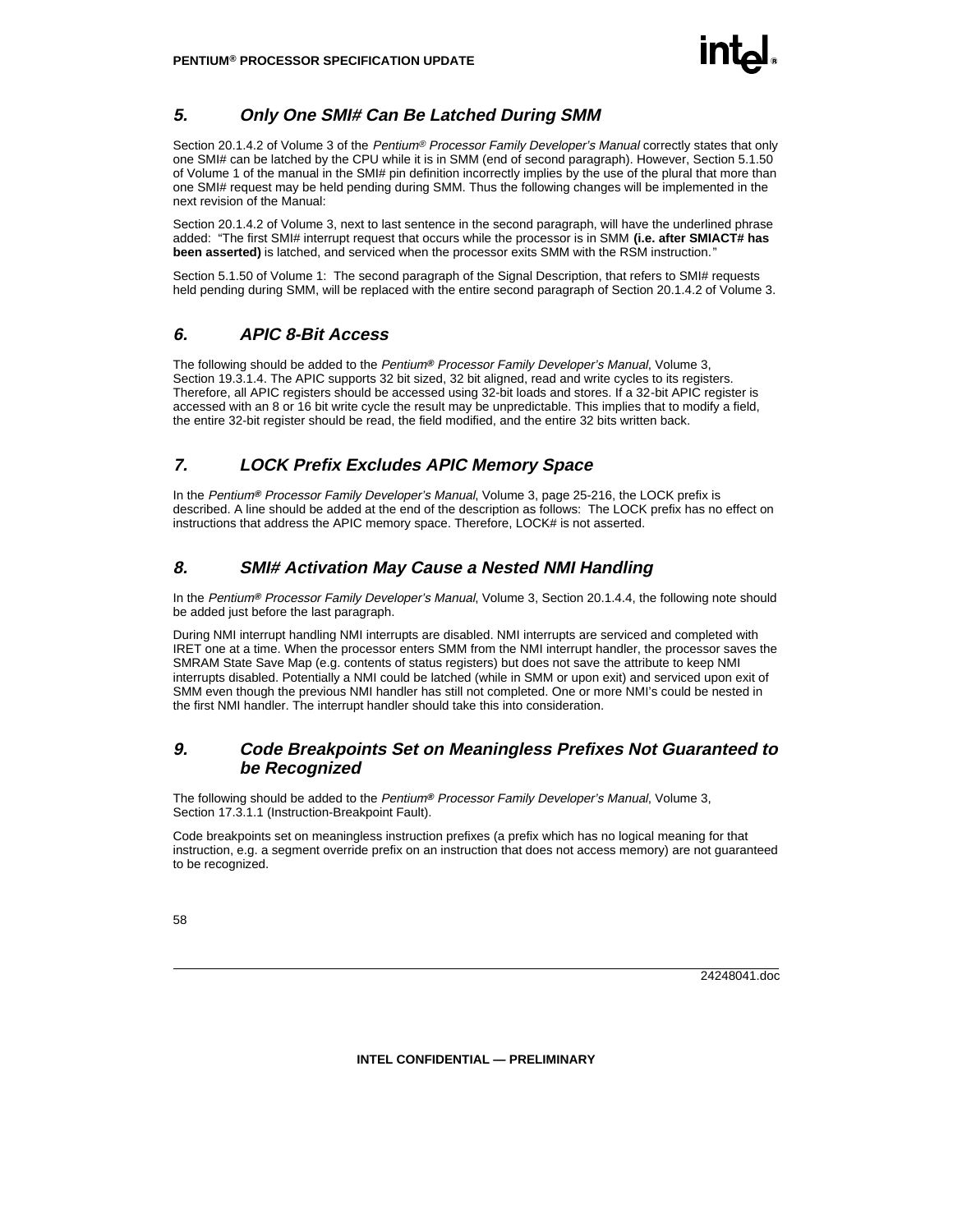## *5. Only One SMI# Can Be Latched During SMM*

Section 20.1.4.2 of Volume 3 of the *Pentium® Processor Family Developer's Manual* correctly states that only one SMI# can be latched by the CPU while it is in SMM (end of second paragraph). However, Section 5.1.50 of Volume 1 of the manual in the SMI# pin definition incorrectly implies by the use of the plural that more than one SMI# request may be held pending during SMM. Thus the following changes will be implemented in the next revision of the Manual:

Section 20.1.4.2 of Volume 3, next to last sentence in the second paragraph, will have the underlined phrase added: "The first SMI# interrupt request that occurs while the processor is in SMM **(i.e. after SMIACT# has been asserted)** is latched, and serviced when the processor exits SMM with the RSM instruction."

Section 5.1.50 of Volume 1: The second paragraph of the Signal Description, that refers to SMI# requests held pending during SMM, will be replaced with the entire second paragraph of Section 20.1.4.2 of Volume 3.

## *6. APIC 8-Bit Access*

The following should be added to the *Pentium® Processor Family Developer's Manual*, Volume 3, Section 19.3.1.4. The APIC supports 32 bit sized, 32 bit aligned, read and write cycles to its registers. Therefore, all APIC registers should be accessed using 32-bit loads and stores. If a 32-bit APIC register is accessed with an 8 or 16 bit write cycle the result may be unpredictable. This implies that to modify a field, the entire 32-bit register should be read, the field modified, and the entire 32 bits written back.

## *7. LOCK Prefix Excludes APIC Memory Space*

In the *Pentium® Processor Family Developer's Manual*, Volume 3, page 25-216, the LOCK prefix is described. A line should be added at the end of the description as follows: The LOCK prefix has no effect on instructions that address the APIC memory space. Therefore, LOCK# is not asserted.

## *8. SMI# Activation May Cause a Nested NMI Handling*

In the *Pentium® Processor Family Developer's Manual*, Volume 3, Section 20.1.4.4, the following note should be added just before the last paragraph.

During NMI interrupt handling NMI interrupts are disabled. NMI interrupts are serviced and completed with IRET one at a time. When the processor enters SMM from the NMI interrupt handler, the processor saves the SMRAM State Save Map (e.g. contents of status registers) but does not save the attribute to keep NMI interrupts disabled. Potentially a NMI could be latched (while in SMM or upon exit) and serviced upon exit of SMM even though the previous NMI handler has still not completed. One or more NMI's could be nested in the first NMI handler. The interrupt handler should take this into consideration.

## *9. Code Breakpoints Set on Meaningless Prefixes Not Guaranteed to be Recognized*

The following should be added to the *Pentium® Processor Family Developer's Manual*, Volume 3, Section 17.3.1.1 (Instruction-Breakpoint Fault).

Code breakpoints set on meaningless instruction prefixes (a prefix which has no logical meaning for that instruction, e.g. a segment override prefix on an instruction that does not access memory) are not guaranteed to be recognized.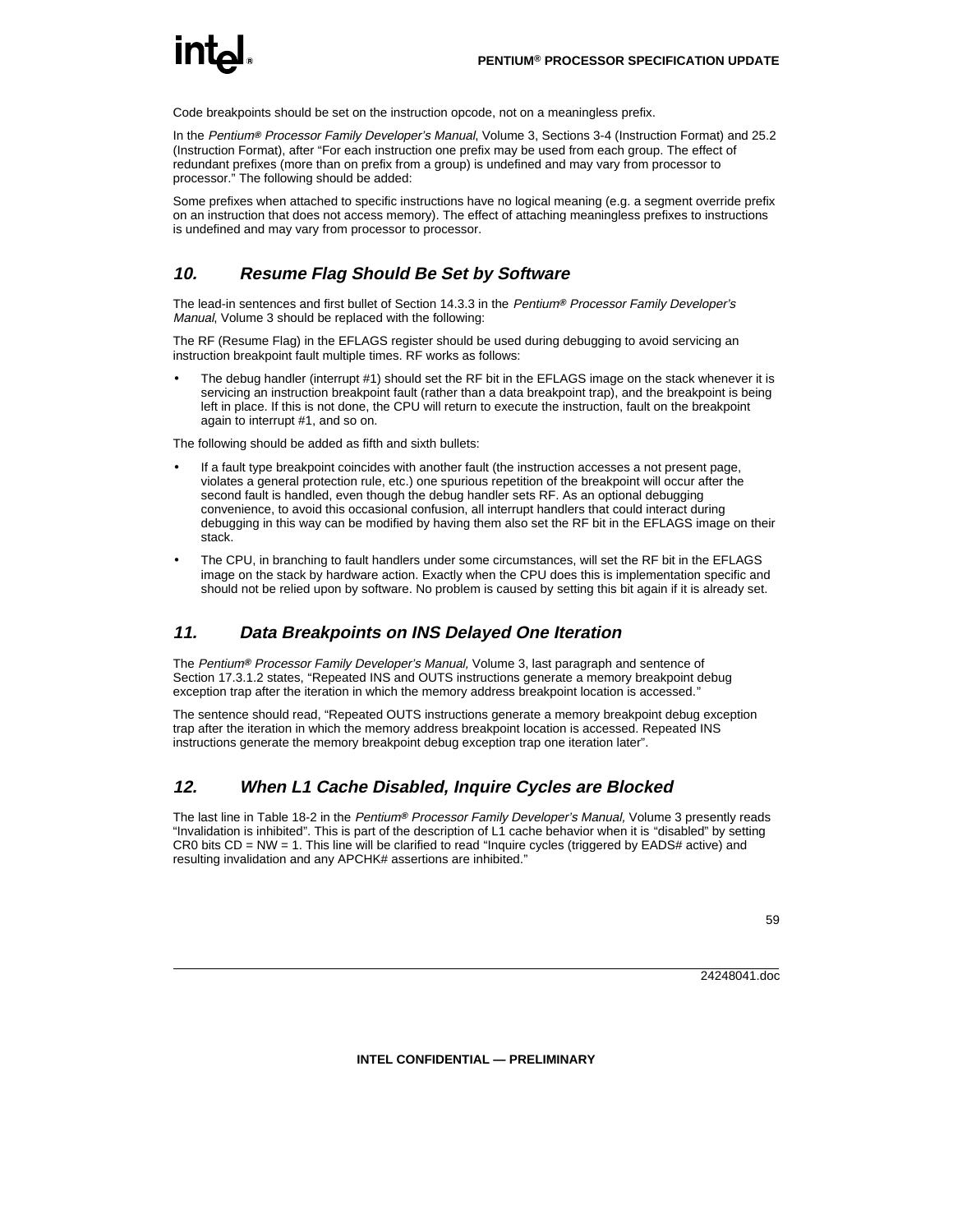Code breakpoints should be set on the instruction opcode, not on a meaningless prefix.

In the *Pentium® Processor Family Developer's Manual*, Volume 3, Sections 3-4 (Instruction Format) and 25.2 (Instruction Format), after "For each instruction one prefix may be used from each group. The effect of redundant prefixes (more than on prefix from a group) is undefined and may vary from processor to processor." The following should be added:

Some prefixes when attached to specific instructions have no logical meaning (e.g. a segment override prefix on an instruction that does not access memory). The effect of attaching meaningless prefixes to instructions is undefined and may vary from processor to processor.

## 10. Resume Flag Should Be Set by Software

The lead-in sentences and first bullet of Section 14.3.3 in the *Pentium® Processor Family Developer's Manual*, Volume 3 should be replaced with the following:

The RF (Resume Flag) in the EFLAGS register should be used during debugging to avoid servicing an instruction breakpoint fault multiple times. RF works as follows:

- The debug handler (interrupt #1) should set the RF bit in the EFLAGS image on the stack whenever it is servicing an instruction breakpoint fault (rather than a data breakpoint trap), and the breakpoint is being left in place. If this is not done, the CPU will return to execute the instruction, fault on the breakpoint again to interrupt #1, and so on.

The following should be added as fifth and sixth bullets:

- If a fault type breakpoint coincides with another fault (the instruction accesses a not present page, violates a general protection rule, etc.) one spurious repetition of the breakpoint will occur after the second fault is handled, even though the debug handler sets RF. As an optional debugging convenience, to avoid this occasional confusion, all interrupt handlers that could interact during debugging in this way can be modified by having them also set the RF bit in the EFLAGS image on their stack.
- The CPU, in branching to fault handlers under some circumstances, will set the RF bit in the EFLAGS image on the stack by hardware action. Exactly when the CPU does this is implementation specific and should not be relied upon by software. No problem is caused by setting this bit again if it is already set.

## 11. Data Breakpoints on INS Delayed One Iteration

The *Pentium® Processor Family Developer's Manual,* Volume 3, last paragraph and sentence of Section 17.3.1.2 states, "Repeated INS and OUTS instructions generate a memory breakpoint debug exception trap after the iteration in which the memory address breakpoint location is accessed."

The sentence should read, "Repeated OUTS instructions generate a memory breakpoint debug exception trap after the iteration in which the memory address breakpoint location is accessed. Repeated INS instructions generate the memory breakpoint debug exception trap one iteration later".

## 12. When L1 Cache Disabled, Inquire Cycles are Blocked

The last line in Table 18-2 in the *Pentium® Processor Family Developer's Manual,* Volume 3 presently reads "Invalidation is inhibited". This is part of the description of L1 cache behavior when it is "disabled" by setting CR0 bits CD = NW = 1. This line will be clarified to read "Inquire cycles (triggered by EADS# active) and resulting invalidation and any APCHK# assertions are inhibited."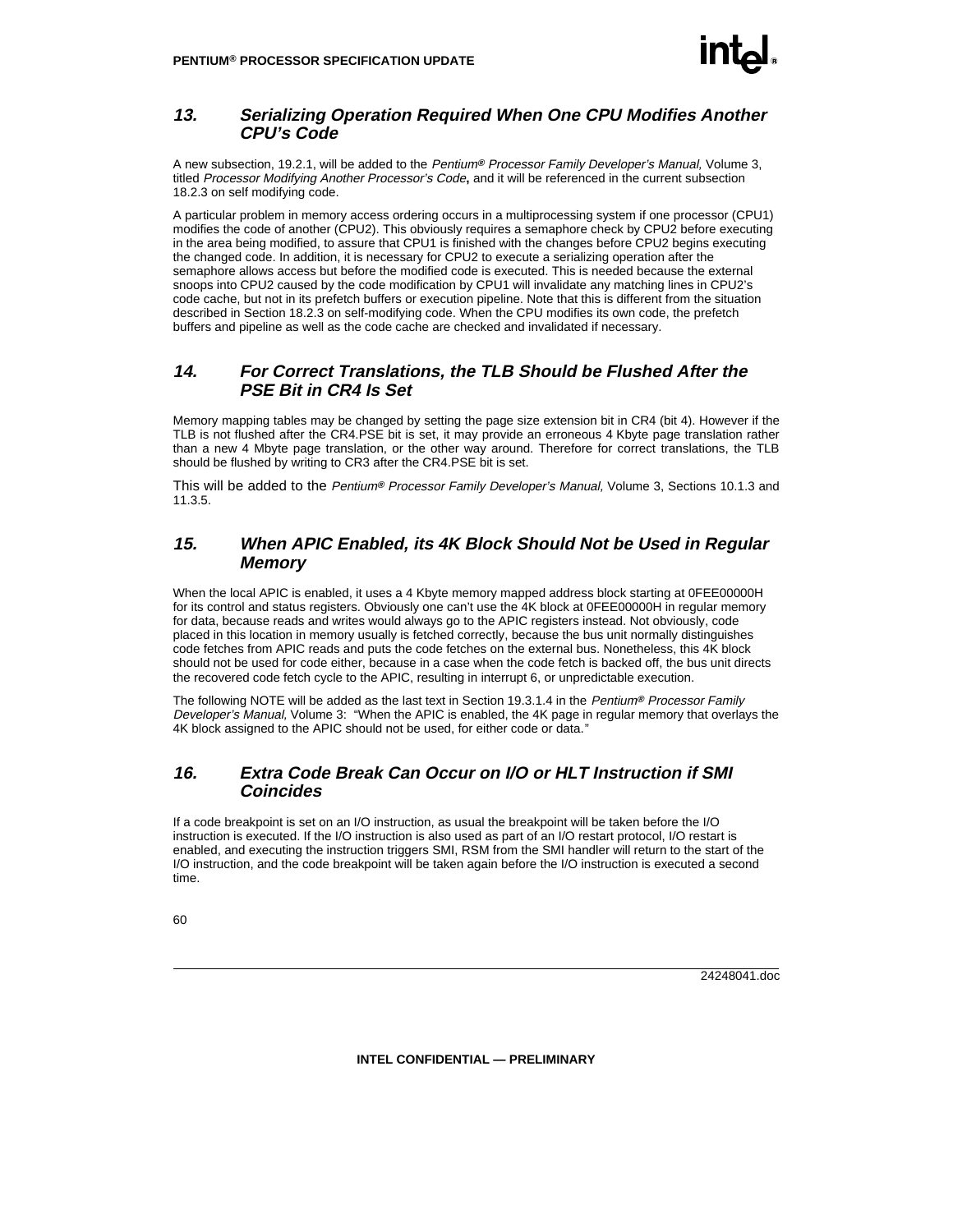### 13. Serializing Operation Required When One CPU Modifies Another CPU's Code

A new subsection, 19.2.1, will be added to the *Pentium® Processor Family Developer's Manual,* Volume 3, titled *Processor Modifying Another Processor's Code***,** and it will be referenced in the current subsection 18.2.3 on self modifying code.

A particular problem in memory access ordering occurs in a multiprocessing system if one processor (CPU1) modifies the code of another (CPU2). This obviously requires a semaphore check by CPU2 before executing in the area being modified, to assure that CPU1 is finished with the changes before CPU2 begins executing the changed code. In addition, it is necessary for CPU2 to execute a serializing operation after the semaphore allows access but before the modified code is executed. This is needed because the external snoops into CPU2 caused by the code modification by CPU1 will invalidate any matching lines in CPU2's code cache, but not in its prefetch buffers or execution pipeline. Note that this is different from the situation described in Section 18.2.3 on self-modifying code. When the CPU modifies its own code, the prefetch buffers and pipeline as well as the code cache are checked and invalidated if necessary.

### 14. For Correct Translations, the TLB Should be Flushed After the PSE Bit in CR4 Is Set

Memory mapping tables may be changed by setting the page size extension bit in CR4 (bit 4). However if the TLB is not flushed after the CR4.PSE bit is set, it may provide an erroneous 4 Kbyte page translation rather than a new 4 Mbyte page translation, or the other way around. Therefore for correct translations, the TLB should be flushed by writing to CR3 after the CR4.PSE bit is set.

This will be added to the *Pentium® Processor Family Developer's Manual,* Volume 3, Sections 10.1.3 and 11.3.5.

### 15. When APIC Enabled, its 4K Block Should Not be Used in Regular Memory

When the local APIC is enabled, it uses a 4 Kbyte memory mapped address block starting at 0FEE00000H for its control and status registers. Obviously one can't use the 4K block at 0FEE00000H in regular memory for data, because reads and writes would always go to the APIC registers instead. Not obviously, code placed in this location in memory usually is fetched correctly, because the bus unit normally distinguishes code fetches from APIC reads and puts the code fetches on the external bus. Nonetheless, this 4K block should not be used for code either, because in a case when the code fetch is backed off, the bus unit directs the recovered code fetch cycle to the APIC, resulting in interrupt 6, or unpredictable execution.

The following NOTE will be added as the last text in Section 19.3.1.4 in the *Pentium® Processor Family Developer's Manual,* Volume 3: "When the APIC is enabled, the 4K page in regular memory that overlays the 4K block assigned to the APIC should not be used, for either code or data."

### 16. Extra Code Break Can Occur on I/O or HLT Instruction if SMI Coincides

If a code breakpoint is set on an I/O instruction, as usual the breakpoint will be taken before the I/O instruction is executed. If the I/O instruction is also used as part of an I/O restart protocol, I/O restart is enabled, and executing the instruction triggers SMI, RSM from the SMI handler will return to the start of the I/O instruction, and the code breakpoint will be taken again before the I/O instruction is executed a second time.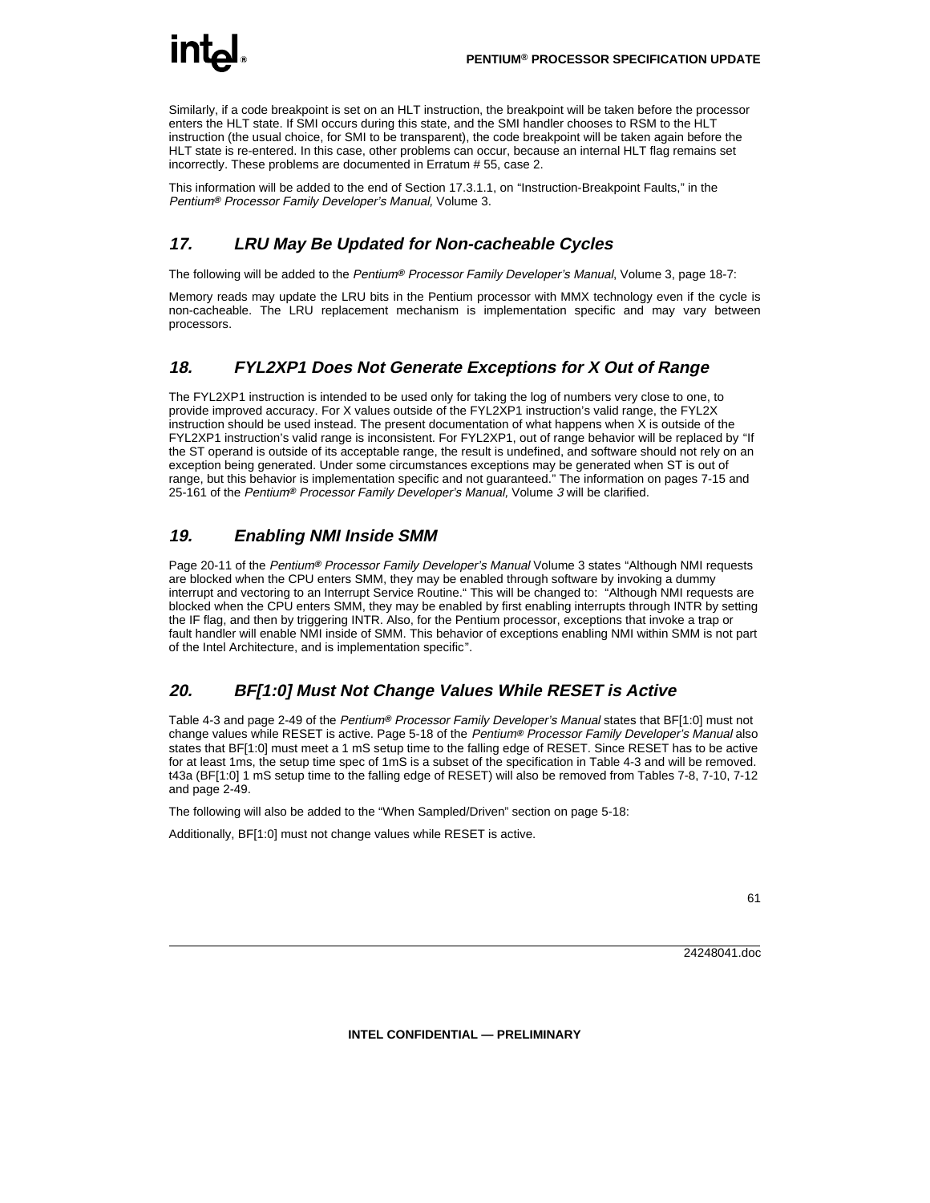Similarly, if a code breakpoint is set on an HLT instruction, the breakpoint will be taken before the processor enters the HLT state. If SMI occurs during this state, and the SMI handler chooses to RSM to the HLT instruction (the usual choice, for SMI to be transparent), the code breakpoint will be taken again before the HLT state is re-entered. In this case, other problems can occur, because an internal HLT flag remains set incorrectly. These problems are documented in Erratum # 55, case 2.

This information will be added to the end of Section 17.3.1.1, on "Instruction-Breakpoint Faults," in the *Pentium® Processor Family Developer's Manual,* Volume 3.

## *17. LRU May Be Updated for Non-cacheable Cycles*

The following will be added to the *Pentium® Processor Family Developer's Manual*, Volume 3, page 18-7:

Memory reads may update the LRU bits in the Pentium processor with MMX technology even if the cycle is non-cacheable. The LRU replacement mechanism is implementation specific and may vary between processors.

## *18. FYL2XP1 Does Not Generate Exceptions for X Out of Range*

The FYL2XP1 instruction is intended to be used only for taking the log of numbers very close to one, to provide improved accuracy. For X values outside of the FYL2XP1 instruction's valid range, the FYL2X instruction should be used instead. The present documentation of what happens when X is outside of the FYL2XP1 instruction's valid range is inconsistent. For FYL2XP1, out of range behavior will be replaced by "If the ST operand is outside of its acceptable range, the result is undefined, and software should not rely on an exception being generated. Under some circumstances exceptions may be generated when ST is out of range, but this behavior is implementation specific and not guaranteed." The information on pages 7-15 and 25-161 of the *Pentium® Processor Family Developer's Manual,* Volume *3* will be clarified.

## *19. Enabling NMI Inside SMM*

Page 20-11 of the *Pentium® Processor Family Developer's Manual* Volume 3 states "Although NMI requests are blocked when the CPU enters SMM, they may be enabled through software by invoking a dummy interrupt and vectoring to an Interrupt Service Routine." This will be changed to: "Although NMI requests are blocked when the CPU enters SMM, they may be enabled by first enabling interrupts through INTR by setting the IF flag, and then by triggering INTR. Also, for the Pentium processor, exceptions that invoke a trap or fault handler will enable NMI inside of SMM. This behavior of exceptions enabling NMI within SMM is not part of the Intel Architecture, and is implementation specific".

## *20. BF[1:0] Must Not Change Values While RESET is Active*

Table 4-3 and page 2-49 of the *Pentium® Processor Family Developer's Manual* states that BF[1:0] must not change values while RESET is active. Page 5-18 of the *Pentium® Processor Family Developer's Manual* also states that BF[1:0] must meet a 1 mS setup time to the falling edge of RESET. Since RESET has to be active for at least 1ms, the setup time spec of 1mS is a subset of the specification in Table 4-3 and will be removed. t43a (BF[1:0] 1 mS setup time to the falling edge of RESET) will also be removed from Tables 7-8, 7-10, 7-12 and page 2-49.

The following will also be added to the "When Sampled/Driven" section on page 5-18:

Additionally, BF[1:0] must not change values while RESET is active.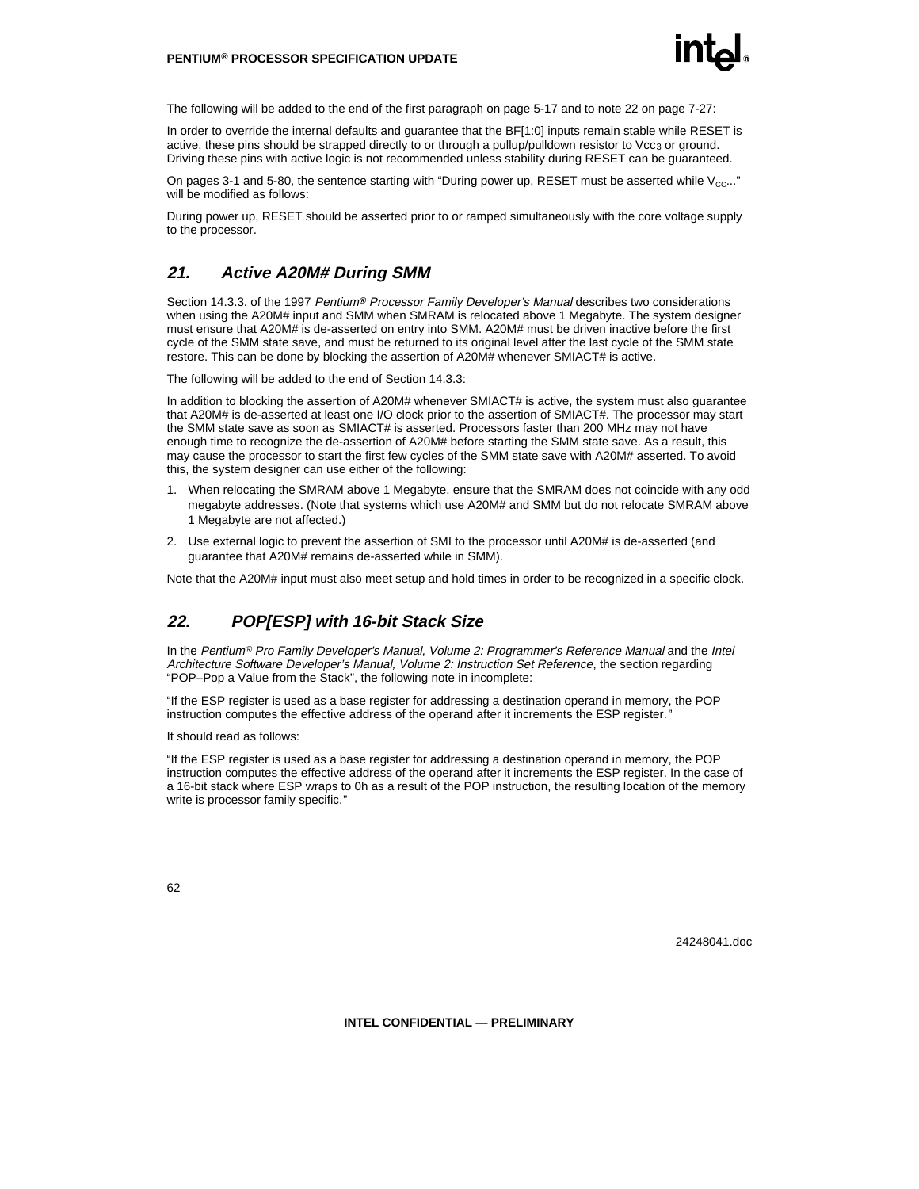The following will be added to the end of the first paragraph on page 5-17 and to note 22 on page 7-27:

In order to override the internal defaults and guarantee that the BF[1:0] inputs remain stable while RESET is active, these pins should be strapped directly to or through a pullup/pulldown resistor to $Vcc_3$ or ground. Driving these pins with active logic is not recommended unless stability during RESET can be guaranteed.

On pages 3-1 and 5-80, the sentence starting with "During power up, RESET must be asserted while $V_{CC}$..." will be modified as follows:

During power up, RESET should be asserted prior to or ramped simultaneously with the core voltage supply to the processor.

## 21. Active A20M# During SMM

Section 14.3.3. of the 1997 *Pentium® Processor Family Developer's Manual* describes two considerations when using the A20M# input and SMM when SMRAM is relocated above 1 Megabyte. The system designer must ensure that A20M# is de-asserted on entry into SMM. A20M# must be driven inactive before the first cycle of the SMM state save, and must be returned to its original level after the last cycle of the SMM state restore. This can be done by blocking the assertion of A20M# whenever SMIACT# is active.

The following will be added to the end of Section 14.3.3:

In addition to blocking the assertion of A20M# whenever SMIACT# is active, the system must also guarantee that A20M# is de-asserted at least one I/O clock prior to the assertion of SMIACT#. The processor may start the SMM state save as soon as SMIACT# is asserted. Processors faster than 200 MHz may not have enough time to recognize the de-assertion of A20M# before starting the SMM state save. As a result, this may cause the processor to start the first few cycles of the SMM state save with A20M# asserted. To avoid this, the system designer can use either of the following:

1. When relocating the SMRAM above 1 Megabyte, ensure that the SMRAM does not coincide with any odd megabyte addresses. (Note that systems which use A20M# and SMM but do not relocate SMRAM above 1 Megabyte are not affected.)
2. Use external logic to prevent the assertion of SMI to the processor until A20M# is de-asserted (and guarantee that A20M# remains de-asserted while in SMM).

Note that the A20M# input must also meet setup and hold times in order to be recognized in a specific clock.

## 22. POP[ESP] with 16-bit Stack Size

In the *Pentium® Pro Family Developer's Manual, Volume 2: Programmer's Reference Manual* and the *Intel Architecture Software Developer's Manual, Volume 2: Instruction Set Reference*, the section regarding "POP–Pop a Value from the Stack", the following note in incomplete:

"If the ESP register is used as a base register for addressing a destination operand in memory, the POP instruction computes the effective address of the operand after it increments the ESP register."

It should read as follows:

"If the ESP register is used as a base register for addressing a destination operand in memory, the POP instruction computes the effective address of the operand after it increments the ESP register. In the case of a 16-bit stack where ESP wraps to 0h as a result of the POP instruction, the resulting location of the memory write is processor family specific."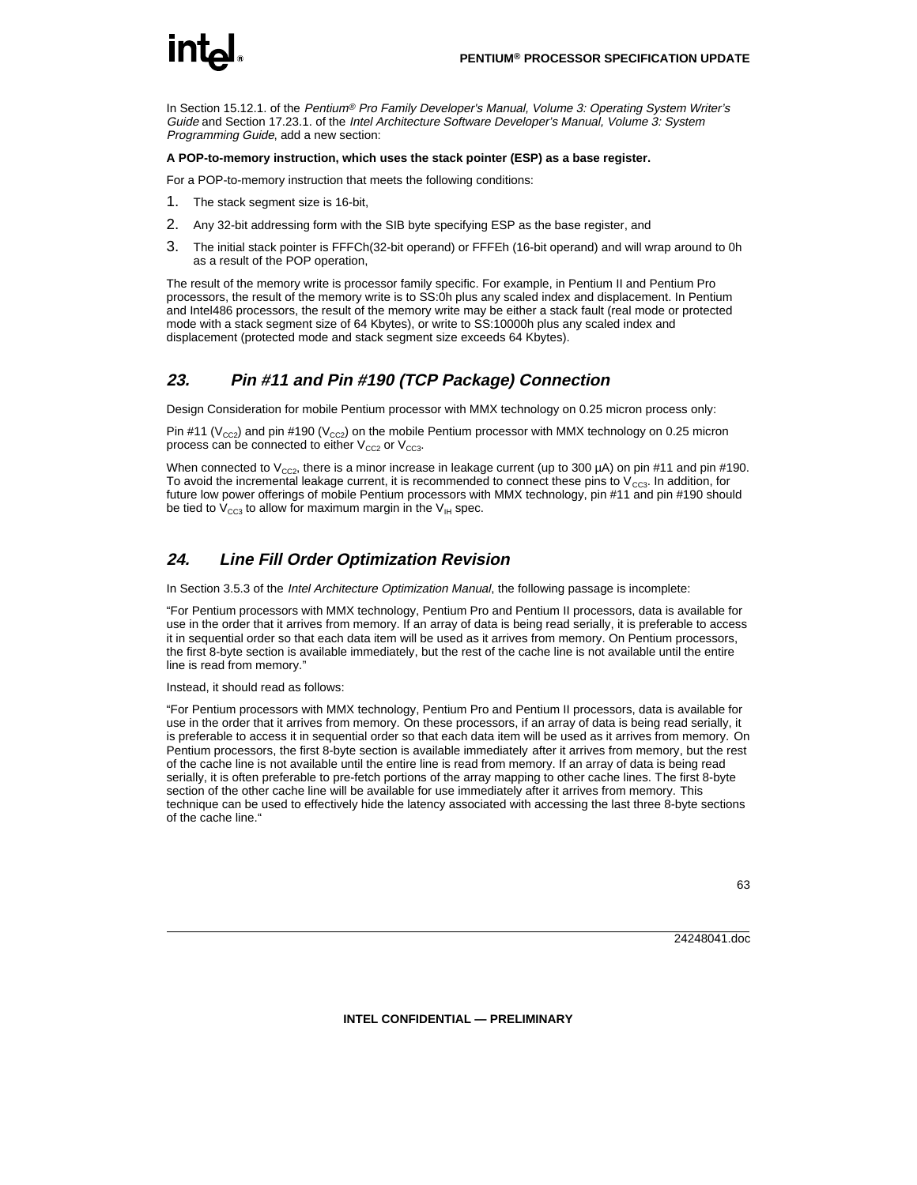In Section 15.12.1. of the *Pentium® Pro Family Developer's Manual, Volume 3: Operating System Writer's Guide* and Section 17.23.1. of the *Intel Architecture Software Developer's Manual, Volume 3: System Programming Guide*, add a new section:

**A POP-to-memory instruction, which uses the stack pointer (ESP) as a base register.**

For a POP-to-memory instruction that meets the following conditions:

1. The stack segment size is 16-bit,
2. Any 32-bit addressing form with the SIB byte specifying ESP as the base register, and
3. The initial stack pointer is FFFCh(32-bit operand) or FFFEh (16-bit operand) and will wrap around to 0h as a result of the POP operation,

The result of the memory write is processor family specific. For example, in Pentium II and Pentium Pro processors, the result of the memory write is to SS:0h plus any scaled index and displacement. In Pentium and Intel486 processors, the result of the memory write may be either a stack fault (real mode or protected mode with a stack segment size of 64 Kbytes), or write to SS:10000h plus any scaled index and displacement (protected mode and stack segment size exceeds 64 Kbytes).

## *23. Pin #11 and Pin #190 (TCP Package) Connection*

Design Consideration for mobile Pentium processor with MMX technology on 0.25 micron process only:

Pin #11 ($V_{CC2}$) and pin #190 ($V_{CC2}$) on the mobile Pentium processor with MMX technology on 0.25 micron process can be connected to either $V_{CC2}$ or $V_{CC3}$.

When connected to $V_{CC2}$, there is a minor increase in leakage current (up to 300 µA) on pin #11 and pin #190. To avoid the incremental leakage current, it is recommended to connect these pins to $V_{CC3}$. In addition, for future low power offerings of mobile Pentium processors with MMX technology, pin #11 and pin #190 should be tied to $V_{CC3}$ to allow for maximum margin in the $V_{IH}$ spec.

## *24. Line Fill Order Optimization Revision*

In Section 3.5.3 of the *Intel Architecture Optimization Manual*, the following passage is incomplete:

"For Pentium processors with MMX technology, Pentium Pro and Pentium II processors, data is available for use in the order that it arrives from memory. If an array of data is being read serially, it is preferable to access it in sequential order so that each data item will be used as it arrives from memory. On Pentium processors, the first 8-byte section is available immediately, but the rest of the cache line is not available until the entire line is read from memory."

Instead, it should read as follows:

"For Pentium processors with MMX technology, Pentium Pro and Pentium II processors, data is available for use in the order that it arrives from memory. On these processors, if an array of data is being read serially, it is preferable to access it in sequential order so that each data item will be used as it arrives from memory. On Pentium processors, the first 8-byte section is available immediately after it arrives from memory, but the rest of the cache line is not available until the entire line is read from memory. If an array of data is being read serially, it is often preferable to pre-fetch portions of the array mapping to other cache lines. The first 8-byte section of the other cache line will be available for use immediately after it arrives from memory. This technique can be used to effectively hide the latency associated with accessing the last three 8-byte sections of the cache line."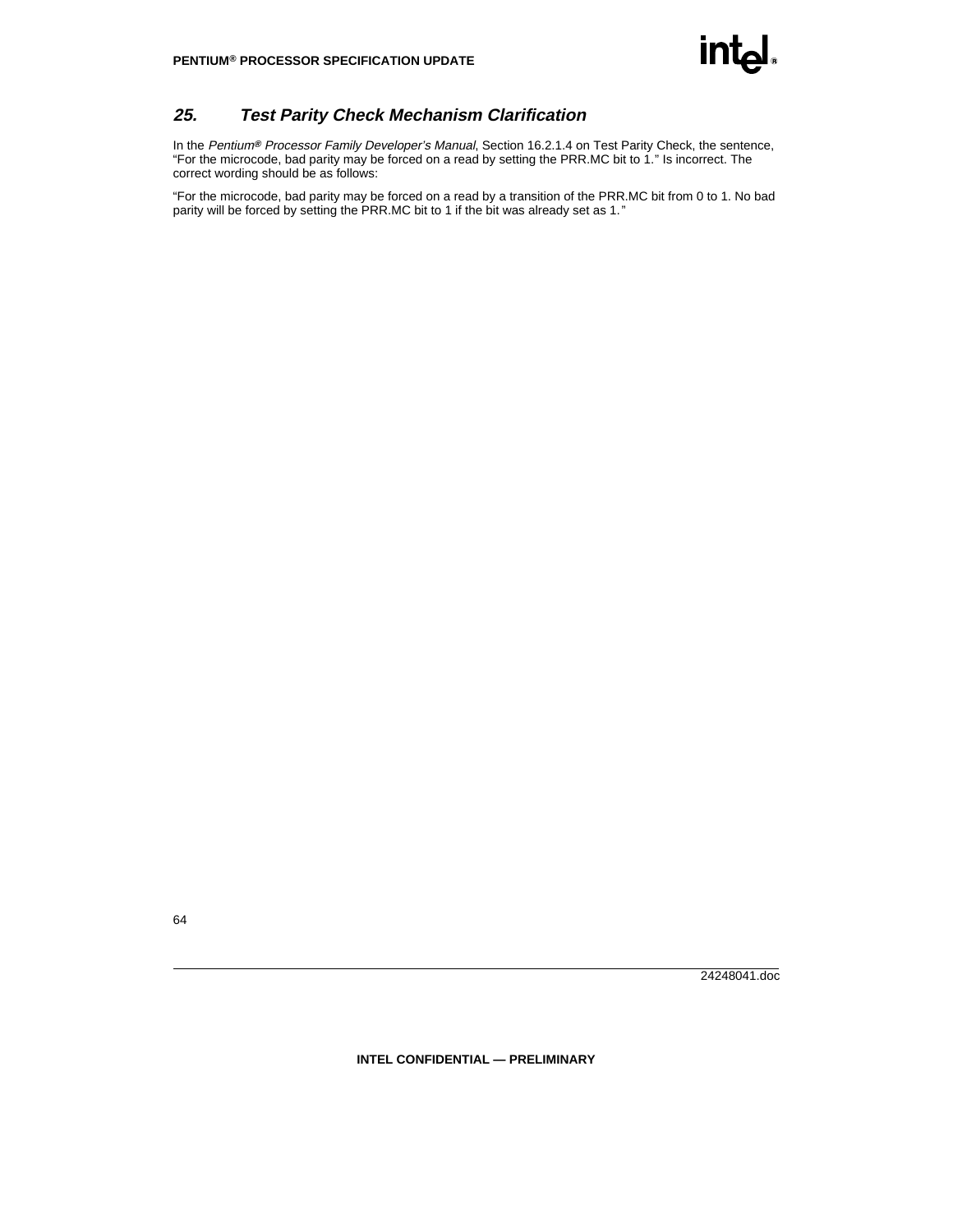### *25. Test Parity Check Mechanism Clarification*

In the *Pentium® Processor Family Developer's Manual*, Section 16.2.1.4 on Test Parity Check, the sentence, "For the microcode, bad parity may be forced on a read by setting the PRR.MC bit to 1." Is incorrect. The correct wording should be as follows:

"For the microcode, bad parity may be forced on a read by a transition of the PRR.MC bit from 0 to 1. No bad parity will be forced by setting the PRR.MC bit to 1 if the bit was already set as 1."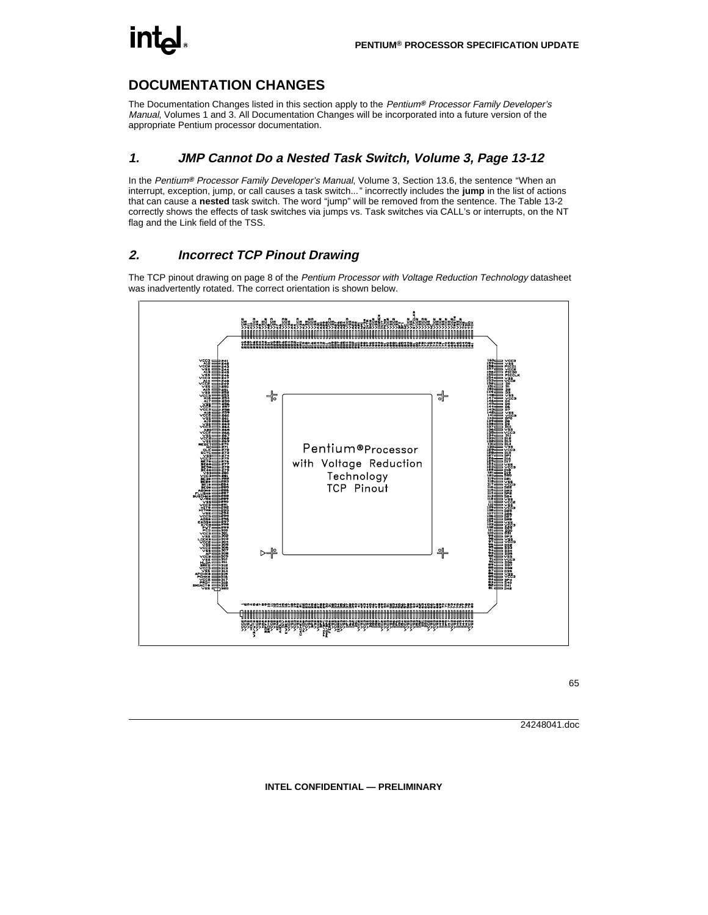## DOCUMENTATION CHANGES

The Documentation Changes listed in this section apply to the *Pentium® Processor Family Developer's Manual*, Volumes 1 and 3. All Documentation Changes will be incorporated into a future version of the appropriate Pentium processor documentation.

### *1. JMP Cannot Do a Nested Task Switch, Volume 3, Page 13-12*

In the *Pentium® Processor Family Developer's Manual*, Volume 3, Section 13.6, the sentence "When an interrupt, exception, jump, or call causes a task switch..." incorrectly includes the **jump** in the list of actions that can cause a **nested** task switch. The word "jump" will be removed from the sentence. The Table 13-2 correctly shows the effects of task switches via jumps vs. Task switches via CALL's or interrupts, on the NT flag and the Link field of the TSS.

### *2. Incorrect TCP Pinout Drawing*

The TCP pinout drawing on page 8 of the *Pentium Processor with Voltage Reduction Technology* datasheet was inadvertently rotated. The correct orientation is shown below.

Pentium®Processor
with Voltage Reduction
Technology
TCP Pinout

INTEL CONFIDENTIAL — PRELIMINARY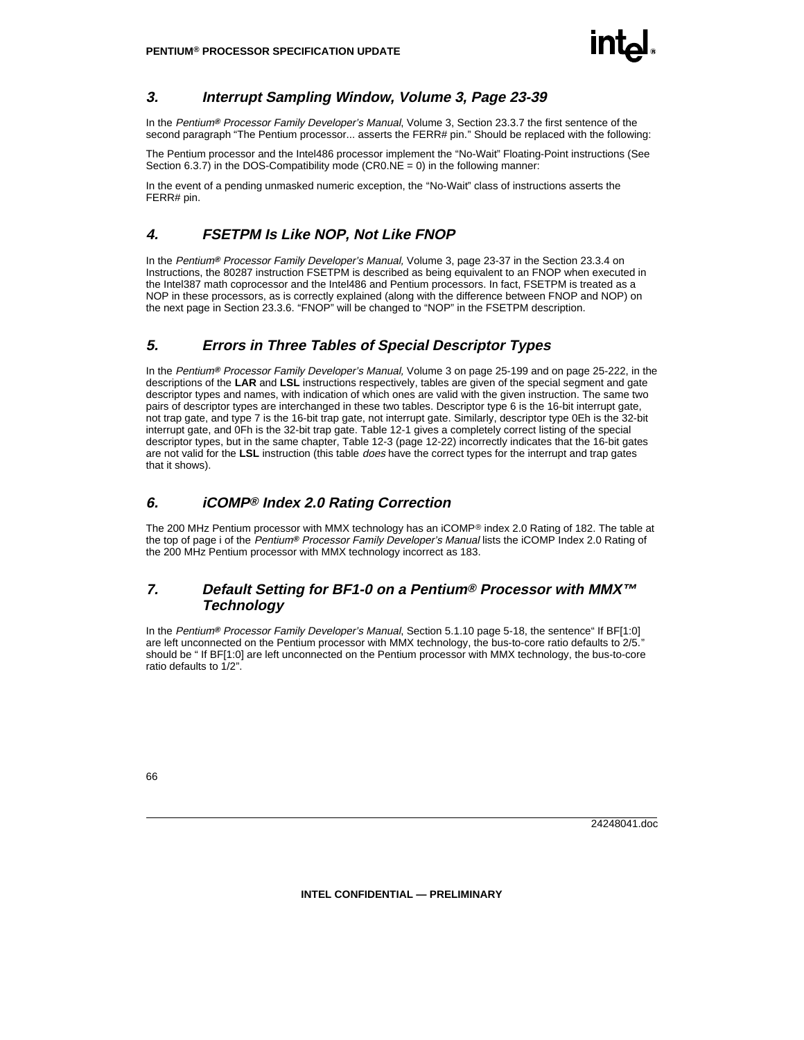### 3. Interrupt Sampling Window, Volume 3, Page 23-39

In the *Pentium® Processor Family Developer's Manual*, Volume 3, Section 23.3.7 the first sentence of the second paragraph "The Pentium processor... asserts the FERR# pin." Should be replaced with the following:

The Pentium processor and the Intel486 processor implement the "No-Wait" Floating-Point instructions (See Section 6.3.7) in the DOS-Compatibility mode (CR0.NE = 0) in the following manner:

In the event of a pending unmasked numeric exception, the "No-Wait" class of instructions asserts the FERR# pin.

### 4. FSETPM Is Like NOP, Not Like FNOP

In the *Pentium® Processor Family Developer's Manual,* Volume 3, page 23-37 in the Section 23.3.4 on Instructions, the 80287 instruction FSETPM is described as being equivalent to an FNOP when executed in the Intel387 math coprocessor and the Intel486 and Pentium processors. In fact, FSETPM is treated as a NOP in these processors, as is correctly explained (along with the difference between FNOP and NOP) on the next page in Section 23.3.6. "FNOP" will be changed to "NOP" in the FSETPM description.

### 5. Errors in Three Tables of Special Descriptor Types

In the *Pentium® Processor Family Developer's Manual,* Volume 3 on page 25-199 and on page 25-222, in the descriptions of the **LAR** and **LSL** instructions respectively, tables are given of the special segment and gate descriptor types and names, with indication of which ones are valid with the given instruction. The same two pairs of descriptor types are interchanged in these two tables. Descriptor type 6 is the 16-bit interrupt gate, not trap gate, and type 7 is the 16-bit trap gate, not interrupt gate. Similarly, descriptor type 0Eh is the 32-bit interrupt gate, and 0Fh is the 32-bit trap gate. Table 12-1 gives a completely correct listing of the special descriptor types, but in the same chapter, Table 12-3 (page 12-22) incorrectly indicates that the 16-bit gates are not valid for the **LSL** instruction (this table *does* have the correct types for the interrupt and trap gates that it shows).

### 6. iCOMP® Index 2.0 Rating Correction

The 200 MHz Pentium processor with MMX technology has an iCOMP® index 2.0 Rating of 182. The table at the top of page i of the *Pentium® Processor Family Developer's Manual* lists the iCOMP Index 2.0 Rating of the 200 MHz Pentium processor with MMX technology incorrect as 183.

### 7. Default Setting for BF1-0 on a Pentium® Processor with MMX™ Technology

In the *Pentium® Processor Family Developer's Manual*, Section 5.1.10 page 5-18, the sentence" If BF[1:0] are left unconnected on the Pentium processor with MMX technology, the bus-to-core ratio defaults to 2/5." should be " If BF[1:0] are left unconnected on the Pentium processor with MMX technology, the bus-to-core ratio defaults to 1/2".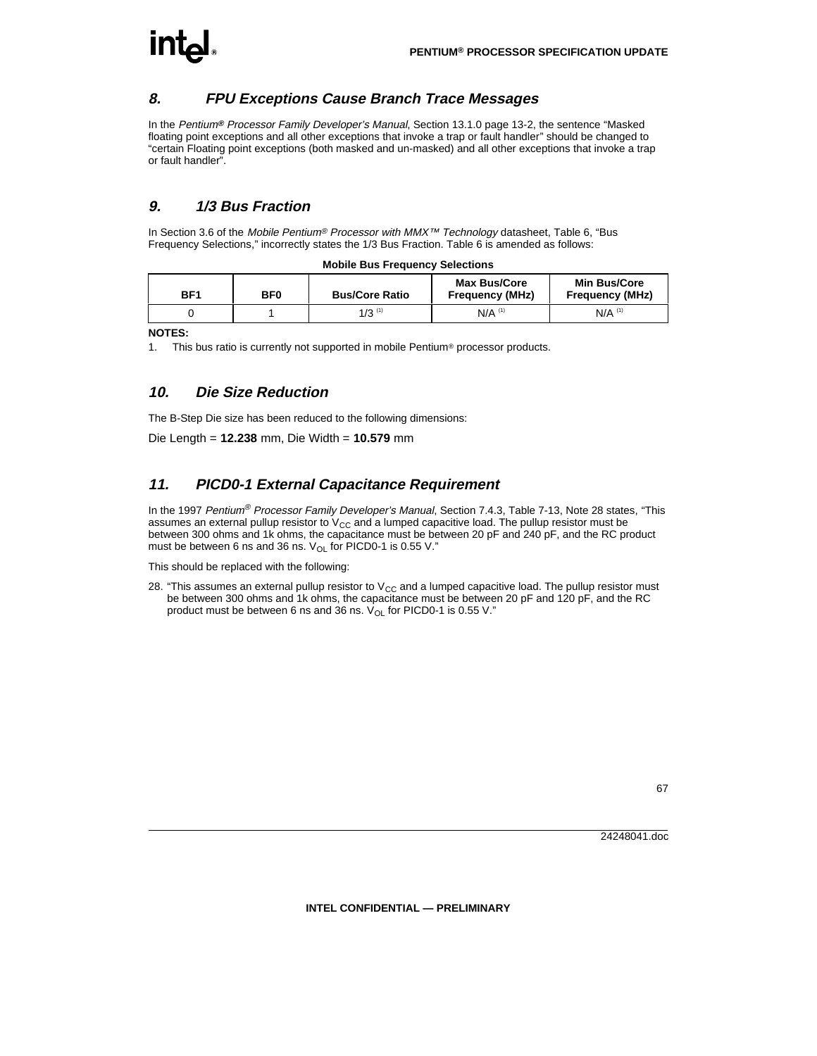## 8. FPU Exceptions Cause Branch Trace Messages

In the *Pentium® Processor Family Developer's Manual*, Section 13.1.0 page 13-2, the sentence "Masked floating point exceptions and all other exceptions that invoke a trap or fault handler" should be changed to "certain Floating point exceptions (both masked and un-masked) and all other exceptions that invoke a trap or fault handler".

## 9. 1/3 Bus Fraction

In Section 3.6 of the *Mobile Pentium® Processor with MMX™ Technology* datasheet, Table 6, "Bus Frequency Selections," incorrectly states the 1/3 Bus Fraction. Table 6 is amended as follows:

**Mobile Bus Frequency Selections**

| BF1 | BF0 | Bus/Core Ratio | Max Bus/Core Frequency (MHz) | Min Bus/Core Frequency (MHz) |
|---|---|---|---|---|
| 0 | 1 | 1/3 (1) | N/A (1) | N/A (1) |

**NOTES:**

1. This bus ratio is currently not supported in mobile Pentium® processor products.

## 10. Die Size Reduction

The B-Step Die size has been reduced to the following dimensions:

Die Length = **12.238** mm, Die Width = **10.579** mm

## 11. PICD0-1 External Capacitance Requirement

In the 1997 *Pentium® Processor Family Developer's Manual*, Section 7.4.3, Table 7-13, Note 28 states, "This assumes an external pullup resistor to $V_{CC}$ and a lumped capacitive load. The pullup resistor must be between 300 ohms and 1k ohms, the capacitance must be between 20 pF and 240 pF, and the RC product must be between 6 ns and 36 ns. $V_{OL}$ for PICD0-1 is 0.55 V."

This should be replaced with the following:

28. "This assumes an external pullup resistor to $V_{CC}$ and a lumped capacitive load. The pullup resistor must be between 300 ohms and 1k ohms, the capacitance must be between 20 pF and 120 pF, and the RC product must be between 6 ns and 36 ns. $V_{OL}$ for PICD0-1 is 0.55 V."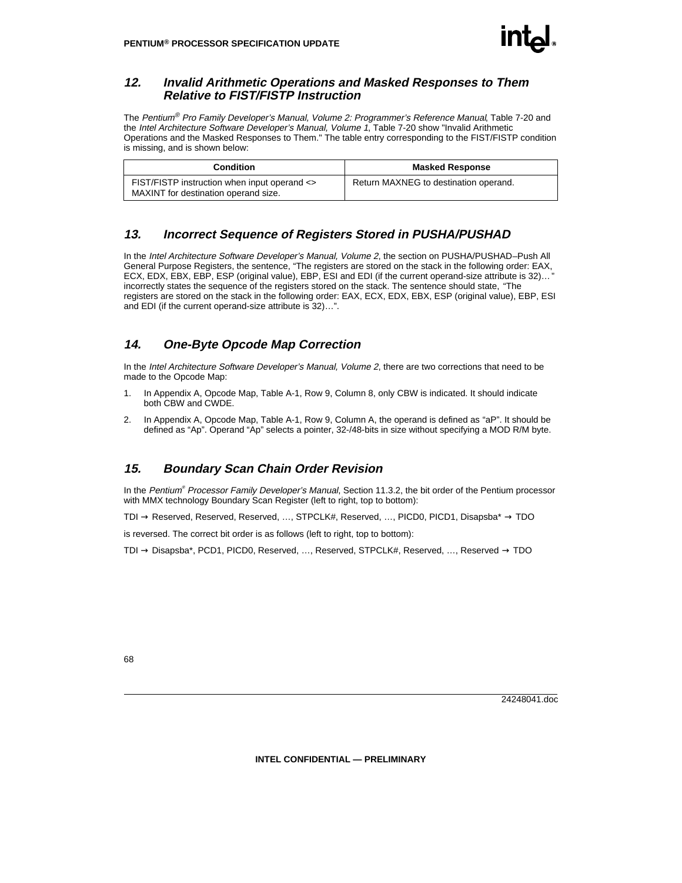## 12. Invalid Arithmetic Operations and Masked Responses to Them Relative to FIST/FISTP Instruction

The *Pentium® Pro Family Developer's Manual, Volume 2: Programmer's Reference Manual*, Table 7-20 and the *Intel Architecture Software Developer's Manual, Volume 1*, Table 7-20 show "Invalid Arithmetic Operations and the Masked Responses to Them." The table entry corresponding to the FIST/FISTP condition is missing, and is shown below:

| Condition | Masked Response |
|---|---|
| FIST/FISTP instruction when input operand <> MAXINT for destination operand size. | Return MAXNEG to destination operand. |

## 13. Incorrect Sequence of Registers Stored in PUSHA/PUSHAD

In the *Intel Architecture Software Developer's Manual, Volume 2*, the section on PUSHA/PUSHAD–Push All General Purpose Registers, the sentence, "The registers are stored on the stack in the following order: EAX, ECX, EDX, EBX, EBP, ESP (original value), EBP, ESI and EDI (if the current operand-size attribute is 32)… " incorrectly states the sequence of the registers stored on the stack. The sentence should state, "The registers are stored on the stack in the following order: EAX, ECX, EDX, EBX, ESP (original value), EBP, ESI and EDI (if the current operand-size attribute is 32)…".

## 14. One-Byte Opcode Map Correction

In the *Intel Architecture Software Developer's Manual, Volume 2*, there are two corrections that need to be made to the Opcode Map:

1. In Appendix A, Opcode Map, Table A-1, Row 9, Column 8, only CBW is indicated. It should indicate both CBW and CWDE.
2. In Appendix A, Opcode Map, Table A-1, Row 9, Column A, the operand is defined as "aP". It should be defined as "Ap". Operand "Ap" selects a pointer, 32-/48-bits in size without specifying a MOD R/M byte.

## 15. Boundary Scan Chain Order Revision

In the *Pentium® Processor Family Developer's Manual*, Section 11.3.2, the bit order of the Pentium processor with MMX technology Boundary Scan Register (left to right, top to bottom):

TDI → Reserved, Reserved, Reserved, …, STPCLK#, Reserved, …, PICD0, PICD1, Disapsba* → TDO

is reversed. The correct bit order is as follows (left to right, top to bottom):

TDI → Disapsba*, PCD1, PICD0, Reserved, …, Reserved, STPCLK#, Reserved, …, Reserved → TDO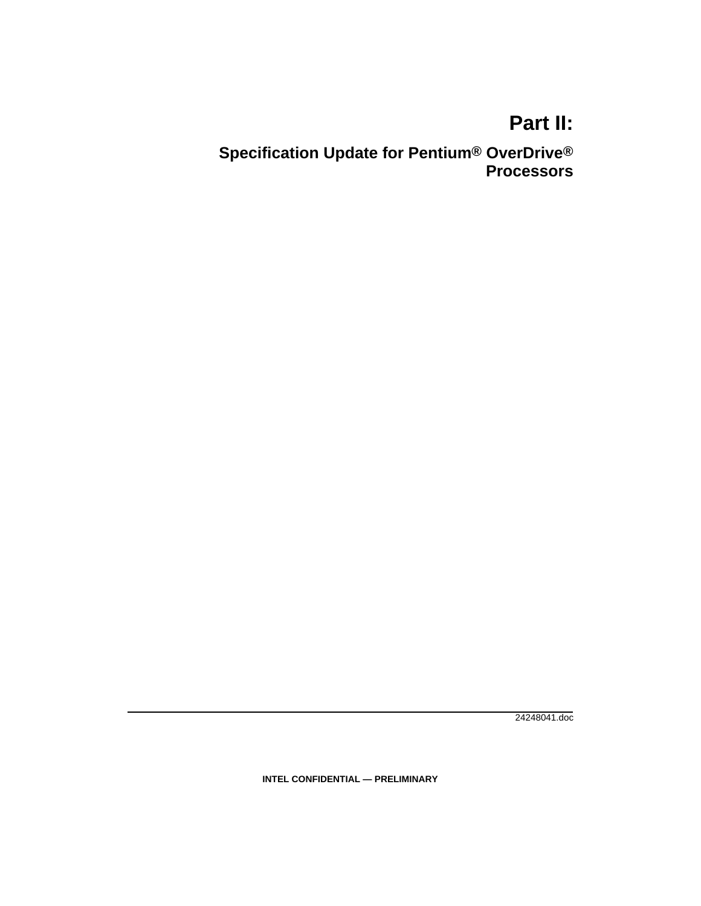# Part II:

## Specification Update for Pentium® OverDrive® Processors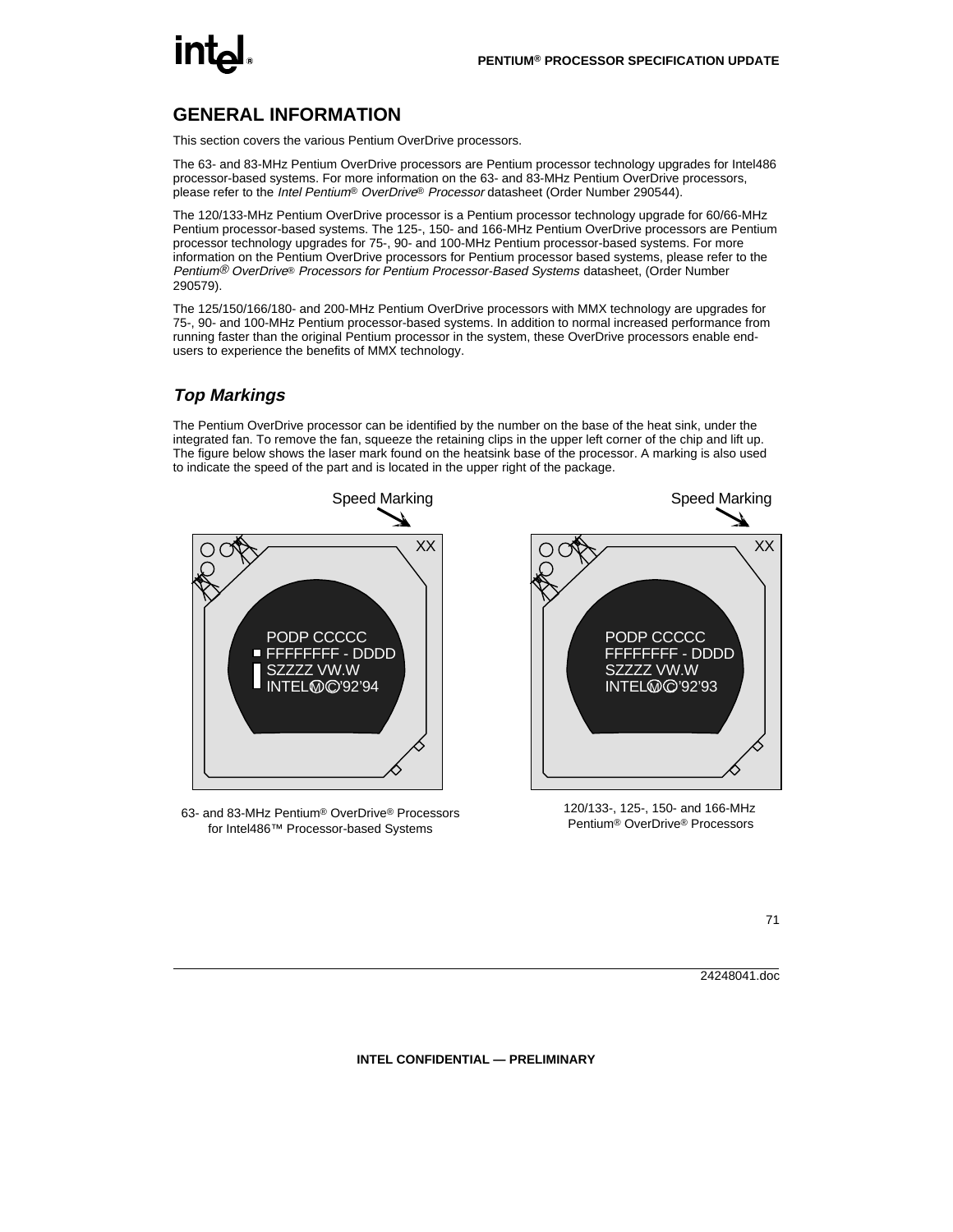## GENERAL INFORMATION

This section covers the various Pentium OverDrive processors.

The 63- and 83-MHz Pentium OverDrive processors are Pentium processor technology upgrades for Intel486 processor-based systems. For more information on the 63- and 83-MHz Pentium OverDrive processors, please refer to the *Intel Pentium® OverDrive® Processor* datasheet (Order Number 290544).

The 120/133-MHz Pentium OverDrive processor is a Pentium processor technology upgrade for 60/66-MHz Pentium processor-based systems. The 125-, 150- and 166-MHz Pentium OverDrive processors are Pentium processor technology upgrades for 75-, 90- and 100-MHz Pentium processor-based systems. For more information on the Pentium OverDrive processors for Pentium processor based systems, please refer to the *Pentium® OverDrive® Processors for Pentium Processor-Based Systems* datasheet, (Order Number 290579).

The 125/150/166/180- and 200-MHz Pentium OverDrive processors with MMX technology are upgrades for 75-, 90- and 100-MHz Pentium processor-based systems. In addition to normal increased performance from running faster than the original Pentium processor in the system, these OverDrive processors enable end-users to experience the benefits of MMX technology.

### *Top Markings*

The Pentium OverDrive processor can be identified by the number on the base of the heat sink, under the integrated fan. To remove the fan, squeeze the retaining clips in the upper left corner of the chip and lift up. The figure below shows the laser mark found on the heatsink base of the processor. A marking is also used to indicate the speed of the part and is located in the upper right of the package.

Speed Marking

XX

PODP CCCCC
FFFFFFFF - DDDD
SZZZZ VW.W
INTEL Ⓜ © '92'94

63- and 83-MHz Pentium® OverDrive® Processors for Intel486™ Processor-based Systems

Speed Marking

XX

PODP CCCCC
FFFFFFFF - DDDD
SZZZZ VW.W
INTEL Ⓜ © '92'93

120/133-, 125-, 150- and 166-MHz Pentium® OverDrive® Processors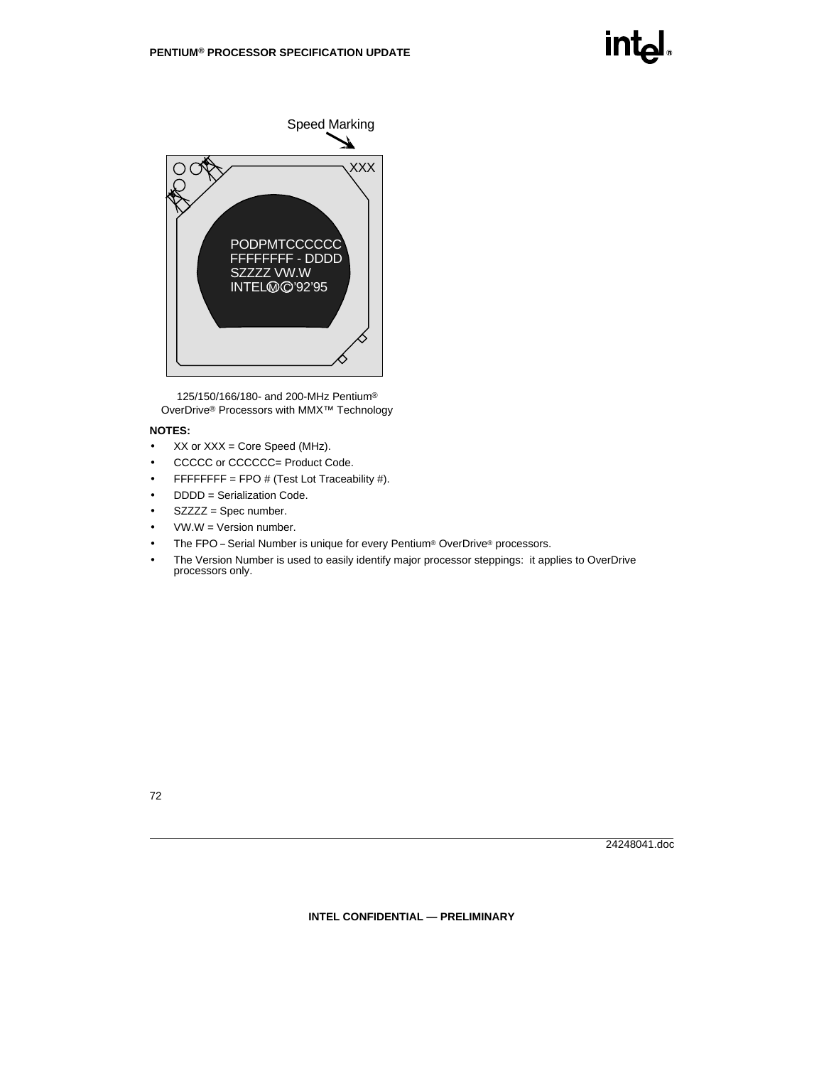Speed Marking

XXX

PODPMTCCCCCC
FFFFFFFF - DDDD
SZZZZ VW.W
INTEL ⓂⒸ'92'95

125/150/166/180- and 200-MHz Pentium® OverDrive® Processors with MMX™ Technology

**NOTES:**

- XX or XXX = Core Speed (MHz).
- CCCCC or CCCCCC= Product Code.
- FFFFFFFF = FPO # (Test Lot Traceability #).
- DDDD = Serialization Code.
- SZZZZ = Spec number.
- VW.W = Version number.
- The FPO – Serial Number is unique for every Pentium® OverDrive® processors.
- The Version Number is used to easily identify major processor steppings: it applies to OverDrive processors only.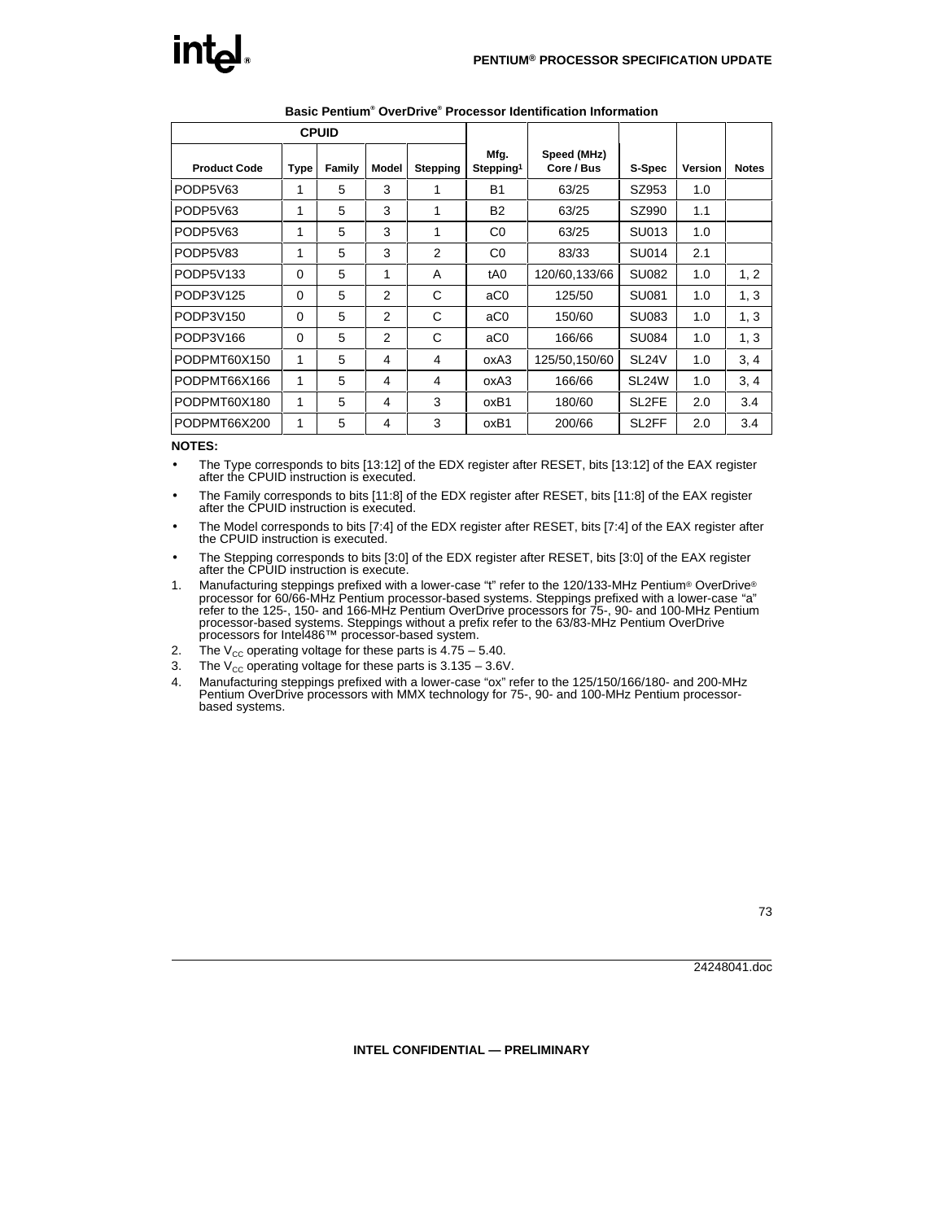**Basic Pentium® OverDrive® Processor Identification Information**

| CPUID | | | | | | | | | |
|---|---|---|---|---|---|---|---|---|---|
| **Product Code** | **Type** | **Family** | **Model** | **Stepping** | **Mfg. Stepping[1]** | **Speed (MHz) Core / Bus** | **S-Spec** | **Version** | **Notes** |
| PODP5V63 | 1 | 5 | 3 | 1 | B1 | 63/25 | SZ953 | 1.0 | |
| PODP5V63 | 1 | 5 | 3 | 1 | B2 | 63/25 | SZ990 | 1.1 | |
| PODP5V63 | 1 | 5 | 3 | 1 | C0 | 63/25 | SU013 | 1.0 | |
| PODP5V83 | 1 | 5 | 3 | 2 | C0 | 83/33 | SU014 | 2.1 | |
| PODP5V133 | 0 | 5 | 1 | A | tA0 | 120/60,133/66 | SU082 | 1.0 | 1, 2 |
| PODP3V125 | 0 | 5 | 2 | C | aC0 | 125/50 | SU081 | 1.0 | 1, 3 |
| PODP3V150 | 0 | 5 | 2 | C | aC0 | 150/60 | SU083 | 1.0 | 1, 3 |
| PODP3V166 | 0 | 5 | 2 | C | aC0 | 166/66 | SU084 | 1.0 | 1, 3 |
| PODPMT60X150 | 1 | 5 | 4 | 4 | oxA3 | 125/50,150/60 | SL24V | 1.0 | 3, 4 |
| PODPMT66X166 | 1 | 5 | 4 | 4 | oxA3 | 166/66 | SL24W | 1.0 | 3, 4 |
| PODPMT60X180 | 1 | 5 | 4 | 3 | oxB1 | 180/60 | SL2FE | 2.0 | 3.4 |
| PODPMT66X200 | 1 | 5 | 4 | 3 | oxB1 | 200/66 | SL2FF | 2.0 | 3.4 |

**NOTES:**

- The Type corresponds to bits [13:12] of the EDX register after RESET, bits [13:12] of the EAX register after the CPUID instruction is executed.
- The Family corresponds to bits [11:8] of the EDX register after RESET, bits [11:8] of the EAX register after the CPUID instruction is executed.
- The Model corresponds to bits [7:4] of the EDX register after RESET, bits [7:4] of the EAX register after the CPUID instruction is executed.
- The Stepping corresponds to bits [3:0] of the EDX register after RESET, bits [3:0] of the EAX register after the CPUID instruction is execute.

1. Manufacturing steppings prefixed with a lower-case "t" refer to the 120/133-MHz Pentium® OverDrive® processor for 60/66-MHz Pentium processor-based systems. Steppings prefixed with a lower-case "a" refer to the 125-, 150- and 166-MHz Pentium OverDrive processors for 75-, 90- and 100-MHz Pentium processor-based systems. Steppings without a prefix refer to the 63/83-MHz Pentium OverDrive processors for Intel486™ processor-based system.
2. The $V_{CC}$ operating voltage for these parts is 4.75 – 5.40.
3. The $V_{CC}$ operating voltage for these parts is 3.135 – 3.6V.
4. Manufacturing steppings prefixed with a lower-case "ox" refer to the 125/150/166/180- and 200-MHz Pentium OverDrive processors with MMX technology for 75-, 90- and 100-MHz Pentium processor-based systems.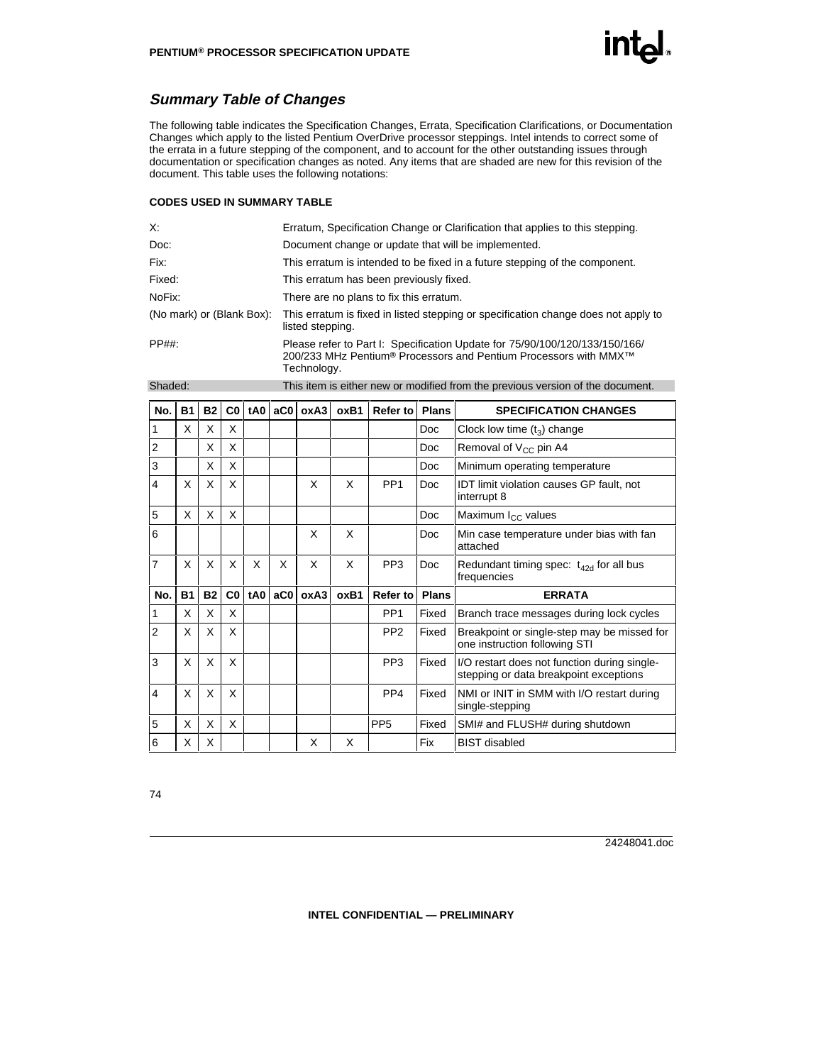## *Summary Table of Changes*

The following table indicates the Specification Changes, Errata, Specification Clarifications, or Documentation Changes which apply to the listed Pentium OverDrive processor steppings. Intel intends to correct some of the errata in a future stepping of the component, and to account for the other outstanding issues through documentation or specification changes as noted. Any items that are shaded are new for this revision of the document. This table uses the following notations:

**CODES USED IN SUMMARY TABLE**

| | |
|---|---|
| X: | Erratum, Specification Change or Clarification that applies to this stepping. |
| Doc: | Document change or update that will be implemented. |
| Fix: | This erratum is intended to be fixed in a future stepping of the component. |
| Fixed: | This erratum has been previously fixed. |
| NoFix: | There are no plans to fix this erratum. |
| (No mark) or (Blank Box): | This erratum is fixed in listed stepping or specification change does not apply to listed stepping. |
| PP##: | Please refer to Part I: Specification Update for 75/90/100/120/133/150/166/200/233 MHz Pentium® Processors and Pentium Processors with MMX™ Technology. |
| Shaded: | This item is either new or modified from the previous version of the document. |

| No. | B1 | B2 | C0 | tA0 | aC0 | oxA3 | oxB1 | Refer to | Plans | SPECIFICATION CHANGES |
|---|---|---|---|---|---|---|---|---|---|---|
| 1 | X | X | X | | | | | | Doc | Clock low time ($t_3$) change |
| 2 | | X | X | | | | | | Doc | Removal of $V_{CC}$ pin A4 |
| 3 | | X | X | | | | | | Doc | Minimum operating temperature |
| 4 | X | X | X | | | X | X | PP1 | Doc | IDT limit violation causes GP fault, not interrupt 8 |
| 5 | X | X | X | | | | | | Doc | Maximum $I_{CC}$ values |
| 6 | | | | | | X | X | | Doc | Min case temperature under bias with fan attached |
| 7 | X | X | X | X | X | X | X | PP3 | Doc | Redundant timing spec: $t_{42d}$ for all bus frequencies |
| **No.** | **B1** | **B2** | **C0** | **tA0** | **aC0** | **oxA3** | **oxB1** | **Refer to** | **Plans** | **ERRATA** |
| 1 | X | X | X | | | | | PP1 | Fixed | Branch trace messages during lock cycles |
| 2 | X | X | X | | | | | PP2 | Fixed | Breakpoint or single-step may be missed for one instruction following STI |
| 3 | X | X | X | | | | | PP3 | Fixed | I/O restart does not function during single-stepping or data breakpoint exceptions |
| 4 | X | X | X | | | | | PP4 | Fixed | NMI or INIT in SMM with I/O restart during single-stepping |
| 5 | X | X | X | | | | | PP5 | Fixed | SMI# and FLUSH# during shutdown |
| 6 | X | X | | | | X | X | | Fix | BIST disabled |

INTEL CONFIDENTIAL — PRELIMINARY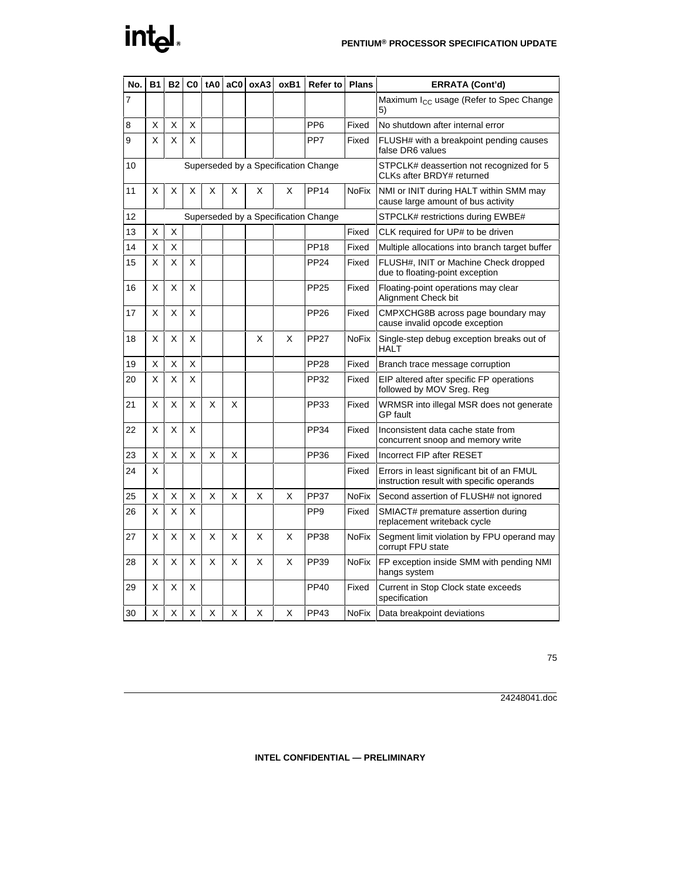| No. | B1 | B2 | C0 | tA0 | aC0 | oxA3 | oxB1 | Refer to | Plans | ERRATA (Cont'd) |
|---|---|---|---|---|---|---|---|---|---|---|
| 7 | | | | | | | | | | Maximum $I_{CC}$ usage (Refer to Spec Change 5) |
| 8 | X | X | X | | | | | PP6 | Fixed | No shutdown after internal error |
| 9 | X | X | X | | | | | PP7 | Fixed | FLUSH# with a breakpoint pending causes false DR6 values |
| 10 | Superseded by a Specification Change | | | | | | | | | STPCLK# deassertion not recognized for 5 CLKs after BRDY# returned |
| 11 | X | X | X | X | X | X | X | PP14 | NoFix | NMI or INIT during HALT within SMM may cause large amount of bus activity |
| 12 | Superseded by a Specification Change | | | | | | | | | STPCLK# restrictions during EWBE# |
| 13 | X | X | | | | | | | Fixed | CLK required for UP# to be driven |
| 14 | X | X | | | | | | PP18 | Fixed | Multiple allocations into branch target buffer |
| 15 | X | X | X | | | | | PP24 | Fixed | FLUSH#, INIT or Machine Check dropped due to floating-point exception |
| 16 | X | X | X | | | | | PP25 | Fixed | Floating-point operations may clear Alignment Check bit |
| 17 | X | X | X | | | | | PP26 | Fixed | CMPXCHG8B across page boundary may cause invalid opcode exception |
| 18 | X | X | X | | | X | X | PP27 | NoFix | Single-step debug exception breaks out of HALT |
| 19 | X | X | X | | | | | PP28 | Fixed | Branch trace message corruption |
| 20 | X | X | X | | | | | PP32 | Fixed | EIP altered after specific FP operations followed by MOV Sreg. Reg |
| 21 | X | X | X | X | X | | | PP33 | Fixed | WRMSR into illegal MSR does not generate GP fault |
| 22 | X | X | X | | | | | PP34 | Fixed | Inconsistent data cache state from concurrent snoop and memory write |
| 23 | X | X | X | X | X | | | PP36 | Fixed | Incorrect FIP after RESET |
| 24 | X | | | | | | | | Fixed | Errors in least significant bit of an FMUL instruction result with specific operands |
| 25 | X | X | X | X | X | X | X | PP37 | NoFix | Second assertion of FLUSH# not ignored |
| 26 | X | X | X | | | | | PP9 | Fixed | SMIACT# premature assertion during replacement writeback cycle |
| 27 | X | X | X | X | X | X | X | PP38 | NoFix | Segment limit violation by FPU operand may corrupt FPU state |
| 28 | X | X | X | X | X | X | X | PP39 | NoFix | FP exception inside SMM with pending NMI hangs system |
| 29 | X | X | X | | | | | PP40 | Fixed | Current in Stop Clock state exceeds specification |
| 30 | X | X | X | X | X | X | X | PP43 | NoFix | Data breakpoint deviations |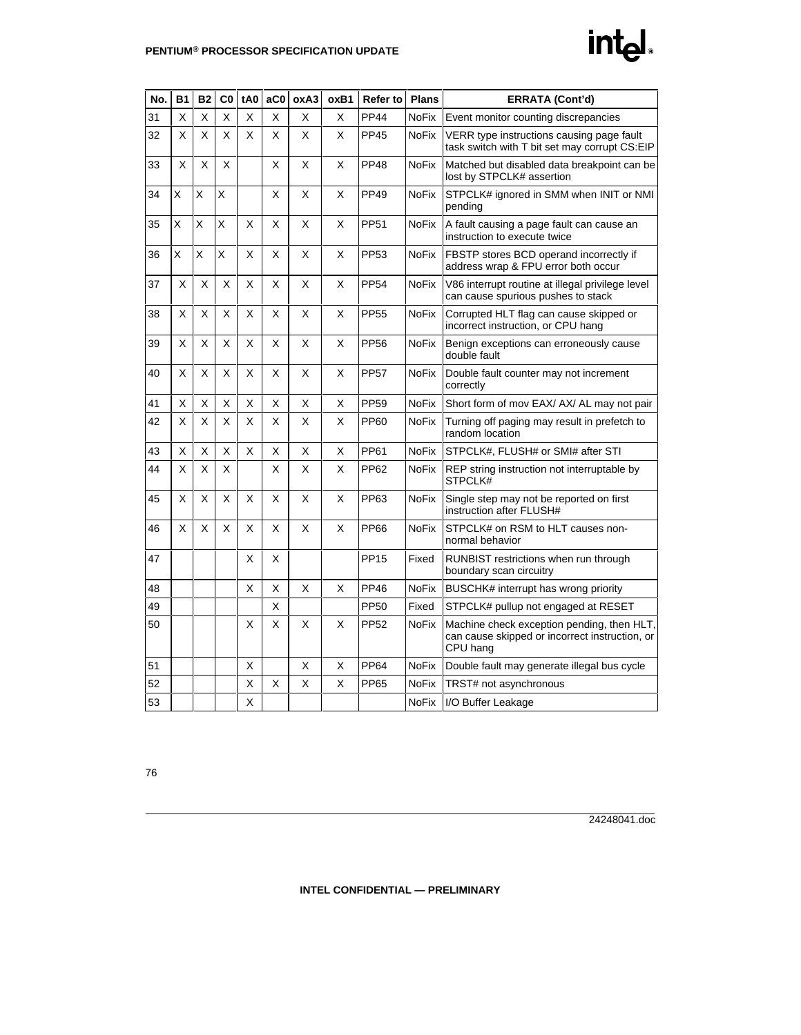| No. | B1 | B2 | C0 | tA0 | aC0 | oxA3 | oxB1 | Refer to | Plans | ERRATA (Cont'd) |
|---|---|---|---|---|---|---|---|---|---|---|
| 31 | X | X | X | X | X | X | X | PP44 | NoFix | Event monitor counting discrepancies |
| 32 | X | X | X | X | X | X | X | PP45 | NoFix | VERR type instructions causing page fault task switch with T bit set may corrupt CS:EIP |
| 33 | X | X | X | | X | X | X | PP48 | NoFix | Matched but disabled data breakpoint can be lost by STPCLK# assertion |
| 34 | X | X | X | | X | X | X | PP49 | NoFix | STPCLK# ignored in SMM when INIT or NMI pending |
| 35 | X | X | X | X | X | X | X | PP51 | NoFix | A fault causing a page fault can cause an instruction to execute twice |
| 36 | X | X | X | X | X | X | X | PP53 | NoFix | FBSTP stores BCD operand incorrectly if address wrap & FPU error both occur |
| 37 | X | X | X | X | X | X | X | PP54 | NoFix | V86 interrupt routine at illegal privilege level can cause spurious pushes to stack |
| 38 | X | X | X | X | X | X | X | PP55 | NoFix | Corrupted HLT flag can cause skipped or incorrect instruction, or CPU hang |
| 39 | X | X | X | X | X | X | X | PP56 | NoFix | Benign exceptions can erroneously cause double fault |
| 40 | X | X | X | X | X | X | X | PP57 | NoFix | Double fault counter may not increment correctly |
| 41 | X | X | X | X | X | X | X | PP59 | NoFix | Short form of mov EAX/ AX/ AL may not pair |
| 42 | X | X | X | X | X | X | X | PP60 | NoFix | Turning off paging may result in prefetch to random location |
| 43 | X | X | X | X | X | X | X | PP61 | NoFix | STPCLK#, FLUSH# or SMI# after STI |
| 44 | X | X | X | | X | X | X | PP62 | NoFix | REP string instruction not interruptable by STPCLK# |
| 45 | X | X | X | X | X | X | X | PP63 | NoFix | Single step may not be reported on first instruction after FLUSH# |
| 46 | X | X | X | X | X | X | X | PP66 | NoFix | STPCLK# on RSM to HLT causes non-normal behavior |
| 47 | | | | X | X | | | PP15 | Fixed | RUNBIST restrictions when run through boundary scan circuitry |
| 48 | | | | X | X | X | X | PP46 | NoFix | BUSCHK# interrupt has wrong priority |
| 49 | | | | | X | | | PP50 | Fixed | STPCLK# pullup not engaged at RESET |
| 50 | | | | X | X | X | X | PP52 | NoFix | Machine check exception pending, then HLT, can cause skipped or incorrect instruction, or CPU hang |
| 51 | | | | X | | X | X | PP64 | NoFix | Double fault may generate illegal bus cycle |
| 52 | | | | X | X | X | X | PP65 | NoFix | TRST# not asynchronous |
| 53 | | | | X | | | | | NoFix | I/O Buffer Leakage |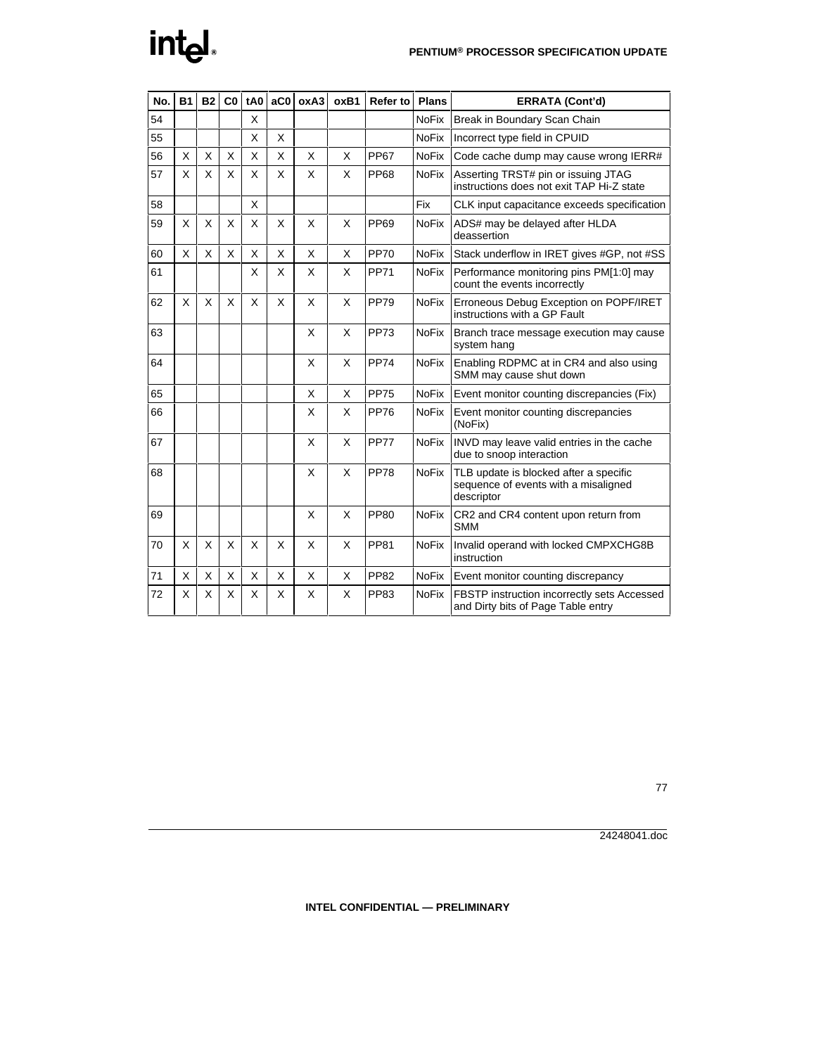| No. | B1 | B2 | C0 | tA0 | aC0 | oxA3 | oxB1 | Refer to | Plans | ERRATA (Cont'd) |
|---|---|---|---|---|---|---|---|---|---|---|
| 54 | | | | X | | | | | NoFix | Break in Boundary Scan Chain |
| 55 | | | | X | X | | | | NoFix | Incorrect type field in CPUID |
| 56 | X | X | X | X | X | X | X | PP67 | NoFix | Code cache dump may cause wrong IERR# |
| 57 | X | X | X | X | X | X | X | PP68 | NoFix | Asserting TRST# pin or issuing JTAG instructions does not exit TAP Hi-Z state |
| 58 | | | | X | | | | | Fix | CLK input capacitance exceeds specification |
| 59 | X | X | X | X | X | X | X | PP69 | NoFix | ADS# may be delayed after HLDA deassertion |
| 60 | X | X | X | X | X | X | X | PP70 | NoFix | Stack underflow in IRET gives #GP, not #SS |
| 61 | | | | X | X | X | X | PP71 | NoFix | Performance monitoring pins PM[1:0] may count the events incorrectly |
| 62 | X | X | X | X | X | X | X | PP79 | NoFix | Erroneous Debug Exception on POPF/IRET instructions with a GP Fault |
| 63 | | | | | | X | X | PP73 | NoFix | Branch trace message execution may cause system hang |
| 64 | | | | | | X | X | PP74 | NoFix | Enabling RDPMC at in CR4 and also using SMM may cause shut down |
| 65 | | | | | | X | X | PP75 | NoFix | Event monitor counting discrepancies (Fix) |
| 66 | | | | | | X | X | PP76 | NoFix | Event monitor counting discrepancies (NoFix) |
| 67 | | | | | | X | X | PP77 | NoFix | INVD may leave valid entries in the cache due to snoop interaction |
| 68 | | | | | | X | X | PP78 | NoFix | TLB update is blocked after a specific sequence of events with a misaligned descriptor |
| 69 | | | | | | X | X | PP80 | NoFix | CR2 and CR4 content upon return from SMM |
| 70 | X | X | X | X | X | X | X | PP81 | NoFix | Invalid operand with locked CMPXCHG8B instruction |
| 71 | X | X | X | X | X | X | X | PP82 | NoFix | Event monitor counting discrepancy |
| 72 | X | X | X | X | X | X | X | PP83 | NoFix | FBSTP instruction incorrectly sets Accessed and Dirty bits of Page Table entry |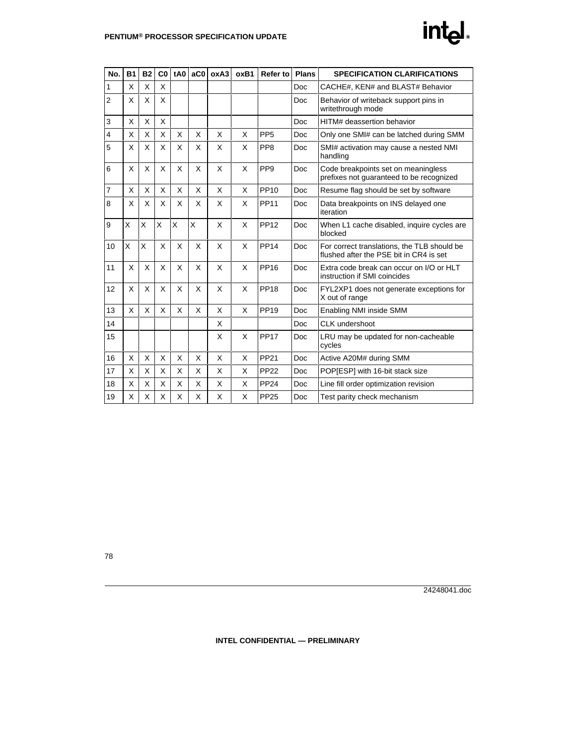| No. | B1 | B2 | C0 | tA0 | aC0 | oxA3 | oxB1 | Refer to | Plans | SPECIFICATION CLARIFICATIONS |
|---|---|---|---|---|---|---|---|---|---|---|
| 1 | X | X | X | | | | | | Doc | CACHE#, KEN# and BLAST# Behavior |
| 2 | X | X | X | | | | | | Doc | Behavior of writeback support pins in writethrough mode |
| 3 | X | X | X | | | | | | Doc | HITM# deassertion behavior |
| 4 | X | X | X | X | X | X | X | PP5 | Doc | Only one SMI# can be latched during SMM |
| 5 | X | X | X | X | X | X | X | PP8 | Doc | SMI# activation may cause a nested NMI handling |
| 6 | X | X | X | X | X | X | X | PP9 | Doc | Code breakpoints set on meaningless prefixes not guaranteed to be recognized |
| 7 | X | X | X | X | X | X | X | PP10 | Doc | Resume flag should be set by software |
| 8 | X | X | X | X | X | X | X | PP11 | Doc | Data breakpoints on INS delayed one iteration |
| 9 | X | X | X | X | X | X | X | PP12 | Doc | When L1 cache disabled, inquire cycles are blocked |
| 10 | X | X | X | X | X | X | X | PP14 | Doc | For correct translations, the TLB should be flushed after the PSE bit in CR4 is set |
| 11 | X | X | X | X | X | X | X | PP16 | Doc | Extra code break can occur on I/O or HLT instruction if SMI coincides |
| 12 | X | X | X | X | X | X | X | PP18 | Doc | FYL2XP1 does not generate exceptions for X out of range |
| 13 | X | X | X | X | X | X | X | PP19 | Doc | Enabling NMI inside SMM |
| 14 | | | | | | X | | | Doc | CLK undershoot |
| 15 | | | | | | X | X | PP17 | Doc | LRU may be updated for non-cacheable cycles |
| 16 | X | X | X | X | X | X | X | PP21 | Doc | Active A20M# during SMM |
| 17 | X | X | X | X | X | X | X | PP22 | Doc | POP[ESP] with 16-bit stack size |
| 18 | X | X | X | X | X | X | X | PP24 | Doc | Line fill order optimization revision |
| 19 | X | X | X | X | X | X | X | PP25 | Doc | Test parity check mechanism |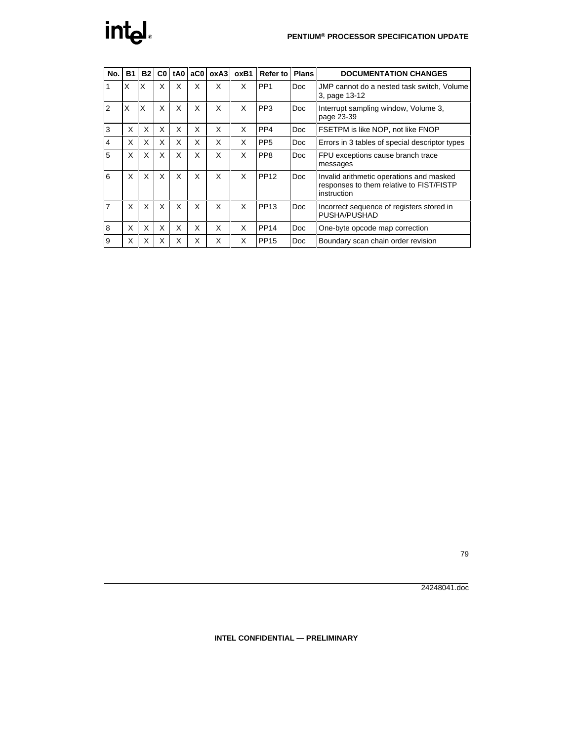| No. | B1 | B2 | C0 | tA0 | aC0 | oxA3 | oxB1 | Refer to | Plans | DOCUMENTATION CHANGES |
|---|---|---|---|---|---|---|---|---|---|---|
| 1 | X | X | X | X | X | X | X | PP1 | Doc | JMP cannot do a nested task switch, Volume 3, page 13-12 |
| 2 | X | X | X | X | X | X | X | PP3 | Doc | Interrupt sampling window, Volume 3, page 23-39 |
| 3 | X | X | X | X | X | X | X | PP4 | Doc | FSETPM is like NOP, not like FNOP |
| 4 | X | X | X | X | X | X | X | PP5 | Doc | Errors in 3 tables of special descriptor types |
| 5 | X | X | X | X | X | X | X | PP8 | Doc | FPU exceptions cause branch trace messages |
| 6 | X | X | X | X | X | X | X | PP12 | Doc | Invalid arithmetic operations and masked responses to them relative to FIST/FISTP instruction |
| 7 | X | X | X | X | X | X | X | PP13 | Doc | Incorrect sequence of registers stored in PUSHA/PUSHAD |
| 8 | X | X | X | X | X | X | X | PP14 | Doc | One-byte opcode map correction |
| 9 | X | X | X | X | X | X | X | PP15 | Doc | Boundary scan chain order revision |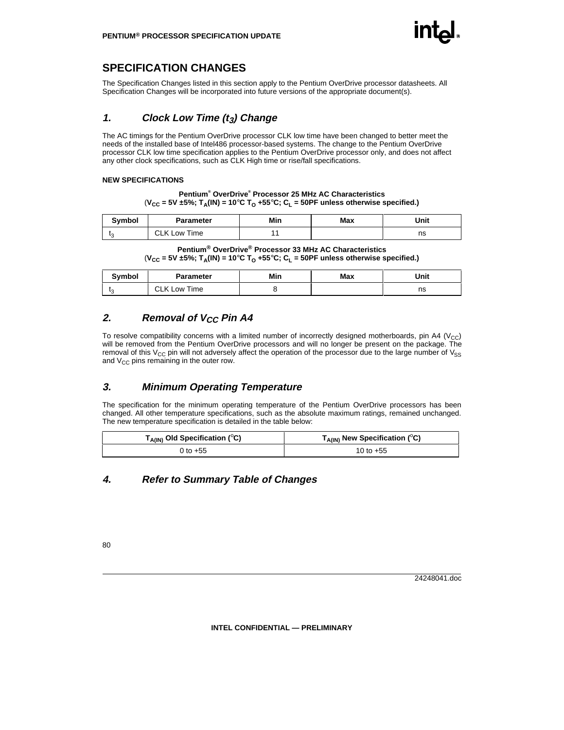## SPECIFICATION CHANGES

The Specification Changes listed in this section apply to the Pentium OverDrive processor datasheets. All Specification Changes will be incorporated into future versions of the appropriate document(s).

### *1. Clock Low Time ($t_3$) Change*

The AC timings for the Pentium OverDrive processor CLK low time have been changed to better meet the needs of the installed base of Intel486 processor-based systems. The change to the Pentium OverDrive processor CLK low time specification applies to the Pentium OverDrive processor only, and does not affect any other clock specifications, such as CLK High time or rise/fall specifications.

**NEW SPECIFICATIONS**

**Pentium® OverDrive® Processor 25 MHz AC Characteristics**
**($V_{CC}$ = 5V ±5%; $T_A$(IN) = 10°C $T_O$ +55°C; $C_L$ = 50PF unless otherwise specified.)**

| Symbol | Parameter | Min | Max | Unit |
|---|---|---|---|---|
| $t_3$ | CLK Low Time | 11 | | ns |

**Pentium® OverDrive® Processor 33 MHz AC Characteristics**
**($V_{CC}$ = 5V ±5%; $T_A$(IN) = 10°C $T_O$ +55°C; $C_L$ = 50PF unless otherwise specified.)**

| Symbol | Parameter | Min | Max | Unit |
|---|---|---|---|---|
| $t_3$ | CLK Low Time | 8 | | ns |

### *2. Removal of $V_{CC}$ Pin A4*

To resolve compatibility concerns with a limited number of incorrectly designed motherboards, pin A4 ($V_{CC}$) will be removed from the Pentium OverDrive processors and will no longer be present on the package. The removal of this $V_{CC}$ pin will not adversely affect the operation of the processor due to the large number of $V_{SS}$ and $V_{CC}$ pins remaining in the outer row.

### *3. Minimum Operating Temperature*

The specification for the minimum operating temperature of the Pentium OverDrive processors has been changed. All other temperature specifications, such as the absolute maximum ratings, remained unchanged. The new temperature specification is detailed in the table below:

| $T_{A(IN)}$ Old Specification (°C) | $T_{A(IN)}$ New Specification (°C) |
|---|---|
| 0 to +55 | 10 to +55 |

### *4. Refer to Summary Table of Changes*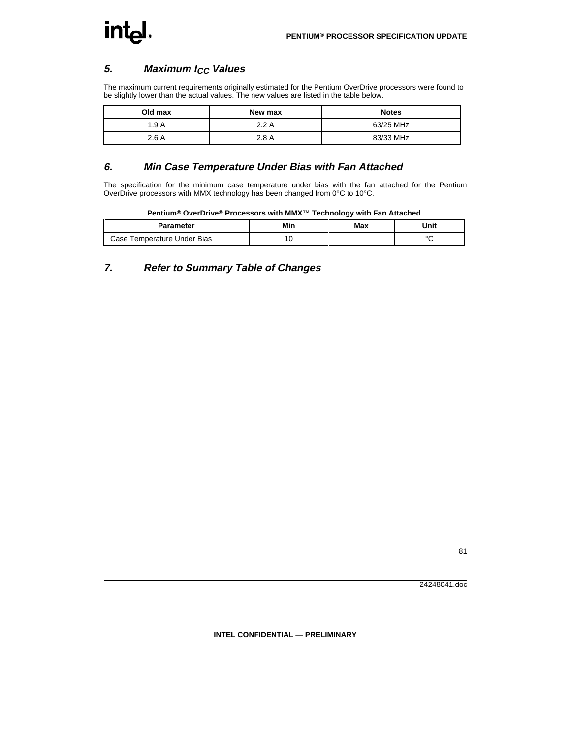## 5. Maximum $I_{CC}$ Values

The maximum current requirements originally estimated for the Pentium OverDrive processors were found to be slightly lower than the actual values. The new values are listed in the table below.

| Old max | New max | Notes |
|---|---|---|
| 1.9 A | 2.2 A | 63/25 MHz |
| 2.6 A | 2.8 A | 83/33 MHz |

## 6. Min Case Temperature Under Bias with Fan Attached

The specification for the minimum case temperature under bias with the fan attached for the Pentium OverDrive processors with MMX technology has been changed from 0°C to 10°C.

**Pentium® OverDrive® Processors with MMX™ Technology with Fan Attached**

| Parameter | Min | Max | Unit |
|---|---|---|---|
| Case Temperature Under Bias | 10 | | °C |

## 7. Refer to Summary Table of Changes

INTEL CONFIDENTIAL — PRELIMINARY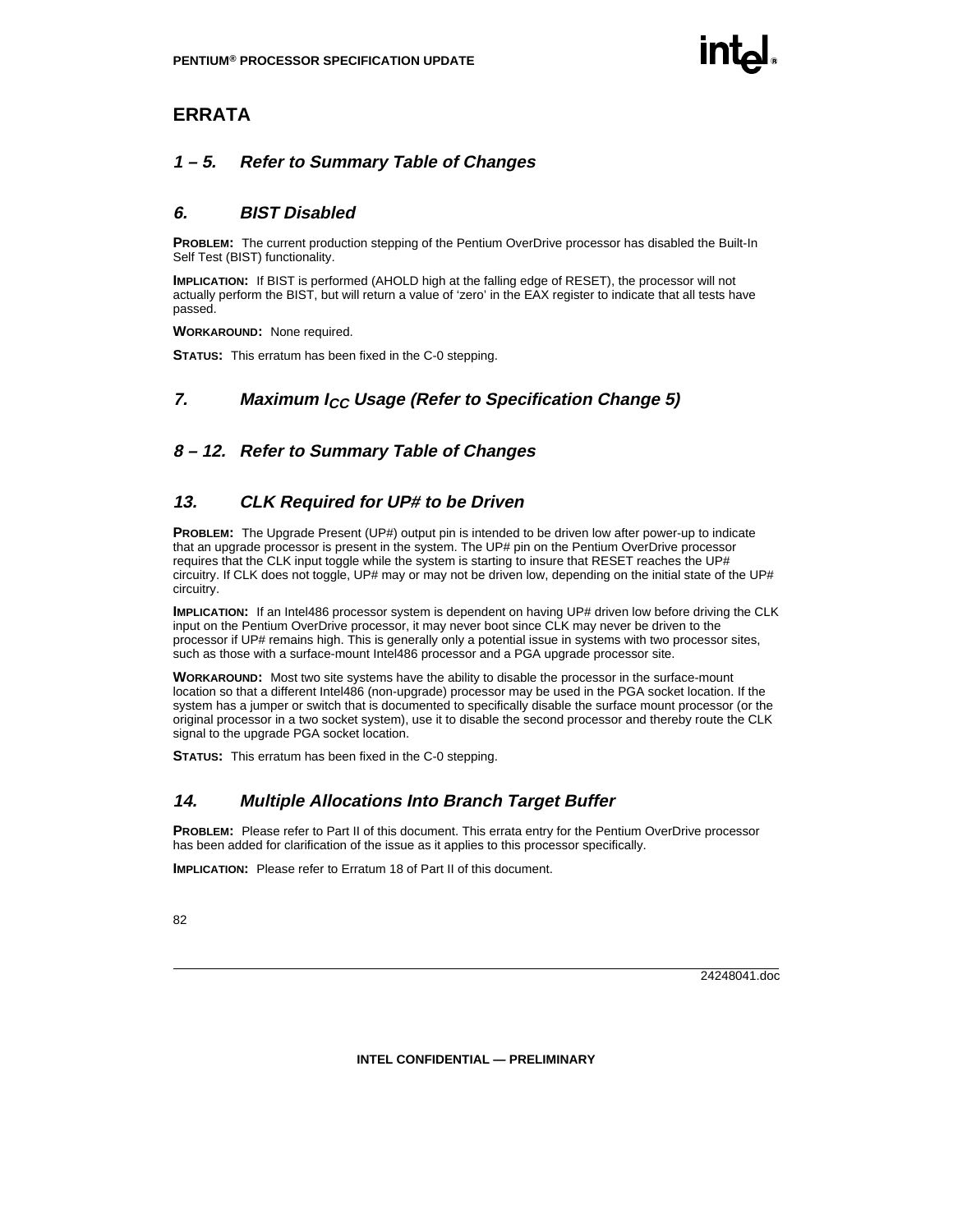## ERRATA

### *1 – 5. Refer to Summary Table of Changes*

### *6. BIST Disabled*

**PROBLEM:** The current production stepping of the Pentium OverDrive processor has disabled the Built-In Self Test (BIST) functionality.

**IMPLICATION:** If BIST is performed (AHOLD high at the falling edge of RESET), the processor will not actually perform the BIST, but will return a value of 'zero' in the EAX register to indicate that all tests have passed.

**WORKAROUND:** None required.

**STATUS:** This erratum has been fixed in the C-0 stepping.

### *7. Maximum $I_{CC}$ Usage (Refer to Specification Change 5)*

### *8 – 12. Refer to Summary Table of Changes*

### *13. CLK Required for UP# to be Driven*

**PROBLEM:** The Upgrade Present (UP#) output pin is intended to be driven low after power-up to indicate that an upgrade processor is present in the system. The UP# pin on the Pentium OverDrive processor requires that the CLK input toggle while the system is starting to insure that RESET reaches the UP# circuitry. If CLK does not toggle, UP# may or may not be driven low, depending on the initial state of the UP# circuitry.

**IMPLICATION:** If an Intel486 processor system is dependent on having UP# driven low before driving the CLK input on the Pentium OverDrive processor, it may never boot since CLK may never be driven to the processor if UP# remains high. This is generally only a potential issue in systems with two processor sites, such as those with a surface-mount Intel486 processor and a PGA upgrade processor site.

**WORKAROUND:** Most two site systems have the ability to disable the processor in the surface-mount location so that a different Intel486 (non-upgrade) processor may be used in the PGA socket location. If the system has a jumper or switch that is documented to specifically disable the surface mount processor (or the original processor in a two socket system), use it to disable the second processor and thereby route the CLK signal to the upgrade PGA socket location.

**STATUS:** This erratum has been fixed in the C-0 stepping.

### *14. Multiple Allocations Into Branch Target Buffer*

**PROBLEM:** Please refer to Part II of this document. This errata entry for the Pentium OverDrive processor has been added for clarification of the issue as it applies to this processor specifically.

**IMPLICATION:** Please refer to Erratum 18 of Part II of this document.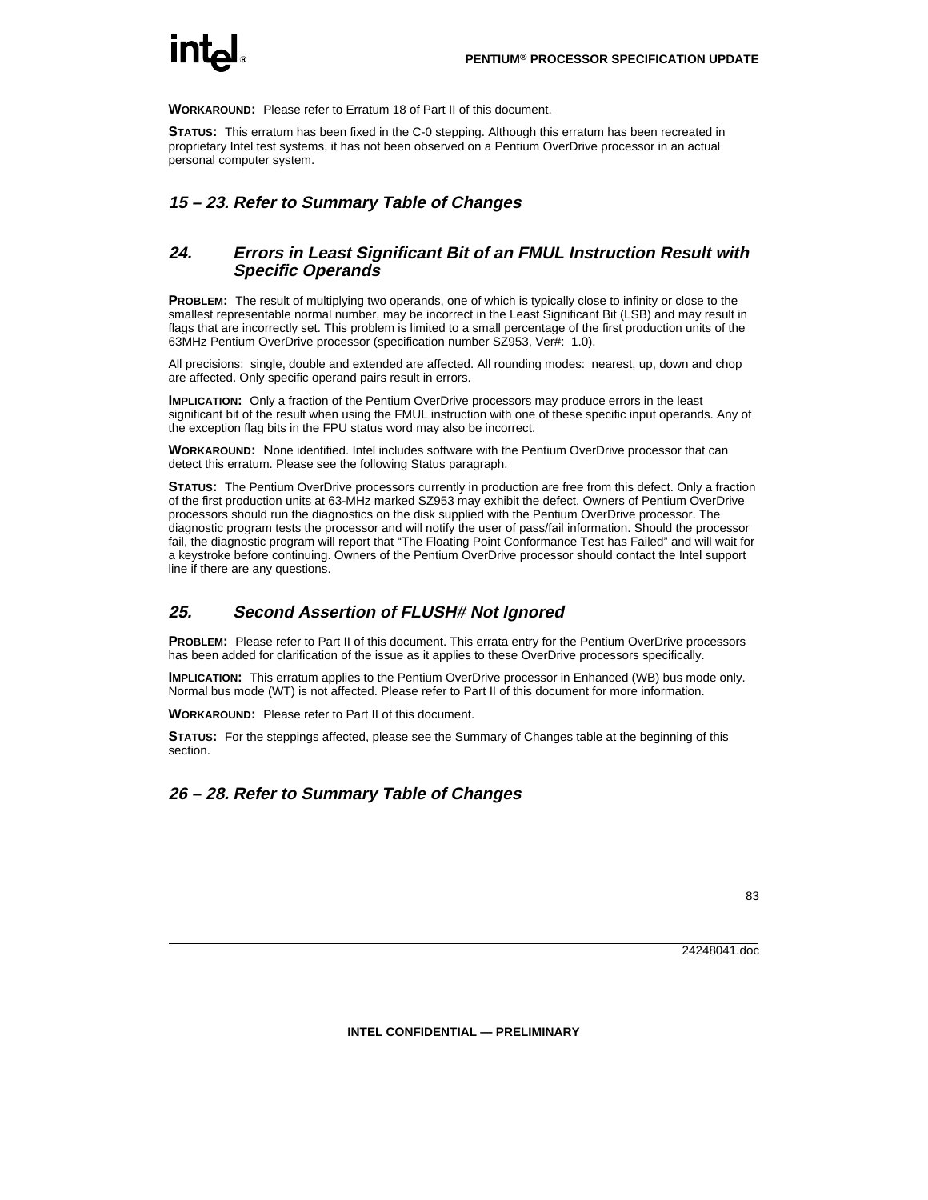**WORKAROUND:** Please refer to Erratum 18 of Part II of this document.

**STATUS:** This erratum has been fixed in the C-0 stepping. Although this erratum has been recreated in proprietary Intel test systems, it has not been observed on a Pentium OverDrive processor in an actual personal computer system.

## 15 – 23. Refer to Summary Table of Changes

## 24. Errors in Least Significant Bit of an FMUL Instruction Result with Specific Operands

**PROBLEM:** The result of multiplying two operands, one of which is typically close to infinity or close to the smallest representable normal number, may be incorrect in the Least Significant Bit (LSB) and may result in flags that are incorrectly set. This problem is limited to a small percentage of the first production units of the 63MHz Pentium OverDrive processor (specification number SZ953, Ver#: 1.0).

All precisions: single, double and extended are affected. All rounding modes: nearest, up, down and chop are affected. Only specific operand pairs result in errors.

**IMPLICATION:** Only a fraction of the Pentium OverDrive processors may produce errors in the least significant bit of the result when using the FMUL instruction with one of these specific input operands. Any of the exception flag bits in the FPU status word may also be incorrect.

**WORKAROUND:** None identified. Intel includes software with the Pentium OverDrive processor that can detect this erratum. Please see the following Status paragraph.

**STATUS:** The Pentium OverDrive processors currently in production are free from this defect. Only a fraction of the first production units at 63-MHz marked SZ953 may exhibit the defect. Owners of Pentium OverDrive processors should run the diagnostics on the disk supplied with the Pentium OverDrive processor. The diagnostic program tests the processor and will notify the user of pass/fail information. Should the processor fail, the diagnostic program will report that "The Floating Point Conformance Test has Failed" and will wait for a keystroke before continuing. Owners of the Pentium OverDrive processor should contact the Intel support line if there are any questions.

## 25. Second Assertion of FLUSH# Not Ignored

**PROBLEM:** Please refer to Part II of this document. This errata entry for the Pentium OverDrive processors has been added for clarification of the issue as it applies to these OverDrive processors specifically.

**IMPLICATION:** This erratum applies to the Pentium OverDrive processor in Enhanced (WB) bus mode only. Normal bus mode (WT) is not affected. Please refer to Part II of this document for more information.

**WORKAROUND:** Please refer to Part II of this document.

**STATUS:** For the steppings affected, please see the Summary of Changes table at the beginning of this section.

## 26 – 28. Refer to Summary Table of Changes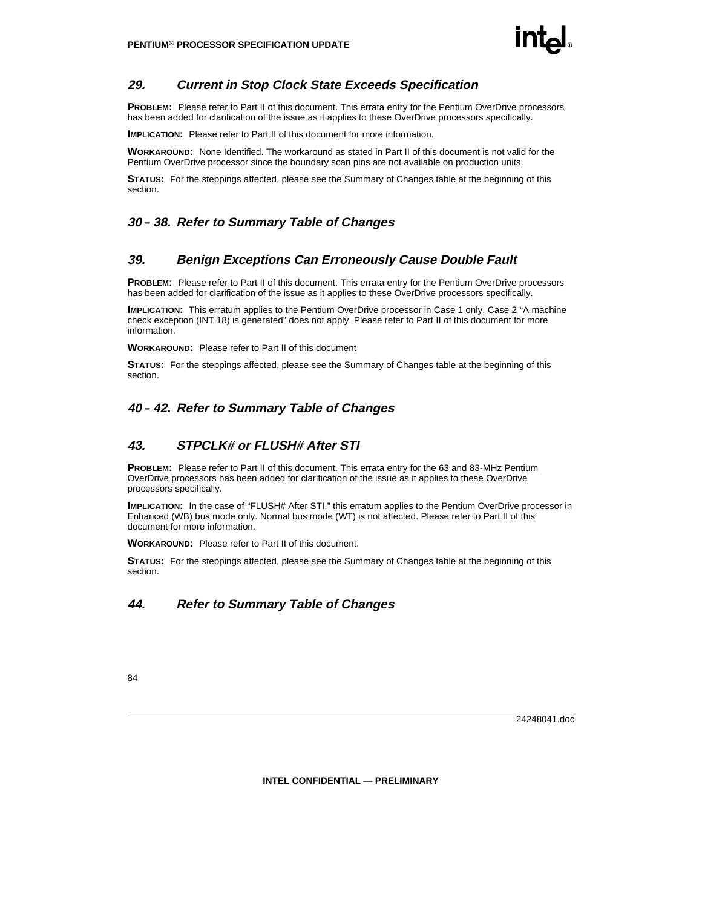## 29. Current in Stop Clock State Exceeds Specification

**PROBLEM:** Please refer to Part II of this document. This errata entry for the Pentium OverDrive processors has been added for clarification of the issue as it applies to these OverDrive processors specifically.

**IMPLICATION:** Please refer to Part II of this document for more information.

**WORKAROUND:** None Identified. The workaround as stated in Part II of this document is not valid for the Pentium OverDrive processor since the boundary scan pins are not available on production units.

**STATUS:** For the steppings affected, please see the Summary of Changes table at the beginning of this section.

## 30 – 38. Refer to Summary Table of Changes

## 39. Benign Exceptions Can Erroneously Cause Double Fault

**PROBLEM:** Please refer to Part II of this document. This errata entry for the Pentium OverDrive processors has been added for clarification of the issue as it applies to these OverDrive processors specifically.

**IMPLICATION:** This erratum applies to the Pentium OverDrive processor in Case 1 only. Case 2 "A machine check exception (INT 18) is generated" does not apply. Please refer to Part II of this document for more information.

**WORKAROUND:** Please refer to Part II of this document

**STATUS:** For the steppings affected, please see the Summary of Changes table at the beginning of this section.

## 40 – 42. Refer to Summary Table of Changes

## 43. STPCLK# or FLUSH# After STI

**PROBLEM:** Please refer to Part II of this document. This errata entry for the 63 and 83-MHz Pentium OverDrive processors has been added for clarification of the issue as it applies to these OverDrive processors specifically.

**IMPLICATION:** In the case of "FLUSH# After STI," this erratum applies to the Pentium OverDrive processor in Enhanced (WB) bus mode only. Normal bus mode (WT) is not affected. Please refer to Part II of this document for more information.

**WORKAROUND:** Please refer to Part II of this document.

**STATUS:** For the steppings affected, please see the Summary of Changes table at the beginning of this section.

## 44. Refer to Summary Table of Changes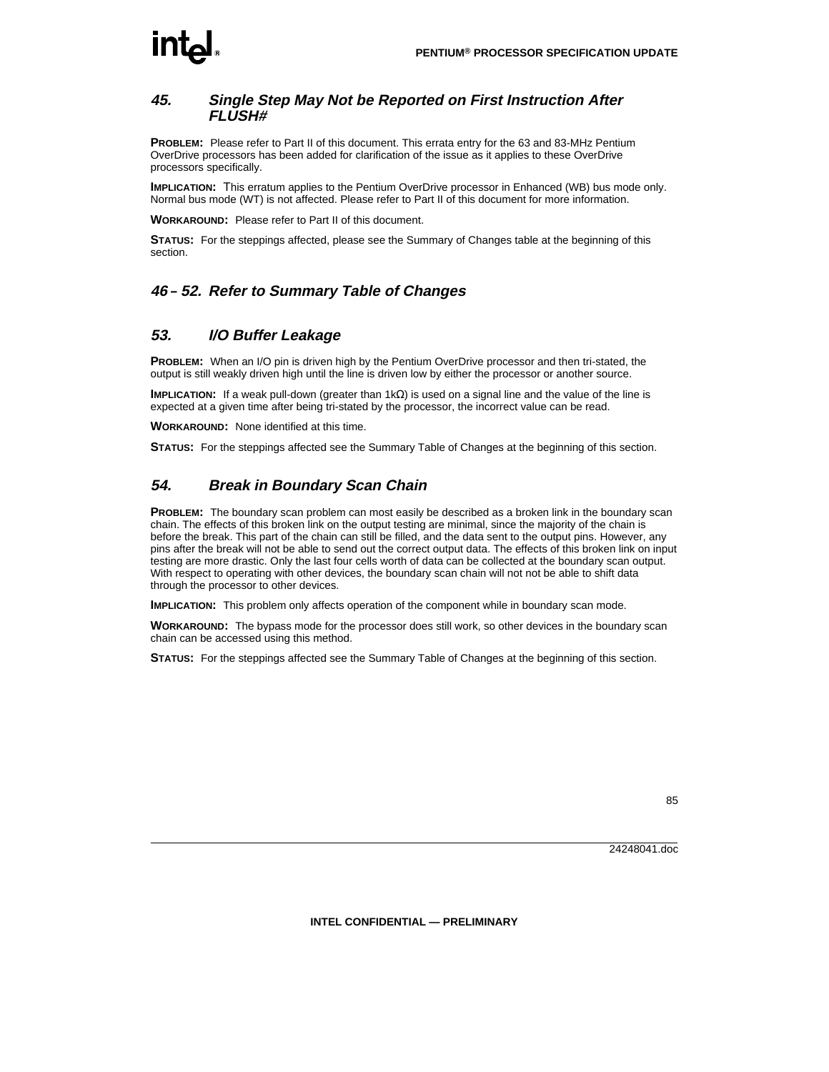## *45. Single Step May Not be Reported on First Instruction After FLUSH#*

**PROBLEM:** Please refer to Part II of this document. This errata entry for the 63 and 83-MHz Pentium OverDrive processors has been added for clarification of the issue as it applies to these OverDrive processors specifically.

**IMPLICATION:** This erratum applies to the Pentium OverDrive processor in Enhanced (WB) bus mode only. Normal bus mode (WT) is not affected. Please refer to Part II of this document for more information.

**WORKAROUND:** Please refer to Part II of this document.

**STATUS:** For the steppings affected, please see the Summary of Changes table at the beginning of this section.

## *46 – 52. Refer to Summary Table of Changes*

## *53. I/O Buffer Leakage*

**PROBLEM:** When an I/O pin is driven high by the Pentium OverDrive processor and then tri-stated, the output is still weakly driven high until the line is driven low by either the processor or another source.

**IMPLICATION:** If a weak pull-down (greater than 1kΩ) is used on a signal line and the value of the line is expected at a given time after being tri-stated by the processor, the incorrect value can be read.

**WORKAROUND:** None identified at this time.

**STATUS:** For the steppings affected see the Summary Table of Changes at the beginning of this section.

## *54. Break in Boundary Scan Chain*

**PROBLEM:** The boundary scan problem can most easily be described as a broken link in the boundary scan chain. The effects of this broken link on the output testing are minimal, since the majority of the chain is before the break. This part of the chain can still be filled, and the data sent to the output pins. However, any pins after the break will not be able to send out the correct output data. The effects of this broken link on input testing are more drastic. Only the last four cells worth of data can be collected at the boundary scan output. With respect to operating with other devices, the boundary scan chain will not not be able to shift data through the processor to other devices.

**IMPLICATION:** This problem only affects operation of the component while in boundary scan mode.

**WORKAROUND:** The bypass mode for the processor does still work, so other devices in the boundary scan chain can be accessed using this method.

**STATUS:** For the steppings affected see the Summary Table of Changes at the beginning of this section.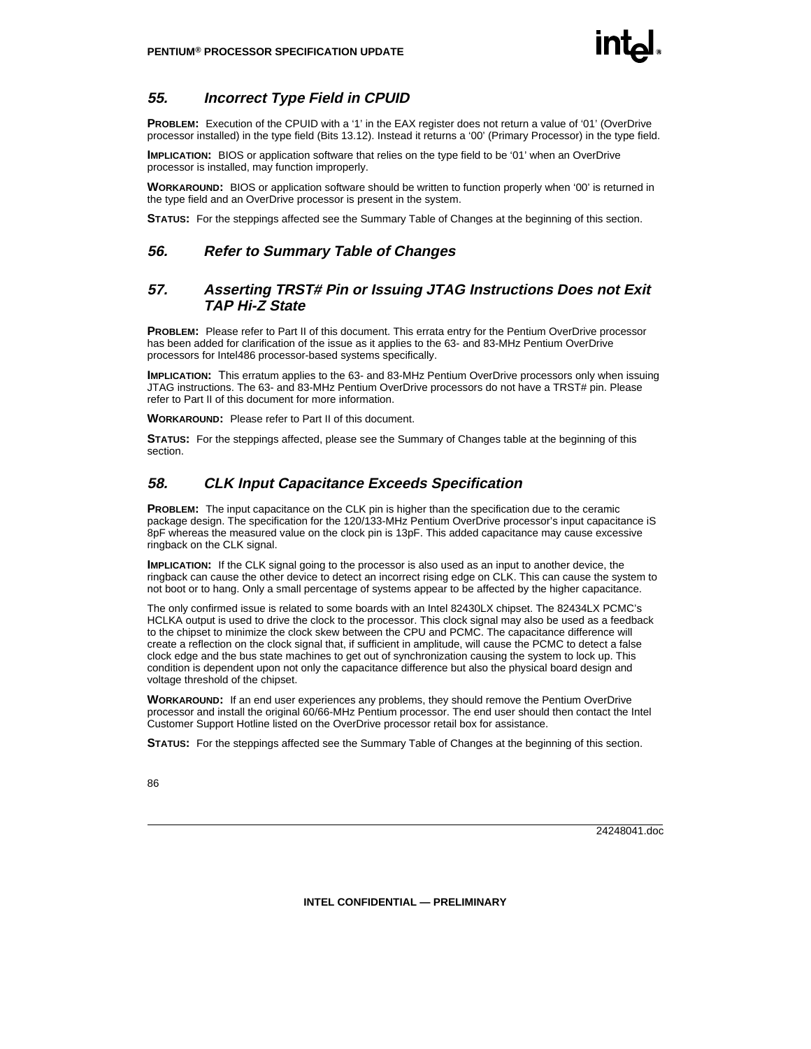## 55. Incorrect Type Field in CPUID

**PROBLEM:** Execution of the CPUID with a '1' in the EAX register does not return a value of '01' (OverDrive processor installed) in the type field (Bits 13.12). Instead it returns a '00' (Primary Processor) in the type field.

**IMPLICATION:** BIOS or application software that relies on the type field to be '01' when an OverDrive processor is installed, may function improperly.

**WORKAROUND:** BIOS or application software should be written to function properly when '00' is returned in the type field and an OverDrive processor is present in the system.

**STATUS:** For the steppings affected see the Summary Table of Changes at the beginning of this section.

## 56. Refer to Summary Table of Changes

## 57. Asserting TRST# Pin or Issuing JTAG Instructions Does not Exit TAP Hi-Z State

**PROBLEM:** Please refer to Part II of this document. This errata entry for the Pentium OverDrive processor has been added for clarification of the issue as it applies to the 63- and 83-MHz Pentium OverDrive processors for Intel486 processor-based systems specifically.

**IMPLICATION:** This erratum applies to the 63- and 83-MHz Pentium OverDrive processors only when issuing JTAG instructions. The 63- and 83-MHz Pentium OverDrive processors do not have a TRST# pin. Please refer to Part II of this document for more information.

**WORKAROUND:** Please refer to Part II of this document.

**STATUS:** For the steppings affected, please see the Summary of Changes table at the beginning of this section.

## 58. CLK Input Capacitance Exceeds Specification

**PROBLEM:** The input capacitance on the CLK pin is higher than the specification due to the ceramic package design. The specification for the 120/133-MHz Pentium OverDrive processor's input capacitance iS 8pF whereas the measured value on the clock pin is 13pF. This added capacitance may cause excessive ringback on the CLK signal.

**IMPLICATION:** If the CLK signal going to the processor is also used as an input to another device, the ringback can cause the other device to detect an incorrect rising edge on CLK. This can cause the system to not boot or to hang. Only a small percentage of systems appear to be affected by the higher capacitance.

The only confirmed issue is related to some boards with an Intel 82430LX chipset. The 82434LX PCMC's HCLKA output is used to drive the clock to the processor. This clock signal may also be used as a feedback to the chipset to minimize the clock skew between the CPU and PCMC. The capacitance difference will create a reflection on the clock signal that, if sufficient in amplitude, will cause the PCMC to detect a false clock edge and the bus state machines to get out of synchronization causing the system to lock up. This condition is dependent upon not only the capacitance difference but also the physical board design and voltage threshold of the chipset.

**WORKAROUND:** If an end user experiences any problems, they should remove the Pentium OverDrive processor and install the original 60/66-MHz Pentium processor. The end user should then contact the Intel Customer Support Hotline listed on the OverDrive processor retail box for assistance.

**STATUS:** For the steppings affected see the Summary Table of Changes at the beginning of this section.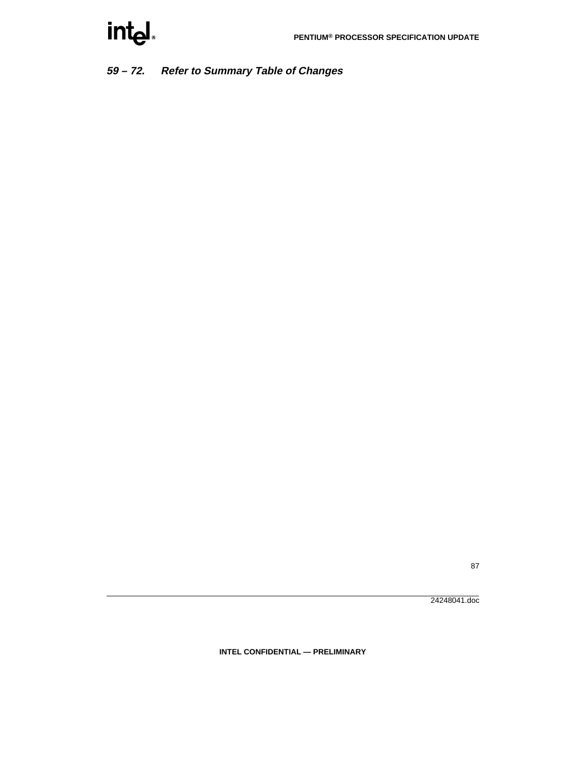### *59 – 72. Refer to Summary Table of Changes*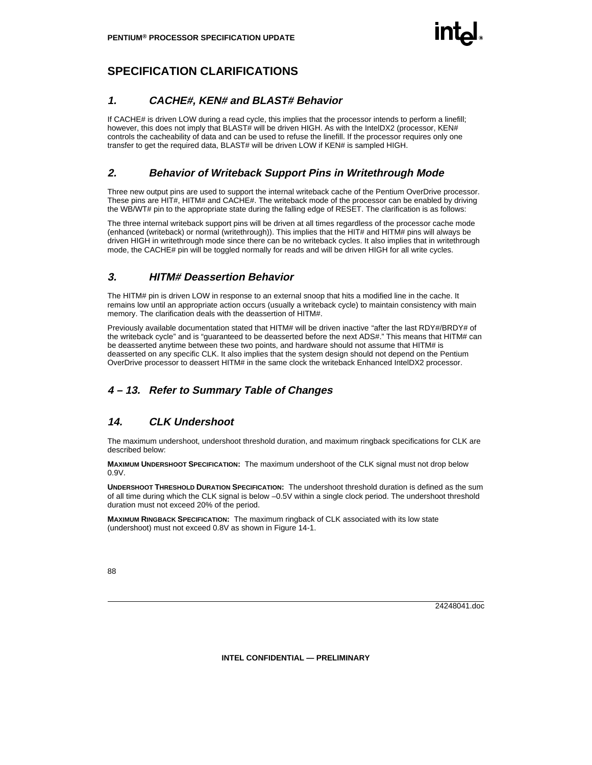# SPECIFICATION CLARIFICATIONS

## *1. CACHE#, KEN# and BLAST# Behavior*

If CACHE# is driven LOW during a read cycle, this implies that the processor intends to perform a linefill; however, this does not imply that BLAST# will be driven HIGH. As with the IntelDX2 (processor, KEN# controls the cacheability of data and can be used to refuse the linefill. If the processor requires only one transfer to get the required data, BLAST# will be driven LOW if KEN# is sampled HIGH.

## *2. Behavior of Writeback Support Pins in Writethrough Mode*

Three new output pins are used to support the internal writeback cache of the Pentium OverDrive processor. These pins are HIT#, HITM# and CACHE#. The writeback mode of the processor can be enabled by driving the WB/WT# pin to the appropriate state during the falling edge of RESET. The clarification is as follows:

The three internal writeback support pins will be driven at all times regardless of the processor cache mode (enhanced (writeback) or normal (writethrough)). This implies that the HIT# and HITM# pins will always be driven HIGH in writethrough mode since there can be no writeback cycles. It also implies that in writethrough mode, the CACHE# pin will be toggled normally for reads and will be driven HIGH for all write cycles.

## *3. HITM# Deassertion Behavior*

The HITM# pin is driven LOW in response to an external snoop that hits a modified line in the cache. It remains low until an appropriate action occurs (usually a writeback cycle) to maintain consistency with main memory. The clarification deals with the deassertion of HITM#.

Previously available documentation stated that HITM# will be driven inactive "after the last RDY#/BRDY# of the writeback cycle" and is "guaranteed to be deasserted before the next ADS#." This means that HITM# can be deasserted anytime between these two points, and hardware should not assume that HITM# is deasserted on any specific CLK. It also implies that the system design should not depend on the Pentium OverDrive processor to deassert HITM# in the same clock the writeback Enhanced IntelDX2 processor.

## *4 – 13. Refer to Summary Table of Changes*

## *14. CLK Undershoot*

The maximum undershoot, undershoot threshold duration, and maximum ringback specifications for CLK are described below:

**MAXIMUM UNDERSHOOT SPECIFICATION:** The maximum undershoot of the CLK signal must not drop below 0.9V.

**UNDERSHOOT THRESHOLD DURATION SPECIFICATION:** The undershoot threshold duration is defined as the sum of all time during which the CLK signal is below –0.5V within a single clock period. The undershoot threshold duration must not exceed 20% of the period.

**MAXIMUM RINGBACK SPECIFICATION:** The maximum ringback of CLK associated with its low state (undershoot) must not exceed 0.8V as shown in Figure 14-1.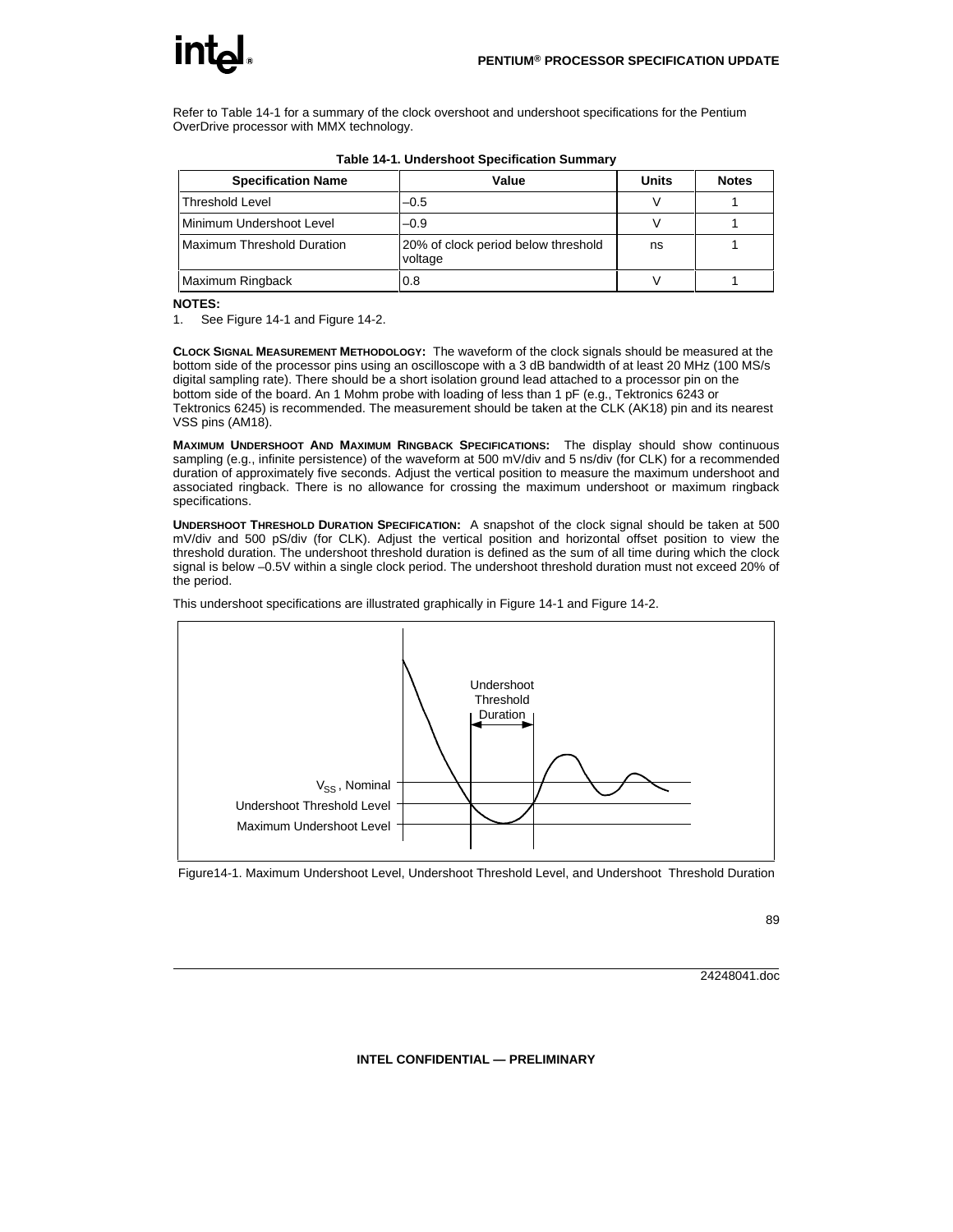Refer to Table 14-1 for a summary of the clock overshoot and undershoot specifications for the Pentium OverDrive processor with MMX technology.

**Table 14-1. Undershoot Specification Summary**

| Specification Name | Value | Units | Notes |
|---|---|---|---|
| Threshold Level | –0.5 | V | 1 |
| Minimum Undershoot Level | –0.9 | V | 1 |
| Maximum Threshold Duration | 20% of clock period below threshold voltage | ns | 1 |
| Maximum Ringback | 0.8 | V | 1 |

**NOTES:**

1. See Figure 14-1 and Figure 14-2.

**CLOCK SIGNAL MEASUREMENT METHODOLOGY:** The waveform of the clock signals should be measured at the bottom side of the processor pins using an oscilloscope with a 3 dB bandwidth of at least 20 MHz (100 MS/s digital sampling rate). There should be a short isolation ground lead attached to a processor pin on the bottom side of the board. An 1 Mohm probe with loading of less than 1 pF (e.g., Tektronics 6243 or Tektronics 6245) is recommended. The measurement should be taken at the CLK (AK18) pin and its nearest VSS pins (AM18).

**MAXIMUM UNDERSHOOT AND MAXIMUM RINGBACK SPECIFICATIONS:** The display should show continuous sampling (e.g., infinite persistence) of the waveform at 500 mV/div and 5 ns/div (for CLK) for a recommended duration of approximately five seconds. Adjust the vertical position to measure the maximum undershoot and associated ringback. There is no allowance for crossing the maximum undershoot or maximum ringback specifications.

**UNDERSHOOT THRESHOLD DURATION SPECIFICATION:** A snapshot of the clock signal should be taken at 500 mV/div and 500 pS/div (for CLK). Adjust the vertical position and horizontal offset position to view the threshold duration. The undershoot threshold duration is defined as the sum of all time during which the clock signal is below –0.5V within a single clock period. The undershoot threshold duration must not exceed 20% of the period.

This undershoot specifications are illustrated graphically in Figure 14-1 and Figure 14-2.

Undershoot Threshold Duration

$V_{SS}$, Nominal

Undershoot Threshold Level

Maximum Undershoot Level

Figure14-1. Maximum Undershoot Level, Undershoot Threshold Level, and Undershoot Threshold Duration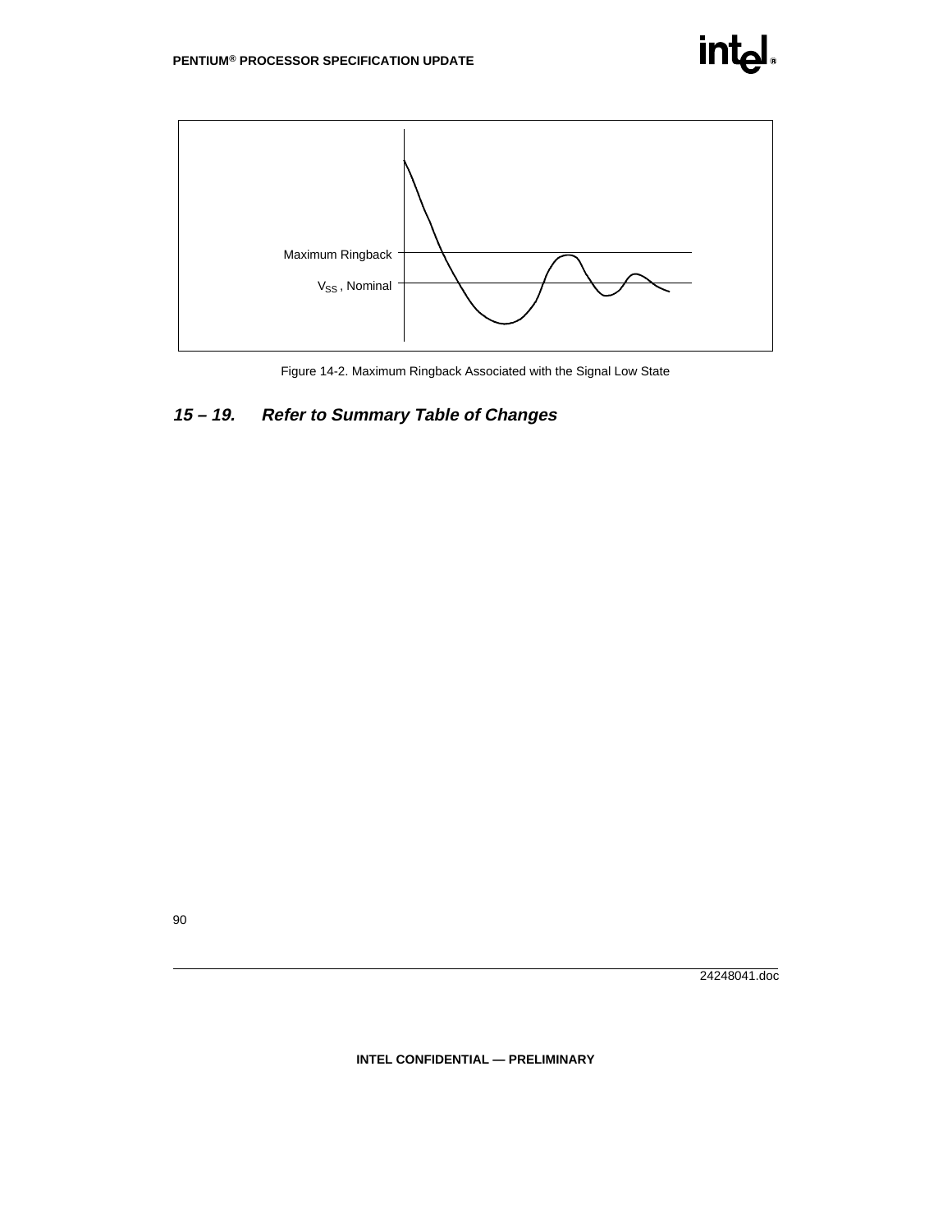Maximum Ringback

$V_{SS}$ , Nominal

Figure 14-2. Maximum Ringback Associated with the Signal Low State

## *15 – 19. Refer to Summary Table of Changes*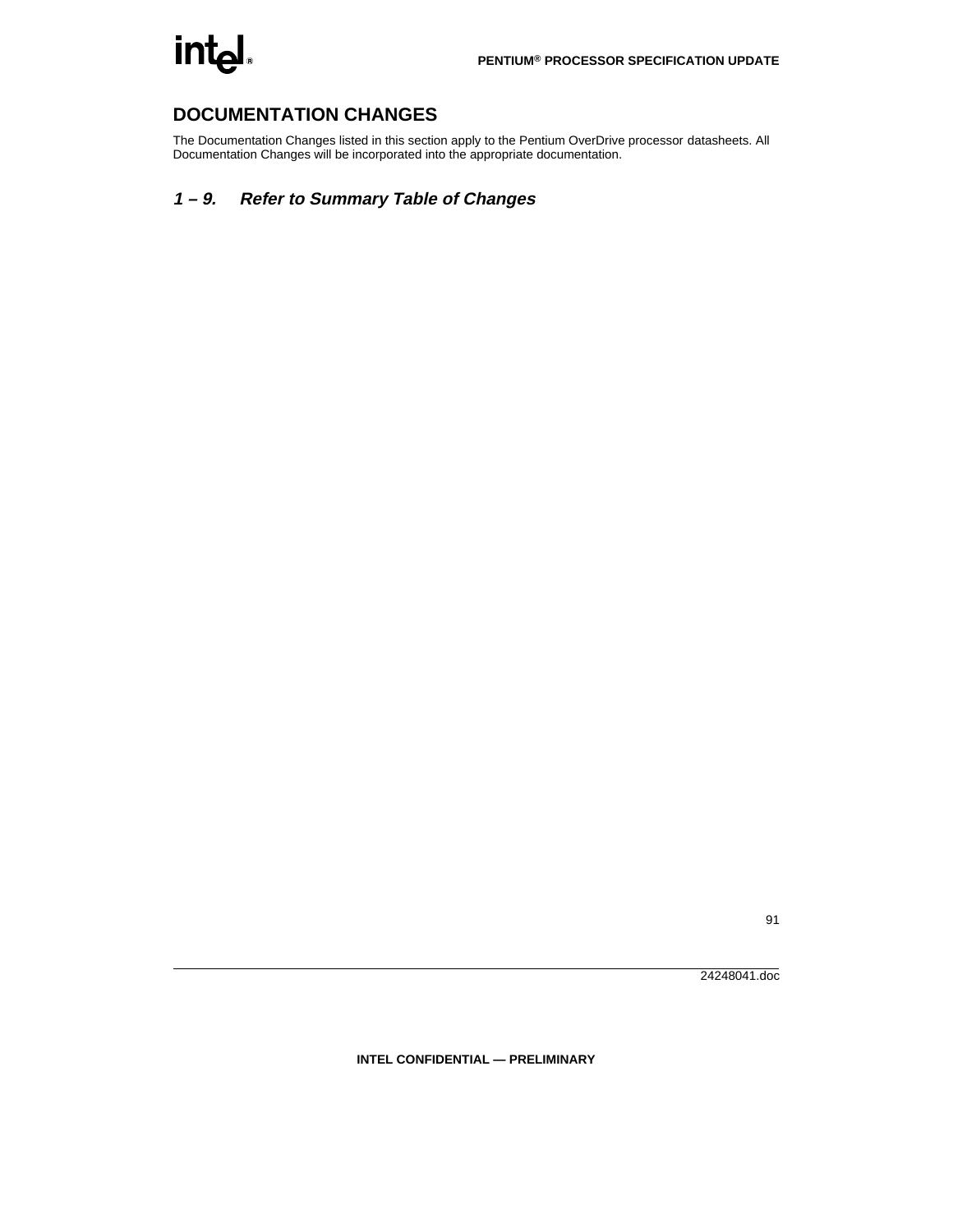## DOCUMENTATION CHANGES

The Documentation Changes listed in this section apply to the Pentium OverDrive processor datasheets. All Documentation Changes will be incorporated into the appropriate documentation.

### *1 – 9. Refer to Summary Table of Changes*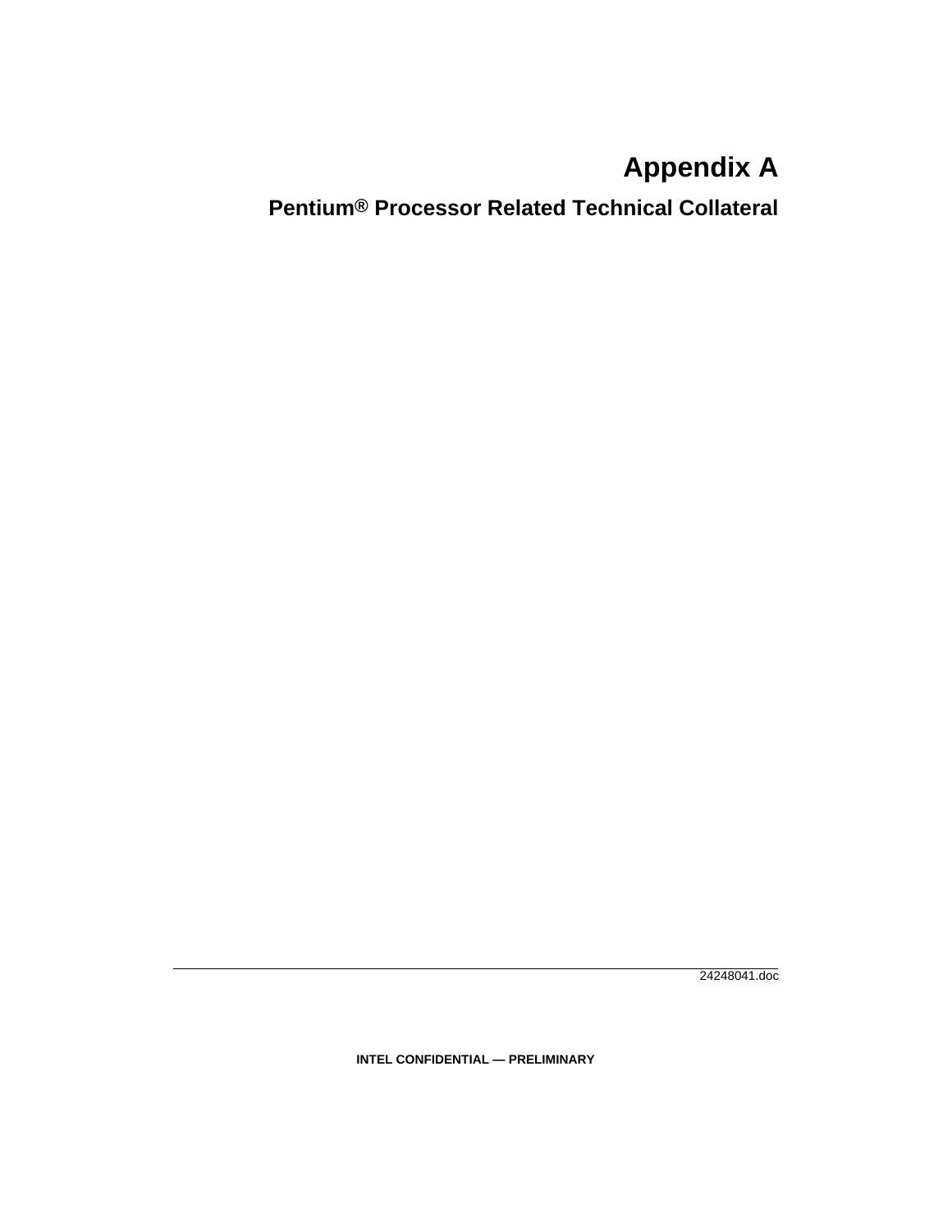# Appendix A

## Pentium® Processor Related Technical Collateral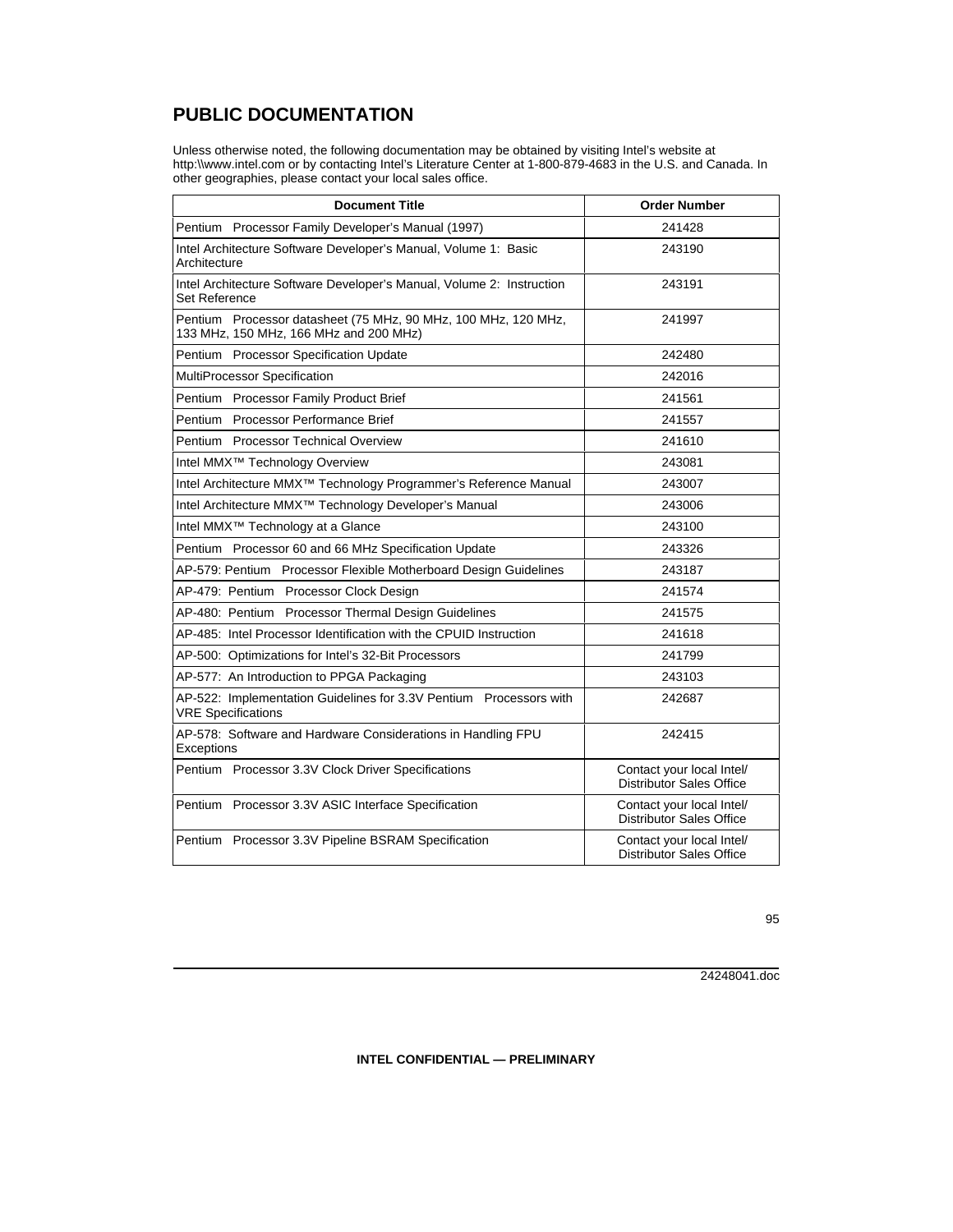## PUBLIC DOCUMENTATION

Unless otherwise noted, the following documentation may be obtained by visiting Intel's website at http:\\www.intel.com or by contacting Intel's Literature Center at 1-800-879-4683 in the U.S. and Canada. In other geographies, please contact your local sales office.

| Document Title | Order Number |
|---|---|
| Pentium Processor Family Developer's Manual (1997) | 241428 |
| Intel Architecture Software Developer's Manual, Volume 1: Basic Architecture | 243190 |
| Intel Architecture Software Developer's Manual, Volume 2: Instruction Set Reference | 243191 |
| Pentium Processor datasheet (75 MHz, 90 MHz, 100 MHz, 120 MHz, 133 MHz, 150 MHz, 166 MHz and 200 MHz) | 241997 |
| Pentium Processor Specification Update | 242480 |
| MultiProcessor Specification | 242016 |
| Pentium Processor Family Product Brief | 241561 |
| Pentium Processor Performance Brief | 241557 |
| Pentium Processor Technical Overview | 241610 |
| Intel MMX™ Technology Overview | 243081 |
| Intel Architecture MMX™ Technology Programmer's Reference Manual | 243007 |
| Intel Architecture MMX™ Technology Developer's Manual | 243006 |
| Intel MMX™ Technology at a Glance | 243100 |
| Pentium Processor 60 and 66 MHz Specification Update | 243326 |
| AP-579: Pentium Processor Flexible Motherboard Design Guidelines | 243187 |
| AP-479: Pentium Processor Clock Design | 241574 |
| AP-480: Pentium Processor Thermal Design Guidelines | 241575 |
| AP-485: Intel Processor Identification with the CPUID Instruction | 241618 |
| AP-500: Optimizations for Intel's 32-Bit Processors | 241799 |
| AP-577: An Introduction to PPGA Packaging | 243103 |
| AP-522: Implementation Guidelines for 3.3V Pentium Processors with VRE Specifications | 242687 |
| AP-578: Software and Hardware Considerations in Handling FPU Exceptions | 242415 |
| Pentium Processor 3.3V Clock Driver Specifications | Contact your local Intel/ Distributor Sales Office |
| Pentium Processor 3.3V ASIC Interface Specification | Contact your local Intel/ Distributor Sales Office |
| Pentium Processor 3.3V Pipeline BSRAM Specification | Contact your local Intel/ Distributor Sales Office |

24248041.doc

INTEL CONFIDENTIAL — PRELIMINARY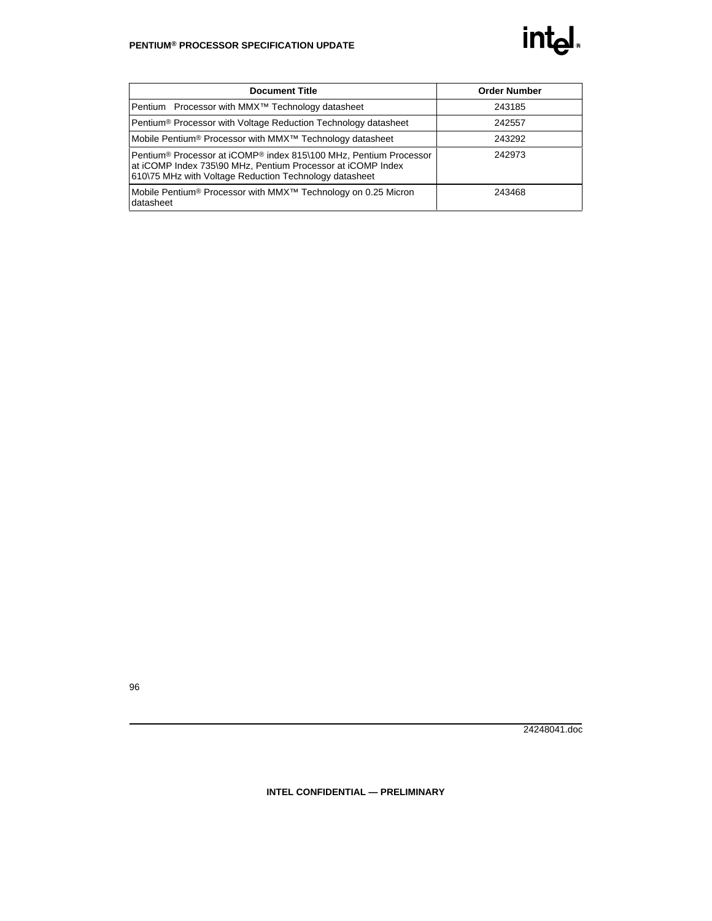| Document Title | Order Number |
|---|---|
| Pentium  Processor with MMX™ Technology datasheet | 243185 |
| Pentium® Processor with Voltage Reduction Technology datasheet | 242557 |
| Mobile Pentium® Processor with MMX™ Technology datasheet | 243292 |
| Pentium® Processor at iCOMP® index 815\100 MHz, Pentium Processor at iCOMP Index 735\90 MHz, Pentium Processor at iCOMP Index 610\75 MHz with Voltage Reduction Technology datasheet | 242973 |
| Mobile Pentium® Processor with MMX™ Technology on 0.25 Micron datasheet | 243468 |

24248041.doc

INTEL CONFIDENTIAL — PRELIMINARY